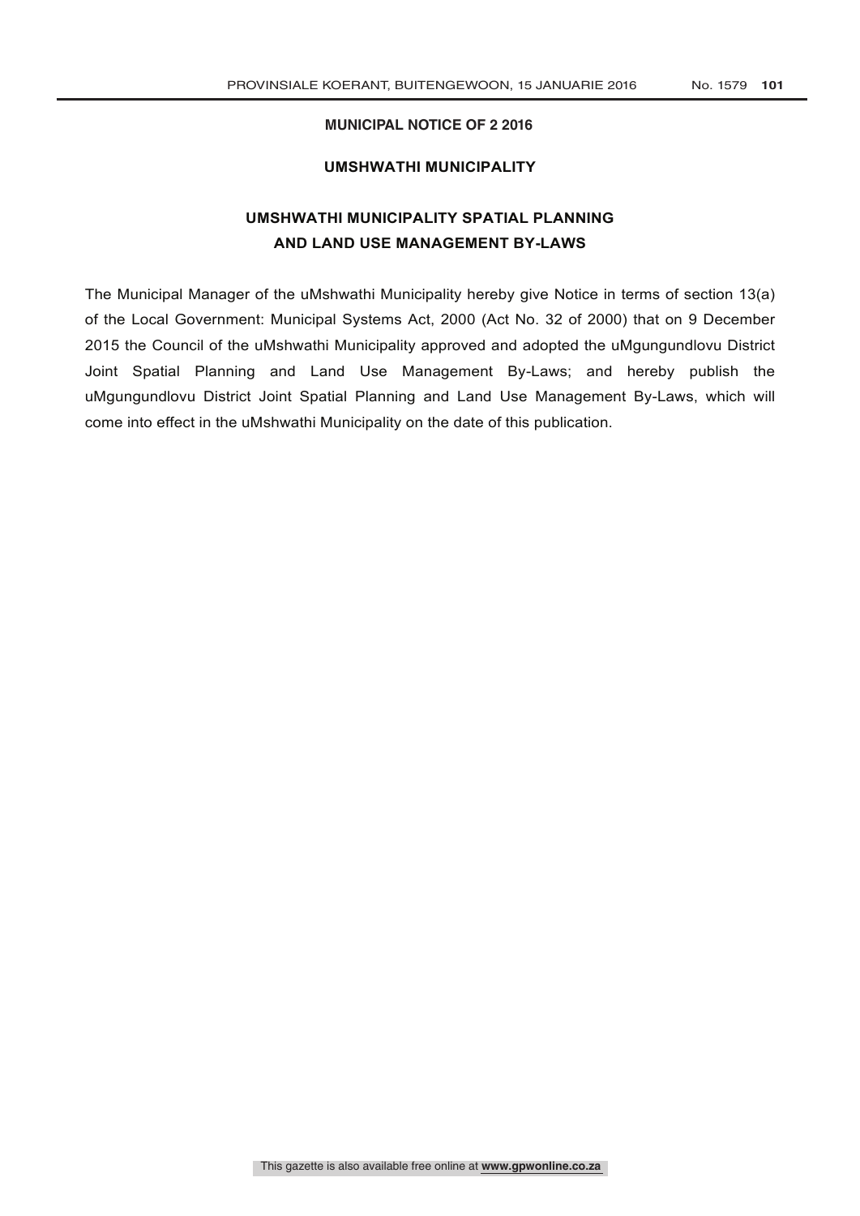**MUNICIPAL NOTICE OF 2 2016**

**UMSHWATHI MUNICIPALITY**

# UMSHWATHI MUNICIPALITY SPATIAL PLANNING AND LAND USE MANAGEMENT BY-LAWS

The Municipal Manager of the uMshwathi Municipality hereby give Notice in terms of section 13(a) of the Local Government: Municipal Systems Act, 2000 (Act No. 32 of 2000) that on 9 December 2015 the Council of the uMshwathi Municipality approved and adopted the uMgungundlovu District Joint Spatial Planning and Land Use Management By-Laws; and hereby publish the uMgungundlovu District Joint Spatial Planning and Land Use Management By-Laws, which will come into effect in the uMshwathi Municipality on the date of this publication.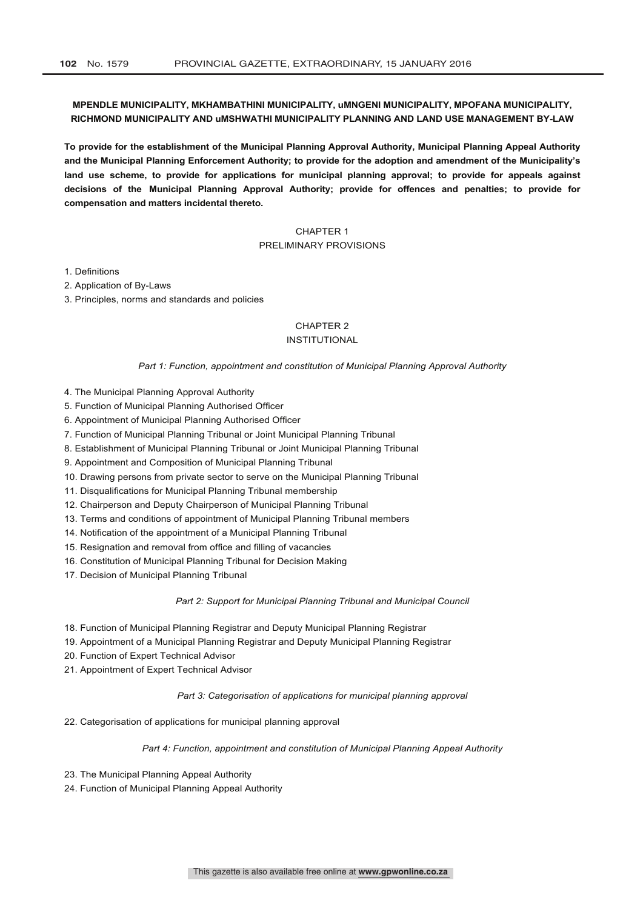**MPENDLE MUNICIPALITY, MKHAMBATHINI MUNICIPALITY, uMNGENI MUNICIPALITY, MPOFANA MUNICIPALITY, RICHMOND MUNICIPALITY AND uMSHWATHI MUNICIPALITY PLANNING AND LAND USE MANAGEMENT BY-LAW**

**To provide for the establishment of the Municipal Planning Approval Authority, Municipal Planning Appeal Authority and the Municipal Planning Enforcement Authority; to provide for the adoption and amendment of the Municipality's land use scheme, to provide for applications for municipal planning approval; to provide for appeals against decisions of the Municipal Planning Approval Authority; provide for offences and penalties; to provide for compensation and matters incidental thereto.**

## CHAPTER 1
## PRELIMINARY PROVISIONS

1. Definitions
2. Application of By-Laws
3. Principles, norms and standards and policies

## CHAPTER 2
## INSTITUTIONAL

*Part 1: Function, appointment and constitution of Municipal Planning Approval Authority*

4. The Municipal Planning Approval Authority
5. Function of Municipal Planning Authorised Officer
6. Appointment of Municipal Planning Authorised Officer
7. Function of Municipal Planning Tribunal or Joint Municipal Planning Tribunal
8. Establishment of Municipal Planning Tribunal or Joint Municipal Planning Tribunal
9. Appointment and Composition of Municipal Planning Tribunal
10. Drawing persons from private sector to serve on the Municipal Planning Tribunal
11. Disqualifications for Municipal Planning Tribunal membership
12. Chairperson and Deputy Chairperson of Municipal Planning Tribunal
13. Terms and conditions of appointment of Municipal Planning Tribunal members
14. Notification of the appointment of a Municipal Planning Tribunal
15. Resignation and removal from office and filling of vacancies
16. Constitution of Municipal Planning Tribunal for Decision Making
17. Decision of Municipal Planning Tribunal

*Part 2: Support for Municipal Planning Tribunal and Municipal Council*

18. Function of Municipal Planning Registrar and Deputy Municipal Planning Registrar
19. Appointment of a Municipal Planning Registrar and Deputy Municipal Planning Registrar
20. Function of Expert Technical Advisor
21. Appointment of Expert Technical Advisor

*Part 3: Categorisation of applications for municipal planning approval*

22. Categorisation of applications for municipal planning approval

*Part 4: Function, appointment and constitution of Municipal Planning Appeal Authority*

23. The Municipal Planning Appeal Authority
24. Function of Municipal Planning Appeal Authority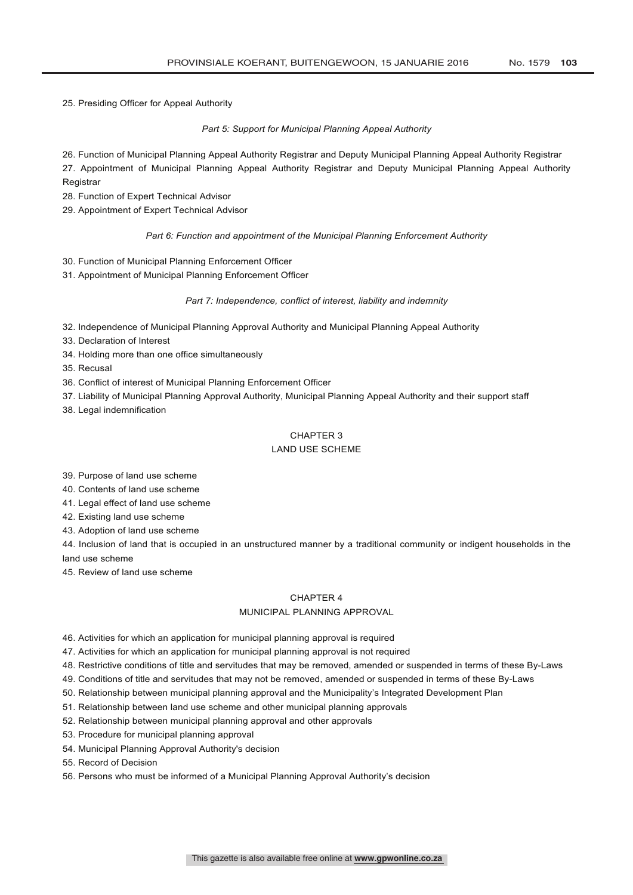25. Presiding Officer for Appeal Authority

*Part 5: Support for Municipal Planning Appeal Authority*

26. Function of Municipal Planning Appeal Authority Registrar and Deputy Municipal Planning Appeal Authority Registrar
27. Appointment of Municipal Planning Appeal Authority Registrar and Deputy Municipal Planning Appeal Authority Registrar
28. Function of Expert Technical Advisor
29. Appointment of Expert Technical Advisor

*Part 6: Function and appointment of the Municipal Planning Enforcement Authority*

30. Function of Municipal Planning Enforcement Officer
31. Appointment of Municipal Planning Enforcement Officer

*Part 7: Independence, conflict of interest, liability and indemnity*

32. Independence of Municipal Planning Approval Authority and Municipal Planning Appeal Authority
33. Declaration of Interest
34. Holding more than one office simultaneously
35. Recusal
36. Conflict of interest of Municipal Planning Enforcement Officer
37. Liability of Municipal Planning Approval Authority, Municipal Planning Appeal Authority and their support staff
38. Legal indemnification

## CHAPTER 3
## LAND USE SCHEME

39. Purpose of land use scheme
40. Contents of land use scheme
41. Legal effect of land use scheme
42. Existing land use scheme
43. Adoption of land use scheme
44. Inclusion of land that is occupied in an unstructured manner by a traditional community or indigent households in the land use scheme
45. Review of land use scheme

## CHAPTER 4
## MUNICIPAL PLANNING APPROVAL

46. Activities for which an application for municipal planning approval is required
47. Activities for which an application for municipal planning approval is not required
48. Restrictive conditions of title and servitudes that may be removed, amended or suspended in terms of these By-Laws
49. Conditions of title and servitudes that may not be removed, amended or suspended in terms of these By-Laws
50. Relationship between municipal planning approval and the Municipality's Integrated Development Plan
51. Relationship between land use scheme and other municipal planning approvals
52. Relationship between municipal planning approval and other approvals
53. Procedure for municipal planning approval
54. Municipal Planning Approval Authority's decision
55. Record of Decision
56. Persons who must be informed of a Municipal Planning Approval Authority's decision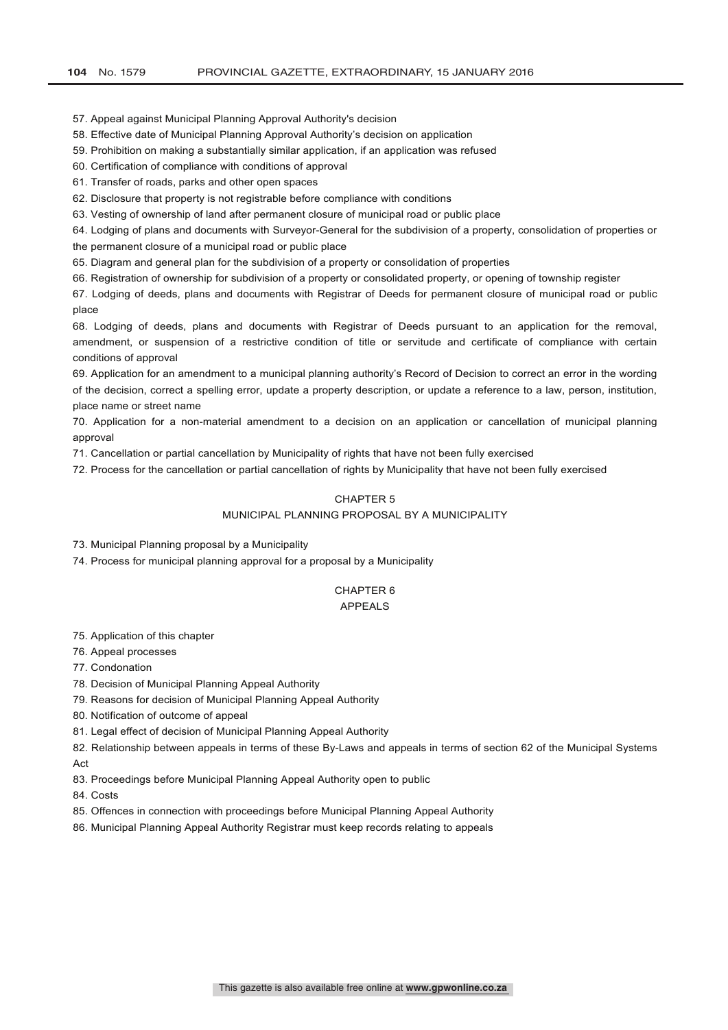57. Appeal against Municipal Planning Approval Authority's decision

58. Effective date of Municipal Planning Approval Authority's decision on application

59. Prohibition on making a substantially similar application, if an application was refused

60. Certification of compliance with conditions of approval

61. Transfer of roads, parks and other open spaces

62. Disclosure that property is not registrable before compliance with conditions

63. Vesting of ownership of land after permanent closure of municipal road or public place

64. Lodging of plans and documents with Surveyor-General for the subdivision of a property, consolidation of properties or the permanent closure of a municipal road or public place

65. Diagram and general plan for the subdivision of a property or consolidation of properties

66. Registration of ownership for subdivision of a property or consolidated property, or opening of township register

67. Lodging of deeds, plans and documents with Registrar of Deeds for permanent closure of municipal road or public place

68. Lodging of deeds, plans and documents with Registrar of Deeds pursuant to an application for the removal, amendment, or suspension of a restrictive condition of title or servitude and certificate of compliance with certain conditions of approval

69. Application for an amendment to a municipal planning authority's Record of Decision to correct an error in the wording of the decision, correct a spelling error, update a property description, or update a reference to a law, person, institution, place name or street name

70. Application for a non-material amendment to a decision on an application or cancellation of municipal planning approval

71. Cancellation or partial cancellation by Municipality of rights that have not been fully exercised

72. Process for the cancellation or partial cancellation of rights by Municipality that have not been fully exercised

## CHAPTER 5
## MUNICIPAL PLANNING PROPOSAL BY A MUNICIPALITY

73. Municipal Planning proposal by a Municipality

74. Process for municipal planning approval for a proposal by a Municipality

## CHAPTER 6
## APPEALS

75. Application of this chapter

76. Appeal processes

77. Condonation

78. Decision of Municipal Planning Appeal Authority

79. Reasons for decision of Municipal Planning Appeal Authority

80. Notification of outcome of appeal

81. Legal effect of decision of Municipal Planning Appeal Authority

82. Relationship between appeals in terms of these By-Laws and appeals in terms of section 62 of the Municipal Systems Act

83. Proceedings before Municipal Planning Appeal Authority open to public

84. Costs

85. Offences in connection with proceedings before Municipal Planning Appeal Authority

86. Municipal Planning Appeal Authority Registrar must keep records relating to appeals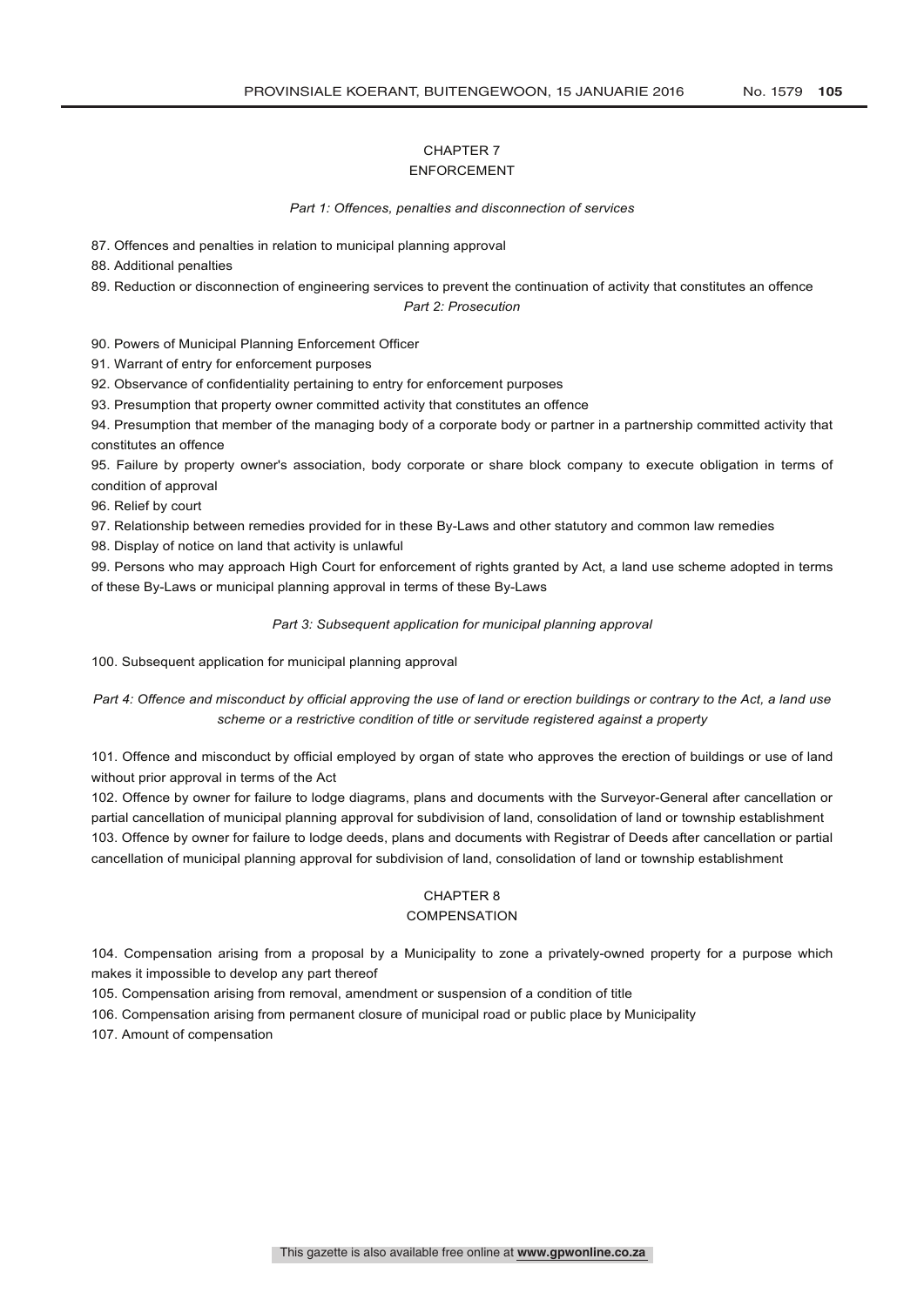## CHAPTER 7
## ENFORCEMENT

*Part 1: Offences, penalties and disconnection of services*

87. Offences and penalties in relation to municipal planning approval

88. Additional penalties

89. Reduction or disconnection of engineering services to prevent the continuation of activity that constitutes an offence

*Part 2: Prosecution*

90. Powers of Municipal Planning Enforcement Officer

91. Warrant of entry for enforcement purposes

92. Observance of confidentiality pertaining to entry for enforcement purposes

93. Presumption that property owner committed activity that constitutes an offence

94. Presumption that member of the managing body of a corporate body or partner in a partnership committed activity that constitutes an offence

95. Failure by property owner's association, body corporate or share block company to execute obligation in terms of condition of approval

96. Relief by court

97. Relationship between remedies provided for in these By-Laws and other statutory and common law remedies

98. Display of notice on land that activity is unlawful

99. Persons who may approach High Court for enforcement of rights granted by Act, a land use scheme adopted in terms of these By-Laws or municipal planning approval in terms of these By-Laws

*Part 3: Subsequent application for municipal planning approval*

100. Subsequent application for municipal planning approval

*Part 4: Offence and misconduct by official approving the use of land or erection buildings or contrary to the Act, a land use scheme or a restrictive condition of title or servitude registered against a property*

101. Offence and misconduct by official employed by organ of state who approves the erection of buildings or use of land without prior approval in terms of the Act

102. Offence by owner for failure to lodge diagrams, plans and documents with the Surveyor-General after cancellation or partial cancellation of municipal planning approval for subdivision of land, consolidation of land or township establishment

103. Offence by owner for failure to lodge deeds, plans and documents with Registrar of Deeds after cancellation or partial cancellation of municipal planning approval for subdivision of land, consolidation of land or township establishment

## CHAPTER 8
## COMPENSATION

104. Compensation arising from a proposal by a Municipality to zone a privately-owned property for a purpose which makes it impossible to develop any part thereof

105. Compensation arising from removal, amendment or suspension of a condition of title

106. Compensation arising from permanent closure of municipal road or public place by Municipality

107. Amount of compensation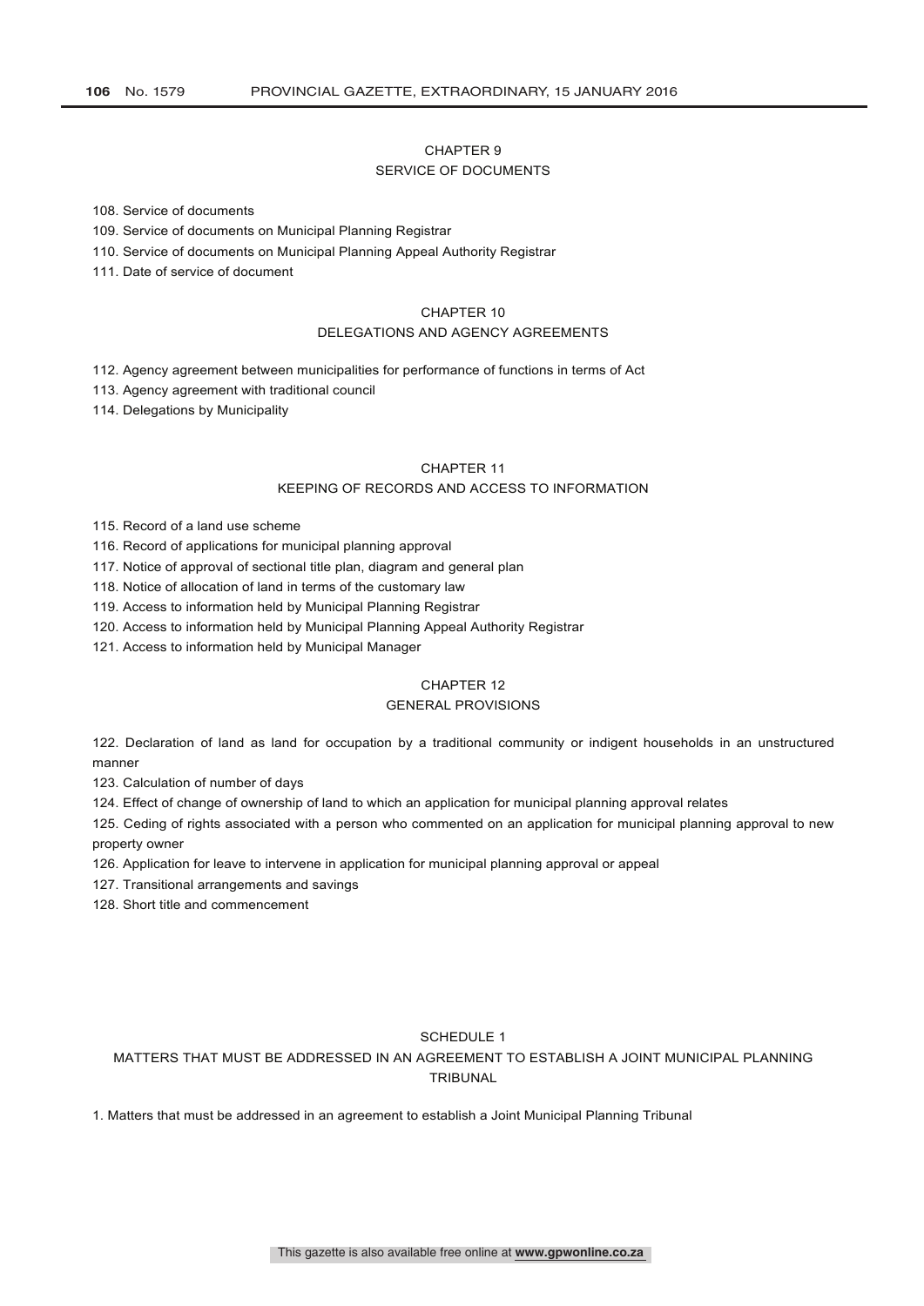## CHAPTER 9
## SERVICE OF DOCUMENTS

108. Service of documents

109. Service of documents on Municipal Planning Registrar

110. Service of documents on Municipal Planning Appeal Authority Registrar

111. Date of service of document

## CHAPTER 10
## DELEGATIONS AND AGENCY AGREEMENTS

112. Agency agreement between municipalities for performance of functions in terms of Act

113. Agency agreement with traditional council

114. Delegations by Municipality

## CHAPTER 11
## KEEPING OF RECORDS AND ACCESS TO INFORMATION

115. Record of a land use scheme

116. Record of applications for municipal planning approval

117. Notice of approval of sectional title plan, diagram and general plan

118. Notice of allocation of land in terms of the customary law

119. Access to information held by Municipal Planning Registrar

120. Access to information held by Municipal Planning Appeal Authority Registrar

121. Access to information held by Municipal Manager

## CHAPTER 12
## GENERAL PROVISIONS

122. Declaration of land as land for occupation by a traditional community or indigent households in an unstructured manner

123. Calculation of number of days

124. Effect of change of ownership of land to which an application for municipal planning approval relates

125. Ceding of rights associated with a person who commented on an application for municipal planning approval to new property owner

126. Application for leave to intervene in application for municipal planning approval or appeal

127. Transitional arrangements and savings

128. Short title and commencement

## SCHEDULE 1
## MATTERS THAT MUST BE ADDRESSED IN AN AGREEMENT TO ESTABLISH A JOINT MUNICIPAL PLANNING TRIBUNAL

1. Matters that must be addressed in an agreement to establish a Joint Municipal Planning Tribunal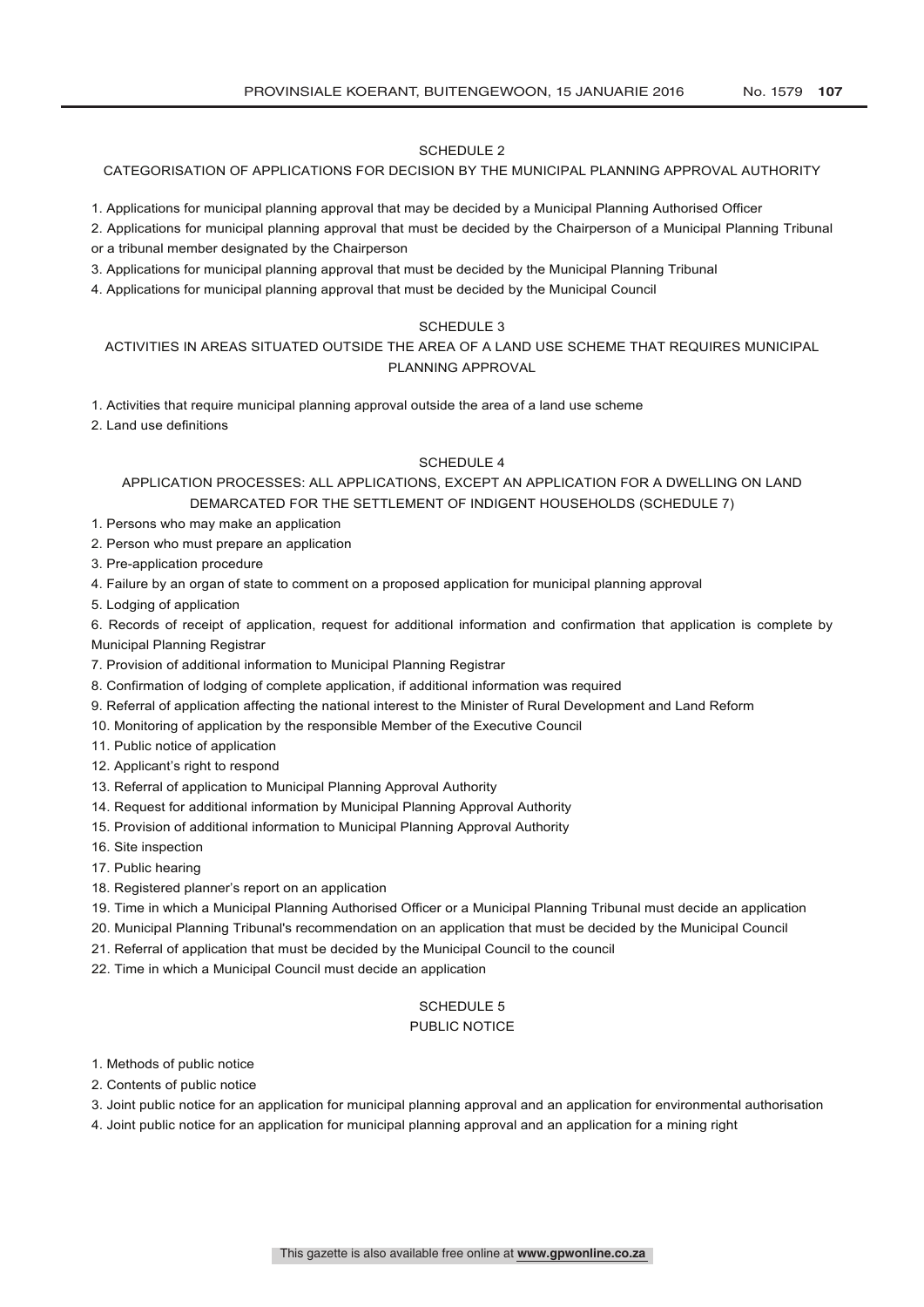## SCHEDULE 2

### CATEGORISATION OF APPLICATIONS FOR DECISION BY THE MUNICIPAL PLANNING APPROVAL AUTHORITY

1. Applications for municipal planning approval that may be decided by a Municipal Planning Authorised Officer
2. Applications for municipal planning approval that must be decided by the Chairperson of a Municipal Planning Tribunal or a tribunal member designated by the Chairperson
3. Applications for municipal planning approval that must be decided by the Municipal Planning Tribunal
4. Applications for municipal planning approval that must be decided by the Municipal Council

## SCHEDULE 3

### ACTIVITIES IN AREAS SITUATED OUTSIDE THE AREA OF A LAND USE SCHEME THAT REQUIRES MUNICIPAL PLANNING APPROVAL

1. Activities that require municipal planning approval outside the area of a land use scheme
2. Land use definitions

## SCHEDULE 4

### APPLICATION PROCESSES: ALL APPLICATIONS, EXCEPT AN APPLICATION FOR A DWELLING ON LAND DEMARCATED FOR THE SETTLEMENT OF INDIGENT HOUSEHOLDS (SCHEDULE 7)

1. Persons who may make an application
2. Person who must prepare an application
3. Pre-application procedure
4. Failure by an organ of state to comment on a proposed application for municipal planning approval
5. Lodging of application
6. Records of receipt of application, request for additional information and confirmation that application is complete by Municipal Planning Registrar
7. Provision of additional information to Municipal Planning Registrar
8. Confirmation of lodging of complete application, if additional information was required
9. Referral of application affecting the national interest to the Minister of Rural Development and Land Reform
10. Monitoring of application by the responsible Member of the Executive Council
11. Public notice of application
12. Applicant's right to respond
13. Referral of application to Municipal Planning Approval Authority
14. Request for additional information by Municipal Planning Approval Authority
15. Provision of additional information to Municipal Planning Approval Authority
16. Site inspection
17. Public hearing
18. Registered planner's report on an application
19. Time in which a Municipal Planning Authorised Officer or a Municipal Planning Tribunal must decide an application
20. Municipal Planning Tribunal's recommendation on an application that must be decided by the Municipal Council
21. Referral of application that must be decided by the Municipal Council to the council
22. Time in which a Municipal Council must decide an application

## SCHEDULE 5

### PUBLIC NOTICE

1. Methods of public notice
2. Contents of public notice
3. Joint public notice for an application for municipal planning approval and an application for environmental authorisation
4. Joint public notice for an application for municipal planning approval and an application for a mining right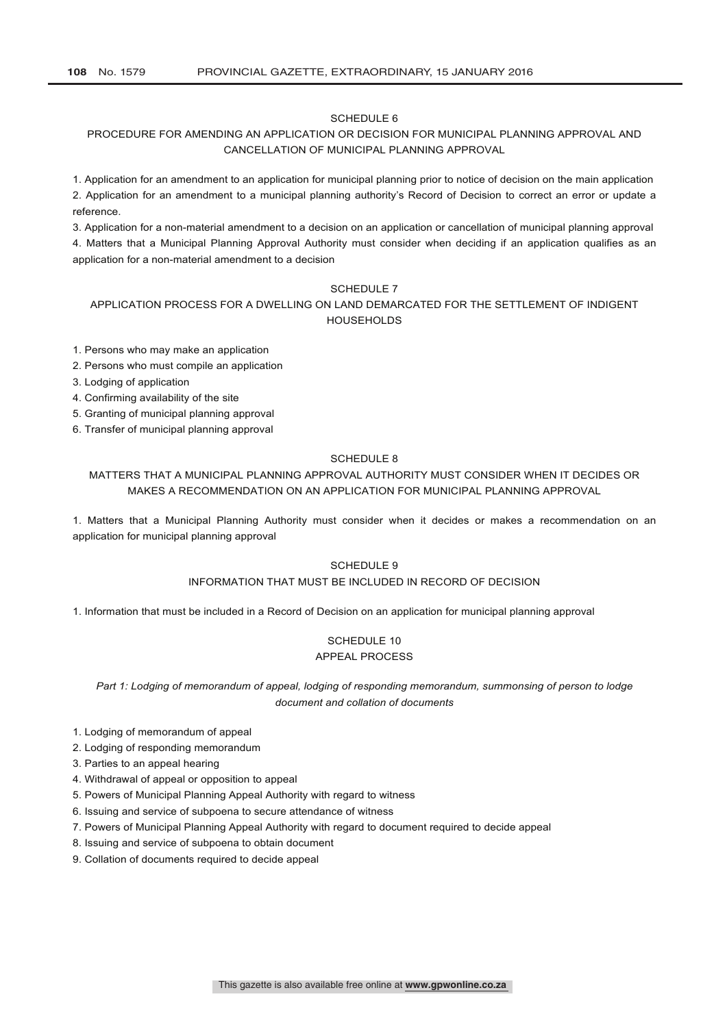## SCHEDULE 6

### PROCEDURE FOR AMENDING AN APPLICATION OR DECISION FOR MUNICIPAL PLANNING APPROVAL AND CANCELLATION OF MUNICIPAL PLANNING APPROVAL

1. Application for an amendment to an application for municipal planning prior to notice of decision on the main application
2. Application for an amendment to a municipal planning authority's Record of Decision to correct an error or update a reference.
3. Application for a non-material amendment to a decision on an application or cancellation of municipal planning approval
4. Matters that a Municipal Planning Approval Authority must consider when deciding if an application qualifies as an application for a non-material amendment to a decision

## SCHEDULE 7

### APPLICATION PROCESS FOR A DWELLING ON LAND DEMARCATED FOR THE SETTLEMENT OF INDIGENT HOUSEHOLDS

1. Persons who may make an application
2. Persons who must compile an application
3. Lodging of application
4. Confirming availability of the site
5. Granting of municipal planning approval
6. Transfer of municipal planning approval

## SCHEDULE 8

### MATTERS THAT A MUNICIPAL PLANNING APPROVAL AUTHORITY MUST CONSIDER WHEN IT DECIDES OR MAKES A RECOMMENDATION ON AN APPLICATION FOR MUNICIPAL PLANNING APPROVAL

1. Matters that a Municipal Planning Authority must consider when it decides or makes a recommendation on an application for municipal planning approval

## SCHEDULE 9

### INFORMATION THAT MUST BE INCLUDED IN RECORD OF DECISION

1. Information that must be included in a Record of Decision on an application for municipal planning approval

## SCHEDULE 10

### APPEAL PROCESS

*Part 1: Lodging of memorandum of appeal, lodging of responding memorandum, summonsing of person to lodge document and collation of documents*

1. Lodging of memorandum of appeal
2. Lodging of responding memorandum
3. Parties to an appeal hearing
4. Withdrawal of appeal or opposition to appeal
5. Powers of Municipal Planning Appeal Authority with regard to witness
6. Issuing and service of subpoena to secure attendance of witness
7. Powers of Municipal Planning Appeal Authority with regard to document required to decide appeal
8. Issuing and service of subpoena to obtain document
9. Collation of documents required to decide appeal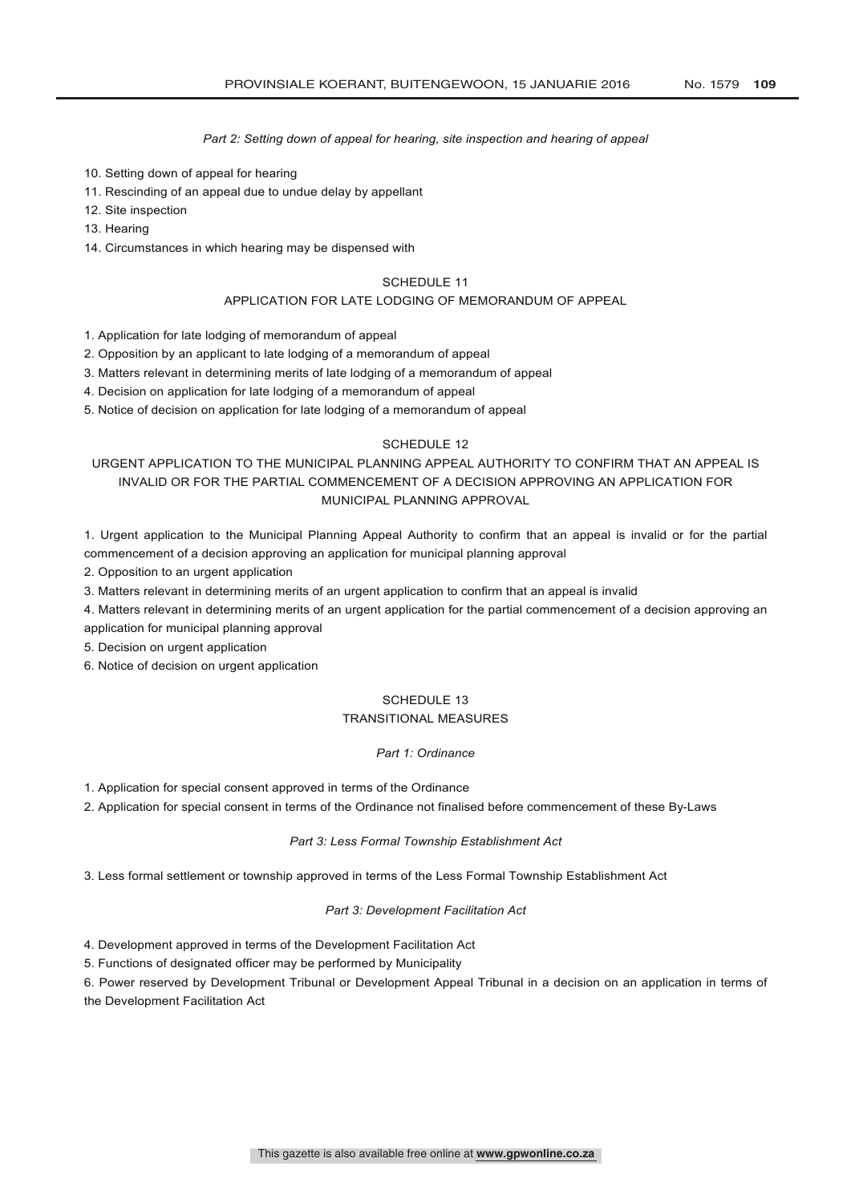*Part 2: Setting down of appeal for hearing, site inspection and hearing of appeal*

10. Setting down of appeal for hearing
11. Rescinding of an appeal due to undue delay by appellant
12. Site inspection
13. Hearing
14. Circumstances in which hearing may be dispensed with

## SCHEDULE 11

## APPLICATION FOR LATE LODGING OF MEMORANDUM OF APPEAL

1. Application for late lodging of memorandum of appeal
2. Opposition by an applicant to late lodging of a memorandum of appeal
3. Matters relevant in determining merits of late lodging of a memorandum of appeal
4. Decision on application for late lodging of a memorandum of appeal
5. Notice of decision on application for late lodging of a memorandum of appeal

## SCHEDULE 12

## URGENT APPLICATION TO THE MUNICIPAL PLANNING APPEAL AUTHORITY TO CONFIRM THAT AN APPEAL IS INVALID OR FOR THE PARTIAL COMMENCEMENT OF A DECISION APPROVING AN APPLICATION FOR MUNICIPAL PLANNING APPROVAL

1. Urgent application to the Municipal Planning Appeal Authority to confirm that an appeal is invalid or for the partial commencement of a decision approving an application for municipal planning approval
2. Opposition to an urgent application
3. Matters relevant in determining merits of an urgent application to confirm that an appeal is invalid
4. Matters relevant in determining merits of an urgent application for the partial commencement of a decision approving an application for municipal planning approval
5. Decision on urgent application
6. Notice of decision on urgent application

## SCHEDULE 13

## TRANSITIONAL MEASURES

*Part 1: Ordinance*

1. Application for special consent approved in terms of the Ordinance
2. Application for special consent in terms of the Ordinance not finalised before commencement of these By-Laws

*Part 3: Less Formal Township Establishment Act*

3. Less formal settlement or township approved in terms of the Less Formal Township Establishment Act

*Part 3: Development Facilitation Act*

4. Development approved in terms of the Development Facilitation Act
5. Functions of designated officer may be performed by Municipality
6. Power reserved by Development Tribunal or Development Appeal Tribunal in a decision on an application in terms of the Development Facilitation Act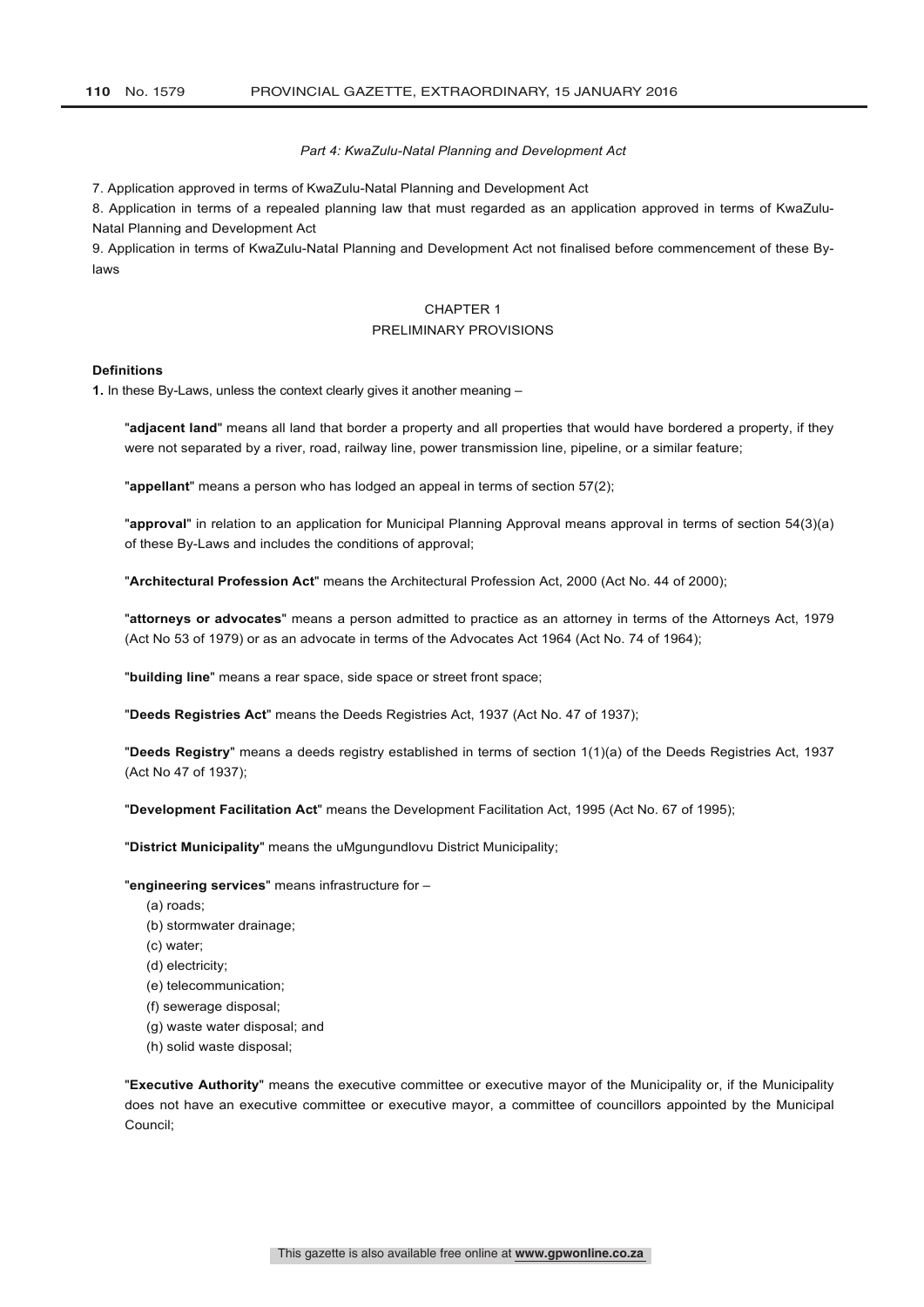*Part 4: KwaZulu-Natal Planning and Development Act*

7. Application approved in terms of KwaZulu-Natal Planning and Development Act

8. Application in terms of a repealed planning law that must regarded as an application approved in terms of KwaZulu-Natal Planning and Development Act

9. Application in terms of KwaZulu-Natal Planning and Development Act not finalised before commencement of these By-laws

## CHAPTER 1
## PRELIMINARY PROVISIONS

**Definitions**

**1.** In these By-Laws, unless the context clearly gives it another meaning –

"**adjacent land**" means all land that border a property and all properties that would have bordered a property, if they were not separated by a river, road, railway line, power transmission line, pipeline, or a similar feature;

"**appellant**" means a person who has lodged an appeal in terms of section 57(2);

"**approval**" in relation to an application for Municipal Planning Approval means approval in terms of section 54(3)(a) of these By-Laws and includes the conditions of approval;

"**Architectural Profession Act**" means the Architectural Profession Act, 2000 (Act No. 44 of 2000);

"**attorneys or advocates**" means a person admitted to practice as an attorney in terms of the Attorneys Act, 1979 (Act No 53 of 1979) or as an advocate in terms of the Advocates Act 1964 (Act No. 74 of 1964);

"**building line**" means a rear space, side space or street front space;

"**Deeds Registries Act**" means the Deeds Registries Act, 1937 (Act No. 47 of 1937);

"**Deeds Registry**" means a deeds registry established in terms of section 1(1)(a) of the Deeds Registries Act, 1937 (Act No 47 of 1937);

"**Development Facilitation Act**" means the Development Facilitation Act, 1995 (Act No. 67 of 1995);

"**District Municipality**" means the uMgungundlovu District Municipality;

"**engineering services**" means infrastructure for –

(a) roads;
(b) stormwater drainage;
(c) water;
(d) electricity;
(e) telecommunication;
(f) sewerage disposal;
(g) waste water disposal; and
(h) solid waste disposal;

"**Executive Authority**" means the executive committee or executive mayor of the Municipality or, if the Municipality does not have an executive committee or executive mayor, a committee of councillors appointed by the Municipal Council;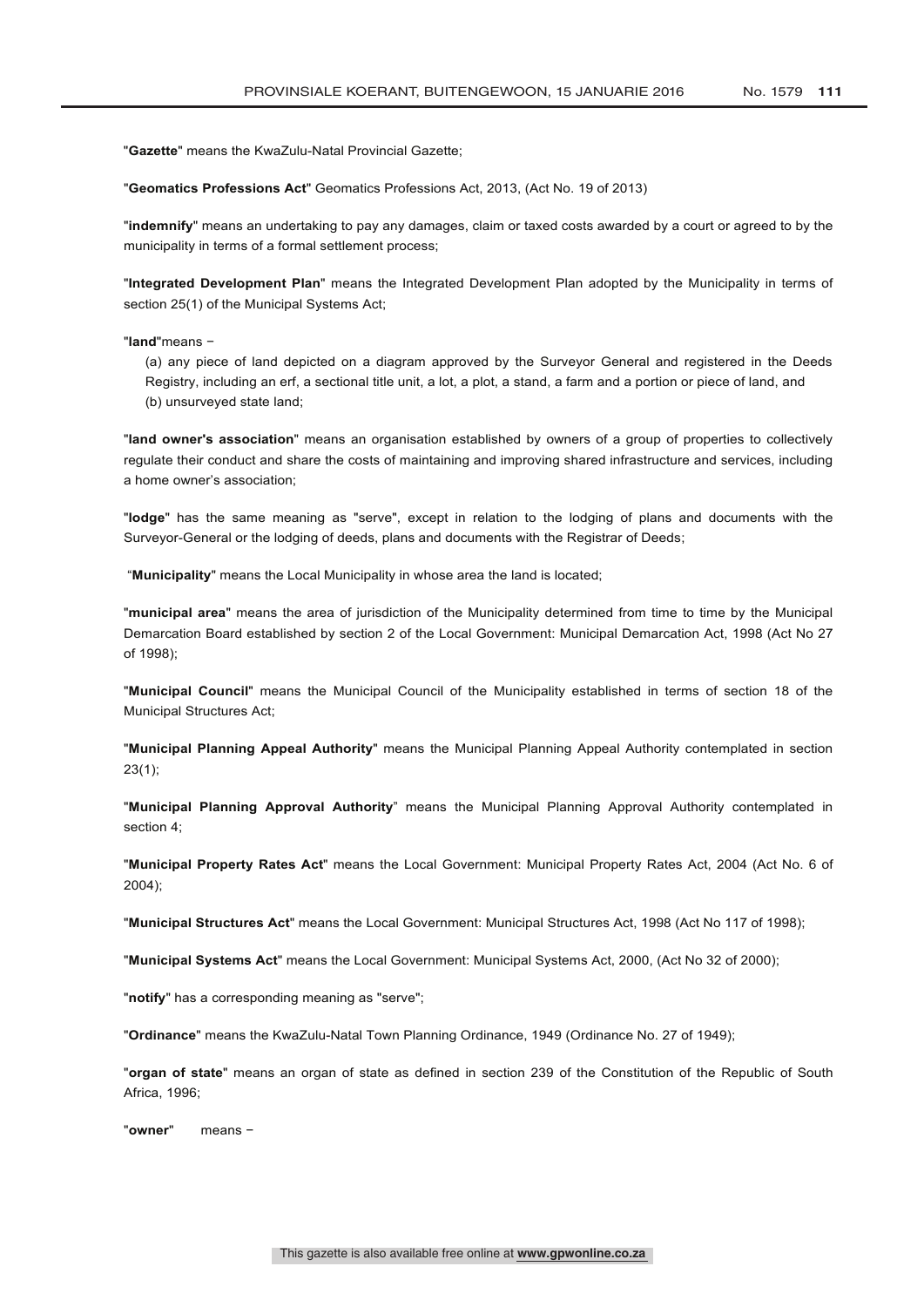"**Gazette**" means the KwaZulu-Natal Provincial Gazette;

"**Geomatics Professions Act**" Geomatics Professions Act, 2013, (Act No. 19 of 2013)

"**indemnify**" means an undertaking to pay any damages, claim or taxed costs awarded by a court or agreed to by the municipality in terms of a formal settlement process;

"**Integrated Development Plan**" means the Integrated Development Plan adopted by the Municipality in terms of section 25(1) of the Municipal Systems Act;

"**land**"means –

(a) any piece of land depicted on a diagram approved by the Surveyor General and registered in the Deeds Registry, including an erf, a sectional title unit, a lot, a plot, a stand, a farm and a portion or piece of land, and
(b) unsurveyed state land;

"**land owner's association**" means an organisation established by owners of a group of properties to collectively regulate their conduct and share the costs of maintaining and improving shared infrastructure and services, including a home owner's association;

"**lodge**" has the same meaning as "serve", except in relation to the lodging of plans and documents with the Surveyor-General or the lodging of deeds, plans and documents with the Registrar of Deeds;

"**Municipality**" means the Local Municipality in whose area the land is located;

"**municipal area**" means the area of jurisdiction of the Municipality determined from time to time by the Municipal Demarcation Board established by section 2 of the Local Government: Municipal Demarcation Act, 1998 (Act No 27 of 1998);

"**Municipal Council**" means the Municipal Council of the Municipality established in terms of section 18 of the Municipal Structures Act;

"**Municipal Planning Appeal Authority**" means the Municipal Planning Appeal Authority contemplated in section 23(1);

"**Municipal Planning Approval Authority**" means the Municipal Planning Approval Authority contemplated in section 4;

"**Municipal Property Rates Act**" means the Local Government: Municipal Property Rates Act, 2004 (Act No. 6 of 2004);

"**Municipal Structures Act**" means the Local Government: Municipal Structures Act, 1998 (Act No 117 of 1998);

"**Municipal Systems Act**" means the Local Government: Municipal Systems Act, 2000, (Act No 32 of 2000);

"**notify**" has a corresponding meaning as "serve";

"**Ordinance**" means the KwaZulu-Natal Town Planning Ordinance, 1949 (Ordinance No. 27 of 1949);

"**organ of state**" means an organ of state as defined in section 239 of the Constitution of the Republic of South Africa, 1996;

"**owner**" means –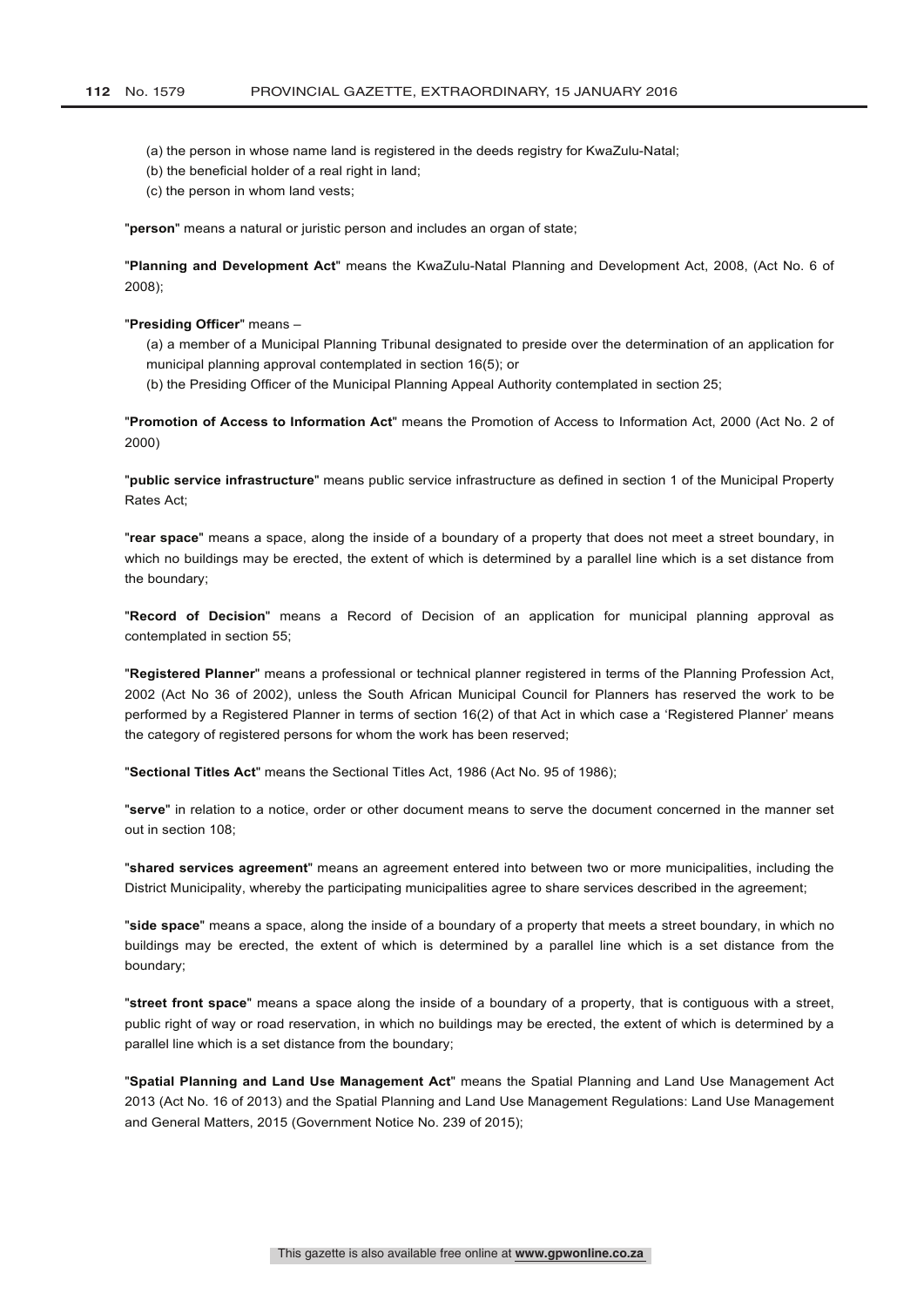(a) the person in whose name land is registered in the deeds registry for KwaZulu-Natal;

(b) the beneficial holder of a real right in land;

(c) the person in whom land vests;

"**person**" means a natural or juristic person and includes an organ of state;

"**Planning and Development Act**" means the KwaZulu-Natal Planning and Development Act, 2008, (Act No. 6 of 2008);

"**Presiding Officer**" means –

(a) a member of a Municipal Planning Tribunal designated to preside over the determination of an application for municipal planning approval contemplated in section 16(5); or

(b) the Presiding Officer of the Municipal Planning Appeal Authority contemplated in section 25;

"**Promotion of Access to Information Act**" means the Promotion of Access to Information Act, 2000 (Act No. 2 of 2000)

"**public service infrastructure**" means public service infrastructure as defined in section 1 of the Municipal Property Rates Act;

"**rear space**" means a space, along the inside of a boundary of a property that does not meet a street boundary, in which no buildings may be erected, the extent of which is determined by a parallel line which is a set distance from the boundary;

"**Record of Decision**" means a Record of Decision of an application for municipal planning approval as contemplated in section 55;

"**Registered Planner**" means a professional or technical planner registered in terms of the Planning Profession Act, 2002 (Act No 36 of 2002), unless the South African Municipal Council for Planners has reserved the work to be performed by a Registered Planner in terms of section 16(2) of that Act in which case a 'Registered Planner' means the category of registered persons for whom the work has been reserved;

"**Sectional Titles Act**" means the Sectional Titles Act, 1986 (Act No. 95 of 1986);

"**serve**" in relation to a notice, order or other document means to serve the document concerned in the manner set out in section 108;

"**shared services agreement**" means an agreement entered into between two or more municipalities, including the District Municipality, whereby the participating municipalities agree to share services described in the agreement;

"**side space**" means a space, along the inside of a boundary of a property that meets a street boundary, in which no buildings may be erected, the extent of which is determined by a parallel line which is a set distance from the boundary;

"**street front space**" means a space along the inside of a boundary of a property, that is contiguous with a street, public right of way or road reservation, in which no buildings may be erected, the extent of which is determined by a parallel line which is a set distance from the boundary;

"**Spatial Planning and Land Use Management Act**" means the Spatial Planning and Land Use Management Act 2013 (Act No. 16 of 2013) and the Spatial Planning and Land Use Management Regulations: Land Use Management and General Matters, 2015 (Government Notice No. 239 of 2015);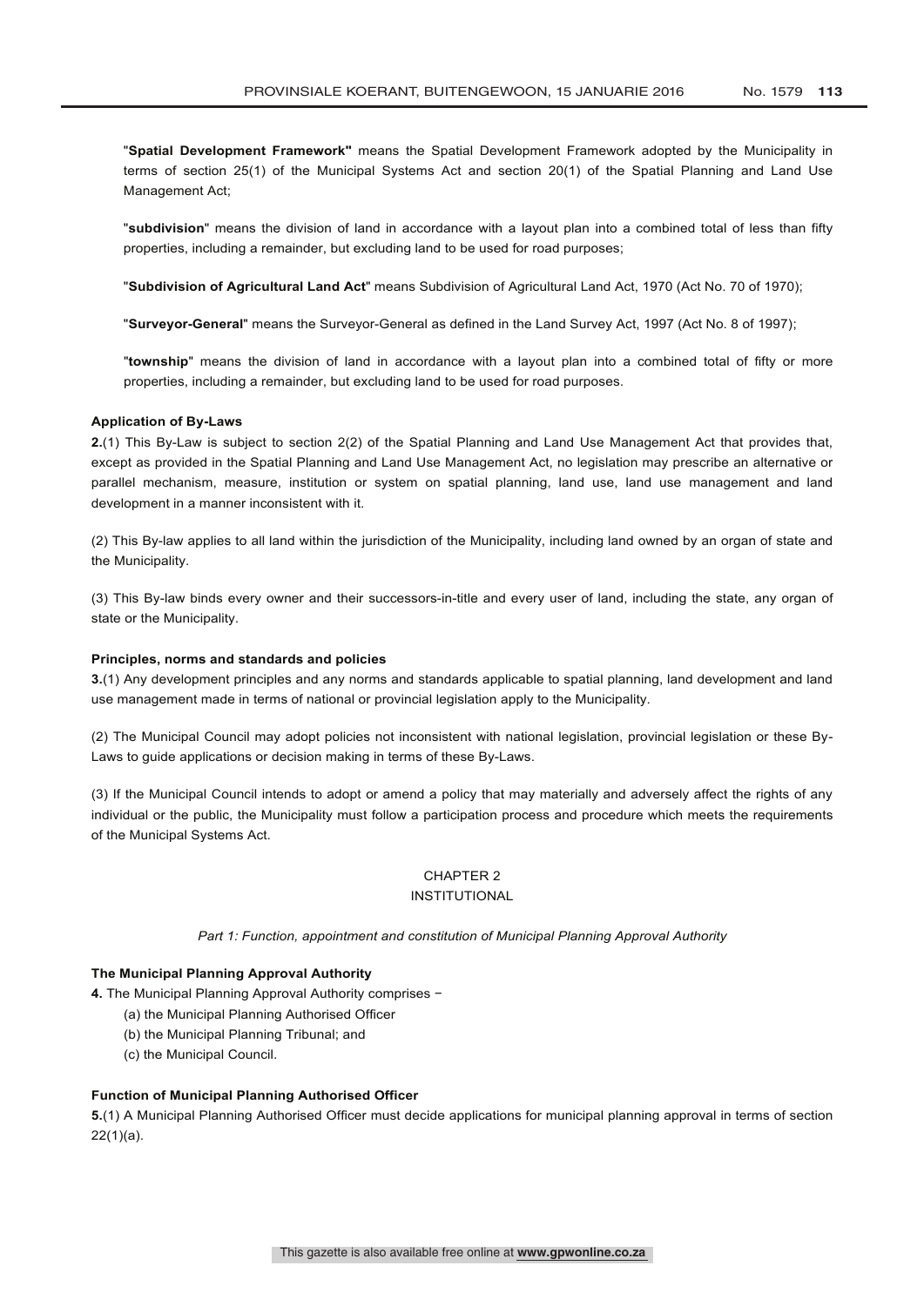"**Spatial Development Framework"** means the Spatial Development Framework adopted by the Municipality in terms of section 25(1) of the Municipal Systems Act and section 20(1) of the Spatial Planning and Land Use Management Act;

"**subdivision**" means the division of land in accordance with a layout plan into a combined total of less than fifty properties, including a remainder, but excluding land to be used for road purposes;

"**Subdivision of Agricultural Land Act**" means Subdivision of Agricultural Land Act, 1970 (Act No. 70 of 1970);

"**Surveyor-General**" means the Surveyor-General as defined in the Land Survey Act, 1997 (Act No. 8 of 1997);

"**township**" means the division of land in accordance with a layout plan into a combined total of fifty or more properties, including a remainder, but excluding land to be used for road purposes.

**Application of By-Laws**

**2.**(1) This By-Law is subject to section 2(2) of the Spatial Planning and Land Use Management Act that provides that, except as provided in the Spatial Planning and Land Use Management Act, no legislation may prescribe an alternative or parallel mechanism, measure, institution or system on spatial planning, land use, land use management and land development in a manner inconsistent with it.

(2) This By-law applies to all land within the jurisdiction of the Municipality, including land owned by an organ of state and the Municipality.

(3) This By-law binds every owner and their successors-in-title and every user of land, including the state, any organ of state or the Municipality.

**Principles, norms and standards and policies**

**3.**(1) Any development principles and any norms and standards applicable to spatial planning, land development and land use management made in terms of national or provincial legislation apply to the Municipality.

(2) The Municipal Council may adopt policies not inconsistent with national legislation, provincial legislation or these By-Laws to guide applications or decision making in terms of these By-Laws.

(3) If the Municipal Council intends to adopt or amend a policy that may materially and adversely affect the rights of any individual or the public, the Municipality must follow a participation process and procedure which meets the requirements of the Municipal Systems Act.

## CHAPTER 2
## INSTITUTIONAL

*Part 1: Function, appointment and constitution of Municipal Planning Approval Authority*

**The Municipal Planning Approval Authority**

**4.** The Municipal Planning Approval Authority comprises −

(a) the Municipal Planning Authorised Officer

(b) the Municipal Planning Tribunal; and

(c) the Municipal Council.

**Function of Municipal Planning Authorised Officer**

**5.**(1) A Municipal Planning Authorised Officer must decide applications for municipal planning approval in terms of section 22(1)(a).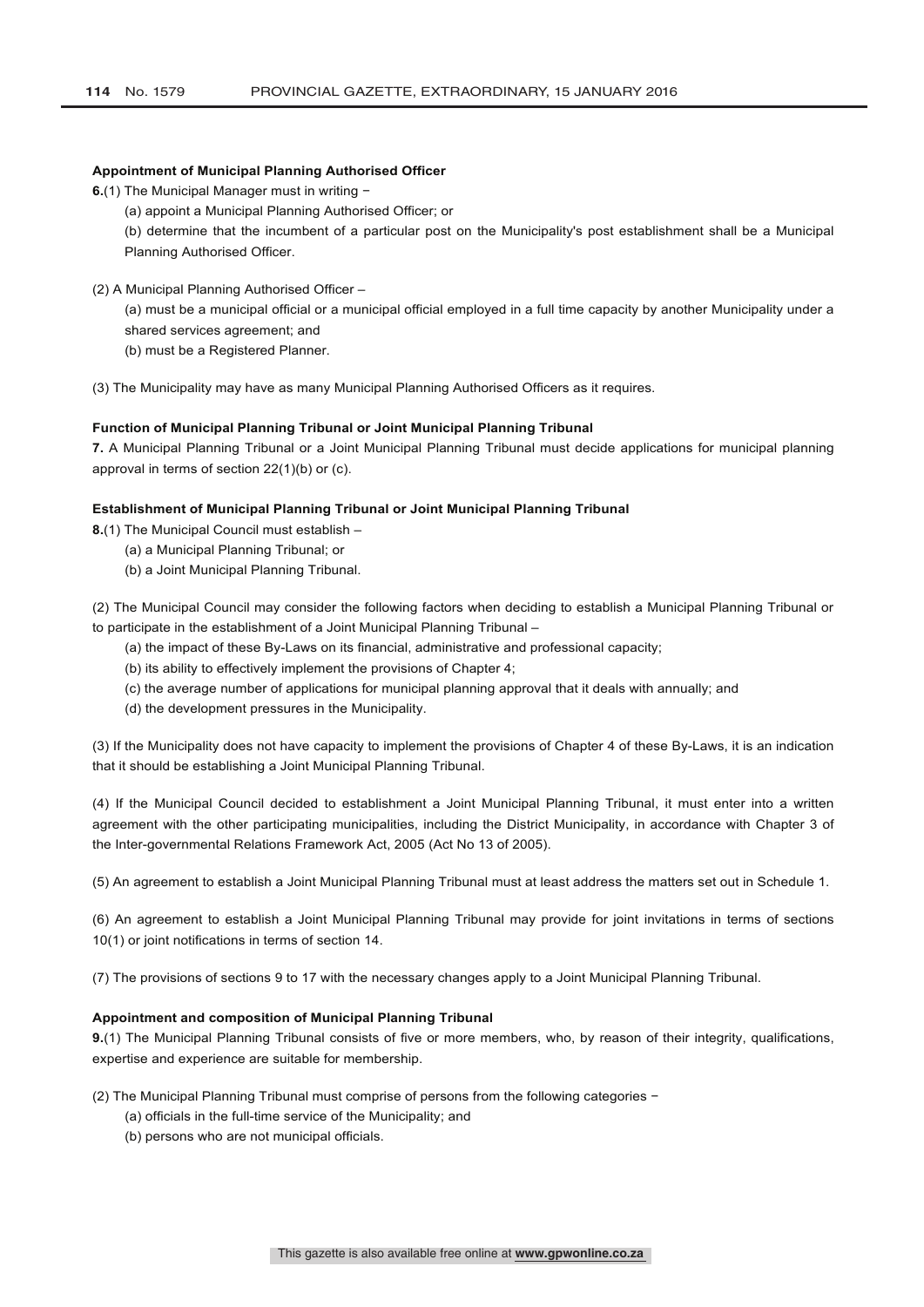**Appointment of Municipal Planning Authorised Officer**

**6.**(1) The Municipal Manager must in writing −

(a) appoint a Municipal Planning Authorised Officer; or

(b) determine that the incumbent of a particular post on the Municipality's post establishment shall be a Municipal Planning Authorised Officer.

(2) A Municipal Planning Authorised Officer –

(a) must be a municipal official or a municipal official employed in a full time capacity by another Municipality under a shared services agreement; and

(b) must be a Registered Planner.

(3) The Municipality may have as many Municipal Planning Authorised Officers as it requires.

**Function of Municipal Planning Tribunal or Joint Municipal Planning Tribunal**

**7.** A Municipal Planning Tribunal or a Joint Municipal Planning Tribunal must decide applications for municipal planning approval in terms of section 22(1)(b) or (c).

**Establishment of Municipal Planning Tribunal or Joint Municipal Planning Tribunal**

**8.**(1) The Municipal Council must establish –

(a) a Municipal Planning Tribunal; or

(b) a Joint Municipal Planning Tribunal.

(2) The Municipal Council may consider the following factors when deciding to establish a Municipal Planning Tribunal or to participate in the establishment of a Joint Municipal Planning Tribunal –

(a) the impact of these By-Laws on its financial, administrative and professional capacity;

(b) its ability to effectively implement the provisions of Chapter 4;

(c) the average number of applications for municipal planning approval that it deals with annually; and

(d) the development pressures in the Municipality.

(3) If the Municipality does not have capacity to implement the provisions of Chapter 4 of these By-Laws, it is an indication that it should be establishing a Joint Municipal Planning Tribunal.

(4) If the Municipal Council decided to establishment a Joint Municipal Planning Tribunal, it must enter into a written agreement with the other participating municipalities, including the District Municipality, in accordance with Chapter 3 of the Inter-governmental Relations Framework Act, 2005 (Act No 13 of 2005).

(5) An agreement to establish a Joint Municipal Planning Tribunal must at least address the matters set out in Schedule 1.

(6) An agreement to establish a Joint Municipal Planning Tribunal may provide for joint invitations in terms of sections 10(1) or joint notifications in terms of section 14.

(7) The provisions of sections 9 to 17 with the necessary changes apply to a Joint Municipal Planning Tribunal.

**Appointment and composition of Municipal Planning Tribunal**

**9.**(1) The Municipal Planning Tribunal consists of five or more members, who, by reason of their integrity, qualifications, expertise and experience are suitable for membership.

(2) The Municipal Planning Tribunal must comprise of persons from the following categories −

(a) officials in the full-time service of the Municipality; and

(b) persons who are not municipal officials.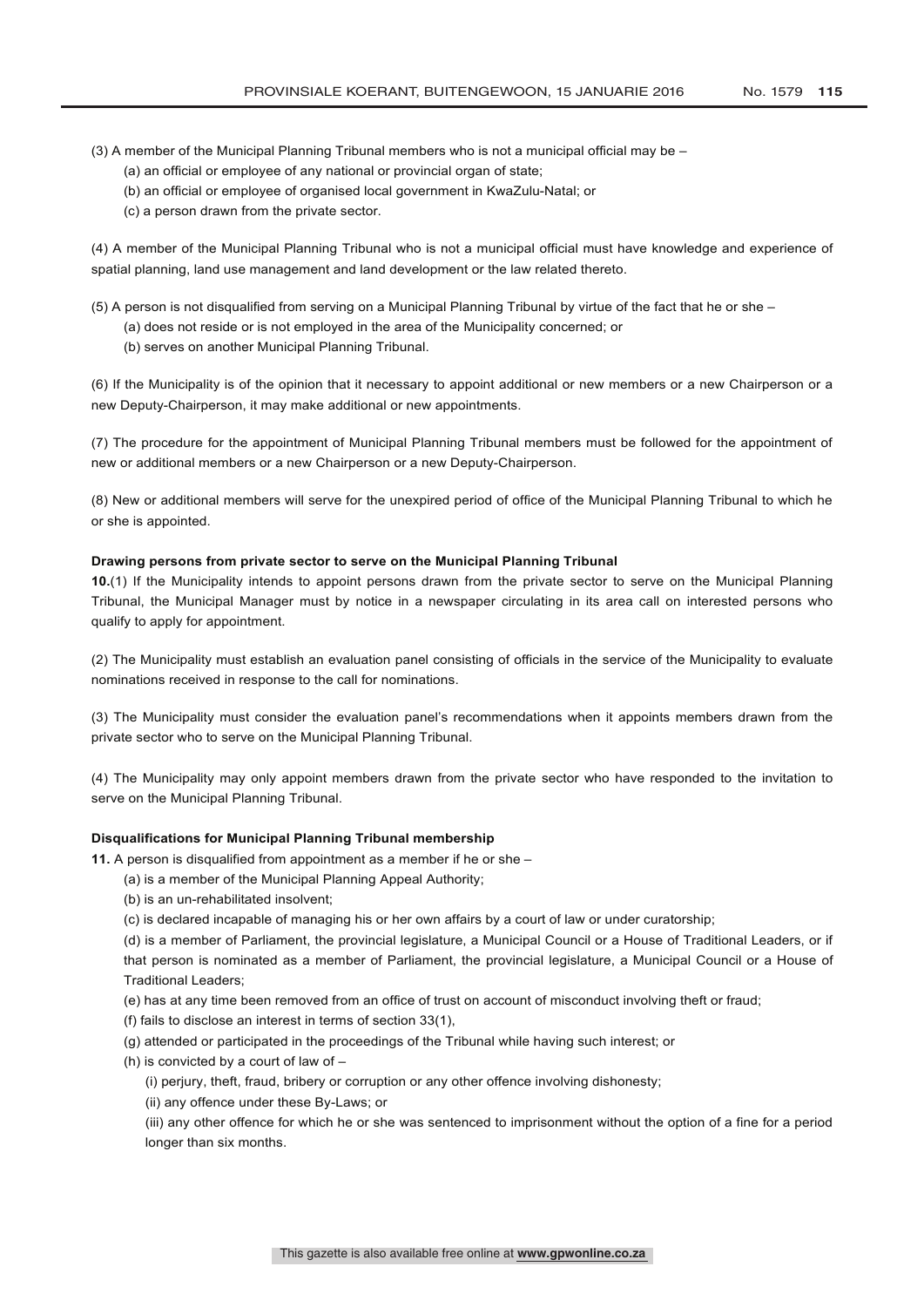(3) A member of the Municipal Planning Tribunal members who is not a municipal official may be –

(a) an official or employee of any national or provincial organ of state;

(b) an official or employee of organised local government in KwaZulu-Natal; or

(c) a person drawn from the private sector.

(4) A member of the Municipal Planning Tribunal who is not a municipal official must have knowledge and experience of spatial planning, land use management and land development or the law related thereto.

(5) A person is not disqualified from serving on a Municipal Planning Tribunal by virtue of the fact that he or she –

(a) does not reside or is not employed in the area of the Municipality concerned; or

(b) serves on another Municipal Planning Tribunal.

(6) If the Municipality is of the opinion that it necessary to appoint additional or new members or a new Chairperson or a new Deputy-Chairperson, it may make additional or new appointments.

(7) The procedure for the appointment of Municipal Planning Tribunal members must be followed for the appointment of new or additional members or a new Chairperson or a new Deputy-Chairperson.

(8) New or additional members will serve for the unexpired period of office of the Municipal Planning Tribunal to which he or she is appointed.

**Drawing persons from private sector to serve on the Municipal Planning Tribunal**

**10.**(1) If the Municipality intends to appoint persons drawn from the private sector to serve on the Municipal Planning Tribunal, the Municipal Manager must by notice in a newspaper circulating in its area call on interested persons who qualify to apply for appointment.

(2) The Municipality must establish an evaluation panel consisting of officials in the service of the Municipality to evaluate nominations received in response to the call for nominations.

(3) The Municipality must consider the evaluation panel's recommendations when it appoints members drawn from the private sector who to serve on the Municipal Planning Tribunal.

(4) The Municipality may only appoint members drawn from the private sector who have responded to the invitation to serve on the Municipal Planning Tribunal.

**Disqualifications for Municipal Planning Tribunal membership**

**11.** A person is disqualified from appointment as a member if he or she –

(a) is a member of the Municipal Planning Appeal Authority;

(b) is an un-rehabilitated insolvent;

(c) is declared incapable of managing his or her own affairs by a court of law or under curatorship;

(d) is a member of Parliament, the provincial legislature, a Municipal Council or a House of Traditional Leaders, or if that person is nominated as a member of Parliament, the provincial legislature, a Municipal Council or a House of Traditional Leaders;

(e) has at any time been removed from an office of trust on account of misconduct involving theft or fraud;

(f) fails to disclose an interest in terms of section 33(1),

(g) attended or participated in the proceedings of the Tribunal while having such interest; or

(h) is convicted by a court of law of –

(i) perjury, theft, fraud, bribery or corruption or any other offence involving dishonesty;

(ii) any offence under these By-Laws; or

(iii) any other offence for which he or she was sentenced to imprisonment without the option of a fine for a period longer than six months.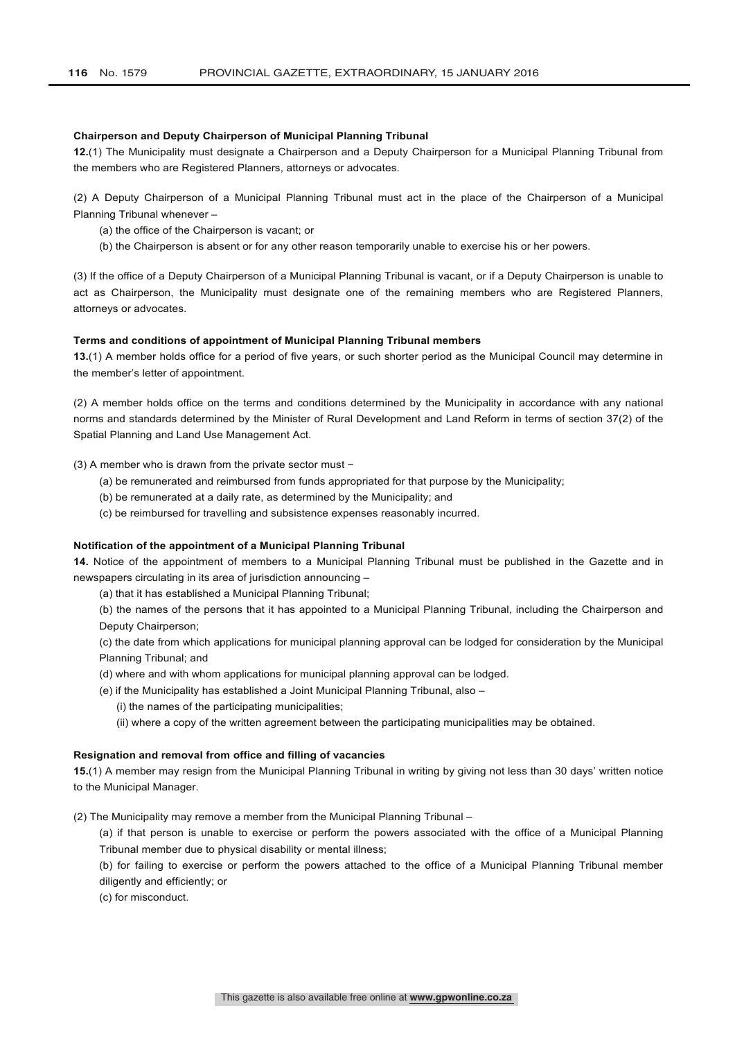**Chairperson and Deputy Chairperson of Municipal Planning Tribunal**

**12.**(1) The Municipality must designate a Chairperson and a Deputy Chairperson for a Municipal Planning Tribunal from the members who are Registered Planners, attorneys or advocates.

(2) A Deputy Chairperson of a Municipal Planning Tribunal must act in the place of the Chairperson of a Municipal Planning Tribunal whenever –

(a) the office of the Chairperson is vacant; or

(b) the Chairperson is absent or for any other reason temporarily unable to exercise his or her powers.

(3) If the office of a Deputy Chairperson of a Municipal Planning Tribunal is vacant, or if a Deputy Chairperson is unable to act as Chairperson, the Municipality must designate one of the remaining members who are Registered Planners, attorneys or advocates.

**Terms and conditions of appointment of Municipal Planning Tribunal members**

**13.**(1) A member holds office for a period of five years, or such shorter period as the Municipal Council may determine in the member's letter of appointment.

(2) A member holds office on the terms and conditions determined by the Municipality in accordance with any national norms and standards determined by the Minister of Rural Development and Land Reform in terms of section 37(2) of the Spatial Planning and Land Use Management Act.

(3) A member who is drawn from the private sector must −

(a) be remunerated and reimbursed from funds appropriated for that purpose by the Municipality;

(b) be remunerated at a daily rate, as determined by the Municipality; and

(c) be reimbursed for travelling and subsistence expenses reasonably incurred.

**Notification of the appointment of a Municipal Planning Tribunal**

**14.** Notice of the appointment of members to a Municipal Planning Tribunal must be published in the Gazette and in newspapers circulating in its area of jurisdiction announcing –

(a) that it has established a Municipal Planning Tribunal;

(b) the names of the persons that it has appointed to a Municipal Planning Tribunal, including the Chairperson and Deputy Chairperson;

(c) the date from which applications for municipal planning approval can be lodged for consideration by the Municipal Planning Tribunal; and

(d) where and with whom applications for municipal planning approval can be lodged.

(e) if the Municipality has established a Joint Municipal Planning Tribunal, also –

(i) the names of the participating municipalities;

(ii) where a copy of the written agreement between the participating municipalities may be obtained.

**Resignation and removal from office and filling of vacancies**

**15.**(1) A member may resign from the Municipal Planning Tribunal in writing by giving not less than 30 days' written notice to the Municipal Manager.

(2) The Municipality may remove a member from the Municipal Planning Tribunal –

(a) if that person is unable to exercise or perform the powers associated with the office of a Municipal Planning Tribunal member due to physical disability or mental illness;

(b) for failing to exercise or perform the powers attached to the office of a Municipal Planning Tribunal member diligently and efficiently; or

(c) for misconduct.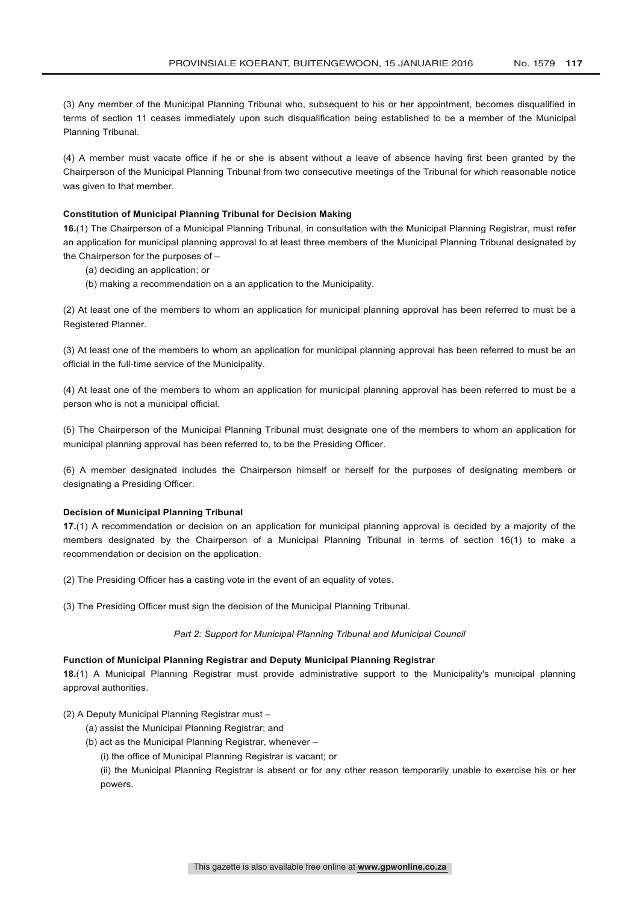(3) Any member of the Municipal Planning Tribunal who, subsequent to his or her appointment, becomes disqualified in terms of section 11 ceases immediately upon such disqualification being established to be a member of the Municipal Planning Tribunal.

(4) A member must vacate office if he or she is absent without a leave of absence having first been granted by the Chairperson of the Municipal Planning Tribunal from two consecutive meetings of the Tribunal for which reasonable notice was given to that member.

**Constitution of Municipal Planning Tribunal for Decision Making**

**16.**(1) The Chairperson of a Municipal Planning Tribunal, in consultation with the Municipal Planning Registrar, must refer an application for municipal planning approval to at least three members of the Municipal Planning Tribunal designated by the Chairperson for the purposes of –

(a) deciding an application; or

(b) making a recommendation on a an application to the Municipality.

(2) At least one of the members to whom an application for municipal planning approval has been referred to must be a Registered Planner.

(3) At least one of the members to whom an application for municipal planning approval has been referred to must be an official in the full-time service of the Municipality.

(4) At least one of the members to whom an application for municipal planning approval has been referred to must be a person who is not a municipal official.

(5) The Chairperson of the Municipal Planning Tribunal must designate one of the members to whom an application for municipal planning approval has been referred to, to be the Presiding Officer.

(6) A member designated includes the Chairperson himself or herself for the purposes of designating members or designating a Presiding Officer.

**Decision of Municipal Planning Tribunal**

**17.**(1) A recommendation or decision on an application for municipal planning approval is decided by a majority of the members designated by the Chairperson of a Municipal Planning Tribunal in terms of section 16(1) to make a recommendation or decision on the application.

(2) The Presiding Officer has a casting vote in the event of an equality of votes.

(3) The Presiding Officer must sign the decision of the Municipal Planning Tribunal.

*Part 2: Support for Municipal Planning Tribunal and Municipal Council*

**Function of Municipal Planning Registrar and Deputy Municipal Planning Registrar**

**18.**(1) A Municipal Planning Registrar must provide administrative support to the Municipality's municipal planning approval authorities.

(2) A Deputy Municipal Planning Registrar must –

(a) assist the Municipal Planning Registrar; and

(b) act as the Municipal Planning Registrar, whenever –

(i) the office of Municipal Planning Registrar is vacant; or

(ii) the Municipal Planning Registrar is absent or for any other reason temporarily unable to exercise his or her powers.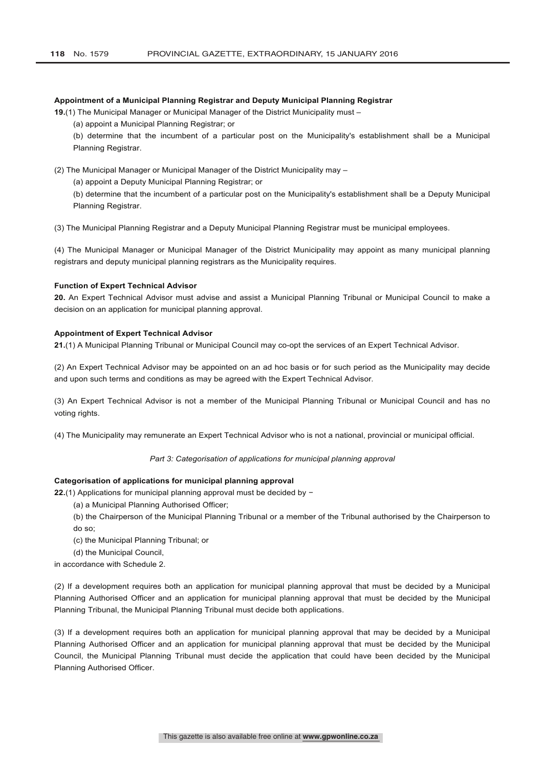**Appointment of a Municipal Planning Registrar and Deputy Municipal Planning Registrar**

**19.**(1) The Municipal Manager or Municipal Manager of the District Municipality must –

(a) appoint a Municipal Planning Registrar; or

(b) determine that the incumbent of a particular post on the Municipality's establishment shall be a Municipal Planning Registrar.

(2) The Municipal Manager or Municipal Manager of the District Municipality may –

(a) appoint a Deputy Municipal Planning Registrar; or

(b) determine that the incumbent of a particular post on the Municipality's establishment shall be a Deputy Municipal Planning Registrar.

(3) The Municipal Planning Registrar and a Deputy Municipal Planning Registrar must be municipal employees.

(4) The Municipal Manager or Municipal Manager of the District Municipality may appoint as many municipal planning registrars and deputy municipal planning registrars as the Municipality requires.

**Function of Expert Technical Advisor**

**20.** An Expert Technical Advisor must advise and assist a Municipal Planning Tribunal or Municipal Council to make a decision on an application for municipal planning approval.

**Appointment of Expert Technical Advisor**

**21.**(1) A Municipal Planning Tribunal or Municipal Council may co-opt the services of an Expert Technical Advisor.

(2) An Expert Technical Advisor may be appointed on an ad hoc basis or for such period as the Municipality may decide and upon such terms and conditions as may be agreed with the Expert Technical Advisor.

(3) An Expert Technical Advisor is not a member of the Municipal Planning Tribunal or Municipal Council and has no voting rights.

(4) The Municipality may remunerate an Expert Technical Advisor who is not a national, provincial or municipal official.

*Part 3: Categorisation of applications for municipal planning approval*

**Categorisation of applications for municipal planning approval**

**22.**(1) Applications for municipal planning approval must be decided by −

(a) a Municipal Planning Authorised Officer;

(b) the Chairperson of the Municipal Planning Tribunal or a member of the Tribunal authorised by the Chairperson to do so;

(c) the Municipal Planning Tribunal; or

(d) the Municipal Council,

in accordance with Schedule 2.

(2) If a development requires both an application for municipal planning approval that must be decided by a Municipal Planning Authorised Officer and an application for municipal planning approval that must be decided by the Municipal Planning Tribunal, the Municipal Planning Tribunal must decide both applications.

(3) If a development requires both an application for municipal planning approval that may be decided by a Municipal Planning Authorised Officer and an application for municipal planning approval that must be decided by the Municipal Council, the Municipal Planning Tribunal must decide the application that could have been decided by the Municipal Planning Authorised Officer.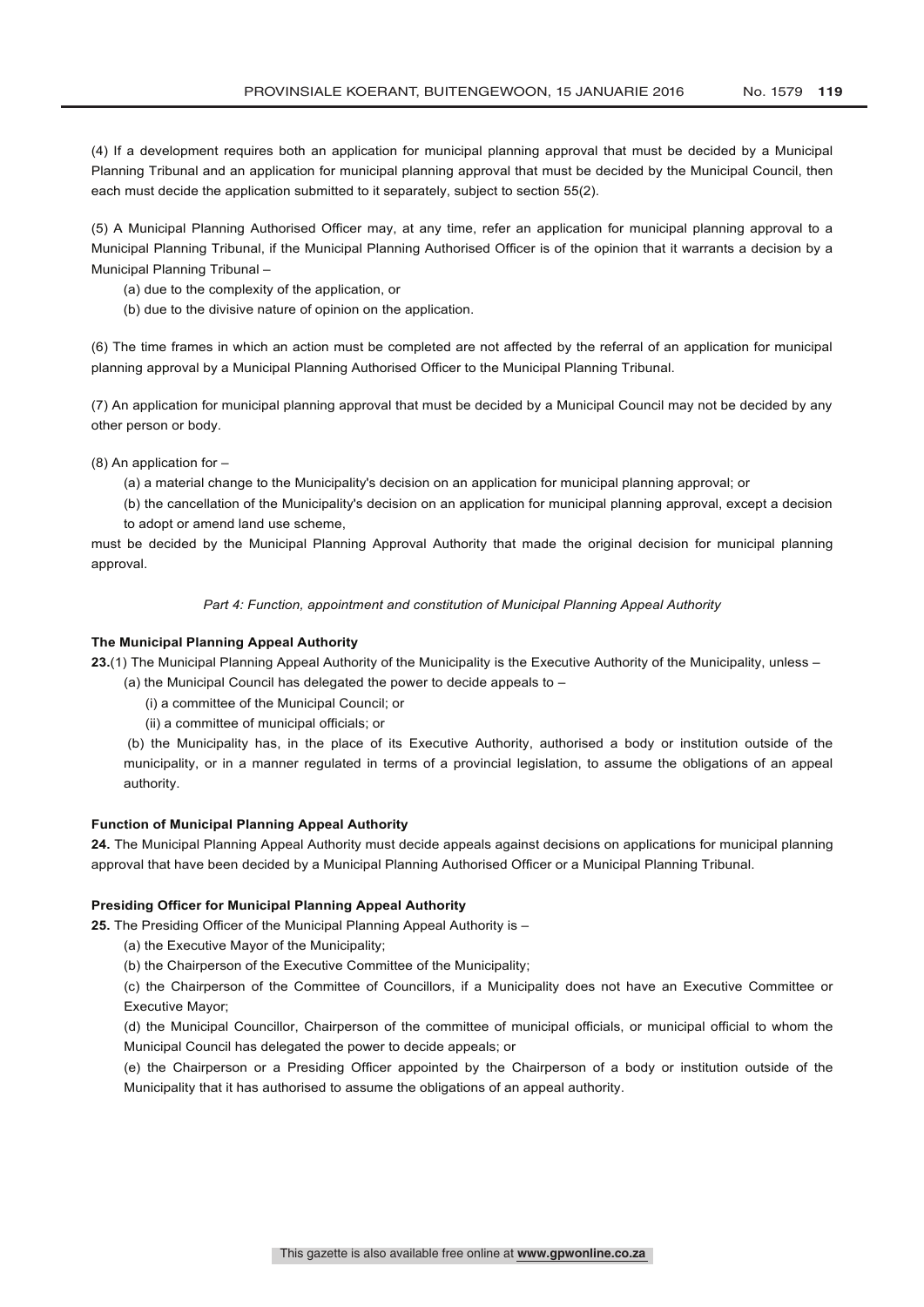(4) If a development requires both an application for municipal planning approval that must be decided by a Municipal Planning Tribunal and an application for municipal planning approval that must be decided by the Municipal Council, then each must decide the application submitted to it separately, subject to section 55(2).

(5) A Municipal Planning Authorised Officer may, at any time, refer an application for municipal planning approval to a Municipal Planning Tribunal, if the Municipal Planning Authorised Officer is of the opinion that it warrants a decision by a Municipal Planning Tribunal –

(a) due to the complexity of the application, or

(b) due to the divisive nature of opinion on the application.

(6) The time frames in which an action must be completed are not affected by the referral of an application for municipal planning approval by a Municipal Planning Authorised Officer to the Municipal Planning Tribunal.

(7) An application for municipal planning approval that must be decided by a Municipal Council may not be decided by any other person or body.

(8) An application for –

(a) a material change to the Municipality's decision on an application for municipal planning approval; or

(b) the cancellation of the Municipality's decision on an application for municipal planning approval, except a decision to adopt or amend land use scheme,

must be decided by the Municipal Planning Approval Authority that made the original decision for municipal planning approval.

*Part 4: Function, appointment and constitution of Municipal Planning Appeal Authority*

**The Municipal Planning Appeal Authority**

**23.**(1) The Municipal Planning Appeal Authority of the Municipality is the Executive Authority of the Municipality, unless –

(a) the Municipal Council has delegated the power to decide appeals to –

(i) a committee of the Municipal Council; or

(ii) a committee of municipal officials; or

(b) the Municipality has, in the place of its Executive Authority, authorised a body or institution outside of the municipality, or in a manner regulated in terms of a provincial legislation, to assume the obligations of an appeal authority.

**Function of Municipal Planning Appeal Authority**

**24.** The Municipal Planning Appeal Authority must decide appeals against decisions on applications for municipal planning approval that have been decided by a Municipal Planning Authorised Officer or a Municipal Planning Tribunal.

**Presiding Officer for Municipal Planning Appeal Authority**

**25.** The Presiding Officer of the Municipal Planning Appeal Authority is –

(a) the Executive Mayor of the Municipality;

(b) the Chairperson of the Executive Committee of the Municipality;

(c) the Chairperson of the Committee of Councillors, if a Municipality does not have an Executive Committee or Executive Mayor;

(d) the Municipal Councillor, Chairperson of the committee of municipal officials, or municipal official to whom the Municipal Council has delegated the power to decide appeals; or

(e) the Chairperson or a Presiding Officer appointed by the Chairperson of a body or institution outside of the Municipality that it has authorised to assume the obligations of an appeal authority.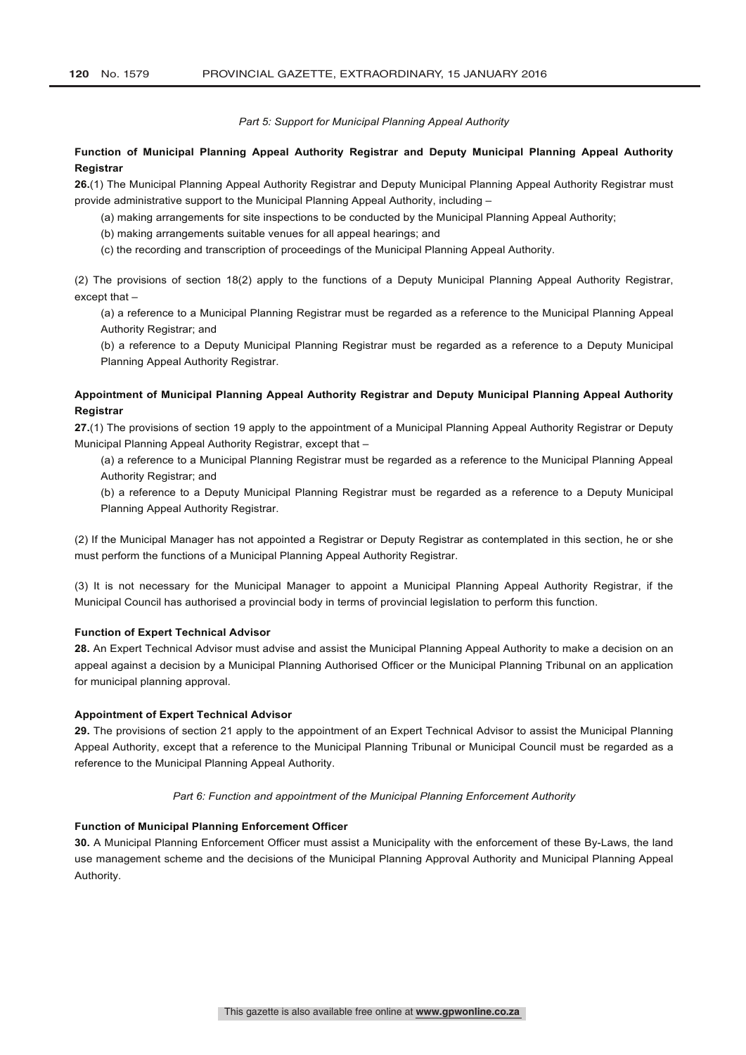*Part 5: Support for Municipal Planning Appeal Authority*

**Function of Municipal Planning Appeal Authority Registrar and Deputy Municipal Planning Appeal Authority Registrar**

**26.**(1) The Municipal Planning Appeal Authority Registrar and Deputy Municipal Planning Appeal Authority Registrar must provide administrative support to the Municipal Planning Appeal Authority, including –

(a) making arrangements for site inspections to be conducted by the Municipal Planning Appeal Authority;

(b) making arrangements suitable venues for all appeal hearings; and

(c) the recording and transcription of proceedings of the Municipal Planning Appeal Authority.

(2) The provisions of section 18(2) apply to the functions of a Deputy Municipal Planning Appeal Authority Registrar, except that –

(a) a reference to a Municipal Planning Registrar must be regarded as a reference to the Municipal Planning Appeal Authority Registrar; and

(b) a reference to a Deputy Municipal Planning Registrar must be regarded as a reference to a Deputy Municipal Planning Appeal Authority Registrar.

**Appointment of Municipal Planning Appeal Authority Registrar and Deputy Municipal Planning Appeal Authority Registrar**

**27.**(1) The provisions of section 19 apply to the appointment of a Municipal Planning Appeal Authority Registrar or Deputy Municipal Planning Appeal Authority Registrar, except that –

(a) a reference to a Municipal Planning Registrar must be regarded as a reference to the Municipal Planning Appeal Authority Registrar; and

(b) a reference to a Deputy Municipal Planning Registrar must be regarded as a reference to a Deputy Municipal Planning Appeal Authority Registrar.

(2) If the Municipal Manager has not appointed a Registrar or Deputy Registrar as contemplated in this section, he or she must perform the functions of a Municipal Planning Appeal Authority Registrar.

(3) It is not necessary for the Municipal Manager to appoint a Municipal Planning Appeal Authority Registrar, if the Municipal Council has authorised a provincial body in terms of provincial legislation to perform this function.

**Function of Expert Technical Advisor**

**28.** An Expert Technical Advisor must advise and assist the Municipal Planning Appeal Authority to make a decision on an appeal against a decision by a Municipal Planning Authorised Officer or the Municipal Planning Tribunal on an application for municipal planning approval.

**Appointment of Expert Technical Advisor**

**29.** The provisions of section 21 apply to the appointment of an Expert Technical Advisor to assist the Municipal Planning Appeal Authority, except that a reference to the Municipal Planning Tribunal or Municipal Council must be regarded as a reference to the Municipal Planning Appeal Authority.

*Part 6: Function and appointment of the Municipal Planning Enforcement Authority*

**Function of Municipal Planning Enforcement Officer**

**30.** A Municipal Planning Enforcement Officer must assist a Municipality with the enforcement of these By-Laws, the land use management scheme and the decisions of the Municipal Planning Approval Authority and Municipal Planning Appeal Authority.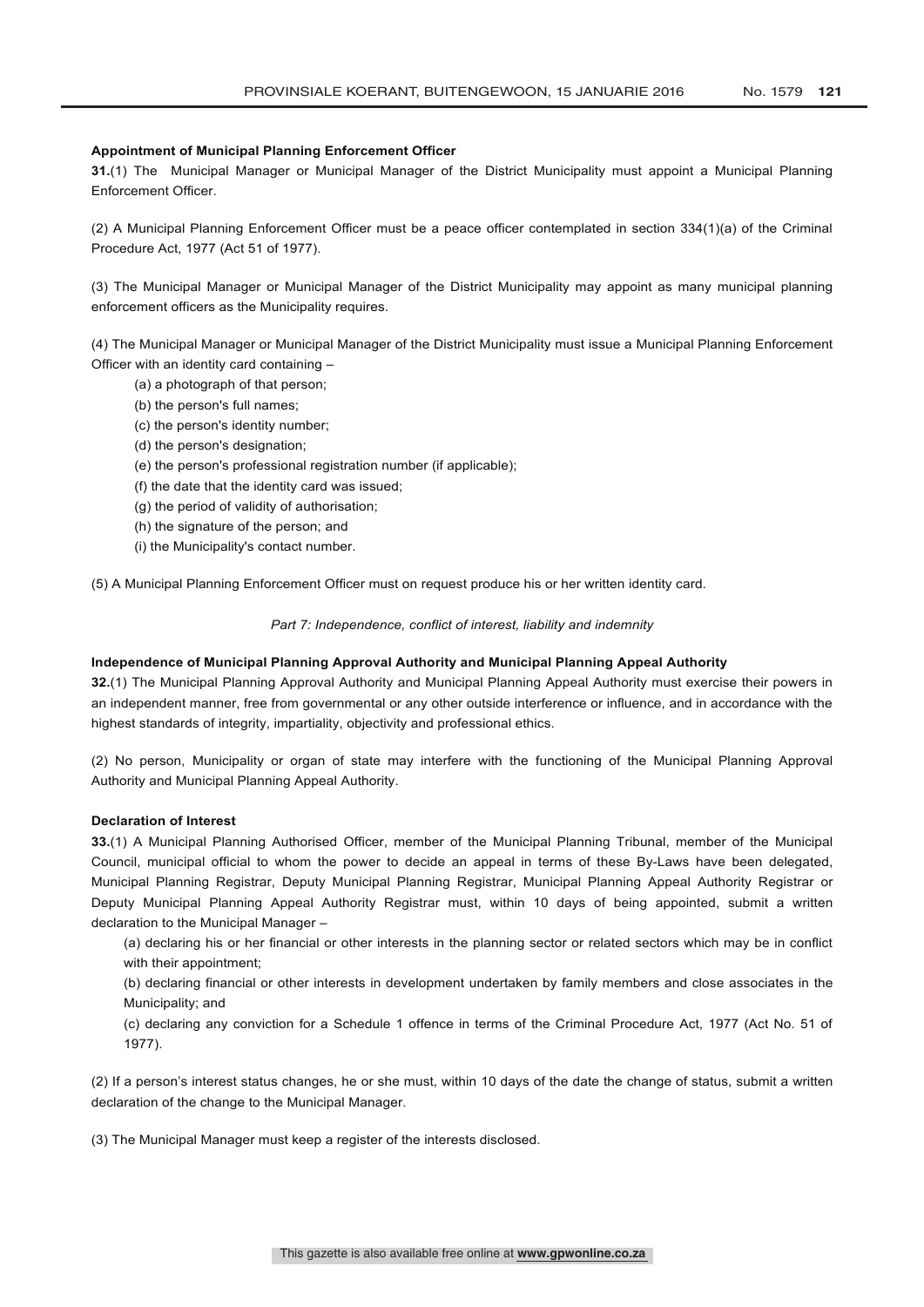**Appointment of Municipal Planning Enforcement Officer**

**31.**(1) The Municipal Manager or Municipal Manager of the District Municipality must appoint a Municipal Planning Enforcement Officer.

(2) A Municipal Planning Enforcement Officer must be a peace officer contemplated in section 334(1)(a) of the Criminal Procedure Act, 1977 (Act 51 of 1977).

(3) The Municipal Manager or Municipal Manager of the District Municipality may appoint as many municipal planning enforcement officers as the Municipality requires.

(4) The Municipal Manager or Municipal Manager of the District Municipality must issue a Municipal Planning Enforcement Officer with an identity card containing –

(a) a photograph of that person;

(b) the person's full names;

(c) the person's identity number;

(d) the person's designation;

(e) the person's professional registration number (if applicable);

(f) the date that the identity card was issued;

(g) the period of validity of authorisation;

(h) the signature of the person; and

(i) the Municipality's contact number.

(5) A Municipal Planning Enforcement Officer must on request produce his or her written identity card.

*Part 7: Independence, conflict of interest, liability and indemnity*

**Independence of Municipal Planning Approval Authority and Municipal Planning Appeal Authority**

**32.**(1) The Municipal Planning Approval Authority and Municipal Planning Appeal Authority must exercise their powers in an independent manner, free from governmental or any other outside interference or influence, and in accordance with the highest standards of integrity, impartiality, objectivity and professional ethics.

(2) No person, Municipality or organ of state may interfere with the functioning of the Municipal Planning Approval Authority and Municipal Planning Appeal Authority.

**Declaration of Interest**

**33.**(1) A Municipal Planning Authorised Officer, member of the Municipal Planning Tribunal, member of the Municipal Council, municipal official to whom the power to decide an appeal in terms of these By-Laws have been delegated, Municipal Planning Registrar, Deputy Municipal Planning Registrar, Municipal Planning Appeal Authority Registrar or Deputy Municipal Planning Appeal Authority Registrar must, within 10 days of being appointed, submit a written declaration to the Municipal Manager –

(a) declaring his or her financial or other interests in the planning sector or related sectors which may be in conflict with their appointment;

(b) declaring financial or other interests in development undertaken by family members and close associates in the Municipality; and

(c) declaring any conviction for a Schedule 1 offence in terms of the Criminal Procedure Act, 1977 (Act No. 51 of 1977).

(2) If a person's interest status changes, he or she must, within 10 days of the date the change of status, submit a written declaration of the change to the Municipal Manager.

(3) The Municipal Manager must keep a register of the interests disclosed.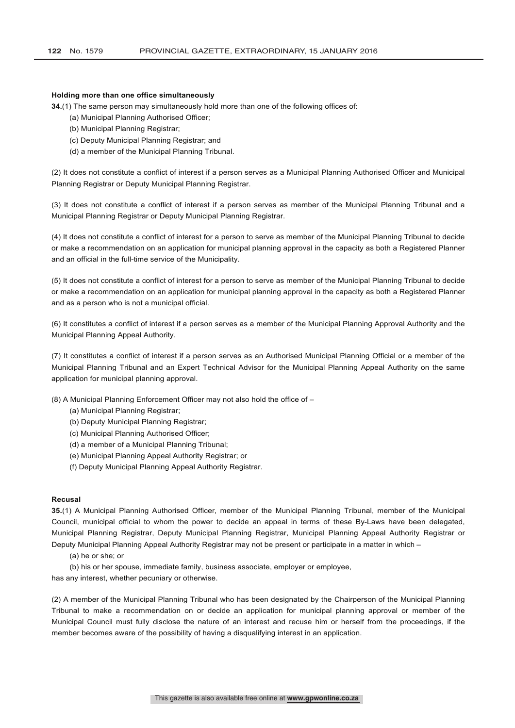**Holding more than one office simultaneously**

**34.**(1) The same person may simultaneously hold more than one of the following offices of:

(a) Municipal Planning Authorised Officer;

(b) Municipal Planning Registrar;

(c) Deputy Municipal Planning Registrar; and

(d) a member of the Municipal Planning Tribunal.

(2) It does not constitute a conflict of interest if a person serves as a Municipal Planning Authorised Officer and Municipal Planning Registrar or Deputy Municipal Planning Registrar.

(3) It does not constitute a conflict of interest if a person serves as member of the Municipal Planning Tribunal and a Municipal Planning Registrar or Deputy Municipal Planning Registrar.

(4) It does not constitute a conflict of interest for a person to serve as member of the Municipal Planning Tribunal to decide or make a recommendation on an application for municipal planning approval in the capacity as both a Registered Planner and an official in the full-time service of the Municipality.

(5) It does not constitute a conflict of interest for a person to serve as member of the Municipal Planning Tribunal to decide or make a recommendation on an application for municipal planning approval in the capacity as both a Registered Planner and as a person who is not a municipal official.

(6) It constitutes a conflict of interest if a person serves as a member of the Municipal Planning Approval Authority and the Municipal Planning Appeal Authority.

(7) It constitutes a conflict of interest if a person serves as an Authorised Municipal Planning Official or a member of the Municipal Planning Tribunal and an Expert Technical Advisor for the Municipal Planning Appeal Authority on the same application for municipal planning approval.

(8) A Municipal Planning Enforcement Officer may not also hold the office of –

(a) Municipal Planning Registrar;

(b) Deputy Municipal Planning Registrar;

(c) Municipal Planning Authorised Officer;

(d) a member of a Municipal Planning Tribunal;

(e) Municipal Planning Appeal Authority Registrar; or

(f) Deputy Municipal Planning Appeal Authority Registrar.

**Recusal**

**35.**(1) A Municipal Planning Authorised Officer, member of the Municipal Planning Tribunal, member of the Municipal Council, municipal official to whom the power to decide an appeal in terms of these By-Laws have been delegated, Municipal Planning Registrar, Deputy Municipal Planning Registrar, Municipal Planning Appeal Authority Registrar or Deputy Municipal Planning Appeal Authority Registrar may not be present or participate in a matter in which –

(a) he or she; or

(b) his or her spouse, immediate family, business associate, employer or employee,

has any interest, whether pecuniary or otherwise.

(2) A member of the Municipal Planning Tribunal who has been designated by the Chairperson of the Municipal Planning Tribunal to make a recommendation on or decide an application for municipal planning approval or member of the Municipal Council must fully disclose the nature of an interest and recuse him or herself from the proceedings, if the member becomes aware of the possibility of having a disqualifying interest in an application.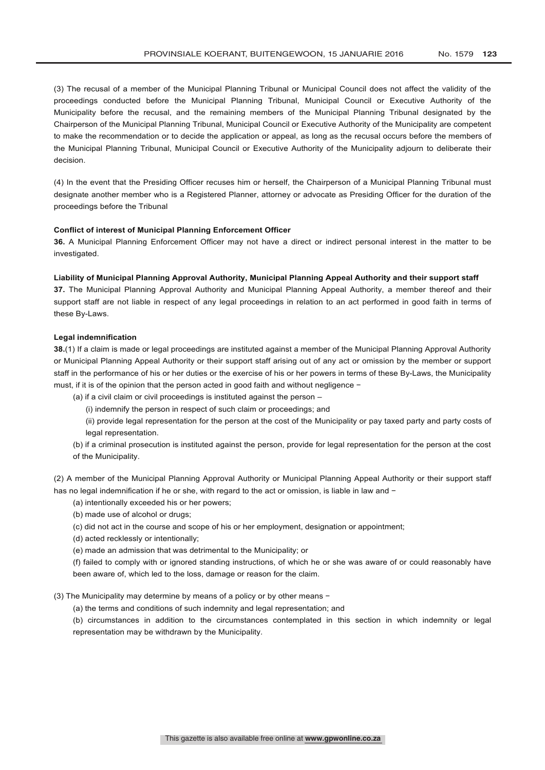(3) The recusal of a member of the Municipal Planning Tribunal or Municipal Council does not affect the validity of the proceedings conducted before the Municipal Planning Tribunal, Municipal Council or Executive Authority of the Municipality before the recusal, and the remaining members of the Municipal Planning Tribunal designated by the Chairperson of the Municipal Planning Tribunal, Municipal Council or Executive Authority of the Municipality are competent to make the recommendation or to decide the application or appeal, as long as the recusal occurs before the members of the Municipal Planning Tribunal, Municipal Council or Executive Authority of the Municipality adjourn to deliberate their decision.

(4) In the event that the Presiding Officer recuses him or herself, the Chairperson of a Municipal Planning Tribunal must designate another member who is a Registered Planner, attorney or advocate as Presiding Officer for the duration of the proceedings before the Tribunal

**Conflict of interest of Municipal Planning Enforcement Officer**

**36.** A Municipal Planning Enforcement Officer may not have a direct or indirect personal interest in the matter to be investigated.

**Liability of Municipal Planning Approval Authority, Municipal Planning Appeal Authority and their support staff**

**37.** The Municipal Planning Approval Authority and Municipal Planning Appeal Authority, a member thereof and their support staff are not liable in respect of any legal proceedings in relation to an act performed in good faith in terms of these By-Laws.

**Legal indemnification**

**38.**(1) If a claim is made or legal proceedings are instituted against a member of the Municipal Planning Approval Authority or Municipal Planning Appeal Authority or their support staff arising out of any act or omission by the member or support staff in the performance of his or her duties or the exercise of his or her powers in terms of these By-Laws, the Municipality must, if it is of the opinion that the person acted in good faith and without negligence −

(a) if a civil claim or civil proceedings is instituted against the person –

(i) indemnify the person in respect of such claim or proceedings; and

(ii) provide legal representation for the person at the cost of the Municipality or pay taxed party and party costs of legal representation.

(b) if a criminal prosecution is instituted against the person, provide for legal representation for the person at the cost of the Municipality.

(2) A member of the Municipal Planning Approval Authority or Municipal Planning Appeal Authority or their support staff has no legal indemnification if he or she, with regard to the act or omission, is liable in law and −

(a) intentionally exceeded his or her powers;

(b) made use of alcohol or drugs;

(c) did not act in the course and scope of his or her employment, designation or appointment;

(d) acted recklessly or intentionally;

(e) made an admission that was detrimental to the Municipality; or

(f) failed to comply with or ignored standing instructions, of which he or she was aware of or could reasonably have been aware of, which led to the loss, damage or reason for the claim.

(3) The Municipality may determine by means of a policy or by other means −

(a) the terms and conditions of such indemnity and legal representation; and

(b) circumstances in addition to the circumstances contemplated in this section in which indemnity or legal representation may be withdrawn by the Municipality.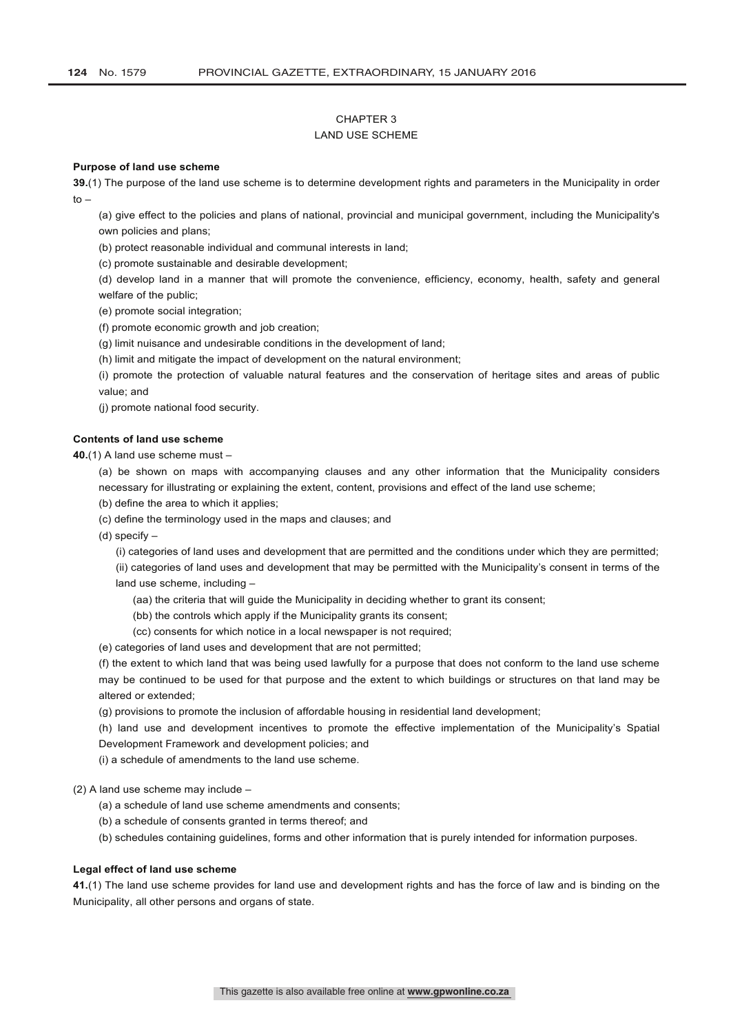# CHAPTER 3
## LAND USE SCHEME

**Purpose of land use scheme**

**39.**(1) The purpose of the land use scheme is to determine development rights and parameters in the Municipality in order to –

(a) give effect to the policies and plans of national, provincial and municipal government, including the Municipality's own policies and plans;

(b) protect reasonable individual and communal interests in land;

(c) promote sustainable and desirable development;

(d) develop land in a manner that will promote the convenience, efficiency, economy, health, safety and general welfare of the public;

(e) promote social integration;

(f) promote economic growth and job creation;

(g) limit nuisance and undesirable conditions in the development of land;

(h) limit and mitigate the impact of development on the natural environment;

(i) promote the protection of valuable natural features and the conservation of heritage sites and areas of public value; and

(j) promote national food security.

**Contents of land use scheme**

**40.**(1) A land use scheme must –

(a) be shown on maps with accompanying clauses and any other information that the Municipality considers necessary for illustrating or explaining the extent, content, provisions and effect of the land use scheme;

(b) define the area to which it applies;

(c) define the terminology used in the maps and clauses; and

(d) specify –

(i) categories of land uses and development that are permitted and the conditions under which they are permitted;

(ii) categories of land uses and development that may be permitted with the Municipality's consent in terms of the land use scheme, including –

(aa) the criteria that will guide the Municipality in deciding whether to grant its consent;

(bb) the controls which apply if the Municipality grants its consent;

(cc) consents for which notice in a local newspaper is not required;

(e) categories of land uses and development that are not permitted;

(f) the extent to which land that was being used lawfully for a purpose that does not conform to the land use scheme may be continued to be used for that purpose and the extent to which buildings or structures on that land may be altered or extended;

(g) provisions to promote the inclusion of affordable housing in residential land development;

(h) land use and development incentives to promote the effective implementation of the Municipality's Spatial Development Framework and development policies; and

(i) a schedule of amendments to the land use scheme.

(2) A land use scheme may include –

(a) a schedule of land use scheme amendments and consents;

(b) a schedule of consents granted in terms thereof; and

(b) schedules containing guidelines, forms and other information that is purely intended for information purposes.

**Legal effect of land use scheme**

**41.**(1) The land use scheme provides for land use and development rights and has the force of law and is binding on the Municipality, all other persons and organs of state.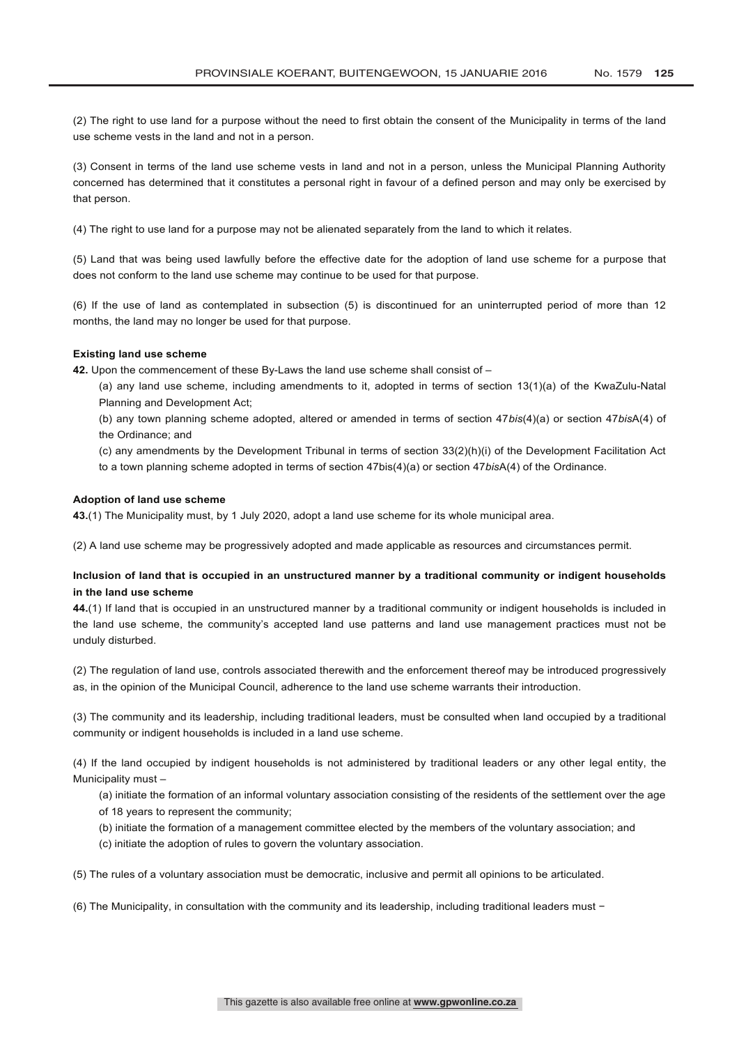(2) The right to use land for a purpose without the need to first obtain the consent of the Municipality in terms of the land use scheme vests in the land and not in a person.

(3) Consent in terms of the land use scheme vests in land and not in a person, unless the Municipal Planning Authority concerned has determined that it constitutes a personal right in favour of a defined person and may only be exercised by that person.

(4) The right to use land for a purpose may not be alienated separately from the land to which it relates.

(5) Land that was being used lawfully before the effective date for the adoption of land use scheme for a purpose that does not conform to the land use scheme may continue to be used for that purpose.

(6) If the use of land as contemplated in subsection (5) is discontinued for an uninterrupted period of more than 12 months, the land may no longer be used for that purpose.

**Existing land use scheme**

**42.** Upon the commencement of these By-Laws the land use scheme shall consist of –

(a) any land use scheme, including amendments to it, adopted in terms of section 13(1)(a) of the KwaZulu-Natal Planning and Development Act;

(b) any town planning scheme adopted, altered or amended in terms of section 47*bis*(4)(a) or section 47*bis*A(4) of the Ordinance; and

(c) any amendments by the Development Tribunal in terms of section 33(2)(h)(i) of the Development Facilitation Act to a town planning scheme adopted in terms of section 47bis(4)(a) or section 47*bis*A(4) of the Ordinance.

**Adoption of land use scheme**

**43.**(1) The Municipality must, by 1 July 2020, adopt a land use scheme for its whole municipal area.

(2) A land use scheme may be progressively adopted and made applicable as resources and circumstances permit.

**Inclusion of land that is occupied in an unstructured manner by a traditional community or indigent households in the land use scheme**

**44.**(1) If land that is occupied in an unstructured manner by a traditional community or indigent households is included in the land use scheme, the community's accepted land use patterns and land use management practices must not be unduly disturbed.

(2) The regulation of land use, controls associated therewith and the enforcement thereof may be introduced progressively as, in the opinion of the Municipal Council, adherence to the land use scheme warrants their introduction.

(3) The community and its leadership, including traditional leaders, must be consulted when land occupied by a traditional community or indigent households is included in a land use scheme.

(4) If the land occupied by indigent households is not administered by traditional leaders or any other legal entity, the Municipality must –

(a) initiate the formation of an informal voluntary association consisting of the residents of the settlement over the age of 18 years to represent the community;

(b) initiate the formation of a management committee elected by the members of the voluntary association; and

(c) initiate the adoption of rules to govern the voluntary association.

(5) The rules of a voluntary association must be democratic, inclusive and permit all opinions to be articulated.

(6) The Municipality, in consultation with the community and its leadership, including traditional leaders must –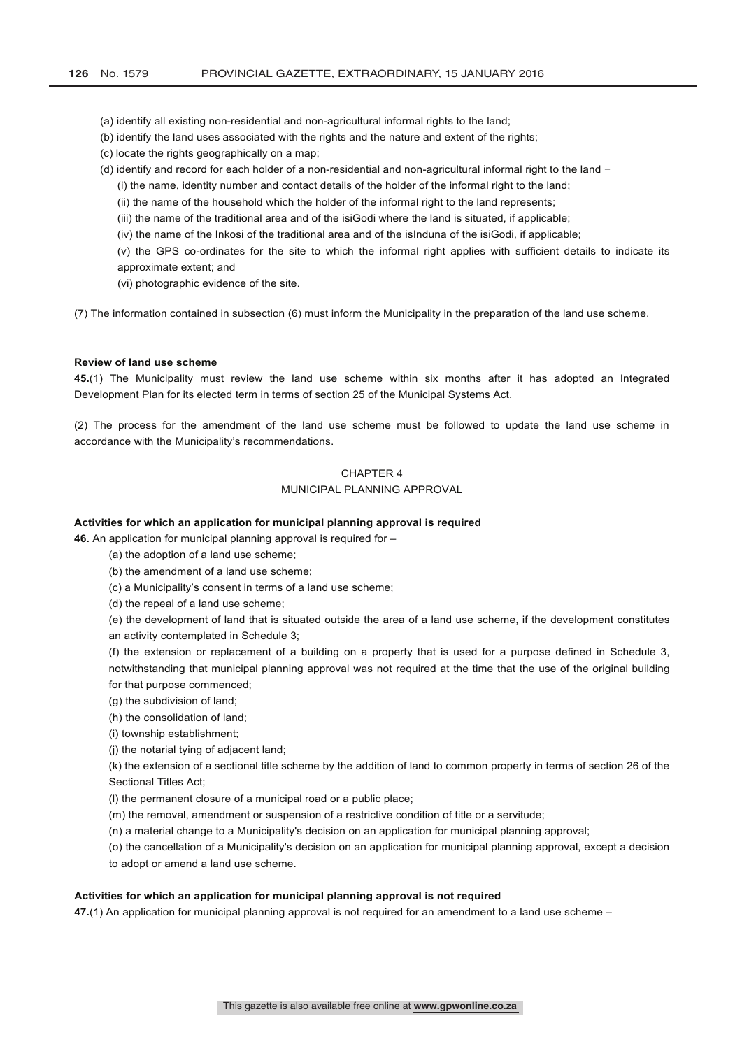(a) identify all existing non-residential and non-agricultural informal rights to the land;

(b) identify the land uses associated with the rights and the nature and extent of the rights;

(c) locate the rights geographically on a map;

(d) identify and record for each holder of a non-residential and non-agricultural informal right to the land −

(i) the name, identity number and contact details of the holder of the informal right to the land;

(ii) the name of the household which the holder of the informal right to the land represents;

(iii) the name of the traditional area and of the isiGodi where the land is situated, if applicable;

(iv) the name of the Inkosi of the traditional area and of the isInduna of the isiGodi, if applicable;

(v) the GPS co-ordinates for the site to which the informal right applies with sufficient details to indicate its approximate extent; and

(vi) photographic evidence of the site.

(7) The information contained in subsection (6) must inform the Municipality in the preparation of the land use scheme.

**Review of land use scheme**

**45.**(1) The Municipality must review the land use scheme within six months after it has adopted an Integrated Development Plan for its elected term in terms of section 25 of the Municipal Systems Act.

(2) The process for the amendment of the land use scheme must be followed to update the land use scheme in accordance with the Municipality's recommendations.

## CHAPTER 4
## MUNICIPAL PLANNING APPROVAL

**Activities for which an application for municipal planning approval is required**

**46.** An application for municipal planning approval is required for –

(a) the adoption of a land use scheme;

(b) the amendment of a land use scheme;

(c) a Municipality's consent in terms of a land use scheme;

(d) the repeal of a land use scheme;

(e) the development of land that is situated outside the area of a land use scheme, if the development constitutes an activity contemplated in Schedule 3;

(f) the extension or replacement of a building on a property that is used for a purpose defined in Schedule 3, notwithstanding that municipal planning approval was not required at the time that the use of the original building for that purpose commenced;

(g) the subdivision of land;

(h) the consolidation of land;

(i) township establishment;

(j) the notarial tying of adjacent land;

(k) the extension of a sectional title scheme by the addition of land to common property in terms of section 26 of the Sectional Titles Act;

(l) the permanent closure of a municipal road or a public place;

(m) the removal, amendment or suspension of a restrictive condition of title or a servitude;

(n) a material change to a Municipality's decision on an application for municipal planning approval;

(o) the cancellation of a Municipality's decision on an application for municipal planning approval, except a decision to adopt or amend a land use scheme.

**Activities for which an application for municipal planning approval is not required**

**47.**(1) An application for municipal planning approval is not required for an amendment to a land use scheme –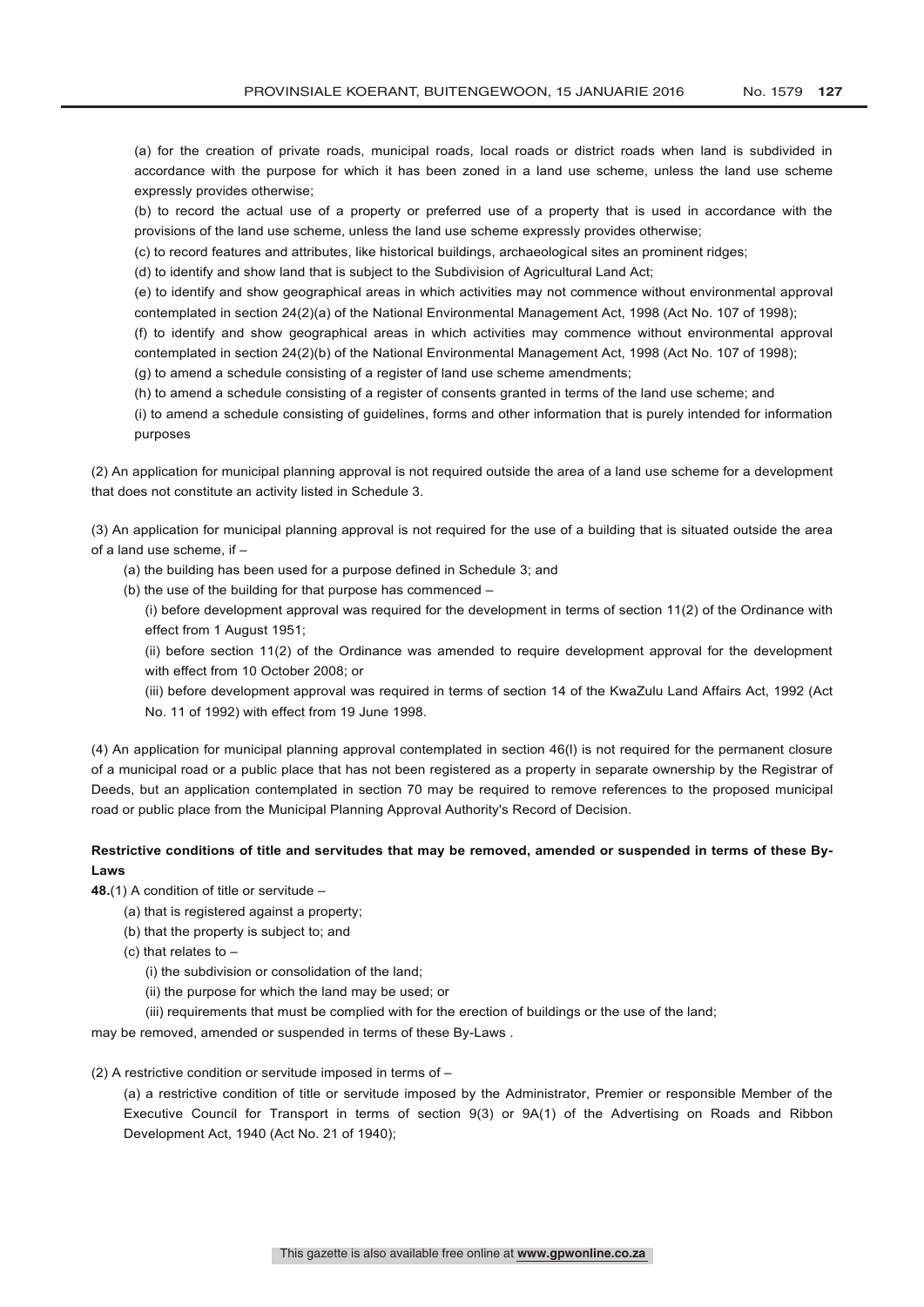(a) for the creation of private roads, municipal roads, local roads or district roads when land is subdivided in accordance with the purpose for which it has been zoned in a land use scheme, unless the land use scheme expressly provides otherwise;

(b) to record the actual use of a property or preferred use of a property that is used in accordance with the provisions of the land use scheme, unless the land use scheme expressly provides otherwise;

(c) to record features and attributes, like historical buildings, archaeological sites an prominent ridges;

(d) to identify and show land that is subject to the Subdivision of Agricultural Land Act;

(e) to identify and show geographical areas in which activities may not commence without environmental approval contemplated in section 24(2)(a) of the National Environmental Management Act, 1998 (Act No. 107 of 1998);

(f) to identify and show geographical areas in which activities may commence without environmental approval contemplated in section 24(2)(b) of the National Environmental Management Act, 1998 (Act No. 107 of 1998);

(g) to amend a schedule consisting of a register of land use scheme amendments;

(h) to amend a schedule consisting of a register of consents granted in terms of the land use scheme; and

(i) to amend a schedule consisting of guidelines, forms and other information that is purely intended for information purposes

(2) An application for municipal planning approval is not required outside the area of a land use scheme for a development that does not constitute an activity listed in Schedule 3.

(3) An application for municipal planning approval is not required for the use of a building that is situated outside the area of a land use scheme, if –

- (a) the building has been used for a purpose defined in Schedule 3; and
- (b) the use of the building for that purpose has commenced –
  - (i) before development approval was required for the development in terms of section 11(2) of the Ordinance with effect from 1 August 1951;
  - (ii) before section 11(2) of the Ordinance was amended to require development approval for the development with effect from 10 October 2008; or
  - (iii) before development approval was required in terms of section 14 of the KwaZulu Land Affairs Act, 1992 (Act No. 11 of 1992) with effect from 19 June 1998.

(4) An application for municipal planning approval contemplated in section 46(l) is not required for the permanent closure of a municipal road or a public place that has not been registered as a property in separate ownership by the Registrar of Deeds, but an application contemplated in section 70 may be required to remove references to the proposed municipal road or public place from the Municipal Planning Approval Authority's Record of Decision.

**Restrictive conditions of title and servitudes that may be removed, amended or suspended in terms of these By-Laws**

**48.**(1) A condition of title or servitude –

- (a) that is registered against a property;
- (b) that the property is subject to; and
- (c) that relates to –
  - (i) the subdivision or consolidation of the land;
  - (ii) the purpose for which the land may be used; or
  - (iii) requirements that must be complied with for the erection of buildings or the use of the land;

may be removed, amended or suspended in terms of these By-Laws .

(2) A restrictive condition or servitude imposed in terms of –

- (a) a restrictive condition of title or servitude imposed by the Administrator, Premier or responsible Member of the Executive Council for Transport in terms of section 9(3) or 9A(1) of the Advertising on Roads and Ribbon Development Act, 1940 (Act No. 21 of 1940);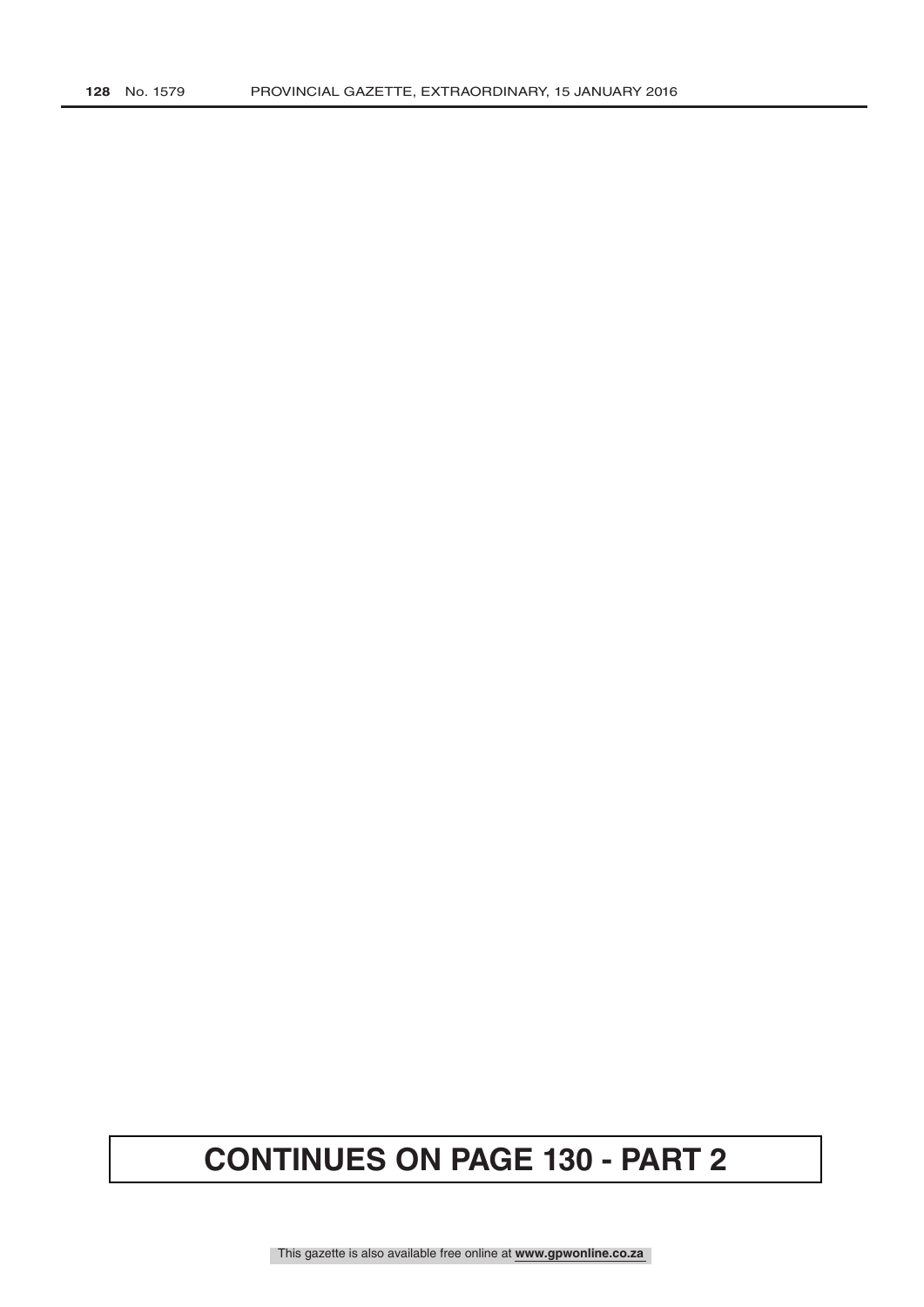**CONTINUES ON PAGE 130 - PART 2**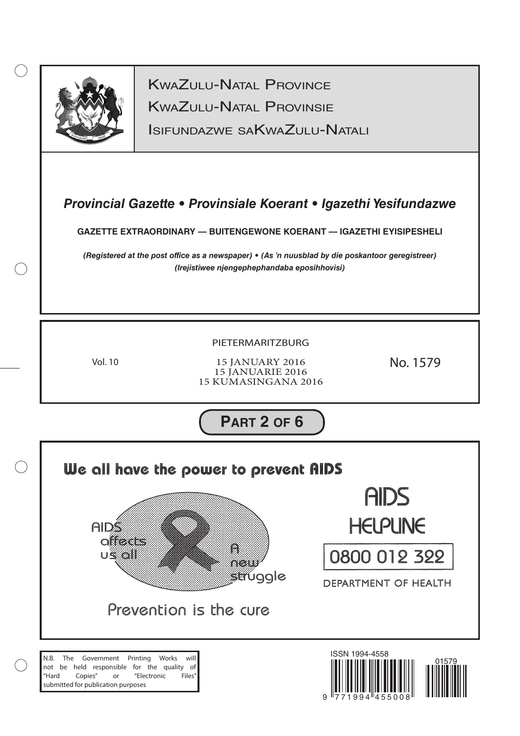KwaZulu-Natal Province

KwaZulu-Natal Provinsie

Isifundazwe saKwaZulu-Natali

***Provincial Gazette • Provinsiale Koerant • Igazethi Yesifundazwe***

**GAZETTE EXTRAORDINARY — BUITENGEWONE KOERANT — IGAZETHI EYISIPESHELI**

***(Registered at the post office as a newspaper) • (As 'n nuusblad by die poskantoor geregistreer)***
***(Irejistiwee njengephephandaba eposihhovisi)***

PIETERMARITZBURG

Vol. 10

15 JANUARY 2016
15 JANUARIE 2016
15 KUMASINGANA 2016

No. 1579

**Part 2 of 6**

**We all have the power to prevent AIDS**

AIDS affects us all

A new struggle

Prevention is the cure

AIDS HELPLINE

0800 012 322

DEPARTMENT OF HEALTH

N.B. The Government Printing Works will not be held responsible for the quality of "Hard Copies" or "Electronic Files" submitted for publication purposes

ISSN 1994-4558

9 771994 455008

01579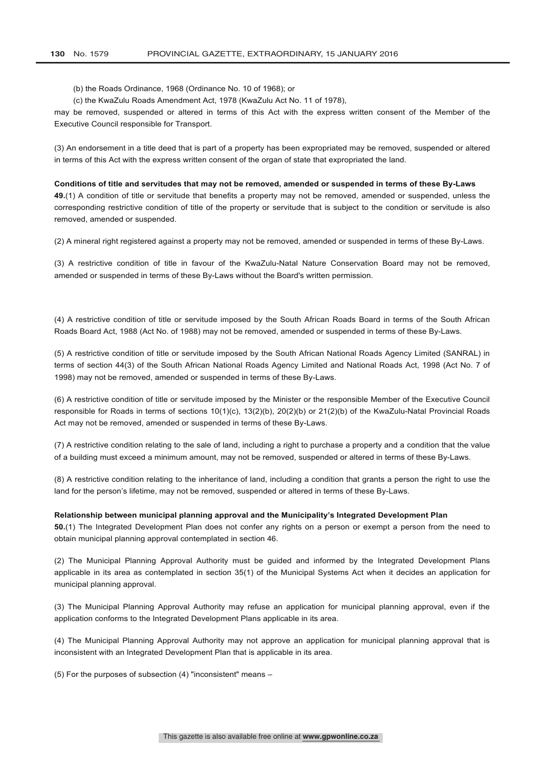(b) the Roads Ordinance, 1968 (Ordinance No. 10 of 1968); or

(c) the KwaZulu Roads Amendment Act, 1978 (KwaZulu Act No. 11 of 1978),

may be removed, suspended or altered in terms of this Act with the express written consent of the Member of the Executive Council responsible for Transport.

(3) An endorsement in a title deed that is part of a property has been expropriated may be removed, suspended or altered in terms of this Act with the express written consent of the organ of state that expropriated the land.

**Conditions of title and servitudes that may not be removed, amended or suspended in terms of these By-Laws**

**49.**(1) A condition of title or servitude that benefits a property may not be removed, amended or suspended, unless the corresponding restrictive condition of title of the property or servitude that is subject to the condition or servitude is also removed, amended or suspended.

(2) A mineral right registered against a property may not be removed, amended or suspended in terms of these By-Laws.

(3) A restrictive condition of title in favour of the KwaZulu-Natal Nature Conservation Board may not be removed, amended or suspended in terms of these By-Laws without the Board's written permission.

(4) A restrictive condition of title or servitude imposed by the South African Roads Board in terms of the South African Roads Board Act, 1988 (Act No. of 1988) may not be removed, amended or suspended in terms of these By-Laws.

(5) A restrictive condition of title or servitude imposed by the South African National Roads Agency Limited (SANRAL) in terms of section 44(3) of the South African National Roads Agency Limited and National Roads Act, 1998 (Act No. 7 of 1998) may not be removed, amended or suspended in terms of these By-Laws.

(6) A restrictive condition of title or servitude imposed by the Minister or the responsible Member of the Executive Council responsible for Roads in terms of sections 10(1)(c), 13(2)(b), 20(2)(b) or 21(2)(b) of the KwaZulu-Natal Provincial Roads Act may not be removed, amended or suspended in terms of these By-Laws.

(7) A restrictive condition relating to the sale of land, including a right to purchase a property and a condition that the value of a building must exceed a minimum amount, may not be removed, suspended or altered in terms of these By-Laws.

(8) A restrictive condition relating to the inheritance of land, including a condition that grants a person the right to use the land for the person's lifetime, may not be removed, suspended or altered in terms of these By-Laws.

**Relationship between municipal planning approval and the Municipality's Integrated Development Plan**

**50.**(1) The Integrated Development Plan does not confer any rights on a person or exempt a person from the need to obtain municipal planning approval contemplated in section 46.

(2) The Municipal Planning Approval Authority must be guided and informed by the Integrated Development Plans applicable in its area as contemplated in section 35(1) of the Municipal Systems Act when it decides an application for municipal planning approval.

(3) The Municipal Planning Approval Authority may refuse an application for municipal planning approval, even if the application conforms to the Integrated Development Plans applicable in its area.

(4) The Municipal Planning Approval Authority may not approve an application for municipal planning approval that is inconsistent with an Integrated Development Plan that is applicable in its area.

(5) For the purposes of subsection (4) "inconsistent" means –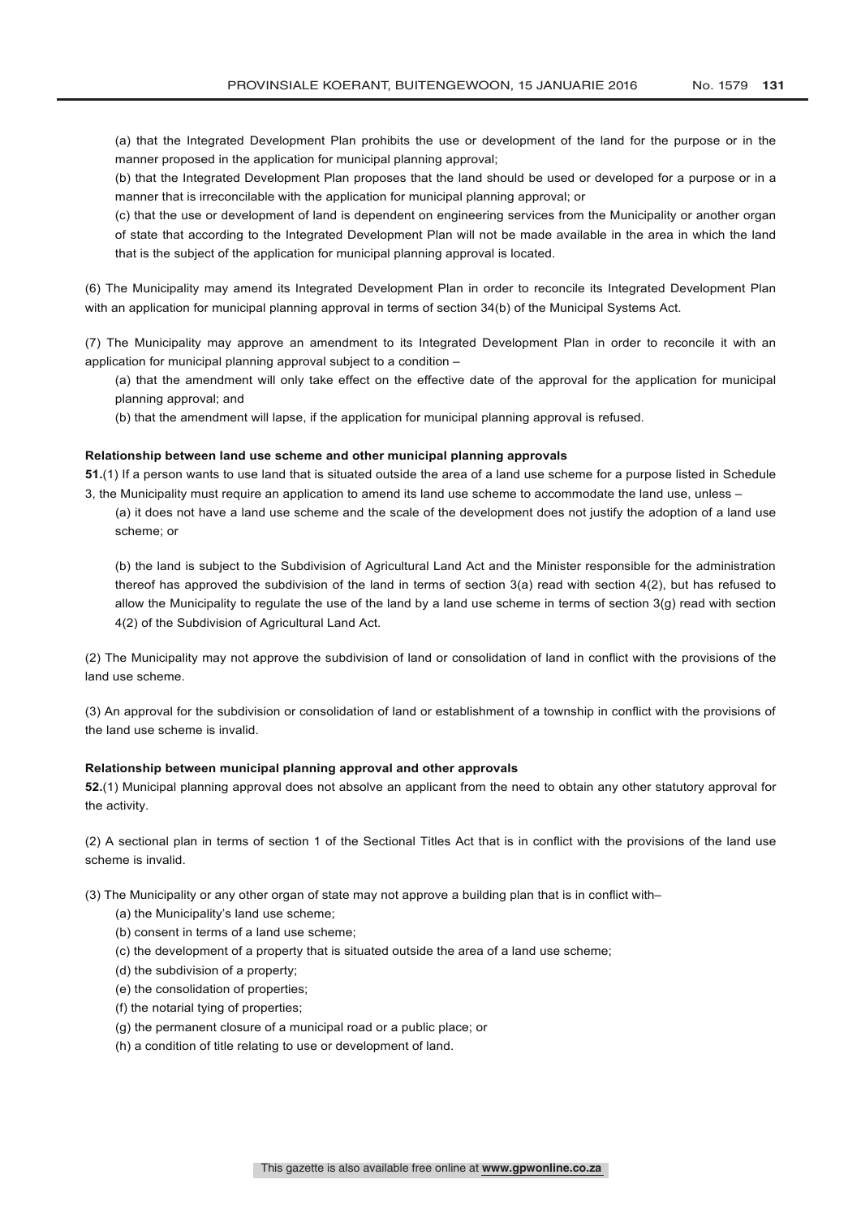(a) that the Integrated Development Plan prohibits the use or development of the land for the purpose or in the manner proposed in the application for municipal planning approval;

(b) that the Integrated Development Plan proposes that the land should be used or developed for a purpose or in a manner that is irreconcilable with the application for municipal planning approval; or

(c) that the use or development of land is dependent on engineering services from the Municipality or another organ of state that according to the Integrated Development Plan will not be made available in the area in which the land that is the subject of the application for municipal planning approval is located.

(6) The Municipality may amend its Integrated Development Plan in order to reconcile its Integrated Development Plan with an application for municipal planning approval in terms of section 34(b) of the Municipal Systems Act.

(7) The Municipality may approve an amendment to its Integrated Development Plan in order to reconcile it with an application for municipal planning approval subject to a condition –

(a) that the amendment will only take effect on the effective date of the approval for the application for municipal planning approval; and

(b) that the amendment will lapse, if the application for municipal planning approval is refused.

**Relationship between land use scheme and other municipal planning approvals**

**51.**(1) If a person wants to use land that is situated outside the area of a land use scheme for a purpose listed in Schedule 3, the Municipality must require an application to amend its land use scheme to accommodate the land use, unless –

(a) it does not have a land use scheme and the scale of the development does not justify the adoption of a land use scheme; or

(b) the land is subject to the Subdivision of Agricultural Land Act and the Minister responsible for the administration thereof has approved the subdivision of the land in terms of section 3(a) read with section 4(2), but has refused to allow the Municipality to regulate the use of the land by a land use scheme in terms of section 3(g) read with section 4(2) of the Subdivision of Agricultural Land Act.

(2) The Municipality may not approve the subdivision of land or consolidation of land in conflict with the provisions of the land use scheme.

(3) An approval for the subdivision or consolidation of land or establishment of a township in conflict with the provisions of the land use scheme is invalid.

**Relationship between municipal planning approval and other approvals**

**52.**(1) Municipal planning approval does not absolve an applicant from the need to obtain any other statutory approval for the activity.

(2) A sectional plan in terms of section 1 of the Sectional Titles Act that is in conflict with the provisions of the land use scheme is invalid.

(3) The Municipality or any other organ of state may not approve a building plan that is in conflict with–

(a) the Municipality's land use scheme;

(b) consent in terms of a land use scheme;

(c) the development of a property that is situated outside the area of a land use scheme;

(d) the subdivision of a property;

(e) the consolidation of properties;

(f) the notarial tying of properties;

(g) the permanent closure of a municipal road or a public place; or

(h) a condition of title relating to use or development of land.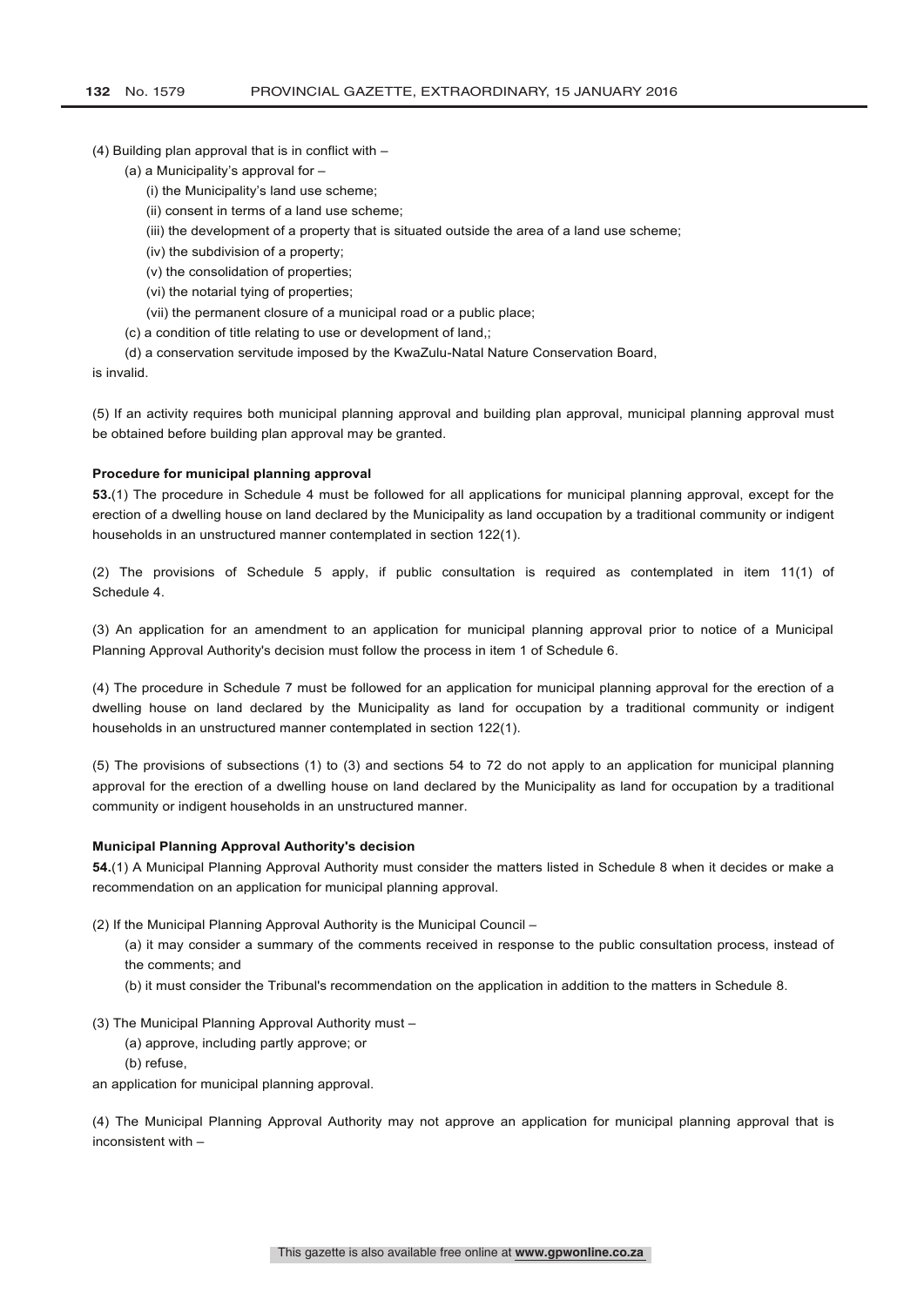(4) Building plan approval that is in conflict with –

(a) a Municipality's approval for –

(i) the Municipality's land use scheme;

(ii) consent in terms of a land use scheme;

(iii) the development of a property that is situated outside the area of a land use scheme;

(iv) the subdivision of a property;

(v) the consolidation of properties;

(vi) the notarial tying of properties;

(vii) the permanent closure of a municipal road or a public place;

(c) a condition of title relating to use or development of land,;

(d) a conservation servitude imposed by the KwaZulu-Natal Nature Conservation Board,

is invalid.

(5) If an activity requires both municipal planning approval and building plan approval, municipal planning approval must be obtained before building plan approval may be granted.

**Procedure for municipal planning approval**

**53.**(1) The procedure in Schedule 4 must be followed for all applications for municipal planning approval, except for the erection of a dwelling house on land declared by the Municipality as land occupation by a traditional community or indigent households in an unstructured manner contemplated in section 122(1).

(2) The provisions of Schedule 5 apply, if public consultation is required as contemplated in item 11(1) of Schedule 4.

(3) An application for an amendment to an application for municipal planning approval prior to notice of a Municipal Planning Approval Authority's decision must follow the process in item 1 of Schedule 6.

(4) The procedure in Schedule 7 must be followed for an application for municipal planning approval for the erection of a dwelling house on land declared by the Municipality as land for occupation by a traditional community or indigent households in an unstructured manner contemplated in section 122(1).

(5) The provisions of subsections (1) to (3) and sections 54 to 72 do not apply to an application for municipal planning approval for the erection of a dwelling house on land declared by the Municipality as land for occupation by a traditional community or indigent households in an unstructured manner.

**Municipal Planning Approval Authority's decision**

**54.**(1) A Municipal Planning Approval Authority must consider the matters listed in Schedule 8 when it decides or make a recommendation on an application for municipal planning approval.

(2) If the Municipal Planning Approval Authority is the Municipal Council –

(a) it may consider a summary of the comments received in response to the public consultation process, instead of the comments; and

(b) it must consider the Tribunal's recommendation on the application in addition to the matters in Schedule 8.

(3) The Municipal Planning Approval Authority must –

(a) approve, including partly approve; or

(b) refuse,

an application for municipal planning approval.

(4) The Municipal Planning Approval Authority may not approve an application for municipal planning approval that is inconsistent with –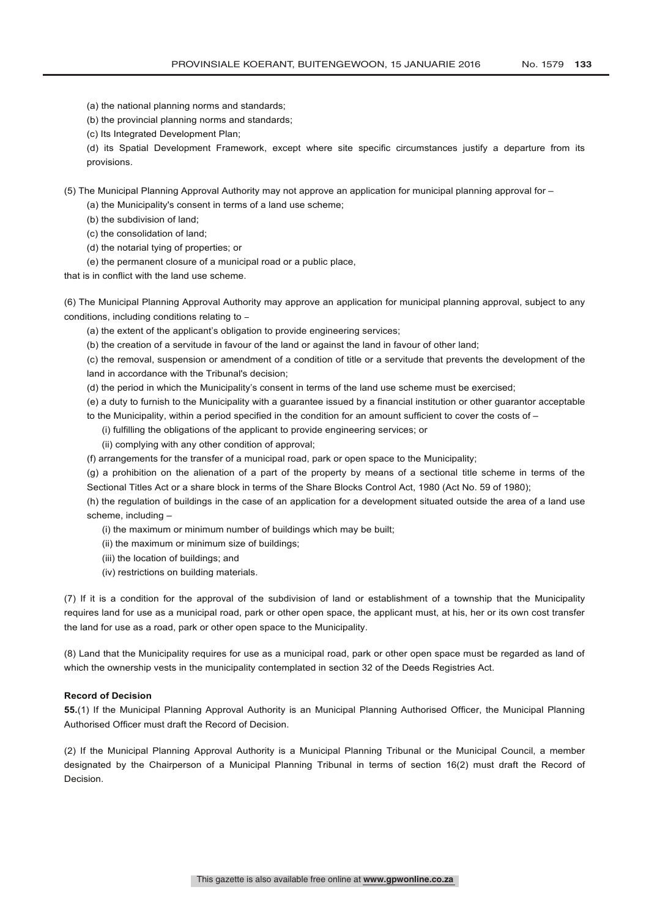(a) the national planning norms and standards;

(b) the provincial planning norms and standards;

(c) Its Integrated Development Plan;

(d) its Spatial Development Framework, except where site specific circumstances justify a departure from its provisions.

(5) The Municipal Planning Approval Authority may not approve an application for municipal planning approval for –

(a) the Municipality's consent in terms of a land use scheme;

(b) the subdivision of land;

(c) the consolidation of land;

(d) the notarial tying of properties; or

(e) the permanent closure of a municipal road or a public place,

that is in conflict with the land use scheme.

(6) The Municipal Planning Approval Authority may approve an application for municipal planning approval, subject to any conditions, including conditions relating to –

(a) the extent of the applicant's obligation to provide engineering services;

(b) the creation of a servitude in favour of the land or against the land in favour of other land;

(c) the removal, suspension or amendment of a condition of title or a servitude that prevents the development of the land in accordance with the Tribunal's decision;

(d) the period in which the Municipality's consent in terms of the land use scheme must be exercised;

(e) a duty to furnish to the Municipality with a guarantee issued by a financial institution or other guarantor acceptable to the Municipality, within a period specified in the condition for an amount sufficient to cover the costs of –

(i) fulfilling the obligations of the applicant to provide engineering services; or

(ii) complying with any other condition of approval;

(f) arrangements for the transfer of a municipal road, park or open space to the Municipality;

(g) a prohibition on the alienation of a part of the property by means of a sectional title scheme in terms of the Sectional Titles Act or a share block in terms of the Share Blocks Control Act, 1980 (Act No. 59 of 1980);

(h) the regulation of buildings in the case of an application for a development situated outside the area of a land use scheme, including –

(i) the maximum or minimum number of buildings which may be built;

(ii) the maximum or minimum size of buildings;

(iii) the location of buildings; and

(iv) restrictions on building materials.

(7) If it is a condition for the approval of the subdivision of land or establishment of a township that the Municipality requires land for use as a municipal road, park or other open space, the applicant must, at his, her or its own cost transfer the land for use as a road, park or other open space to the Municipality.

(8) Land that the Municipality requires for use as a municipal road, park or other open space must be regarded as land of which the ownership vests in the municipality contemplated in section 32 of the Deeds Registries Act.

**Record of Decision**

**55.**(1) If the Municipal Planning Approval Authority is an Municipal Planning Authorised Officer, the Municipal Planning Authorised Officer must draft the Record of Decision.

(2) If the Municipal Planning Approval Authority is a Municipal Planning Tribunal or the Municipal Council, a member designated by the Chairperson of a Municipal Planning Tribunal in terms of section 16(2) must draft the Record of Decision.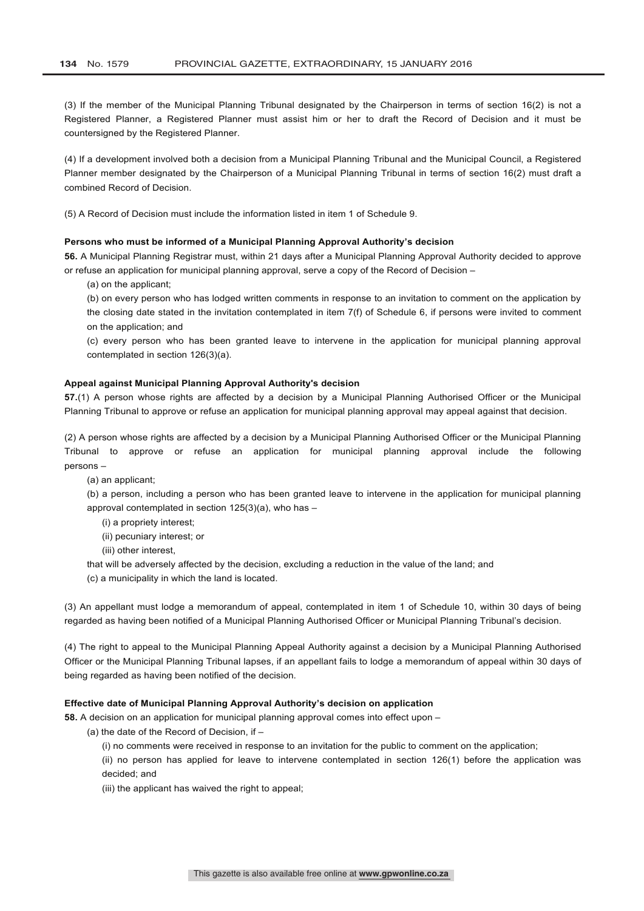(3) If the member of the Municipal Planning Tribunal designated by the Chairperson in terms of section 16(2) is not a Registered Planner, a Registered Planner must assist him or her to draft the Record of Decision and it must be countersigned by the Registered Planner.

(4) If a development involved both a decision from a Municipal Planning Tribunal and the Municipal Council, a Registered Planner member designated by the Chairperson of a Municipal Planning Tribunal in terms of section 16(2) must draft a combined Record of Decision.

(5) A Record of Decision must include the information listed in item 1 of Schedule 9.

**Persons who must be informed of a Municipal Planning Approval Authority's decision**

**56.** A Municipal Planning Registrar must, within 21 days after a Municipal Planning Approval Authority decided to approve or refuse an application for municipal planning approval, serve a copy of the Record of Decision –

(a) on the applicant;

(b) on every person who has lodged written comments in response to an invitation to comment on the application by the closing date stated in the invitation contemplated in item 7(f) of Schedule 6, if persons were invited to comment on the application; and

(c) every person who has been granted leave to intervene in the application for municipal planning approval contemplated in section 126(3)(a).

**Appeal against Municipal Planning Approval Authority's decision**

**57.**(1) A person whose rights are affected by a decision by a Municipal Planning Authorised Officer or the Municipal Planning Tribunal to approve or refuse an application for municipal planning approval may appeal against that decision.

(2) A person whose rights are affected by a decision by a Municipal Planning Authorised Officer or the Municipal Planning Tribunal to approve or refuse an application for municipal planning approval include the following persons –

(a) an applicant;

(b) a person, including a person who has been granted leave to intervene in the application for municipal planning approval contemplated in section 125(3)(a), who has –

(i) a propriety interest;

(ii) pecuniary interest; or

(iii) other interest,

that will be adversely affected by the decision, excluding a reduction in the value of the land; and

(c) a municipality in which the land is located.

(3) An appellant must lodge a memorandum of appeal, contemplated in item 1 of Schedule 10, within 30 days of being regarded as having been notified of a Municipal Planning Authorised Officer or Municipal Planning Tribunal's decision.

(4) The right to appeal to the Municipal Planning Appeal Authority against a decision by a Municipal Planning Authorised Officer or the Municipal Planning Tribunal lapses, if an appellant fails to lodge a memorandum of appeal within 30 days of being regarded as having been notified of the decision.

**Effective date of Municipal Planning Approval Authority's decision on application**

**58.** A decision on an application for municipal planning approval comes into effect upon –

(a) the date of the Record of Decision, if –

(i) no comments were received in response to an invitation for the public to comment on the application;

(ii) no person has applied for leave to intervene contemplated in section 126(1) before the application was decided; and

(iii) the applicant has waived the right to appeal;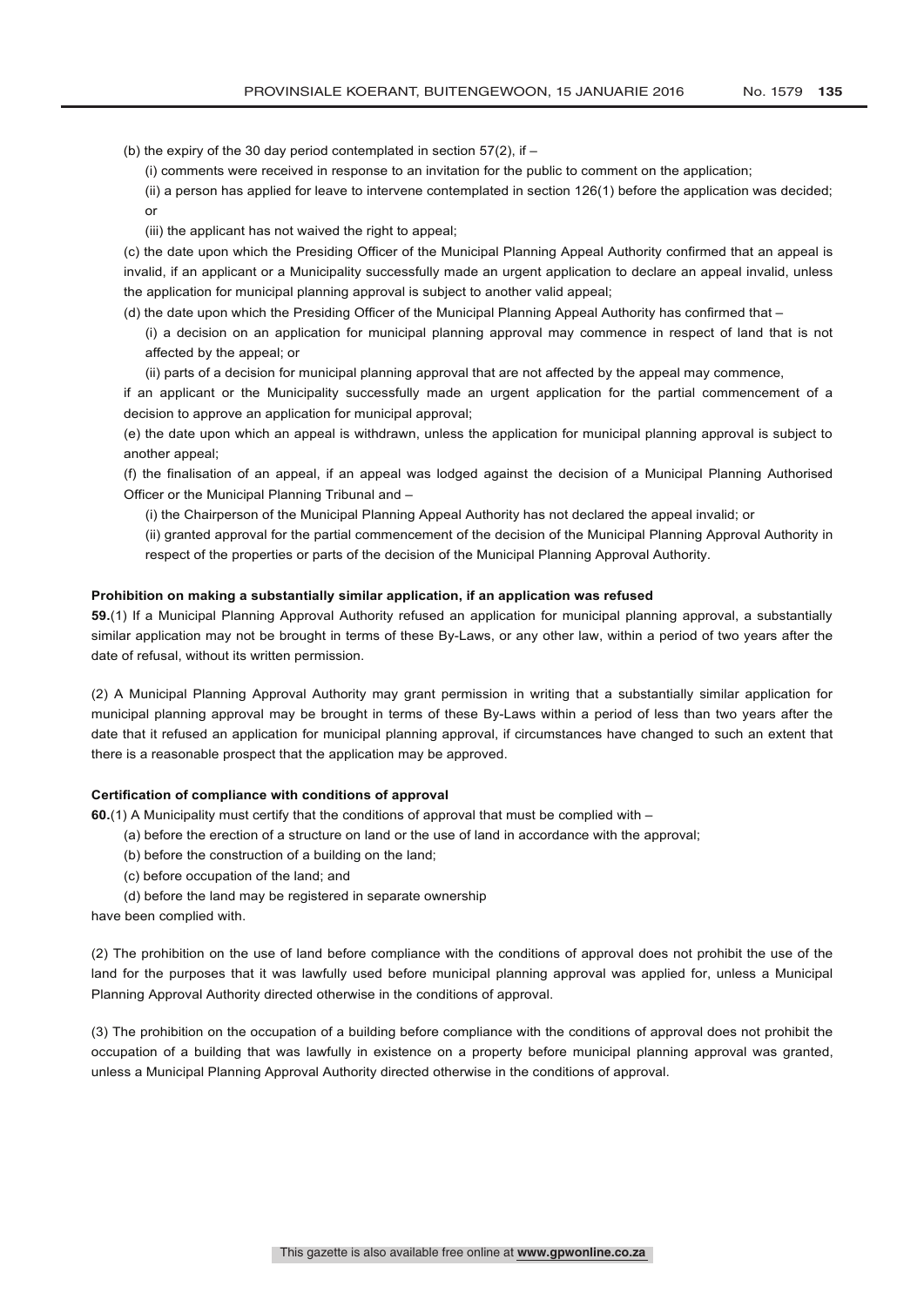(b) the expiry of the 30 day period contemplated in section 57(2), if –

(i) comments were received in response to an invitation for the public to comment on the application;

(ii) a person has applied for leave to intervene contemplated in section 126(1) before the application was decided; or

(iii) the applicant has not waived the right to appeal;

(c) the date upon which the Presiding Officer of the Municipal Planning Appeal Authority confirmed that an appeal is invalid, if an applicant or a Municipality successfully made an urgent application to declare an appeal invalid, unless the application for municipal planning approval is subject to another valid appeal;

(d) the date upon which the Presiding Officer of the Municipal Planning Appeal Authority has confirmed that –

(i) a decision on an application for municipal planning approval may commence in respect of land that is not affected by the appeal; or

(ii) parts of a decision for municipal planning approval that are not affected by the appeal may commence,

if an applicant or the Municipality successfully made an urgent application for the partial commencement of a decision to approve an application for municipal approval;

(e) the date upon which an appeal is withdrawn, unless the application for municipal planning approval is subject to another appeal;

(f) the finalisation of an appeal, if an appeal was lodged against the decision of a Municipal Planning Authorised Officer or the Municipal Planning Tribunal and –

(i) the Chairperson of the Municipal Planning Appeal Authority has not declared the appeal invalid; or

(ii) granted approval for the partial commencement of the decision of the Municipal Planning Approval Authority in respect of the properties or parts of the decision of the Municipal Planning Approval Authority.

**Prohibition on making a substantially similar application, if an application was refused**

**59.**(1) If a Municipal Planning Approval Authority refused an application for municipal planning approval, a substantially similar application may not be brought in terms of these By-Laws, or any other law, within a period of two years after the date of refusal, without its written permission.

(2) A Municipal Planning Approval Authority may grant permission in writing that a substantially similar application for municipal planning approval may be brought in terms of these By-Laws within a period of less than two years after the date that it refused an application for municipal planning approval, if circumstances have changed to such an extent that there is a reasonable prospect that the application may be approved.

**Certification of compliance with conditions of approval**

**60.**(1) A Municipality must certify that the conditions of approval that must be complied with –

(a) before the erection of a structure on land or the use of land in accordance with the approval;

(b) before the construction of a building on the land;

(c) before occupation of the land; and

(d) before the land may be registered in separate ownership

have been complied with.

(2) The prohibition on the use of land before compliance with the conditions of approval does not prohibit the use of the land for the purposes that it was lawfully used before municipal planning approval was applied for, unless a Municipal Planning Approval Authority directed otherwise in the conditions of approval.

(3) The prohibition on the occupation of a building before compliance with the conditions of approval does not prohibit the occupation of a building that was lawfully in existence on a property before municipal planning approval was granted, unless a Municipal Planning Approval Authority directed otherwise in the conditions of approval.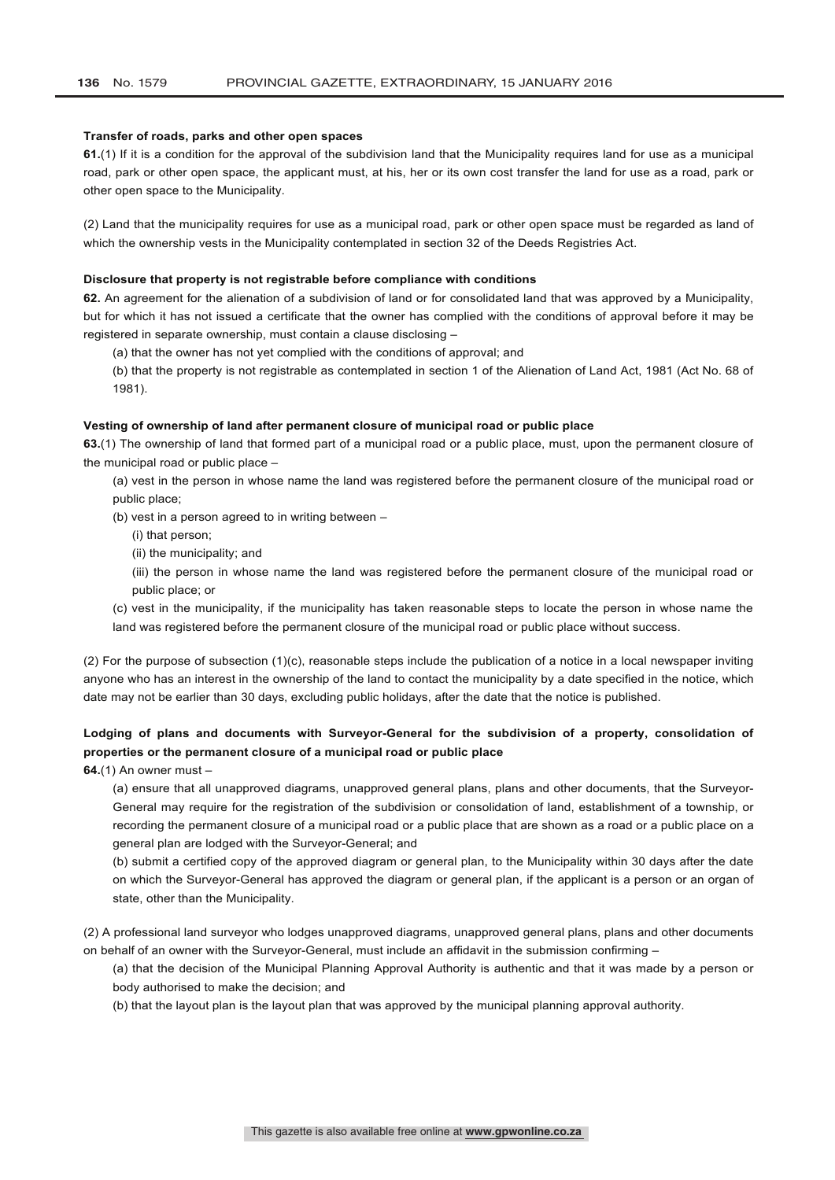**Transfer of roads, parks and other open spaces**

**61.**(1) If it is a condition for the approval of the subdivision land that the Municipality requires land for use as a municipal road, park or other open space, the applicant must, at his, her or its own cost transfer the land for use as a road, park or other open space to the Municipality.

(2) Land that the municipality requires for use as a municipal road, park or other open space must be regarded as land of which the ownership vests in the Municipality contemplated in section 32 of the Deeds Registries Act.

**Disclosure that property is not registrable before compliance with conditions**

**62.** An agreement for the alienation of a subdivision of land or for consolidated land that was approved by a Municipality, but for which it has not issued a certificate that the owner has complied with the conditions of approval before it may be registered in separate ownership, must contain a clause disclosing –

(a) that the owner has not yet complied with the conditions of approval; and

(b) that the property is not registrable as contemplated in section 1 of the Alienation of Land Act, 1981 (Act No. 68 of 1981).

**Vesting of ownership of land after permanent closure of municipal road or public place**

**63.**(1) The ownership of land that formed part of a municipal road or a public place, must, upon the permanent closure of the municipal road or public place –

(a) vest in the person in whose name the land was registered before the permanent closure of the municipal road or public place;

(b) vest in a person agreed to in writing between –

(i) that person;

(ii) the municipality; and

(iii) the person in whose name the land was registered before the permanent closure of the municipal road or public place; or

(c) vest in the municipality, if the municipality has taken reasonable steps to locate the person in whose name the land was registered before the permanent closure of the municipal road or public place without success.

(2) For the purpose of subsection (1)(c), reasonable steps include the publication of a notice in a local newspaper inviting anyone who has an interest in the ownership of the land to contact the municipality by a date specified in the notice, which date may not be earlier than 30 days, excluding public holidays, after the date that the notice is published.

**Lodging of plans and documents with Surveyor-General for the subdivision of a property, consolidation of properties or the permanent closure of a municipal road or public place**

**64.**(1) An owner must –

(a) ensure that all unapproved diagrams, unapproved general plans, plans and other documents, that the Surveyor-General may require for the registration of the subdivision or consolidation of land, establishment of a township, or recording the permanent closure of a municipal road or a public place that are shown as a road or a public place on a general plan are lodged with the Surveyor-General; and

(b) submit a certified copy of the approved diagram or general plan, to the Municipality within 30 days after the date on which the Surveyor-General has approved the diagram or general plan, if the applicant is a person or an organ of state, other than the Municipality.

(2) A professional land surveyor who lodges unapproved diagrams, unapproved general plans, plans and other documents on behalf of an owner with the Surveyor-General, must include an affidavit in the submission confirming –

(a) that the decision of the Municipal Planning Approval Authority is authentic and that it was made by a person or body authorised to make the decision; and

(b) that the layout plan is the layout plan that was approved by the municipal planning approval authority.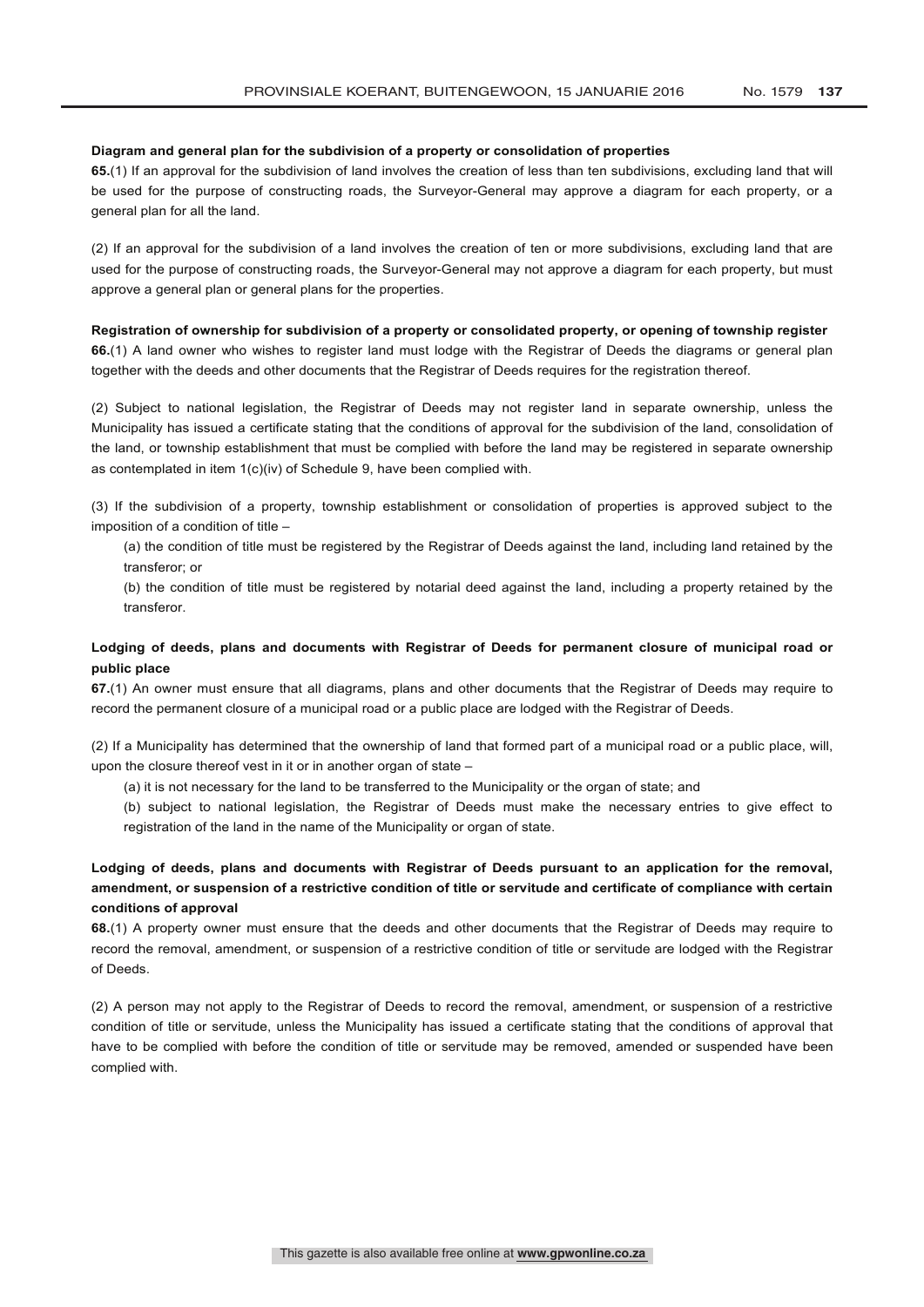**Diagram and general plan for the subdivision of a property or consolidation of properties**

**65.**(1) If an approval for the subdivision of land involves the creation of less than ten subdivisions, excluding land that will be used for the purpose of constructing roads, the Surveyor-General may approve a diagram for each property, or a general plan for all the land.

(2) If an approval for the subdivision of a land involves the creation of ten or more subdivisions, excluding land that are used for the purpose of constructing roads, the Surveyor-General may not approve a diagram for each property, but must approve a general plan or general plans for the properties.

**Registration of ownership for subdivision of a property or consolidated property, or opening of township register**

**66.**(1) A land owner who wishes to register land must lodge with the Registrar of Deeds the diagrams or general plan together with the deeds and other documents that the Registrar of Deeds requires for the registration thereof.

(2) Subject to national legislation, the Registrar of Deeds may not register land in separate ownership, unless the Municipality has issued a certificate stating that the conditions of approval for the subdivision of the land, consolidation of the land, or township establishment that must be complied with before the land may be registered in separate ownership as contemplated in item 1(c)(iv) of Schedule 9, have been complied with.

(3) If the subdivision of a property, township establishment or consolidation of properties is approved subject to the imposition of a condition of title –

(a) the condition of title must be registered by the Registrar of Deeds against the land, including land retained by the transferor; or

(b) the condition of title must be registered by notarial deed against the land, including a property retained by the transferor.

**Lodging of deeds, plans and documents with Registrar of Deeds for permanent closure of municipal road or public place**

**67.**(1) An owner must ensure that all diagrams, plans and other documents that the Registrar of Deeds may require to record the permanent closure of a municipal road or a public place are lodged with the Registrar of Deeds.

(2) If a Municipality has determined that the ownership of land that formed part of a municipal road or a public place, will, upon the closure thereof vest in it or in another organ of state –

(a) it is not necessary for the land to be transferred to the Municipality or the organ of state; and

(b) subject to national legislation, the Registrar of Deeds must make the necessary entries to give effect to registration of the land in the name of the Municipality or organ of state.

**Lodging of deeds, plans and documents with Registrar of Deeds pursuant to an application for the removal, amendment, or suspension of a restrictive condition of title or servitude and certificate of compliance with certain conditions of approval**

**68.**(1) A property owner must ensure that the deeds and other documents that the Registrar of Deeds may require to record the removal, amendment, or suspension of a restrictive condition of title or servitude are lodged with the Registrar of Deeds.

(2) A person may not apply to the Registrar of Deeds to record the removal, amendment, or suspension of a restrictive condition of title or servitude, unless the Municipality has issued a certificate stating that the conditions of approval that have to be complied with before the condition of title or servitude may be removed, amended or suspended have been complied with.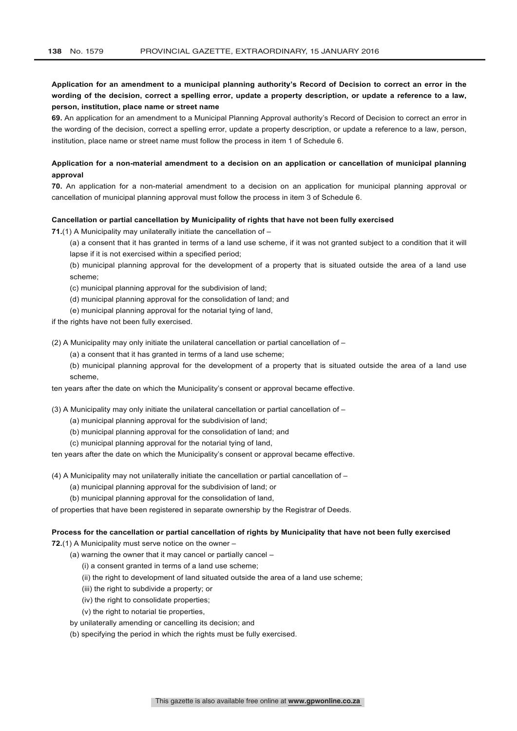**Application for an amendment to a municipal planning authority's Record of Decision to correct an error in the wording of the decision, correct a spelling error, update a property description, or update a reference to a law, person, institution, place name or street name**

**69.** An application for an amendment to a Municipal Planning Approval authority's Record of Decision to correct an error in the wording of the decision, correct a spelling error, update a property description, or update a reference to a law, person, institution, place name or street name must follow the process in item 1 of Schedule 6.

**Application for a non-material amendment to a decision on an application or cancellation of municipal planning approval**

**70.** An application for a non-material amendment to a decision on an application for municipal planning approval or cancellation of municipal planning approval must follow the process in item 3 of Schedule 6.

**Cancellation or partial cancellation by Municipality of rights that have not been fully exercised**

**71.**(1) A Municipality may unilaterally initiate the cancellation of –

(a) a consent that it has granted in terms of a land use scheme, if it was not granted subject to a condition that it will lapse if it is not exercised within a specified period;

(b) municipal planning approval for the development of a property that is situated outside the area of a land use scheme;

(c) municipal planning approval for the subdivision of land;

(d) municipal planning approval for the consolidation of land; and

(e) municipal planning approval for the notarial tying of land,

if the rights have not been fully exercised.

(2) A Municipality may only initiate the unilateral cancellation or partial cancellation of –

(a) a consent that it has granted in terms of a land use scheme;

(b) municipal planning approval for the development of a property that is situated outside the area of a land use scheme,

ten years after the date on which the Municipality's consent or approval became effective.

(3) A Municipality may only initiate the unilateral cancellation or partial cancellation of –

(a) municipal planning approval for the subdivision of land;

(b) municipal planning approval for the consolidation of land; and

(c) municipal planning approval for the notarial tying of land,

ten years after the date on which the Municipality's consent or approval became effective.

(4) A Municipality may not unilaterally initiate the cancellation or partial cancellation of –

(a) municipal planning approval for the subdivision of land; or

(b) municipal planning approval for the consolidation of land,

of properties that have been registered in separate ownership by the Registrar of Deeds.

**Process for the cancellation or partial cancellation of rights by Municipality that have not been fully exercised**

**72.**(1) A Municipality must serve notice on the owner –

(a) warning the owner that it may cancel or partially cancel –

(i) a consent granted in terms of a land use scheme;

(ii) the right to development of land situated outside the area of a land use scheme;

(iii) the right to subdivide a property; or

(iv) the right to consolidate properties;

(v) the right to notarial tie properties,

by unilaterally amending or cancelling its decision; and

(b) specifying the period in which the rights must be fully exercised.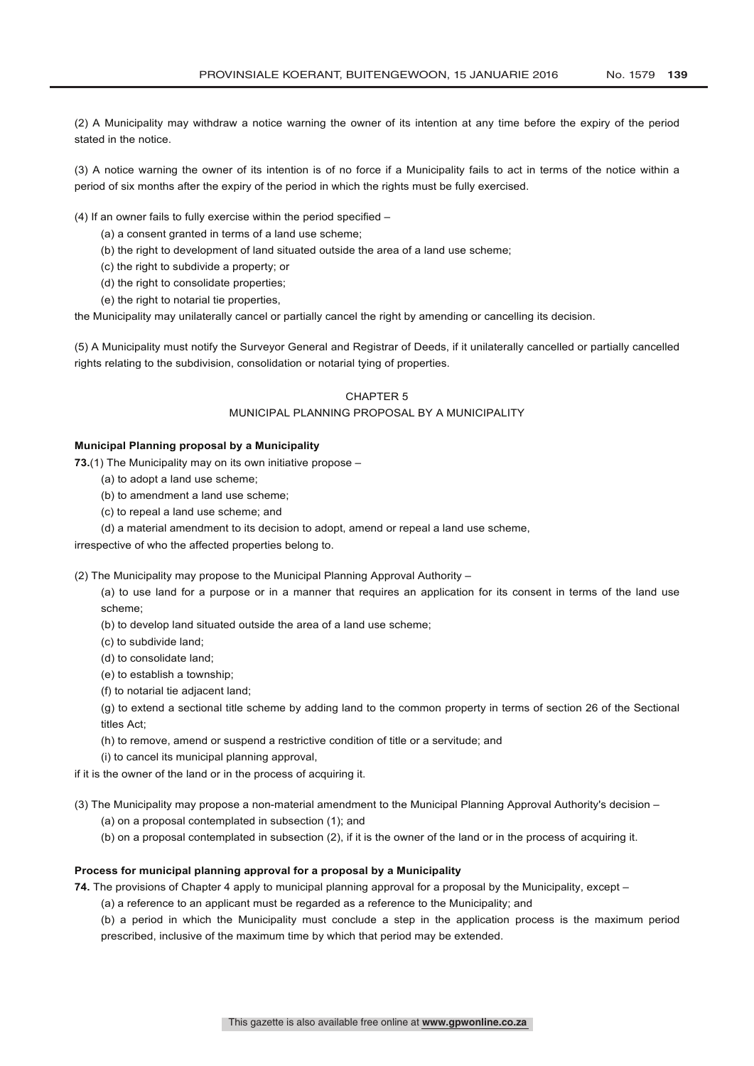(2) A Municipality may withdraw a notice warning the owner of its intention at any time before the expiry of the period stated in the notice.

(3) A notice warning the owner of its intention is of no force if a Municipality fails to act in terms of the notice within a period of six months after the expiry of the period in which the rights must be fully exercised.

(4) If an owner fails to fully exercise within the period specified –

(a) a consent granted in terms of a land use scheme;

(b) the right to development of land situated outside the area of a land use scheme;

(c) the right to subdivide a property; or

(d) the right to consolidate properties;

(e) the right to notarial tie properties,

the Municipality may unilaterally cancel or partially cancel the right by amending or cancelling its decision.

(5) A Municipality must notify the Surveyor General and Registrar of Deeds, if it unilaterally cancelled or partially cancelled rights relating to the subdivision, consolidation or notarial tying of properties.

## CHAPTER 5
## MUNICIPAL PLANNING PROPOSAL BY A MUNICIPALITY

**Municipal Planning proposal by a Municipality**

**73.**(1) The Municipality may on its own initiative propose –

(a) to adopt a land use scheme;

(b) to amendment a land use scheme;

(c) to repeal a land use scheme; and

(d) a material amendment to its decision to adopt, amend or repeal a land use scheme,

irrespective of who the affected properties belong to.

(2) The Municipality may propose to the Municipal Planning Approval Authority –

(a) to use land for a purpose or in a manner that requires an application for its consent in terms of the land use scheme;

(b) to develop land situated outside the area of a land use scheme;

(c) to subdivide land;

(d) to consolidate land;

(e) to establish a township;

(f) to notarial tie adjacent land;

(g) to extend a sectional title scheme by adding land to the common property in terms of section 26 of the Sectional titles Act;

(h) to remove, amend or suspend a restrictive condition of title or a servitude; and

(i) to cancel its municipal planning approval,

if it is the owner of the land or in the process of acquiring it.

(3) The Municipality may propose a non-material amendment to the Municipal Planning Approval Authority's decision –

(a) on a proposal contemplated in subsection (1); and

(b) on a proposal contemplated in subsection (2), if it is the owner of the land or in the process of acquiring it.

**Process for municipal planning approval for a proposal by a Municipality**

**74.** The provisions of Chapter 4 apply to municipal planning approval for a proposal by the Municipality, except –

(a) a reference to an applicant must be regarded as a reference to the Municipality; and

(b) a period in which the Municipality must conclude a step in the application process is the maximum period prescribed, inclusive of the maximum time by which that period may be extended.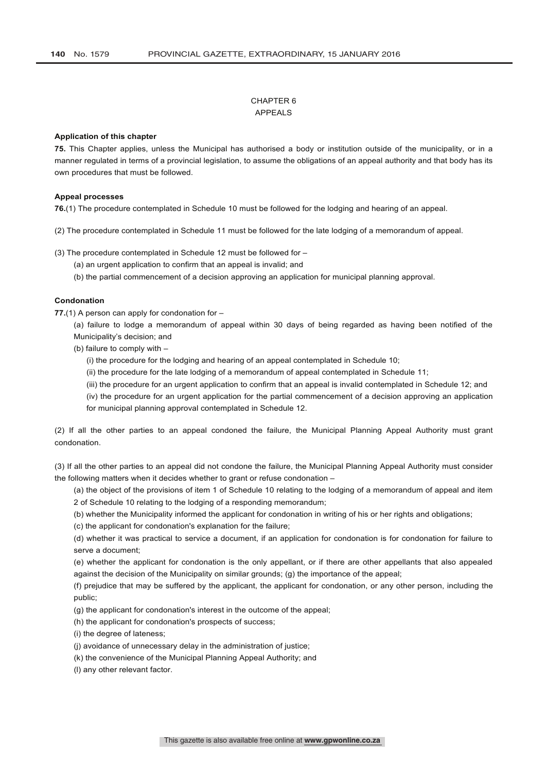# CHAPTER 6
# APPEALS

**Application of this chapter**

**75.** This Chapter applies, unless the Municipal has authorised a body or institution outside of the municipality, or in a manner regulated in terms of a provincial legislation, to assume the obligations of an appeal authority and that body has its own procedures that must be followed.

**Appeal processes**

**76.**(1) The procedure contemplated in Schedule 10 must be followed for the lodging and hearing of an appeal.

(2) The procedure contemplated in Schedule 11 must be followed for the late lodging of a memorandum of appeal.

(3) The procedure contemplated in Schedule 12 must be followed for –

(a) an urgent application to confirm that an appeal is invalid; and

(b) the partial commencement of a decision approving an application for municipal planning approval.

**Condonation**

**77.**(1) A person can apply for condonation for –

(a) failure to lodge a memorandum of appeal within 30 days of being regarded as having been notified of the Municipality's decision; and

(b) failure to comply with –

(i) the procedure for the lodging and hearing of an appeal contemplated in Schedule 10;

(ii) the procedure for the late lodging of a memorandum of appeal contemplated in Schedule 11;

(iii) the procedure for an urgent application to confirm that an appeal is invalid contemplated in Schedule 12; and

(iv) the procedure for an urgent application for the partial commencement of a decision approving an application for municipal planning approval contemplated in Schedule 12.

(2) If all the other parties to an appeal condoned the failure, the Municipal Planning Appeal Authority must grant condonation.

(3) If all the other parties to an appeal did not condone the failure, the Municipal Planning Appeal Authority must consider the following matters when it decides whether to grant or refuse condonation –

(a) the object of the provisions of item 1 of Schedule 10 relating to the lodging of a memorandum of appeal and item 2 of Schedule 10 relating to the lodging of a responding memorandum;

(b) whether the Municipality informed the applicant for condonation in writing of his or her rights and obligations;

(c) the applicant for condonation's explanation for the failure;

(d) whether it was practical to service a document, if an application for condonation is for condonation for failure to serve a document;

(e) whether the applicant for condonation is the only appellant, or if there are other appellants that also appealed against the decision of the Municipality on similar grounds; (g) the importance of the appeal;

(f) prejudice that may be suffered by the applicant, the applicant for condonation, or any other person, including the public;

(g) the applicant for condonation's interest in the outcome of the appeal;

(h) the applicant for condonation's prospects of success;

(i) the degree of lateness;

(j) avoidance of unnecessary delay in the administration of justice;

(k) the convenience of the Municipal Planning Appeal Authority; and

(l) any other relevant factor.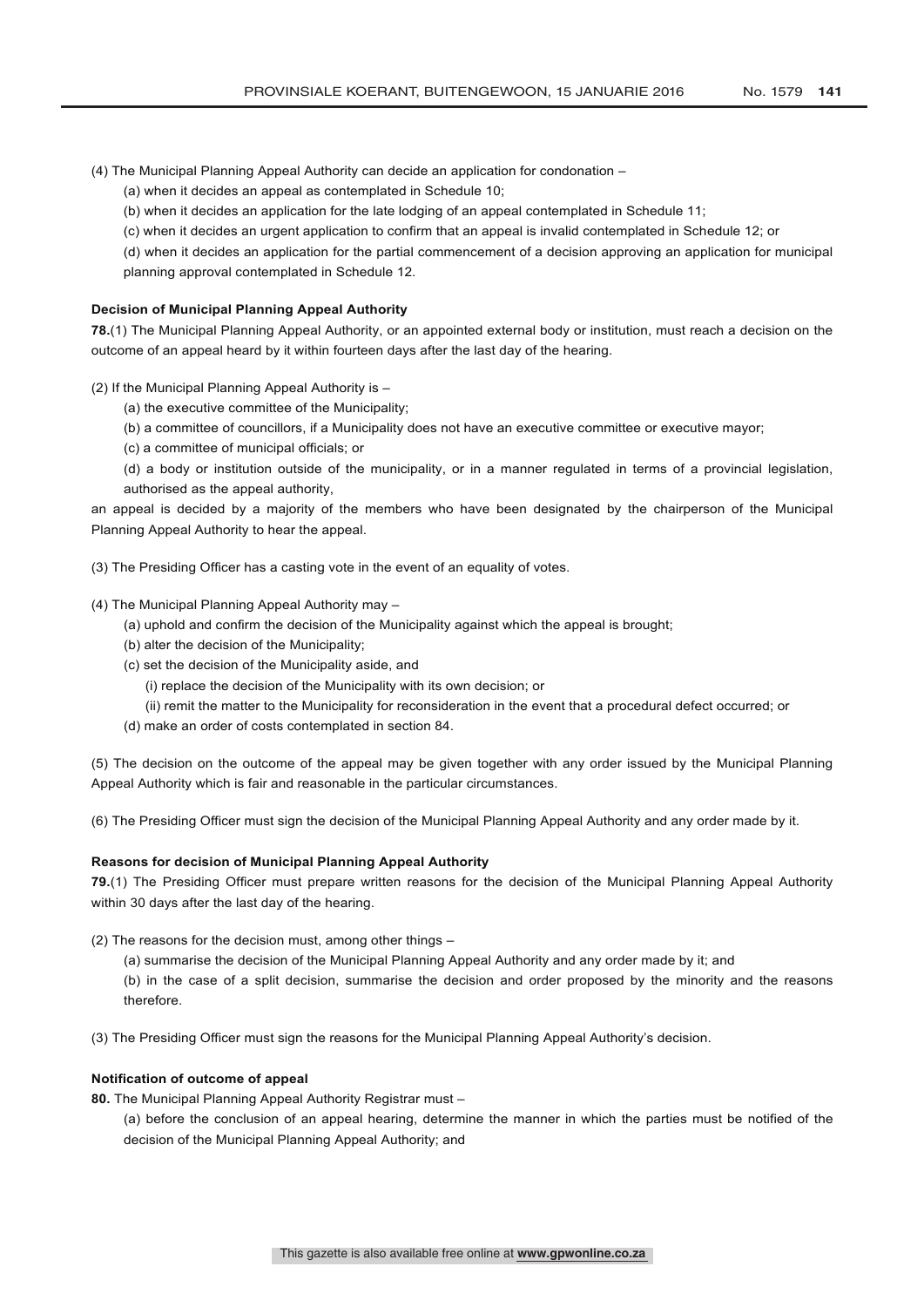(4) The Municipal Planning Appeal Authority can decide an application for condonation –

(a) when it decides an appeal as contemplated in Schedule 10;

(b) when it decides an application for the late lodging of an appeal contemplated in Schedule 11;

(c) when it decides an urgent application to confirm that an appeal is invalid contemplated in Schedule 12; or

(d) when it decides an application for the partial commencement of a decision approving an application for municipal planning approval contemplated in Schedule 12.

**Decision of Municipal Planning Appeal Authority**

**78.**(1) The Municipal Planning Appeal Authority, or an appointed external body or institution, must reach a decision on the outcome of an appeal heard by it within fourteen days after the last day of the hearing.

(2) If the Municipal Planning Appeal Authority is –

(a) the executive committee of the Municipality;

(b) a committee of councillors, if a Municipality does not have an executive committee or executive mayor;

(c) a committee of municipal officials; or

(d) a body or institution outside of the municipality, or in a manner regulated in terms of a provincial legislation, authorised as the appeal authority,

an appeal is decided by a majority of the members who have been designated by the chairperson of the Municipal Planning Appeal Authority to hear the appeal.

(3) The Presiding Officer has a casting vote in the event of an equality of votes.

(4) The Municipal Planning Appeal Authority may –

(a) uphold and confirm the decision of the Municipality against which the appeal is brought;

(b) alter the decision of the Municipality;

(c) set the decision of the Municipality aside, and

(i) replace the decision of the Municipality with its own decision; or

(ii) remit the matter to the Municipality for reconsideration in the event that a procedural defect occurred; or

(d) make an order of costs contemplated in section 84.

(5) The decision on the outcome of the appeal may be given together with any order issued by the Municipal Planning Appeal Authority which is fair and reasonable in the particular circumstances.

(6) The Presiding Officer must sign the decision of the Municipal Planning Appeal Authority and any order made by it.

**Reasons for decision of Municipal Planning Appeal Authority**

**79.**(1) The Presiding Officer must prepare written reasons for the decision of the Municipal Planning Appeal Authority within 30 days after the last day of the hearing.

(2) The reasons for the decision must, among other things –

(a) summarise the decision of the Municipal Planning Appeal Authority and any order made by it; and

(b) in the case of a split decision, summarise the decision and order proposed by the minority and the reasons therefore.

(3) The Presiding Officer must sign the reasons for the Municipal Planning Appeal Authority's decision.

**Notification of outcome of appeal**

**80.** The Municipal Planning Appeal Authority Registrar must –

(a) before the conclusion of an appeal hearing, determine the manner in which the parties must be notified of the decision of the Municipal Planning Appeal Authority; and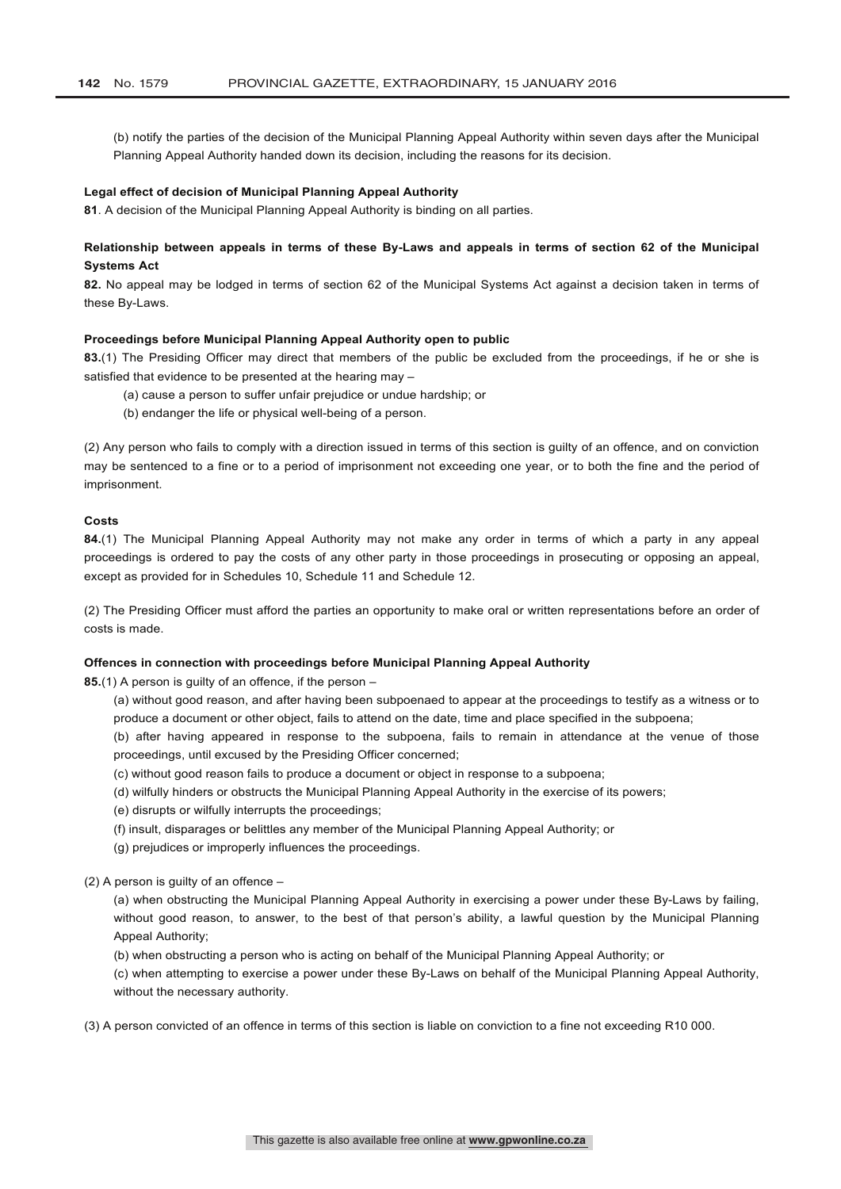(b) notify the parties of the decision of the Municipal Planning Appeal Authority within seven days after the Municipal Planning Appeal Authority handed down its decision, including the reasons for its decision.

**Legal effect of decision of Municipal Planning Appeal Authority**

**81**. A decision of the Municipal Planning Appeal Authority is binding on all parties.

**Relationship between appeals in terms of these By-Laws and appeals in terms of section 62 of the Municipal Systems Act**

**82.** No appeal may be lodged in terms of section 62 of the Municipal Systems Act against a decision taken in terms of these By-Laws.

**Proceedings before Municipal Planning Appeal Authority open to public**

**83.**(1) The Presiding Officer may direct that members of the public be excluded from the proceedings, if he or she is satisfied that evidence to be presented at the hearing may –

(a) cause a person to suffer unfair prejudice or undue hardship; or

(b) endanger the life or physical well-being of a person.

(2) Any person who fails to comply with a direction issued in terms of this section is guilty of an offence, and on conviction may be sentenced to a fine or to a period of imprisonment not exceeding one year, or to both the fine and the period of imprisonment.

**Costs**

**84.**(1) The Municipal Planning Appeal Authority may not make any order in terms of which a party in any appeal proceedings is ordered to pay the costs of any other party in those proceedings in prosecuting or opposing an appeal, except as provided for in Schedules 10, Schedule 11 and Schedule 12.

(2) The Presiding Officer must afford the parties an opportunity to make oral or written representations before an order of costs is made.

**Offences in connection with proceedings before Municipal Planning Appeal Authority**

**85.**(1) A person is guilty of an offence, if the person –

(a) without good reason, and after having been subpoenaed to appear at the proceedings to testify as a witness or to produce a document or other object, fails to attend on the date, time and place specified in the subpoena;

(b) after having appeared in response to the subpoena, fails to remain in attendance at the venue of those proceedings, until excused by the Presiding Officer concerned;

(c) without good reason fails to produce a document or object in response to a subpoena;

(d) wilfully hinders or obstructs the Municipal Planning Appeal Authority in the exercise of its powers;

(e) disrupts or wilfully interrupts the proceedings;

(f) insult, disparages or belittles any member of the Municipal Planning Appeal Authority; or

(g) prejudices or improperly influences the proceedings.

(2) A person is guilty of an offence –

(a) when obstructing the Municipal Planning Appeal Authority in exercising a power under these By-Laws by failing, without good reason, to answer, to the best of that person's ability, a lawful question by the Municipal Planning Appeal Authority;

(b) when obstructing a person who is acting on behalf of the Municipal Planning Appeal Authority; or

(c) when attempting to exercise a power under these By-Laws on behalf of the Municipal Planning Appeal Authority, without the necessary authority.

(3) A person convicted of an offence in terms of this section is liable on conviction to a fine not exceeding R10 000.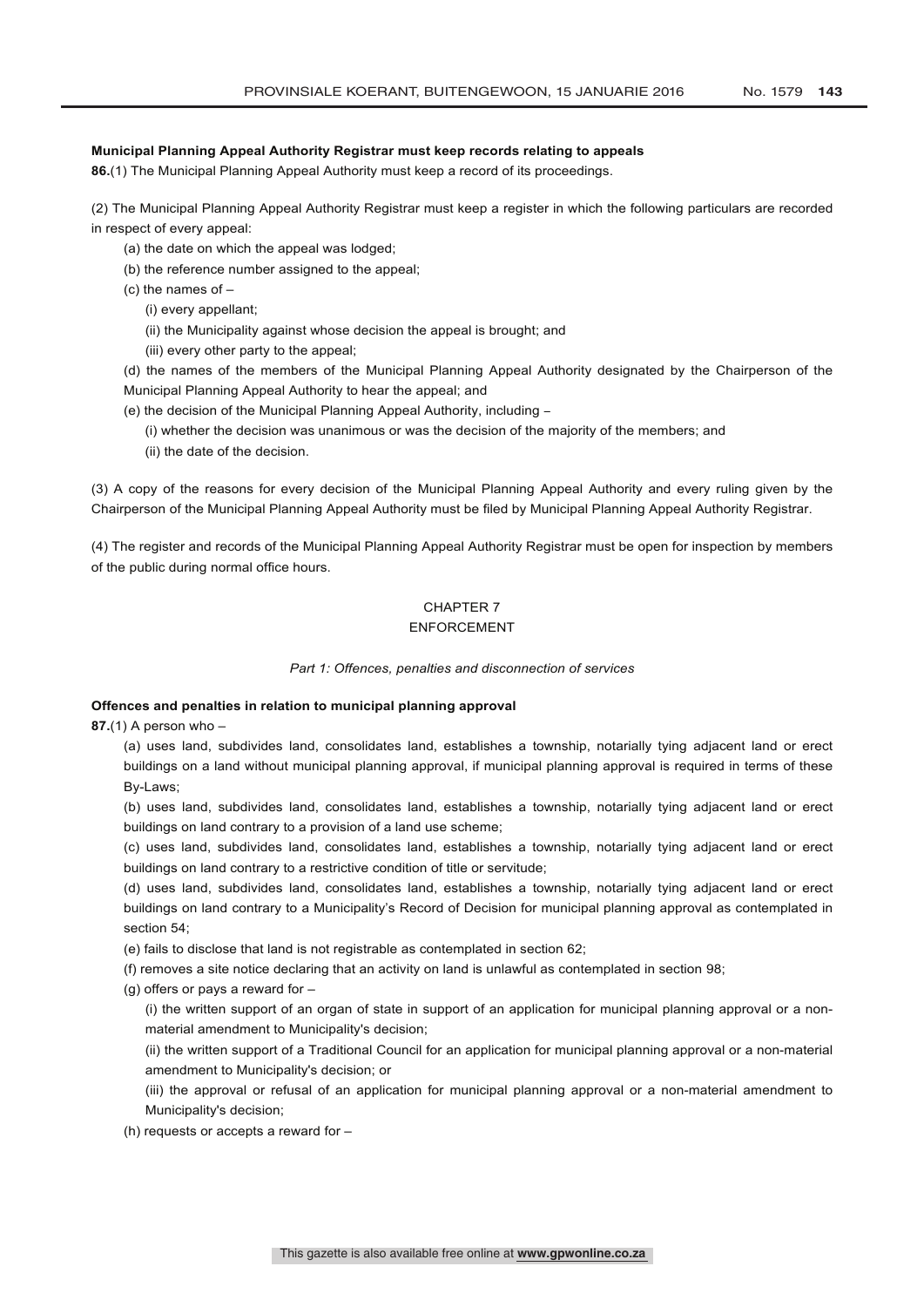**Municipal Planning Appeal Authority Registrar must keep records relating to appeals**

**86.**(1) The Municipal Planning Appeal Authority must keep a record of its proceedings.

(2) The Municipal Planning Appeal Authority Registrar must keep a register in which the following particulars are recorded in respect of every appeal:

(a) the date on which the appeal was lodged;

(b) the reference number assigned to the appeal;

(c) the names of –

(i) every appellant;

(ii) the Municipality against whose decision the appeal is brought; and

(iii) every other party to the appeal;

(d) the names of the members of the Municipal Planning Appeal Authority designated by the Chairperson of the Municipal Planning Appeal Authority to hear the appeal; and

(e) the decision of the Municipal Planning Appeal Authority, including –

(i) whether the decision was unanimous or was the decision of the majority of the members; and

(ii) the date of the decision.

(3) A copy of the reasons for every decision of the Municipal Planning Appeal Authority and every ruling given by the Chairperson of the Municipal Planning Appeal Authority must be filed by Municipal Planning Appeal Authority Registrar.

(4) The register and records of the Municipal Planning Appeal Authority Registrar must be open for inspection by members of the public during normal office hours.

## CHAPTER 7
## ENFORCEMENT

*Part 1: Offences, penalties and disconnection of services*

**Offences and penalties in relation to municipal planning approval**

**87.**(1) A person who –

(a) uses land, subdivides land, consolidates land, establishes a township, notarially tying adjacent land or erect buildings on a land without municipal planning approval, if municipal planning approval is required in terms of these By-Laws;

(b) uses land, subdivides land, consolidates land, establishes a township, notarially tying adjacent land or erect buildings on land contrary to a provision of a land use scheme;

(c) uses land, subdivides land, consolidates land, establishes a township, notarially tying adjacent land or erect buildings on land contrary to a restrictive condition of title or servitude;

(d) uses land, subdivides land, consolidates land, establishes a township, notarially tying adjacent land or erect buildings on land contrary to a Municipality's Record of Decision for municipal planning approval as contemplated in section 54;

(e) fails to disclose that land is not registrable as contemplated in section 62;

(f) removes a site notice declaring that an activity on land is unlawful as contemplated in section 98;

(g) offers or pays a reward for –

(i) the written support of an organ of state in support of an application for municipal planning approval or a non-material amendment to Municipality's decision;

(ii) the written support of a Traditional Council for an application for municipal planning approval or a non-material amendment to Municipality's decision; or

(iii) the approval or refusal of an application for municipal planning approval or a non-material amendment to Municipality's decision;

(h) requests or accepts a reward for –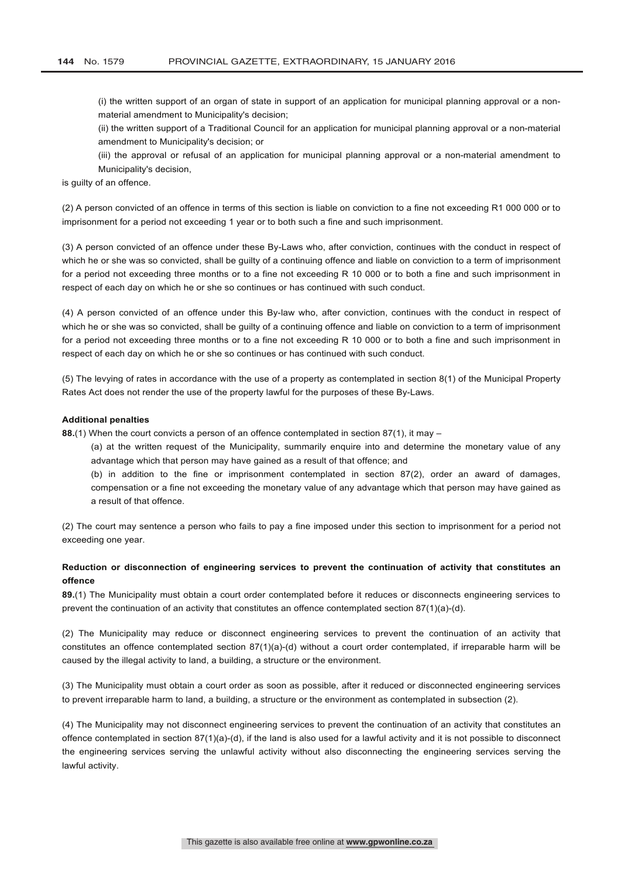(i) the written support of an organ of state in support of an application for municipal planning approval or a non-material amendment to Municipality's decision;

(ii) the written support of a Traditional Council for an application for municipal planning approval or a non-material amendment to Municipality's decision; or

(iii) the approval or refusal of an application for municipal planning approval or a non-material amendment to Municipality's decision,

is guilty of an offence.

(2) A person convicted of an offence in terms of this section is liable on conviction to a fine not exceeding R1 000 000 or to imprisonment for a period not exceeding 1 year or to both such a fine and such imprisonment.

(3) A person convicted of an offence under these By-Laws who, after conviction, continues with the conduct in respect of which he or she was so convicted, shall be guilty of a continuing offence and liable on conviction to a term of imprisonment for a period not exceeding three months or to a fine not exceeding R 10 000 or to both a fine and such imprisonment in respect of each day on which he or she so continues or has continued with such conduct.

(4) A person convicted of an offence under this By-law who, after conviction, continues with the conduct in respect of which he or she was so convicted, shall be guilty of a continuing offence and liable on conviction to a term of imprisonment for a period not exceeding three months or to a fine not exceeding R 10 000 or to both a fine and such imprisonment in respect of each day on which he or she so continues or has continued with such conduct.

(5) The levying of rates in accordance with the use of a property as contemplated in section 8(1) of the Municipal Property Rates Act does not render the use of the property lawful for the purposes of these By-Laws.

**Additional penalties**

**88.**(1) When the court convicts a person of an offence contemplated in section 87(1), it may –

(a) at the written request of the Municipality, summarily enquire into and determine the monetary value of any advantage which that person may have gained as a result of that offence; and

(b) in addition to the fine or imprisonment contemplated in section 87(2), order an award of damages, compensation or a fine not exceeding the monetary value of any advantage which that person may have gained as a result of that offence.

(2) The court may sentence a person who fails to pay a fine imposed under this section to imprisonment for a period not exceeding one year.

**Reduction or disconnection of engineering services to prevent the continuation of activity that constitutes an offence**

**89.**(1) The Municipality must obtain a court order contemplated before it reduces or disconnects engineering services to prevent the continuation of an activity that constitutes an offence contemplated section 87(1)(a)-(d).

(2) The Municipality may reduce or disconnect engineering services to prevent the continuation of an activity that constitutes an offence contemplated section 87(1)(a)-(d) without a court order contemplated, if irreparable harm will be caused by the illegal activity to land, a building, a structure or the environment.

(3) The Municipality must obtain a court order as soon as possible, after it reduced or disconnected engineering services to prevent irreparable harm to land, a building, a structure or the environment as contemplated in subsection (2).

(4) The Municipality may not disconnect engineering services to prevent the continuation of an activity that constitutes an offence contemplated in section 87(1)(a)-(d), if the land is also used for a lawful activity and it is not possible to disconnect the engineering services serving the unlawful activity without also disconnecting the engineering services serving the lawful activity.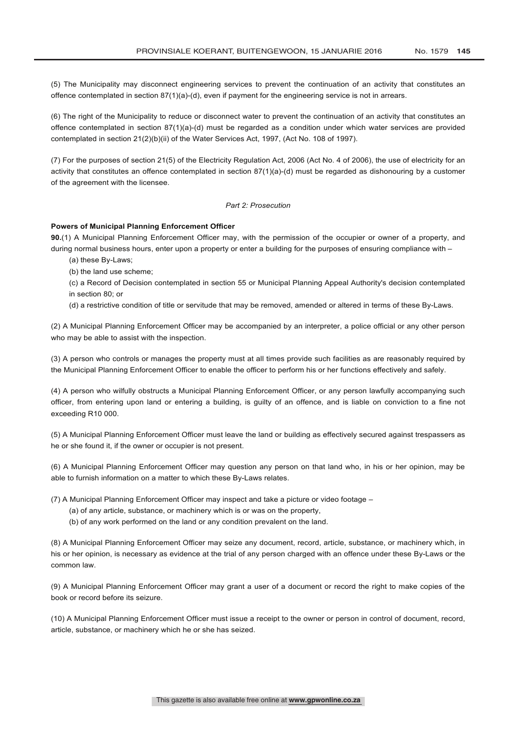(5) The Municipality may disconnect engineering services to prevent the continuation of an activity that constitutes an offence contemplated in section 87(1)(a)-(d), even if payment for the engineering service is not in arrears.

(6) The right of the Municipality to reduce or disconnect water to prevent the continuation of an activity that constitutes an offence contemplated in section 87(1)(a)-(d) must be regarded as a condition under which water services are provided contemplated in section 21(2)(b)(ii) of the Water Services Act, 1997, (Act No. 108 of 1997).

(7) For the purposes of section 21(5) of the Electricity Regulation Act, 2006 (Act No. 4 of 2006), the use of electricity for an activity that constitutes an offence contemplated in section 87(1)(a)-(d) must be regarded as dishonouring by a customer of the agreement with the licensee.

*Part 2: Prosecution*

**Powers of Municipal Planning Enforcement Officer**

**90.**(1) A Municipal Planning Enforcement Officer may, with the permission of the occupier or owner of a property, and during normal business hours, enter upon a property or enter a building for the purposes of ensuring compliance with –

(a) these By-Laws;

(b) the land use scheme;

(c) a Record of Decision contemplated in section 55 or Municipal Planning Appeal Authority's decision contemplated in section 80; or

(d) a restrictive condition of title or servitude that may be removed, amended or altered in terms of these By-Laws.

(2) A Municipal Planning Enforcement Officer may be accompanied by an interpreter, a police official or any other person who may be able to assist with the inspection.

(3) A person who controls or manages the property must at all times provide such facilities as are reasonably required by the Municipal Planning Enforcement Officer to enable the officer to perform his or her functions effectively and safely.

(4) A person who wilfully obstructs a Municipal Planning Enforcement Officer, or any person lawfully accompanying such officer, from entering upon land or entering a building, is guilty of an offence, and is liable on conviction to a fine not exceeding R10 000.

(5) A Municipal Planning Enforcement Officer must leave the land or building as effectively secured against trespassers as he or she found it, if the owner or occupier is not present.

(6) A Municipal Planning Enforcement Officer may question any person on that land who, in his or her opinion, may be able to furnish information on a matter to which these By-Laws relates.

(7) A Municipal Planning Enforcement Officer may inspect and take a picture or video footage –

(a) of any article, substance, or machinery which is or was on the property,

(b) of any work performed on the land or any condition prevalent on the land.

(8) A Municipal Planning Enforcement Officer may seize any document, record, article, substance, or machinery which, in his or her opinion, is necessary as evidence at the trial of any person charged with an offence under these By-Laws or the common law.

(9) A Municipal Planning Enforcement Officer may grant a user of a document or record the right to make copies of the book or record before its seizure.

(10) A Municipal Planning Enforcement Officer must issue a receipt to the owner or person in control of document, record, article, substance, or machinery which he or she has seized.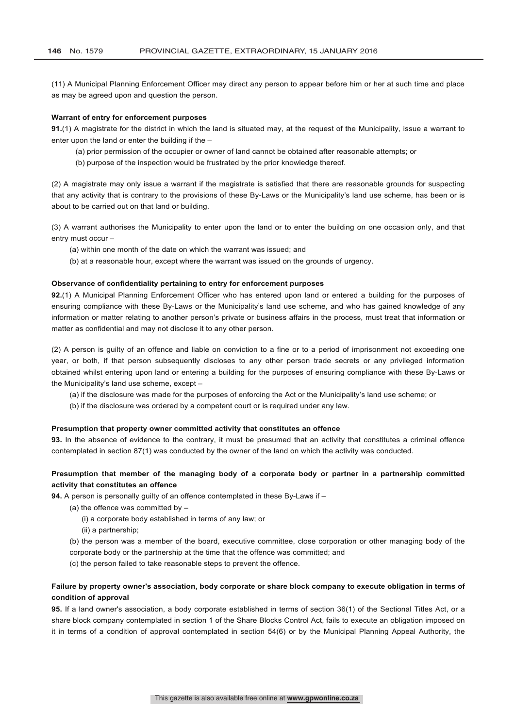(11) A Municipal Planning Enforcement Officer may direct any person to appear before him or her at such time and place as may be agreed upon and question the person.

**Warrant of entry for enforcement purposes**

**91.**(1) A magistrate for the district in which the land is situated may, at the request of the Municipality, issue a warrant to enter upon the land or enter the building if the –

(a) prior permission of the occupier or owner of land cannot be obtained after reasonable attempts; or

(b) purpose of the inspection would be frustrated by the prior knowledge thereof.

(2) A magistrate may only issue a warrant if the magistrate is satisfied that there are reasonable grounds for suspecting that any activity that is contrary to the provisions of these By-Laws or the Municipality's land use scheme, has been or is about to be carried out on that land or building.

(3) A warrant authorises the Municipality to enter upon the land or to enter the building on one occasion only, and that entry must occur –

(a) within one month of the date on which the warrant was issued; and

(b) at a reasonable hour, except where the warrant was issued on the grounds of urgency.

**Observance of confidentiality pertaining to entry for enforcement purposes**

**92.**(1) A Municipal Planning Enforcement Officer who has entered upon land or entered a building for the purposes of ensuring compliance with these By-Laws or the Municipality's land use scheme, and who has gained knowledge of any information or matter relating to another person's private or business affairs in the process, must treat that information or matter as confidential and may not disclose it to any other person.

(2) A person is guilty of an offence and liable on conviction to a fine or to a period of imprisonment not exceeding one year, or both, if that person subsequently discloses to any other person trade secrets or any privileged information obtained whilst entering upon land or entering a building for the purposes of ensuring compliance with these By-Laws or the Municipality's land use scheme, except –

(a) if the disclosure was made for the purposes of enforcing the Act or the Municipality's land use scheme; or

(b) if the disclosure was ordered by a competent court or is required under any law.

**Presumption that property owner committed activity that constitutes an offence**

**93.** In the absence of evidence to the contrary, it must be presumed that an activity that constitutes a criminal offence contemplated in section 87(1) was conducted by the owner of the land on which the activity was conducted.

**Presumption that member of the managing body of a corporate body or partner in a partnership committed activity that constitutes an offence**

**94.** A person is personally guilty of an offence contemplated in these By-Laws if –

(a) the offence was committed by –

(i) a corporate body established in terms of any law; or

(ii) a partnership;

(b) the person was a member of the board, executive committee, close corporation or other managing body of the corporate body or the partnership at the time that the offence was committed; and

(c) the person failed to take reasonable steps to prevent the offence.

**Failure by property owner's association, body corporate or share block company to execute obligation in terms of condition of approval**

**95.** If a land owner's association, a body corporate established in terms of section 36(1) of the Sectional Titles Act, or a share block company contemplated in section 1 of the Share Blocks Control Act, fails to execute an obligation imposed on it in terms of a condition of approval contemplated in section 54(6) or by the Municipal Planning Appeal Authority, the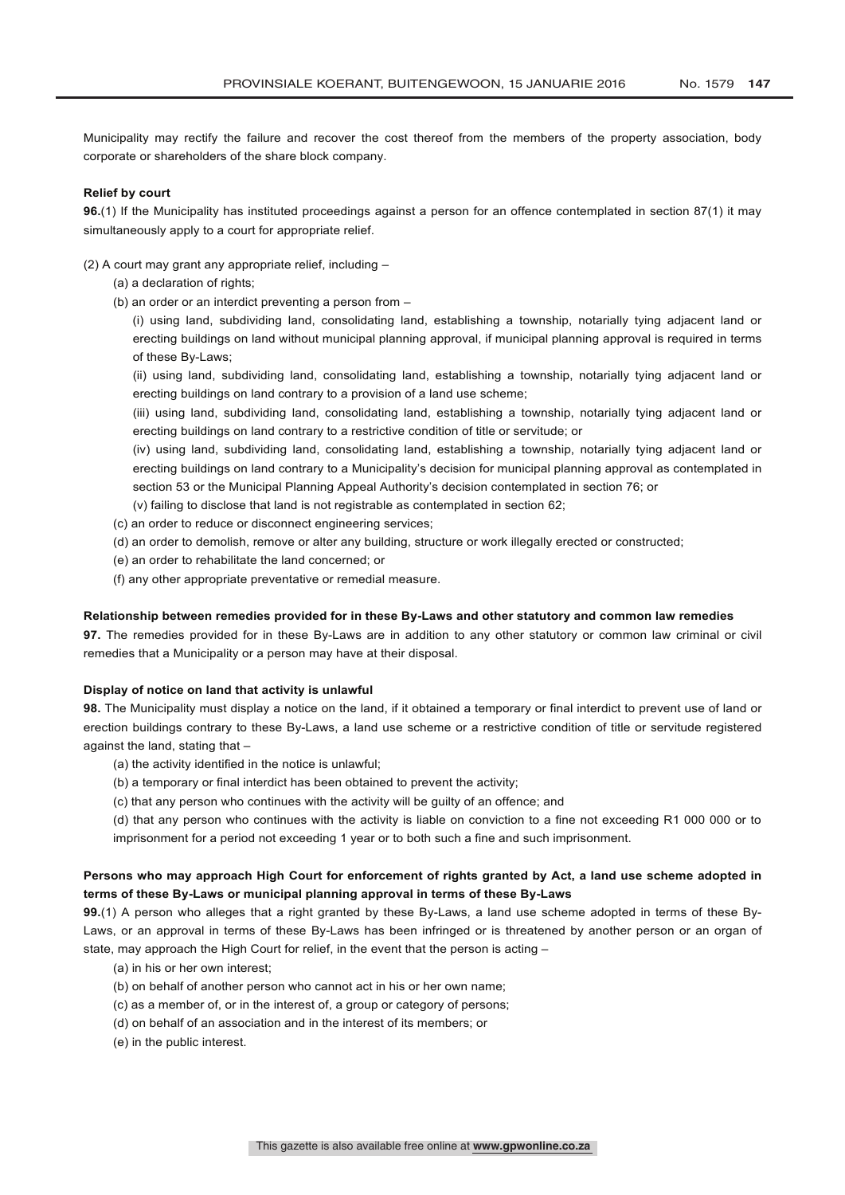Municipality may rectify the failure and recover the cost thereof from the members of the property association, body corporate or shareholders of the share block company.

**Relief by court**

**96.**(1) If the Municipality has instituted proceedings against a person for an offence contemplated in section 87(1) it may simultaneously apply to a court for appropriate relief.

(2) A court may grant any appropriate relief, including –

(a) a declaration of rights;

(b) an order or an interdict preventing a person from –

(i) using land, subdividing land, consolidating land, establishing a township, notarially tying adjacent land or erecting buildings on land without municipal planning approval, if municipal planning approval is required in terms of these By-Laws;

(ii) using land, subdividing land, consolidating land, establishing a township, notarially tying adjacent land or erecting buildings on land contrary to a provision of a land use scheme;

(iii) using land, subdividing land, consolidating land, establishing a township, notarially tying adjacent land or erecting buildings on land contrary to a restrictive condition of title or servitude; or

(iv) using land, subdividing land, consolidating land, establishing a township, notarially tying adjacent land or erecting buildings on land contrary to a Municipality's decision for municipal planning approval as contemplated in section 53 or the Municipal Planning Appeal Authority's decision contemplated in section 76; or

(v) failing to disclose that land is not registrable as contemplated in section 62;

(c) an order to reduce or disconnect engineering services;

(d) an order to demolish, remove or alter any building, structure or work illegally erected or constructed;

(e) an order to rehabilitate the land concerned; or

(f) any other appropriate preventative or remedial measure.

**Relationship between remedies provided for in these By-Laws and other statutory and common law remedies**

**97.** The remedies provided for in these By-Laws are in addition to any other statutory or common law criminal or civil remedies that a Municipality or a person may have at their disposal.

**Display of notice on land that activity is unlawful**

**98.** The Municipality must display a notice on the land, if it obtained a temporary or final interdict to prevent use of land or erection buildings contrary to these By-Laws, a land use scheme or a restrictive condition of title or servitude registered against the land, stating that –

(a) the activity identified in the notice is unlawful;

(b) a temporary or final interdict has been obtained to prevent the activity;

(c) that any person who continues with the activity will be guilty of an offence; and

(d) that any person who continues with the activity is liable on conviction to a fine not exceeding R1 000 000 or to imprisonment for a period not exceeding 1 year or to both such a fine and such imprisonment.

**Persons who may approach High Court for enforcement of rights granted by Act, a land use scheme adopted in terms of these By-Laws or municipal planning approval in terms of these By-Laws**

**99.**(1) A person who alleges that a right granted by these By-Laws, a land use scheme adopted in terms of these By-Laws, or an approval in terms of these By-Laws has been infringed or is threatened by another person or an organ of state, may approach the High Court for relief, in the event that the person is acting –

(a) in his or her own interest;

(b) on behalf of another person who cannot act in his or her own name;

(c) as a member of, or in the interest of, a group or category of persons;

(d) on behalf of an association and in the interest of its members; or

(e) in the public interest.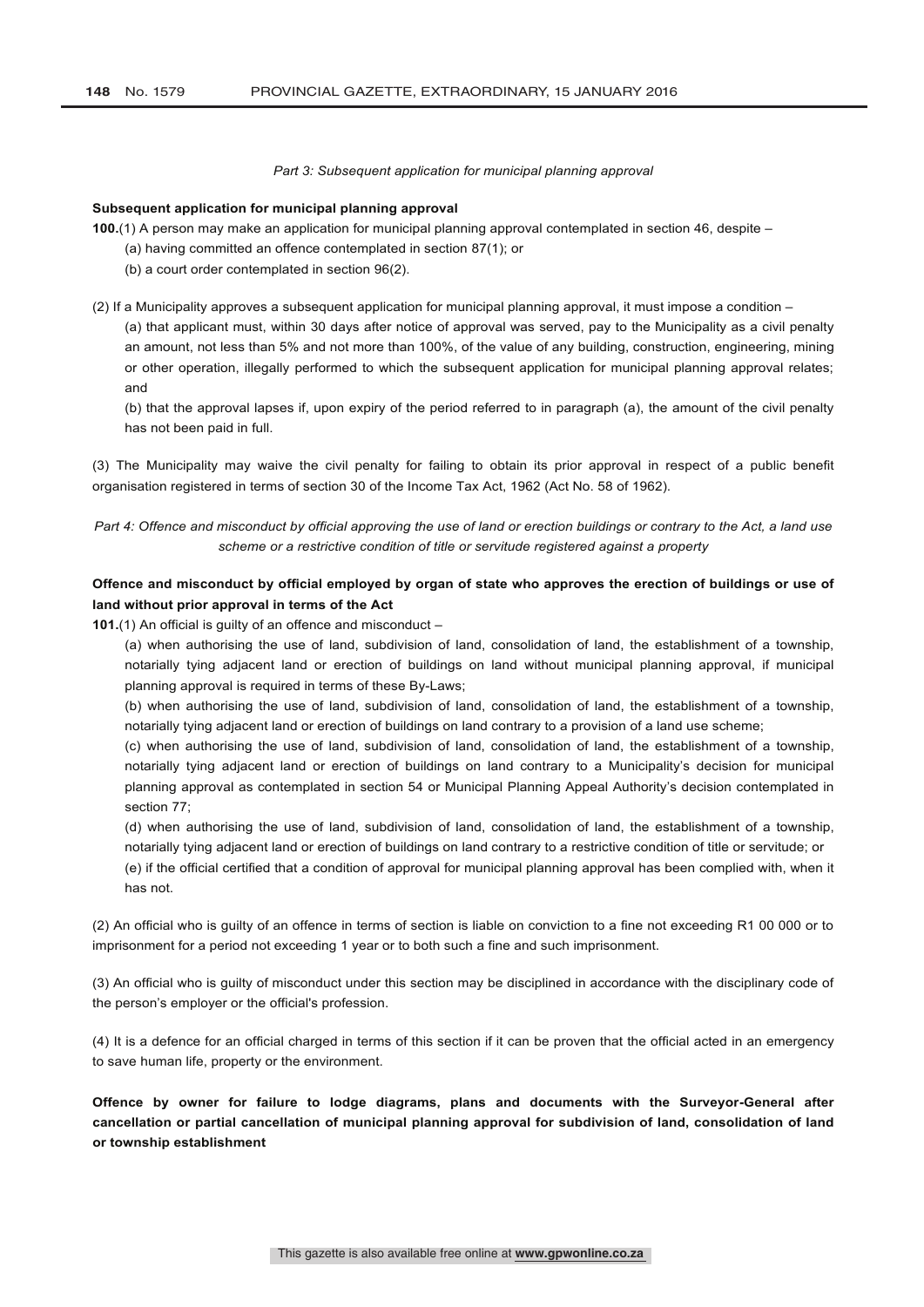*Part 3: Subsequent application for municipal planning approval*

**Subsequent application for municipal planning approval**

**100.**(1) A person may make an application for municipal planning approval contemplated in section 46, despite –

(a) having committed an offence contemplated in section 87(1); or

(b) a court order contemplated in section 96(2).

(2) If a Municipality approves a subsequent application for municipal planning approval, it must impose a condition –

(a) that applicant must, within 30 days after notice of approval was served, pay to the Municipality as a civil penalty an amount, not less than 5% and not more than 100%, of the value of any building, construction, engineering, mining or other operation, illegally performed to which the subsequent application for municipal planning approval relates; and

(b) that the approval lapses if, upon expiry of the period referred to in paragraph (a), the amount of the civil penalty has not been paid in full.

(3) The Municipality may waive the civil penalty for failing to obtain its prior approval in respect of a public benefit organisation registered in terms of section 30 of the Income Tax Act, 1962 (Act No. 58 of 1962).

*Part 4: Offence and misconduct by official approving the use of land or erection buildings or contrary to the Act, a land use scheme or a restrictive condition of title or servitude registered against a property*

**Offence and misconduct by official employed by organ of state who approves the erection of buildings or use of land without prior approval in terms of the Act**

**101.**(1) An official is guilty of an offence and misconduct –

(a) when authorising the use of land, subdivision of land, consolidation of land, the establishment of a township, notarially tying adjacent land or erection of buildings on land without municipal planning approval, if municipal planning approval is required in terms of these By-Laws;

(b) when authorising the use of land, subdivision of land, consolidation of land, the establishment of a township, notarially tying adjacent land or erection of buildings on land contrary to a provision of a land use scheme;

(c) when authorising the use of land, subdivision of land, consolidation of land, the establishment of a township, notarially tying adjacent land or erection of buildings on land contrary to a Municipality's decision for municipal planning approval as contemplated in section 54 or Municipal Planning Appeal Authority's decision contemplated in section 77;

(d) when authorising the use of land, subdivision of land, consolidation of land, the establishment of a township, notarially tying adjacent land or erection of buildings on land contrary to a restrictive condition of title or servitude; or

(e) if the official certified that a condition of approval for municipal planning approval has been complied with, when it has not.

(2) An official who is guilty of an offence in terms of section is liable on conviction to a fine not exceeding R1 00 000 or to imprisonment for a period not exceeding 1 year or to both such a fine and such imprisonment.

(3) An official who is guilty of misconduct under this section may be disciplined in accordance with the disciplinary code of the person's employer or the official's profession.

(4) It is a defence for an official charged in terms of this section if it can be proven that the official acted in an emergency to save human life, property or the environment.

**Offence by owner for failure to lodge diagrams, plans and documents with the Surveyor-General after cancellation or partial cancellation of municipal planning approval for subdivision of land, consolidation of land or township establishment**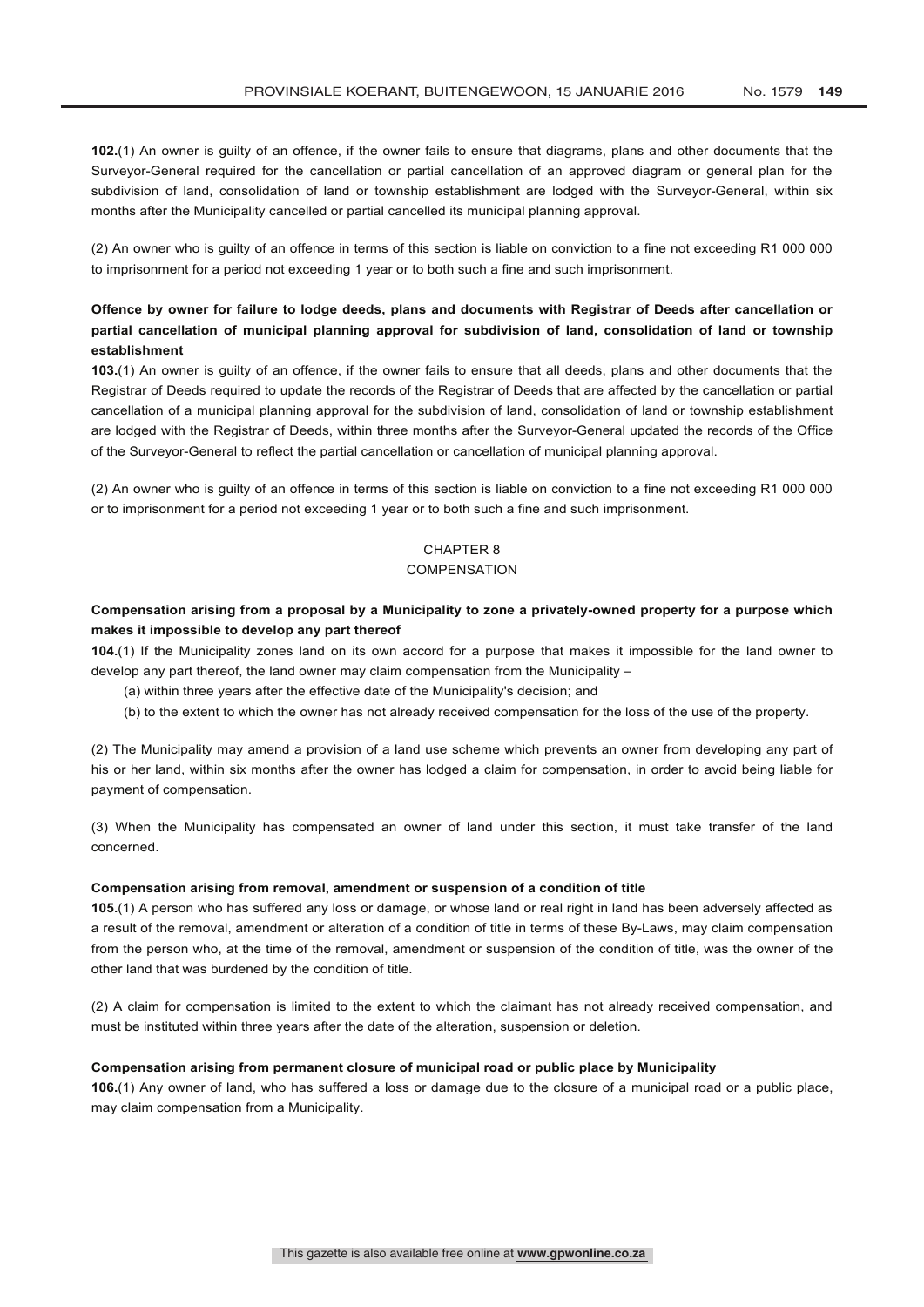**102.**(1) An owner is guilty of an offence, if the owner fails to ensure that diagrams, plans and other documents that the Surveyor-General required for the cancellation or partial cancellation of an approved diagram or general plan for the subdivision of land, consolidation of land or township establishment are lodged with the Surveyor-General, within six months after the Municipality cancelled or partial cancelled its municipal planning approval.

(2) An owner who is guilty of an offence in terms of this section is liable on conviction to a fine not exceeding R1 000 000 to imprisonment for a period not exceeding 1 year or to both such a fine and such imprisonment.

**Offence by owner for failure to lodge deeds, plans and documents with Registrar of Deeds after cancellation or partial cancellation of municipal planning approval for subdivision of land, consolidation of land or township establishment**

**103.**(1) An owner is guilty of an offence, if the owner fails to ensure that all deeds, plans and other documents that the Registrar of Deeds required to update the records of the Registrar of Deeds that are affected by the cancellation or partial cancellation of a municipal planning approval for the subdivision of land, consolidation of land or township establishment are lodged with the Registrar of Deeds, within three months after the Surveyor-General updated the records of the Office of the Surveyor-General to reflect the partial cancellation or cancellation of municipal planning approval.

(2) An owner who is guilty of an offence in terms of this section is liable on conviction to a fine not exceeding R1 000 000 or to imprisonment for a period not exceeding 1 year or to both such a fine and such imprisonment.

## CHAPTER 8
## COMPENSATION

**Compensation arising from a proposal by a Municipality to zone a privately-owned property for a purpose which makes it impossible to develop any part thereof**

**104.**(1) If the Municipality zones land on its own accord for a purpose that makes it impossible for the land owner to develop any part thereof, the land owner may claim compensation from the Municipality –

(a) within three years after the effective date of the Municipality's decision; and

(b) to the extent to which the owner has not already received compensation for the loss of the use of the property.

(2) The Municipality may amend a provision of a land use scheme which prevents an owner from developing any part of his or her land, within six months after the owner has lodged a claim for compensation, in order to avoid being liable for payment of compensation.

(3) When the Municipality has compensated an owner of land under this section, it must take transfer of the land concerned.

**Compensation arising from removal, amendment or suspension of a condition of title**

**105.**(1) A person who has suffered any loss or damage, or whose land or real right in land has been adversely affected as a result of the removal, amendment or alteration of a condition of title in terms of these By-Laws, may claim compensation from the person who, at the time of the removal, amendment or suspension of the condition of title, was the owner of the other land that was burdened by the condition of title.

(2) A claim for compensation is limited to the extent to which the claimant has not already received compensation, and must be instituted within three years after the date of the alteration, suspension or deletion.

**Compensation arising from permanent closure of municipal road or public place by Municipality**

**106.**(1) Any owner of land, who has suffered a loss or damage due to the closure of a municipal road or a public place, may claim compensation from a Municipality.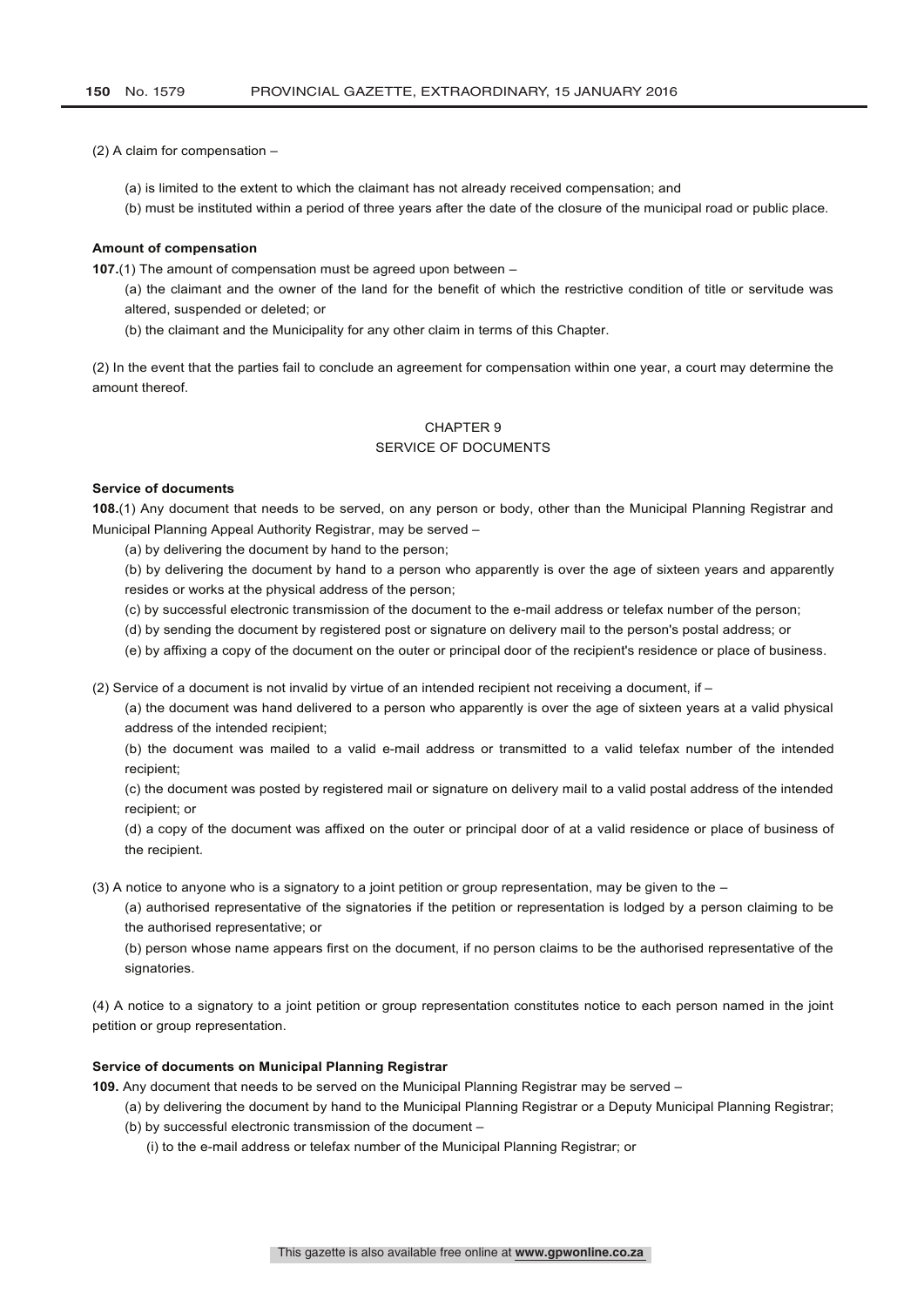(2) A claim for compensation –

(a) is limited to the extent to which the claimant has not already received compensation; and

(b) must be instituted within a period of three years after the date of the closure of the municipal road or public place.

**Amount of compensation**

**107.**(1) The amount of compensation must be agreed upon between –

(a) the claimant and the owner of the land for the benefit of which the restrictive condition of title or servitude was altered, suspended or deleted; or

(b) the claimant and the Municipality for any other claim in terms of this Chapter.

(2) In the event that the parties fail to conclude an agreement for compensation within one year, a court may determine the amount thereof.

## CHAPTER 9
## SERVICE OF DOCUMENTS

**Service of documents**

**108.**(1) Any document that needs to be served, on any person or body, other than the Municipal Planning Registrar and Municipal Planning Appeal Authority Registrar, may be served –

(a) by delivering the document by hand to the person;

(b) by delivering the document by hand to a person who apparently is over the age of sixteen years and apparently resides or works at the physical address of the person;

(c) by successful electronic transmission of the document to the e-mail address or telefax number of the person;

(d) by sending the document by registered post or signature on delivery mail to the person's postal address; or

(e) by affixing a copy of the document on the outer or principal door of the recipient's residence or place of business.

(2) Service of a document is not invalid by virtue of an intended recipient not receiving a document, if –

(a) the document was hand delivered to a person who apparently is over the age of sixteen years at a valid physical address of the intended recipient;

(b) the document was mailed to a valid e-mail address or transmitted to a valid telefax number of the intended recipient;

(c) the document was posted by registered mail or signature on delivery mail to a valid postal address of the intended recipient; or

(d) a copy of the document was affixed on the outer or principal door of at a valid residence or place of business of the recipient.

(3) A notice to anyone who is a signatory to a joint petition or group representation, may be given to the –

(a) authorised representative of the signatories if the petition or representation is lodged by a person claiming to be the authorised representative; or

(b) person whose name appears first on the document, if no person claims to be the authorised representative of the signatories.

(4) A notice to a signatory to a joint petition or group representation constitutes notice to each person named in the joint petition or group representation.

**Service of documents on Municipal Planning Registrar**

**109.** Any document that needs to be served on the Municipal Planning Registrar may be served –

(a) by delivering the document by hand to the Municipal Planning Registrar or a Deputy Municipal Planning Registrar;

(b) by successful electronic transmission of the document –

(i) to the e-mail address or telefax number of the Municipal Planning Registrar; or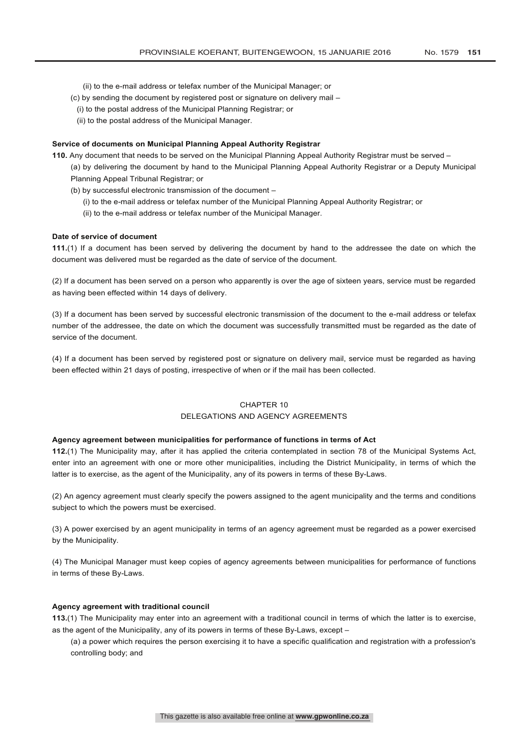(ii) to the e-mail address or telefax number of the Municipal Manager; or

(c) by sending the document by registered post or signature on delivery mail –

(i) to the postal address of the Municipal Planning Registrar; or

(ii) to the postal address of the Municipal Manager.

**Service of documents on Municipal Planning Appeal Authority Registrar**

**110.** Any document that needs to be served on the Municipal Planning Appeal Authority Registrar must be served –

(a) by delivering the document by hand to the Municipal Planning Appeal Authority Registrar or a Deputy Municipal Planning Appeal Tribunal Registrar; or

(b) by successful electronic transmission of the document –

(i) to the e-mail address or telefax number of the Municipal Planning Appeal Authority Registrar; or

(ii) to the e-mail address or telefax number of the Municipal Manager.

**Date of service of document**

**111.**(1) If a document has been served by delivering the document by hand to the addressee the date on which the document was delivered must be regarded as the date of service of the document.

(2) If a document has been served on a person who apparently is over the age of sixteen years, service must be regarded as having been effected within 14 days of delivery.

(3) If a document has been served by successful electronic transmission of the document to the e-mail address or telefax number of the addressee, the date on which the document was successfully transmitted must be regarded as the date of service of the document.

(4) If a document has been served by registered post or signature on delivery mail, service must be regarded as having been effected within 21 days of posting, irrespective of when or if the mail has been collected.

## CHAPTER 10
## DELEGATIONS AND AGENCY AGREEMENTS

**Agency agreement between municipalities for performance of functions in terms of Act**

**112.**(1) The Municipality may, after it has applied the criteria contemplated in section 78 of the Municipal Systems Act, enter into an agreement with one or more other municipalities, including the District Municipality, in terms of which the latter is to exercise, as the agent of the Municipality, any of its powers in terms of these By-Laws.

(2) An agency agreement must clearly specify the powers assigned to the agent municipality and the terms and conditions subject to which the powers must be exercised.

(3) A power exercised by an agent municipality in terms of an agency agreement must be regarded as a power exercised by the Municipality.

(4) The Municipal Manager must keep copies of agency agreements between municipalities for performance of functions in terms of these By-Laws.

**Agency agreement with traditional council**

**113.**(1) The Municipality may enter into an agreement with a traditional council in terms of which the latter is to exercise, as the agent of the Municipality, any of its powers in terms of these By-Laws, except –

(a) a power which requires the person exercising it to have a specific qualification and registration with a profession's controlling body; and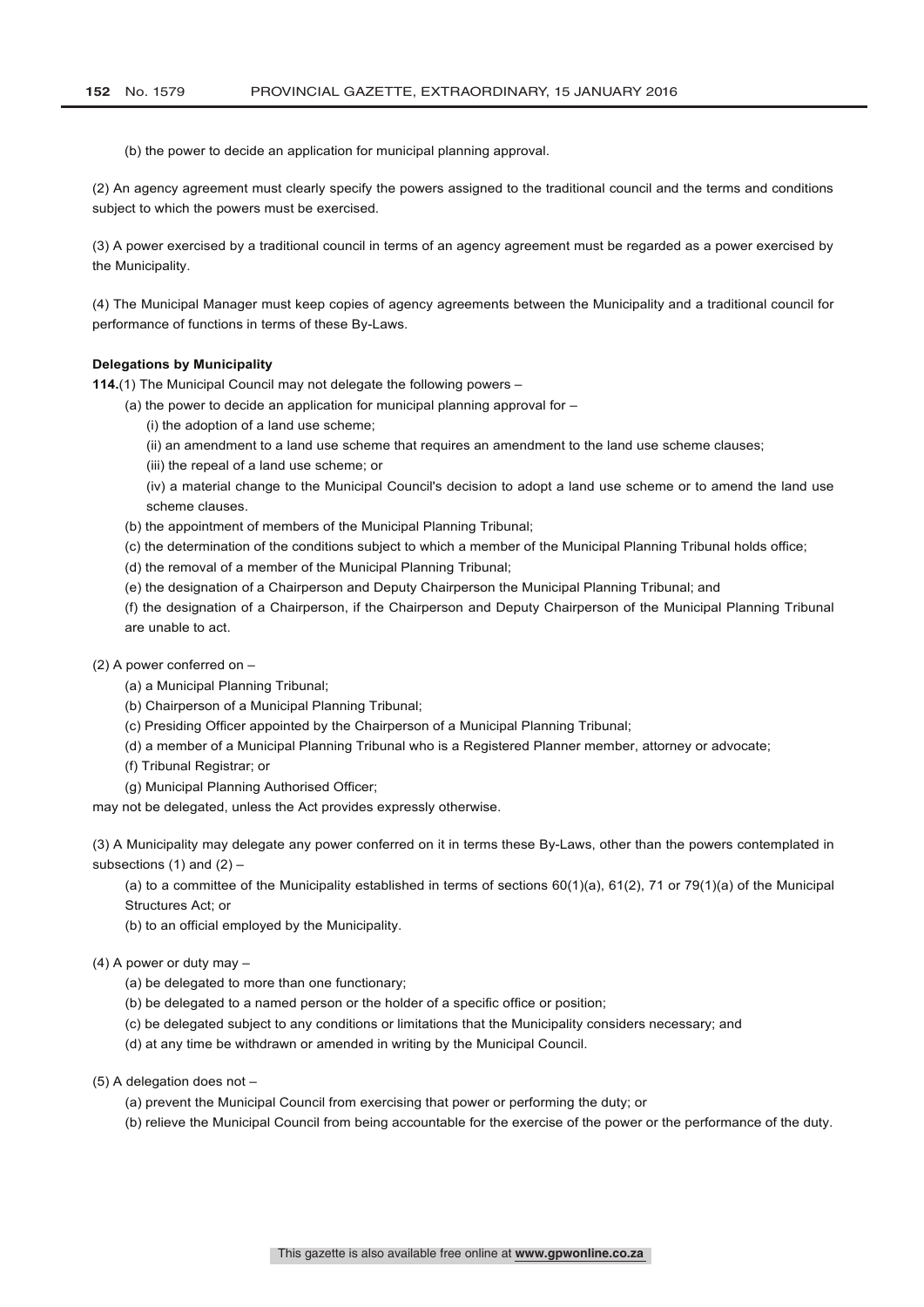(b) the power to decide an application for municipal planning approval.

(2) An agency agreement must clearly specify the powers assigned to the traditional council and the terms and conditions subject to which the powers must be exercised.

(3) A power exercised by a traditional council in terms of an agency agreement must be regarded as a power exercised by the Municipality.

(4) The Municipal Manager must keep copies of agency agreements between the Municipality and a traditional council for performance of functions in terms of these By-Laws.

**Delegations by Municipality**

**114.**(1) The Municipal Council may not delegate the following powers –

(a) the power to decide an application for municipal planning approval for –

(i) the adoption of a land use scheme;

(ii) an amendment to a land use scheme that requires an amendment to the land use scheme clauses;

(iii) the repeal of a land use scheme; or

(iv) a material change to the Municipal Council's decision to adopt a land use scheme or to amend the land use scheme clauses.

(b) the appointment of members of the Municipal Planning Tribunal;

(c) the determination of the conditions subject to which a member of the Municipal Planning Tribunal holds office;

(d) the removal of a member of the Municipal Planning Tribunal;

(e) the designation of a Chairperson and Deputy Chairperson the Municipal Planning Tribunal; and

(f) the designation of a Chairperson, if the Chairperson and Deputy Chairperson of the Municipal Planning Tribunal are unable to act.

(2) A power conferred on –

(a) a Municipal Planning Tribunal;

(b) Chairperson of a Municipal Planning Tribunal;

(c) Presiding Officer appointed by the Chairperson of a Municipal Planning Tribunal;

(d) a member of a Municipal Planning Tribunal who is a Registered Planner member, attorney or advocate;

(f) Tribunal Registrar; or

(g) Municipal Planning Authorised Officer;

may not be delegated, unless the Act provides expressly otherwise.

(3) A Municipality may delegate any power conferred on it in terms these By-Laws, other than the powers contemplated in subsections (1) and (2) –

(a) to a committee of the Municipality established in terms of sections 60(1)(a), 61(2), 71 or 79(1)(a) of the Municipal Structures Act; or

(b) to an official employed by the Municipality.

(4) A power or duty may –

(a) be delegated to more than one functionary;

(b) be delegated to a named person or the holder of a specific office or position;

(c) be delegated subject to any conditions or limitations that the Municipality considers necessary; and

(d) at any time be withdrawn or amended in writing by the Municipal Council.

(5) A delegation does not –

(a) prevent the Municipal Council from exercising that power or performing the duty; or

(b) relieve the Municipal Council from being accountable for the exercise of the power or the performance of the duty.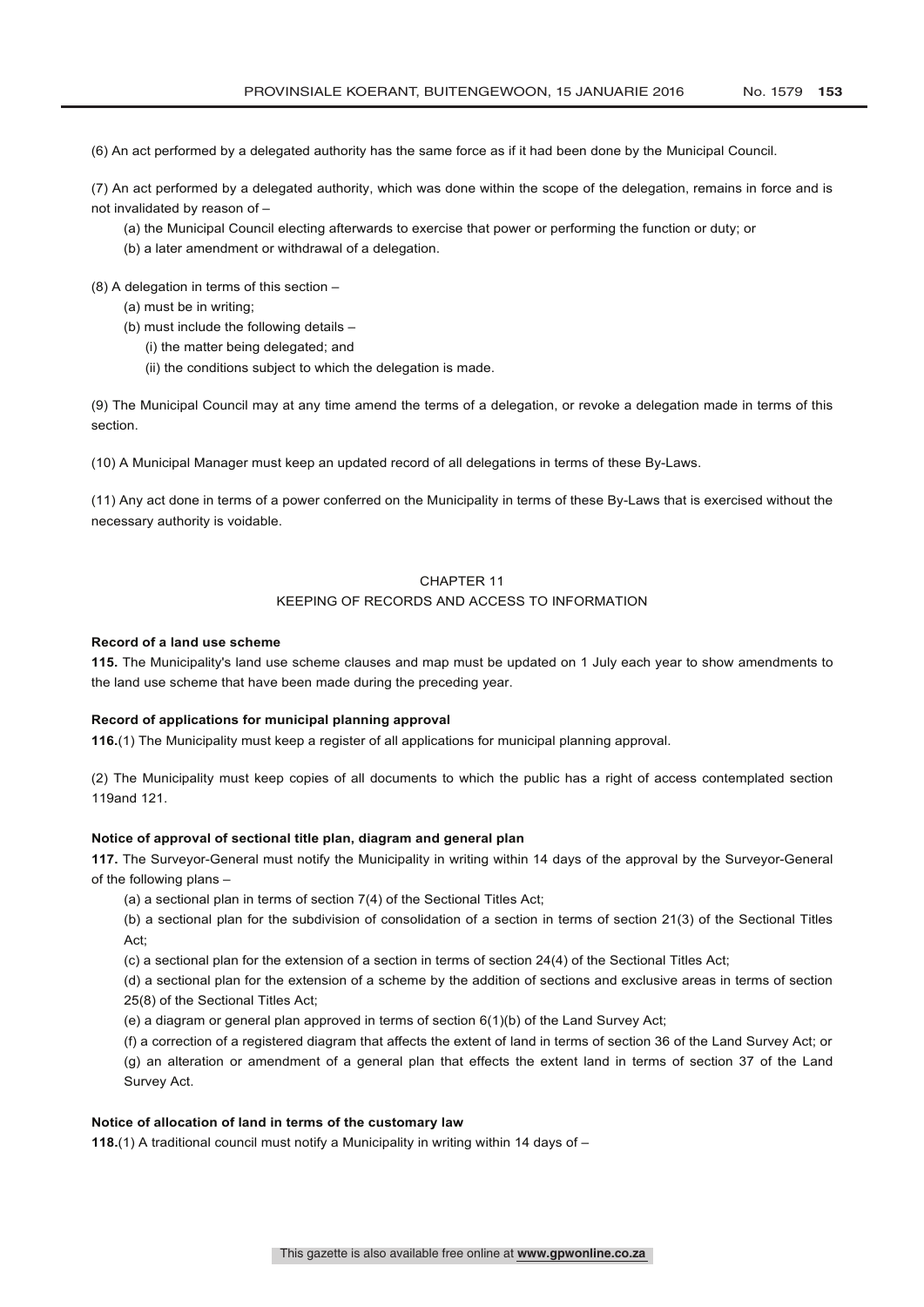(6) An act performed by a delegated authority has the same force as if it had been done by the Municipal Council.

(7) An act performed by a delegated authority, which was done within the scope of the delegation, remains in force and is not invalidated by reason of –

(a) the Municipal Council electing afterwards to exercise that power or performing the function or duty; or

(b) a later amendment or withdrawal of a delegation.

(8) A delegation in terms of this section –

(a) must be in writing;

(b) must include the following details –

(i) the matter being delegated; and

(ii) the conditions subject to which the delegation is made.

(9) The Municipal Council may at any time amend the terms of a delegation, or revoke a delegation made in terms of this section.

(10) A Municipal Manager must keep an updated record of all delegations in terms of these By-Laws.

(11) Any act done in terms of a power conferred on the Municipality in terms of these By-Laws that is exercised without the necessary authority is voidable.

## CHAPTER 11
## KEEPING OF RECORDS AND ACCESS TO INFORMATION

**Record of a land use scheme**

**115.** The Municipality's land use scheme clauses and map must be updated on 1 July each year to show amendments to the land use scheme that have been made during the preceding year.

**Record of applications for municipal planning approval**

**116.**(1) The Municipality must keep a register of all applications for municipal planning approval.

(2) The Municipality must keep copies of all documents to which the public has a right of access contemplated section 119and 121.

**Notice of approval of sectional title plan, diagram and general plan**

**117.** The Surveyor-General must notify the Municipality in writing within 14 days of the approval by the Surveyor-General of the following plans –

(a) a sectional plan in terms of section 7(4) of the Sectional Titles Act;

(b) a sectional plan for the subdivision of consolidation of a section in terms of section 21(3) of the Sectional Titles Act;

(c) a sectional plan for the extension of a section in terms of section 24(4) of the Sectional Titles Act;

(d) a sectional plan for the extension of a scheme by the addition of sections and exclusive areas in terms of section 25(8) of the Sectional Titles Act;

(e) a diagram or general plan approved in terms of section 6(1)(b) of the Land Survey Act;

(f) a correction of a registered diagram that affects the extent of land in terms of section 36 of the Land Survey Act; or

(g) an alteration or amendment of a general plan that effects the extent land in terms of section 37 of the Land Survey Act.

**Notice of allocation of land in terms of the customary law**

**118.**(1) A traditional council must notify a Municipality in writing within 14 days of –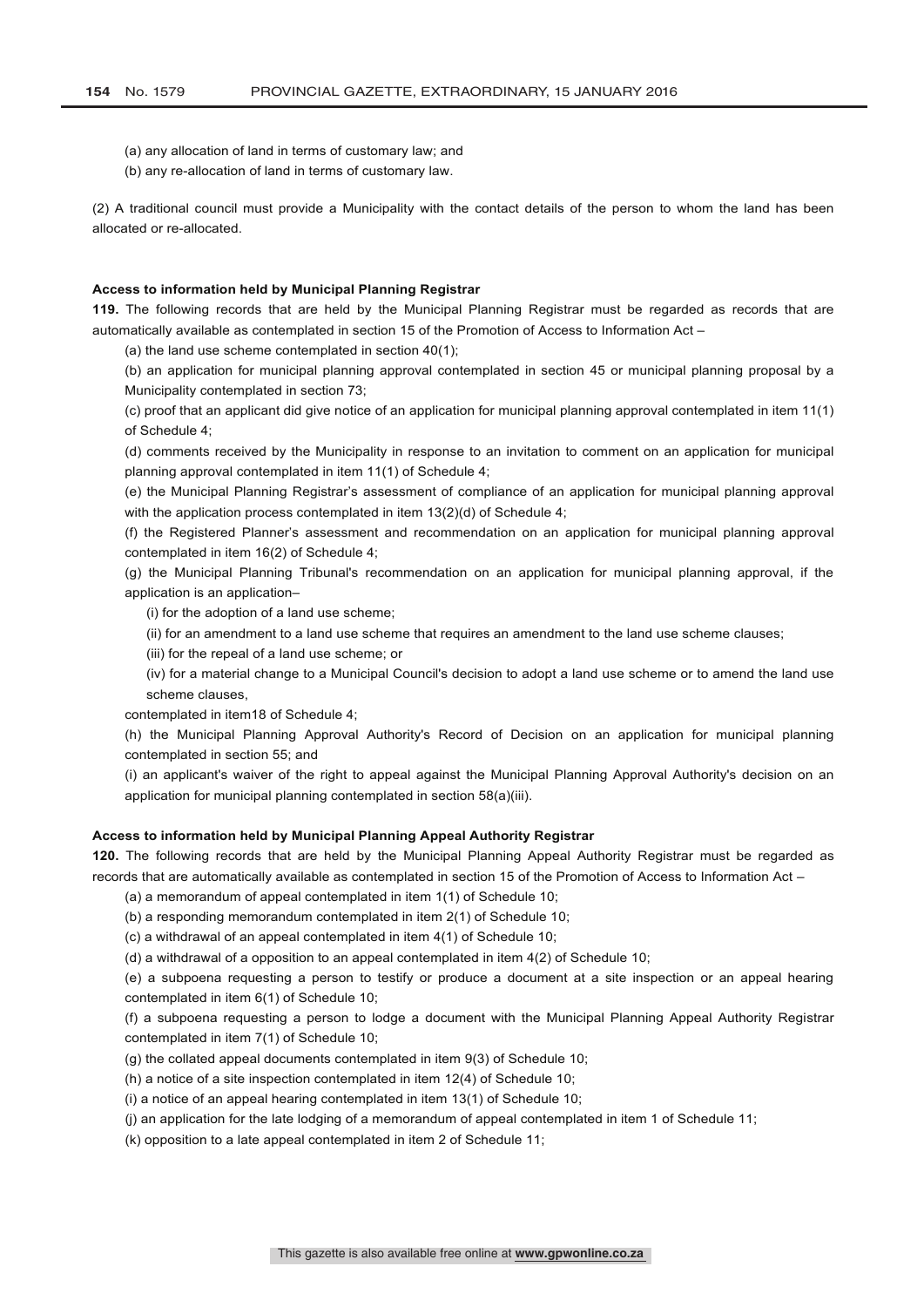(a) any allocation of land in terms of customary law; and

(b) any re-allocation of land in terms of customary law.

(2) A traditional council must provide a Municipality with the contact details of the person to whom the land has been allocated or re-allocated.

**Access to information held by Municipal Planning Registrar**

**119.** The following records that are held by the Municipal Planning Registrar must be regarded as records that are automatically available as contemplated in section 15 of the Promotion of Access to Information Act –

(a) the land use scheme contemplated in section 40(1);

(b) an application for municipal planning approval contemplated in section 45 or municipal planning proposal by a Municipality contemplated in section 73;

(c) proof that an applicant did give notice of an application for municipal planning approval contemplated in item 11(1) of Schedule 4;

(d) comments received by the Municipality in response to an invitation to comment on an application for municipal planning approval contemplated in item 11(1) of Schedule 4;

(e) the Municipal Planning Registrar's assessment of compliance of an application for municipal planning approval with the application process contemplated in item 13(2)(d) of Schedule 4;

(f) the Registered Planner's assessment and recommendation on an application for municipal planning approval contemplated in item 16(2) of Schedule 4;

(g) the Municipal Planning Tribunal's recommendation on an application for municipal planning approval, if the application is an application–

(i) for the adoption of a land use scheme;

(ii) for an amendment to a land use scheme that requires an amendment to the land use scheme clauses;

(iii) for the repeal of a land use scheme; or

(iv) for a material change to a Municipal Council's decision to adopt a land use scheme or to amend the land use scheme clauses,

contemplated in item18 of Schedule 4;

(h) the Municipal Planning Approval Authority's Record of Decision on an application for municipal planning contemplated in section 55; and

(i) an applicant's waiver of the right to appeal against the Municipal Planning Approval Authority's decision on an application for municipal planning contemplated in section 58(a)(iii).

**Access to information held by Municipal Planning Appeal Authority Registrar**

**120.** The following records that are held by the Municipal Planning Appeal Authority Registrar must be regarded as records that are automatically available as contemplated in section 15 of the Promotion of Access to Information Act –

(a) a memorandum of appeal contemplated in item 1(1) of Schedule 10;

(b) a responding memorandum contemplated in item 2(1) of Schedule 10;

(c) a withdrawal of an appeal contemplated in item 4(1) of Schedule 10;

(d) a withdrawal of a opposition to an appeal contemplated in item 4(2) of Schedule 10;

(e) a subpoena requesting a person to testify or produce a document at a site inspection or an appeal hearing contemplated in item 6(1) of Schedule 10;

(f) a subpoena requesting a person to lodge a document with the Municipal Planning Appeal Authority Registrar contemplated in item 7(1) of Schedule 10;

(g) the collated appeal documents contemplated in item 9(3) of Schedule 10;

(h) a notice of a site inspection contemplated in item 12(4) of Schedule 10;

(i) a notice of an appeal hearing contemplated in item 13(1) of Schedule 10;

(j) an application for the late lodging of a memorandum of appeal contemplated in item 1 of Schedule 11;

(k) opposition to a late appeal contemplated in item 2 of Schedule 11;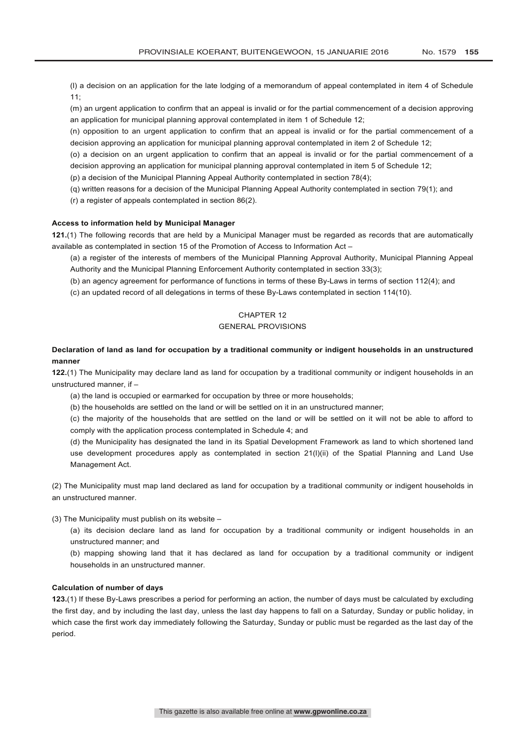(l) a decision on an application for the late lodging of a memorandum of appeal contemplated in item 4 of Schedule 11;

(m) an urgent application to confirm that an appeal is invalid or for the partial commencement of a decision approving an application for municipal planning approval contemplated in item 1 of Schedule 12;

(n) opposition to an urgent application to confirm that an appeal is invalid or for the partial commencement of a decision approving an application for municipal planning approval contemplated in item 2 of Schedule 12;

(o) a decision on an urgent application to confirm that an appeal is invalid or for the partial commencement of a decision approving an application for municipal planning approval contemplated in item 5 of Schedule 12;

(p) a decision of the Municipal Planning Appeal Authority contemplated in section 78(4);

(q) written reasons for a decision of the Municipal Planning Appeal Authority contemplated in section 79(1); and

(r) a register of appeals contemplated in section 86(2).

**Access to information held by Municipal Manager**

**121.**(1) The following records that are held by a Municipal Manager must be regarded as records that are automatically available as contemplated in section 15 of the Promotion of Access to Information Act –

(a) a register of the interests of members of the Municipal Planning Approval Authority, Municipal Planning Appeal Authority and the Municipal Planning Enforcement Authority contemplated in section 33(3);

(b) an agency agreement for performance of functions in terms of these By-Laws in terms of section 112(4); and

(c) an updated record of all delegations in terms of these By-Laws contemplated in section 114(10).

## CHAPTER 12
## GENERAL PROVISIONS

**Declaration of land as land for occupation by a traditional community or indigent households in an unstructured manner**

**122.**(1) The Municipality may declare land as land for occupation by a traditional community or indigent households in an unstructured manner, if –

(a) the land is occupied or earmarked for occupation by three or more households;

(b) the households are settled on the land or will be settled on it in an unstructured manner;

(c) the majority of the households that are settled on the land or will be settled on it will not be able to afford to comply with the application process contemplated in Schedule 4; and

(d) the Municipality has designated the land in its Spatial Development Framework as land to which shortened land use development procedures apply as contemplated in section 21(l)(ii) of the Spatial Planning and Land Use Management Act.

(2) The Municipality must map land declared as land for occupation by a traditional community or indigent households in an unstructured manner.

(3) The Municipality must publish on its website –

(a) its decision declare land as land for occupation by a traditional community or indigent households in an unstructured manner; and

(b) mapping showing land that it has declared as land for occupation by a traditional community or indigent households in an unstructured manner.

**Calculation of number of days**

**123.**(1) If these By-Laws prescribes a period for performing an action, the number of days must be calculated by excluding the first day, and by including the last day, unless the last day happens to fall on a Saturday, Sunday or public holiday, in which case the first work day immediately following the Saturday, Sunday or public must be regarded as the last day of the period.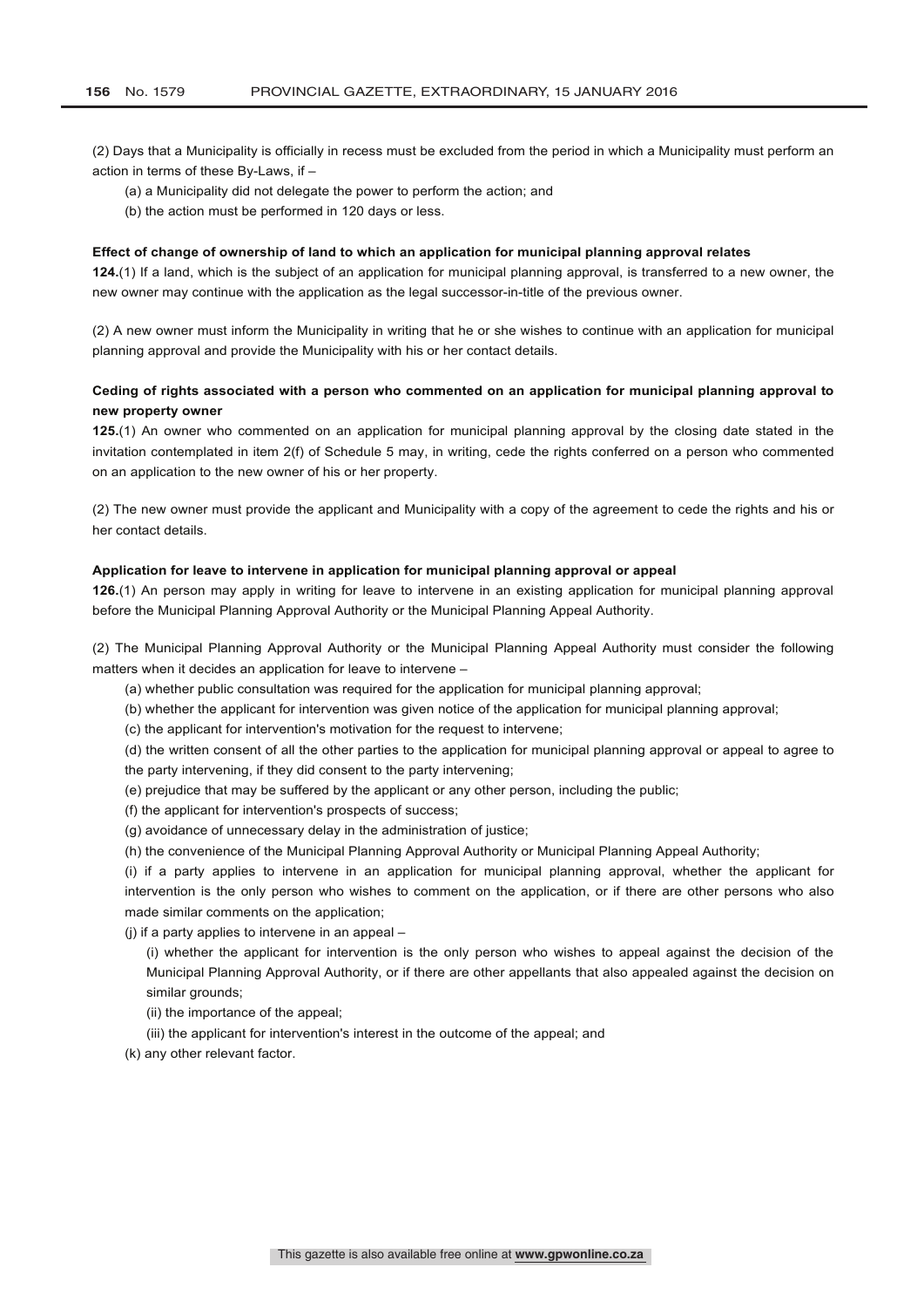(2) Days that a Municipality is officially in recess must be excluded from the period in which a Municipality must perform an action in terms of these By-Laws, if –

(a) a Municipality did not delegate the power to perform the action; and

(b) the action must be performed in 120 days or less.

**Effect of change of ownership of land to which an application for municipal planning approval relates**

**124.**(1) If a land, which is the subject of an application for municipal planning approval, is transferred to a new owner, the new owner may continue with the application as the legal successor-in-title of the previous owner.

(2) A new owner must inform the Municipality in writing that he or she wishes to continue with an application for municipal planning approval and provide the Municipality with his or her contact details.

**Ceding of rights associated with a person who commented on an application for municipal planning approval to new property owner**

**125.**(1) An owner who commented on an application for municipal planning approval by the closing date stated in the invitation contemplated in item 2(f) of Schedule 5 may, in writing, cede the rights conferred on a person who commented on an application to the new owner of his or her property.

(2) The new owner must provide the applicant and Municipality with a copy of the agreement to cede the rights and his or her contact details.

**Application for leave to intervene in application for municipal planning approval or appeal**

**126.**(1) An person may apply in writing for leave to intervene in an existing application for municipal planning approval before the Municipal Planning Approval Authority or the Municipal Planning Appeal Authority.

(2) The Municipal Planning Approval Authority or the Municipal Planning Appeal Authority must consider the following matters when it decides an application for leave to intervene –

(a) whether public consultation was required for the application for municipal planning approval;

(b) whether the applicant for intervention was given notice of the application for municipal planning approval;

(c) the applicant for intervention's motivation for the request to intervene;

(d) the written consent of all the other parties to the application for municipal planning approval or appeal to agree to the party intervening, if they did consent to the party intervening;

(e) prejudice that may be suffered by the applicant or any other person, including the public;

(f) the applicant for intervention's prospects of success;

(g) avoidance of unnecessary delay in the administration of justice;

(h) the convenience of the Municipal Planning Approval Authority or Municipal Planning Appeal Authority;

(i) if a party applies to intervene in an application for municipal planning approval, whether the applicant for intervention is the only person who wishes to comment on the application, or if there are other persons who also made similar comments on the application;

(j) if a party applies to intervene in an appeal –

(i) whether the applicant for intervention is the only person who wishes to appeal against the decision of the Municipal Planning Approval Authority, or if there are other appellants that also appealed against the decision on similar grounds;

(ii) the importance of the appeal;

(iii) the applicant for intervention's interest in the outcome of the appeal; and

(k) any other relevant factor.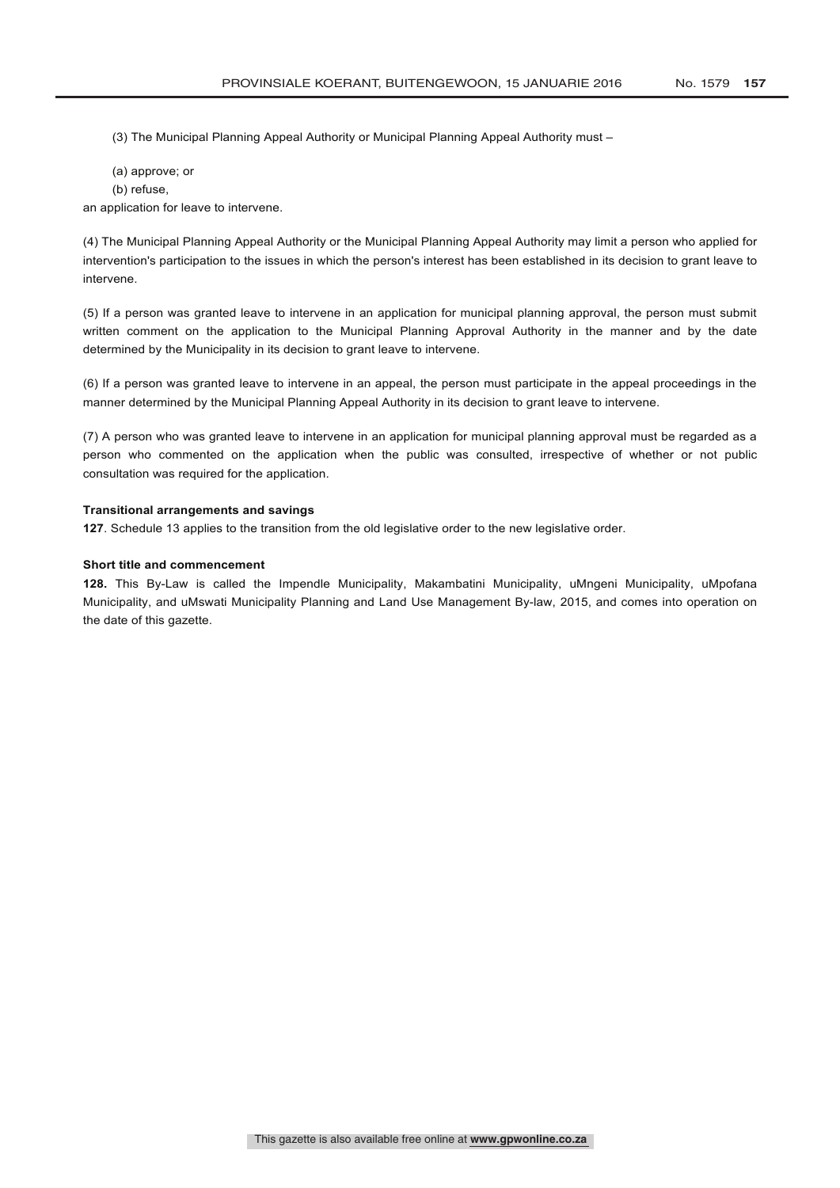(3) The Municipal Planning Appeal Authority or Municipal Planning Appeal Authority must –

(a) approve; or
(b) refuse,

an application for leave to intervene.

(4) The Municipal Planning Appeal Authority or the Municipal Planning Appeal Authority may limit a person who applied for intervention's participation to the issues in which the person's interest has been established in its decision to grant leave to intervene.

(5) If a person was granted leave to intervene in an application for municipal planning approval, the person must submit written comment on the application to the Municipal Planning Approval Authority in the manner and by the date determined by the Municipality in its decision to grant leave to intervene.

(6) If a person was granted leave to intervene in an appeal, the person must participate in the appeal proceedings in the manner determined by the Municipal Planning Appeal Authority in its decision to grant leave to intervene.

(7) A person who was granted leave to intervene in an application for municipal planning approval must be regarded as a person who commented on the application when the public was consulted, irrespective of whether or not public consultation was required for the application.

**Transitional arrangements and savings**

**127**. Schedule 13 applies to the transition from the old legislative order to the new legislative order.

**Short title and commencement**

**128.** This By-Law is called the Impendle Municipality, Makambatini Municipality, uMngeni Municipality, uMpofana Municipality, and uMswati Municipality Planning and Land Use Management By-law, 2015, and comes into operation on the date of this gazette.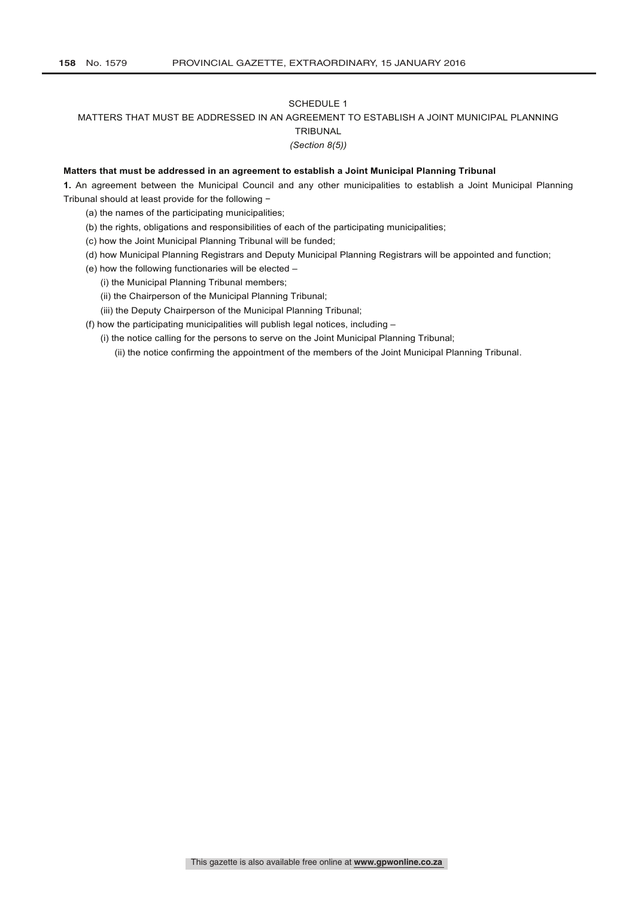# SCHEDULE 1

## MATTERS THAT MUST BE ADDRESSED IN AN AGREEMENT TO ESTABLISH A JOINT MUNICIPAL PLANNING TRIBUNAL

*(Section 8(5))*

**Matters that must be addressed in an agreement to establish a Joint Municipal Planning Tribunal**

**1.** An agreement between the Municipal Council and any other municipalities to establish a Joint Municipal Planning Tribunal should at least provide for the following −

(a) the names of the participating municipalities;

(b) the rights, obligations and responsibilities of each of the participating municipalities;

(c) how the Joint Municipal Planning Tribunal will be funded;

(d) how Municipal Planning Registrars and Deputy Municipal Planning Registrars will be appointed and function;

(e) how the following functionaries will be elected –

(i) the Municipal Planning Tribunal members;

(ii) the Chairperson of the Municipal Planning Tribunal;

(iii) the Deputy Chairperson of the Municipal Planning Tribunal;

(f) how the participating municipalities will publish legal notices, including –

(i) the notice calling for the persons to serve on the Joint Municipal Planning Tribunal;

(ii) the notice confirming the appointment of the members of the Joint Municipal Planning Tribunal.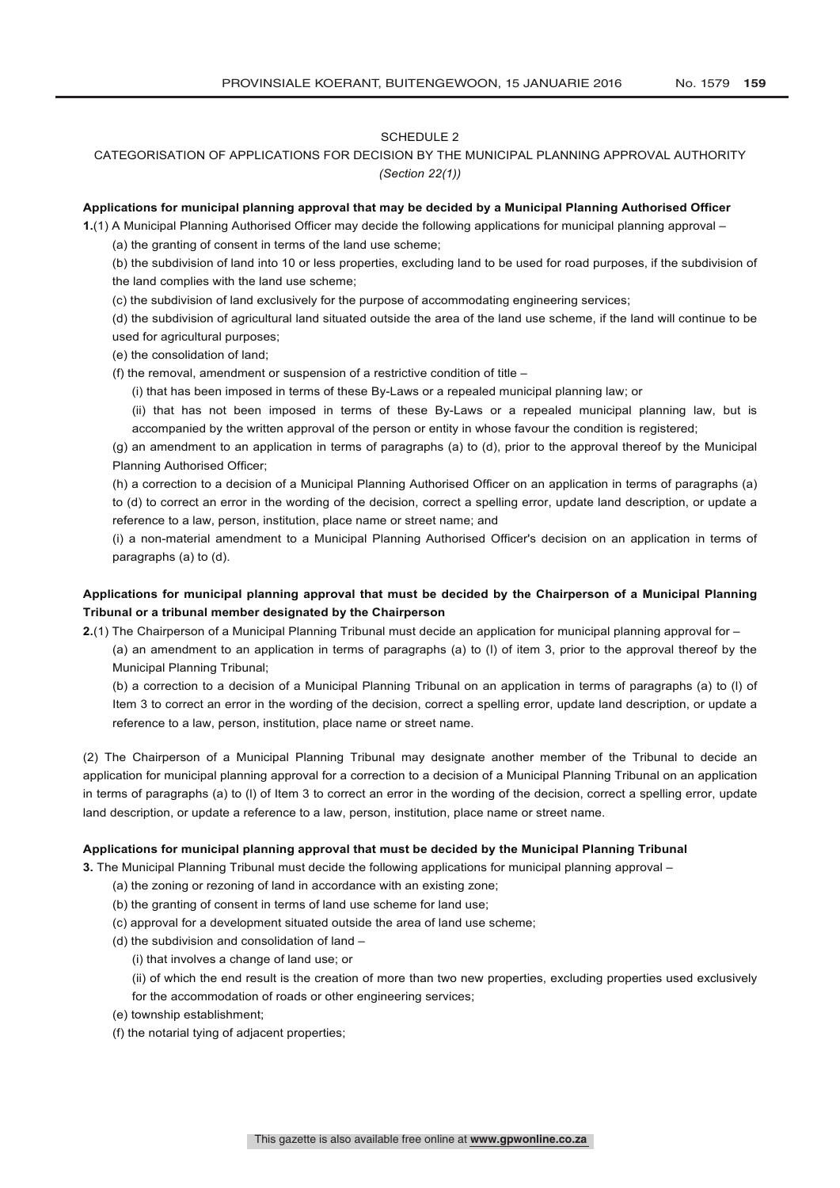SCHEDULE 2

CATEGORISATION OF APPLICATIONS FOR DECISION BY THE MUNICIPAL PLANNING APPROVAL AUTHORITY

*(Section 22(1))*

**Applications for municipal planning approval that may be decided by a Municipal Planning Authorised Officer**

**1.**(1) A Municipal Planning Authorised Officer may decide the following applications for municipal planning approval –

(a) the granting of consent in terms of the land use scheme;

(b) the subdivision of land into 10 or less properties, excluding land to be used for road purposes, if the subdivision of the land complies with the land use scheme;

(c) the subdivision of land exclusively for the purpose of accommodating engineering services;

(d) the subdivision of agricultural land situated outside the area of the land use scheme, if the land will continue to be used for agricultural purposes;

(e) the consolidation of land;

(f) the removal, amendment or suspension of a restrictive condition of title –

(i) that has been imposed in terms of these By-Laws or a repealed municipal planning law; or

(ii) that has not been imposed in terms of these By-Laws or a repealed municipal planning law, but is accompanied by the written approval of the person or entity in whose favour the condition is registered;

(g) an amendment to an application in terms of paragraphs (a) to (d), prior to the approval thereof by the Municipal Planning Authorised Officer;

(h) a correction to a decision of a Municipal Planning Authorised Officer on an application in terms of paragraphs (a) to (d) to correct an error in the wording of the decision, correct a spelling error, update land description, or update a reference to a law, person, institution, place name or street name; and

(i) a non-material amendment to a Municipal Planning Authorised Officer's decision on an application in terms of paragraphs (a) to (d).

**Applications for municipal planning approval that must be decided by the Chairperson of a Municipal Planning Tribunal or a tribunal member designated by the Chairperson**

**2.**(1) The Chairperson of a Municipal Planning Tribunal must decide an application for municipal planning approval for –

(a) an amendment to an application in terms of paragraphs (a) to (l) of item 3, prior to the approval thereof by the Municipal Planning Tribunal;

(b) a correction to a decision of a Municipal Planning Tribunal on an application in terms of paragraphs (a) to (l) of Item 3 to correct an error in the wording of the decision, correct a spelling error, update land description, or update a reference to a law, person, institution, place name or street name.

(2) The Chairperson of a Municipal Planning Tribunal may designate another member of the Tribunal to decide an application for municipal planning approval for a correction to a decision of a Municipal Planning Tribunal on an application in terms of paragraphs (a) to (l) of Item 3 to correct an error in the wording of the decision, correct a spelling error, update land description, or update a reference to a law, person, institution, place name or street name.

**Applications for municipal planning approval that must be decided by the Municipal Planning Tribunal**

**3.** The Municipal Planning Tribunal must decide the following applications for municipal planning approval –

(a) the zoning or rezoning of land in accordance with an existing zone;

(b) the granting of consent in terms of land use scheme for land use;

(c) approval for a development situated outside the area of land use scheme;

(d) the subdivision and consolidation of land –

(i) that involves a change of land use; or

(ii) of which the end result is the creation of more than two new properties, excluding properties used exclusively for the accommodation of roads or other engineering services;

(e) township establishment;

(f) the notarial tying of adjacent properties;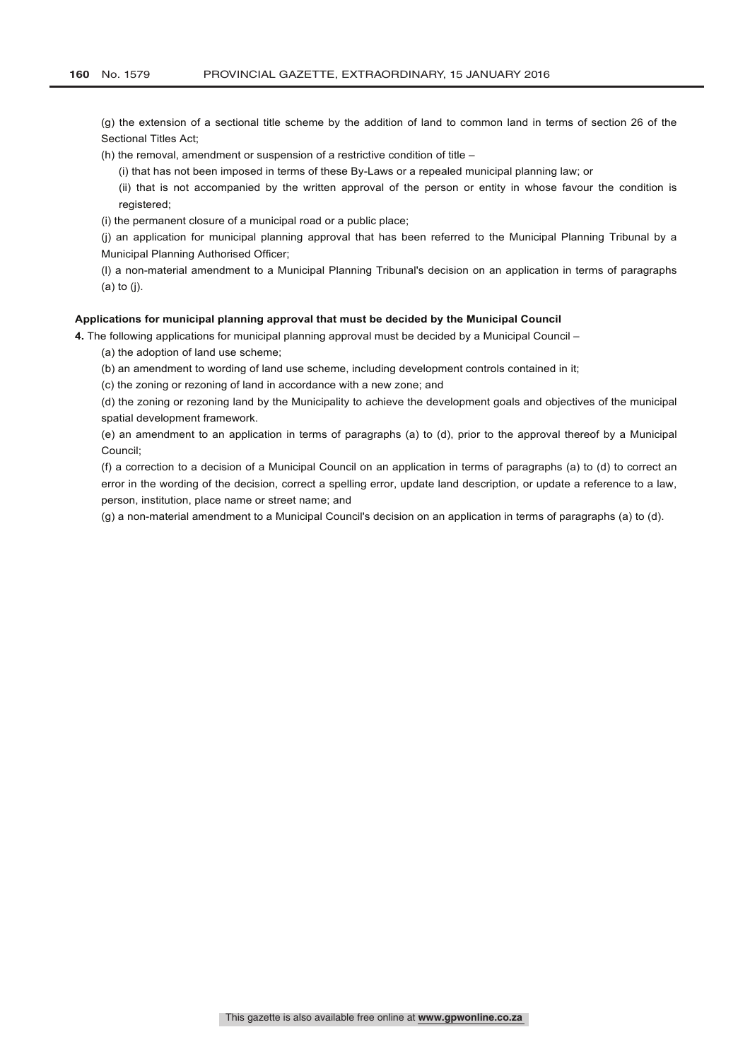(g) the extension of a sectional title scheme by the addition of land to common land in terms of section 26 of the Sectional Titles Act;

(h) the removal, amendment or suspension of a restrictive condition of title –

(i) that has not been imposed in terms of these By-Laws or a repealed municipal planning law; or

(ii) that is not accompanied by the written approval of the person or entity in whose favour the condition is registered;

(i) the permanent closure of a municipal road or a public place;

(j) an application for municipal planning approval that has been referred to the Municipal Planning Tribunal by a Municipal Planning Authorised Officer;

(l) a non-material amendment to a Municipal Planning Tribunal's decision on an application in terms of paragraphs (a) to (j).

**Applications for municipal planning approval that must be decided by the Municipal Council**

**4.** The following applications for municipal planning approval must be decided by a Municipal Council –

(a) the adoption of land use scheme;

(b) an amendment to wording of land use scheme, including development controls contained in it;

(c) the zoning or rezoning of land in accordance with a new zone; and

(d) the zoning or rezoning land by the Municipality to achieve the development goals and objectives of the municipal spatial development framework.

(e) an amendment to an application in terms of paragraphs (a) to (d), prior to the approval thereof by a Municipal Council;

(f) a correction to a decision of a Municipal Council on an application in terms of paragraphs (a) to (d) to correct an error in the wording of the decision, correct a spelling error, update land description, or update a reference to a law, person, institution, place name or street name; and

(g) a non-material amendment to a Municipal Council's decision on an application in terms of paragraphs (a) to (d).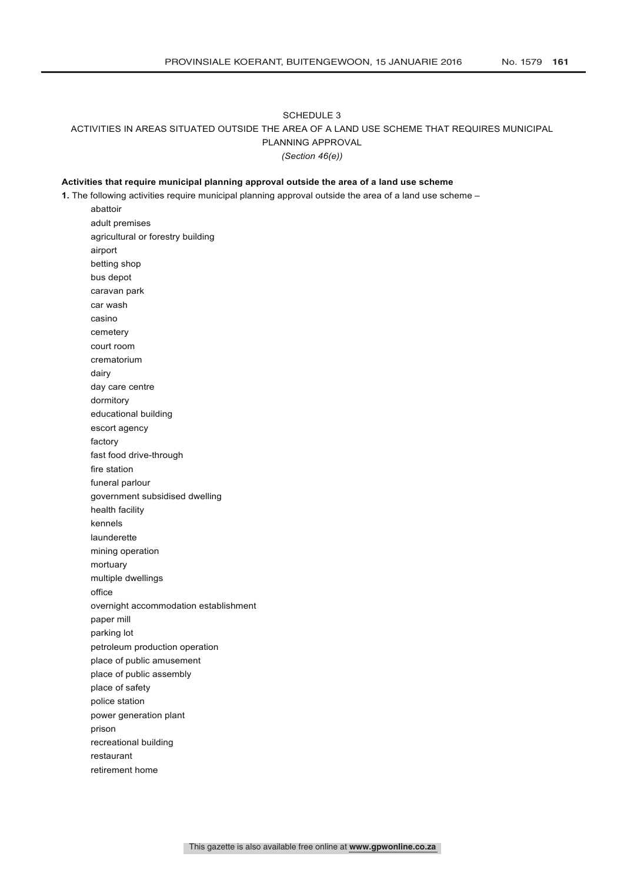# SCHEDULE 3

## ACTIVITIES IN AREAS SITUATED OUTSIDE THE AREA OF A LAND USE SCHEME THAT REQUIRES MUNICIPAL PLANNING APPROVAL

*(Section 46(e))*

**Activities that require municipal planning approval outside the area of a land use scheme**

**1.** The following activities require municipal planning approval outside the area of a land use scheme –

abattoir
adult premises
agricultural or forestry building
airport
betting shop
bus depot
caravan park
car wash
casino
cemetery
court room
crematorium
dairy
day care centre
dormitory
educational building
escort agency
factory
fast food drive-through
fire station
funeral parlour
government subsidised dwelling
health facility
kennels
launderette
mining operation
mortuary
multiple dwellings
office
overnight accommodation establishment
paper mill
parking lot
petroleum production operation
place of public amusement
place of public assembly
place of safety
police station
power generation plant
prison
recreational building
restaurant
retirement home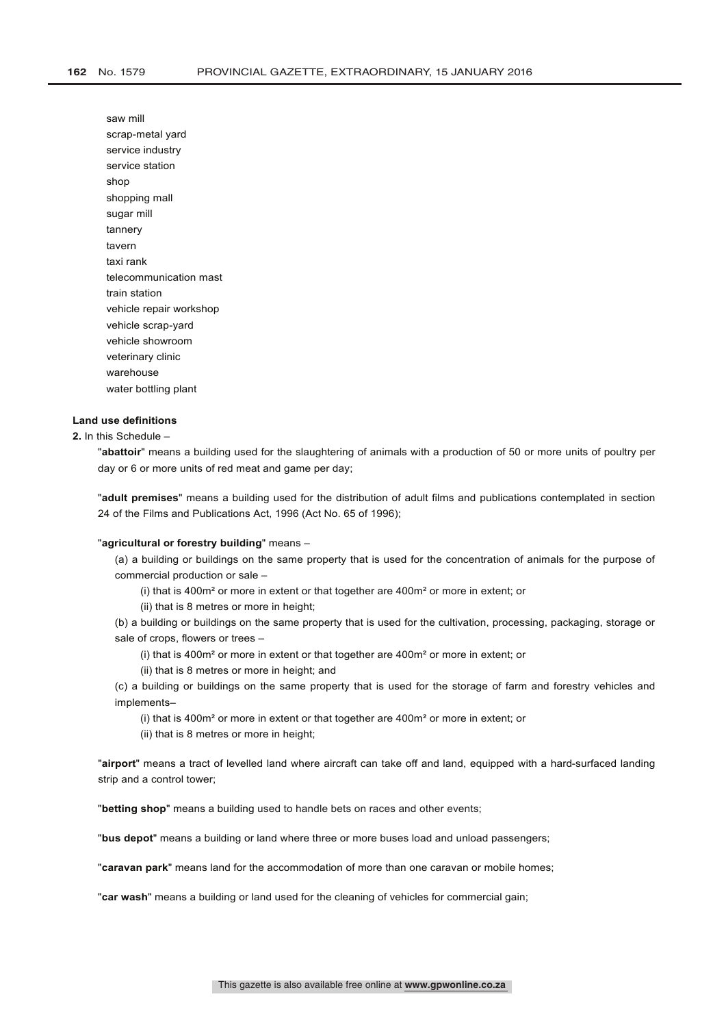saw mill
scrap-metal yard
service industry
service station
shop
shopping mall
sugar mill
tannery
tavern
taxi rank
telecommunication mast
train station
vehicle repair workshop
vehicle scrap-yard
vehicle showroom
veterinary clinic
warehouse
water bottling plant

**Land use definitions**

**2.** In this Schedule –

"**abattoir**" means a building used for the slaughtering of animals with a production of 50 or more units of poultry per day or 6 or more units of red meat and game per day;

"**adult premises**" means a building used for the distribution of adult films and publications contemplated in section 24 of the Films and Publications Act, 1996 (Act No. 65 of 1996);

"**agricultural or forestry building**" means –

(a) a building or buildings on the same property that is used for the concentration of animals for the purpose of commercial production or sale –

(i) that is 400m² or more in extent or that together are 400m² or more in extent; or

(ii) that is 8 metres or more in height;

(b) a building or buildings on the same property that is used for the cultivation, processing, packaging, storage or sale of crops, flowers or trees –

(i) that is 400m² or more in extent or that together are 400m² or more in extent; or

(ii) that is 8 metres or more in height; and

(c) a building or buildings on the same property that is used for the storage of farm and forestry vehicles and implements–

(i) that is 400m² or more in extent or that together are 400m² or more in extent; or

(ii) that is 8 metres or more in height;

"**airport**" means a tract of levelled land where aircraft can take off and land, equipped with a hard-surfaced landing strip and a control tower;

"**betting shop**" means a building used to handle bets on races and other events;

"**bus depot**" means a building or land where three or more buses load and unload passengers;

"**caravan park**" means land for the accommodation of more than one caravan or mobile homes;

"**car wash**" means a building or land used for the cleaning of vehicles for commercial gain;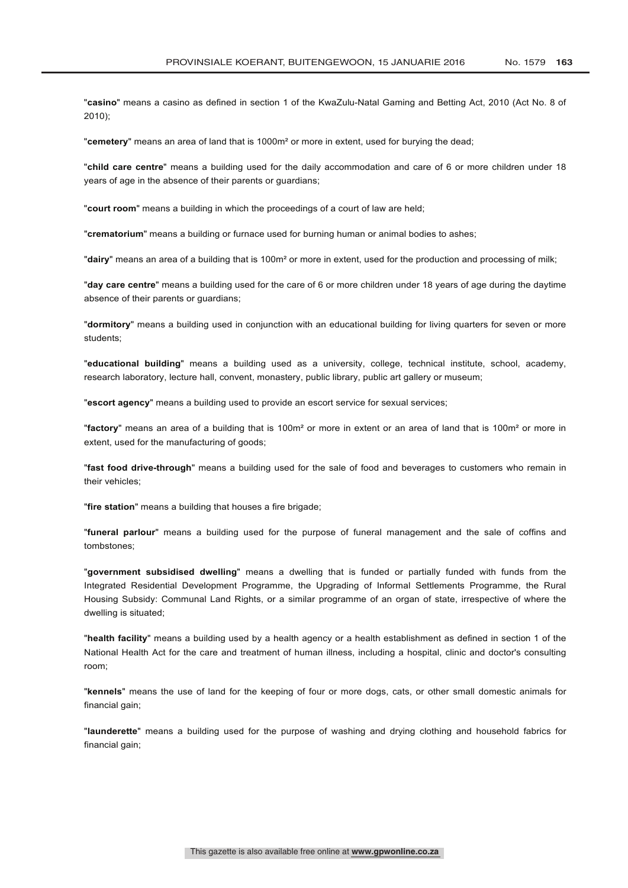"**casino**" means a casino as defined in section 1 of the KwaZulu-Natal Gaming and Betting Act, 2010 (Act No. 8 of 2010);

"**cemetery**" means an area of land that is 1000m² or more in extent, used for burying the dead;

"**child care centre**" means a building used for the daily accommodation and care of 6 or more children under 18 years of age in the absence of their parents or guardians;

"**court room**" means a building in which the proceedings of a court of law are held;

"**crematorium**" means a building or furnace used for burning human or animal bodies to ashes;

"**dairy**" means an area of a building that is 100m² or more in extent, used for the production and processing of milk;

"**day care centre**" means a building used for the care of 6 or more children under 18 years of age during the daytime absence of their parents or guardians;

"**dormitory**" means a building used in conjunction with an educational building for living quarters for seven or more students;

"**educational building**" means a building used as a university, college, technical institute, school, academy, research laboratory, lecture hall, convent, monastery, public library, public art gallery or museum;

"**escort agency**" means a building used to provide an escort service for sexual services;

"**factory**" means an area of a building that is 100m² or more in extent or an area of land that is 100m² or more in extent, used for the manufacturing of goods;

"**fast food drive-through**" means a building used for the sale of food and beverages to customers who remain in their vehicles;

"**fire station**" means a building that houses a fire brigade;

"**funeral parlour**" means a building used for the purpose of funeral management and the sale of coffins and tombstones;

"**government subsidised dwelling**" means a dwelling that is funded or partially funded with funds from the Integrated Residential Development Programme, the Upgrading of Informal Settlements Programme, the Rural Housing Subsidy: Communal Land Rights, or a similar programme of an organ of state, irrespective of where the dwelling is situated;

"**health facility**" means a building used by a health agency or a health establishment as defined in section 1 of the National Health Act for the care and treatment of human illness, including a hospital, clinic and doctor's consulting room;

"**kennels**" means the use of land for the keeping of four or more dogs, cats, or other small domestic animals for financial gain;

"**launderette**" means a building used for the purpose of washing and drying clothing and household fabrics for financial gain;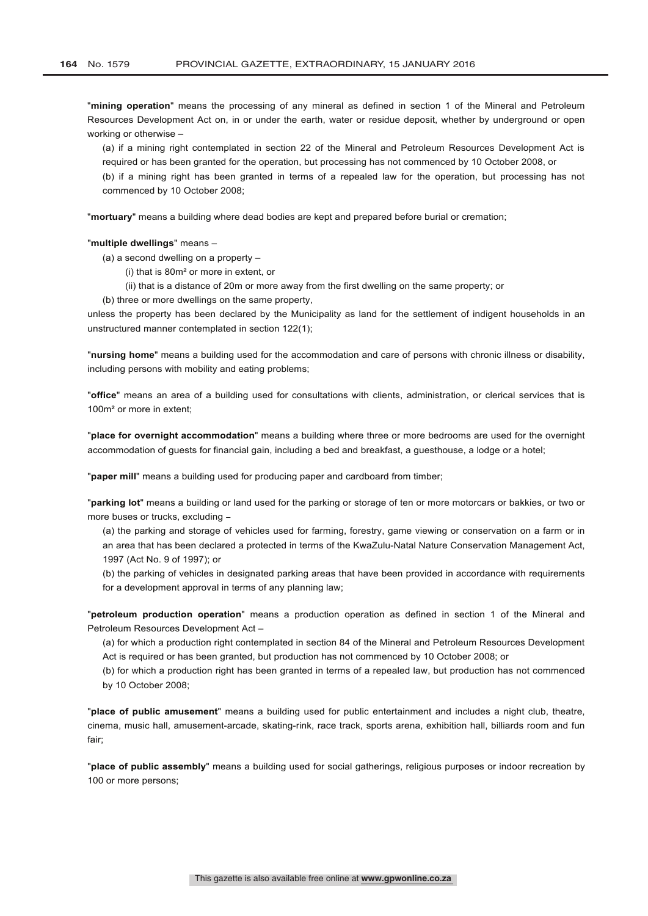"**mining operation**" means the processing of any mineral as defined in section 1 of the Mineral and Petroleum Resources Development Act on, in or under the earth, water or residue deposit, whether by underground or open working or otherwise –

(a) if a mining right contemplated in section 22 of the Mineral and Petroleum Resources Development Act is required or has been granted for the operation, but processing has not commenced by 10 October 2008, or

(b) if a mining right has been granted in terms of a repealed law for the operation, but processing has not commenced by 10 October 2008;

"**mortuary**" means a building where dead bodies are kept and prepared before burial or cremation;

"**multiple dwellings**" means –

(a) a second dwelling on a property –

(i) that is 80m² or more in extent, or

(ii) that is a distance of 20m or more away from the first dwelling on the same property; or

(b) three or more dwellings on the same property,

unless the property has been declared by the Municipality as land for the settlement of indigent households in an unstructured manner contemplated in section 122(1);

"**nursing home**" means a building used for the accommodation and care of persons with chronic illness or disability, including persons with mobility and eating problems;

"**office**" means an area of a building used for consultations with clients, administration, or clerical services that is 100m² or more in extent;

"**place for overnight accommodation**" means a building where three or more bedrooms are used for the overnight accommodation of guests for financial gain, including a bed and breakfast, a guesthouse, a lodge or a hotel;

"**paper mill**" means a building used for producing paper and cardboard from timber;

"**parking lot**" means a building or land used for the parking or storage of ten or more motorcars or bakkies, or two or more buses or trucks, excluding –

(a) the parking and storage of vehicles used for farming, forestry, game viewing or conservation on a farm or in an area that has been declared a protected in terms of the KwaZulu-Natal Nature Conservation Management Act, 1997 (Act No. 9 of 1997); or

(b) the parking of vehicles in designated parking areas that have been provided in accordance with requirements for a development approval in terms of any planning law;

"**petroleum production operation**" means a production operation as defined in section 1 of the Mineral and Petroleum Resources Development Act –

(a) for which a production right contemplated in section 84 of the Mineral and Petroleum Resources Development Act is required or has been granted, but production has not commenced by 10 October 2008; or

(b) for which a production right has been granted in terms of a repealed law, but production has not commenced by 10 October 2008;

"**place of public amusement**" means a building used for public entertainment and includes a night club, theatre, cinema, music hall, amusement-arcade, skating-rink, race track, sports arena, exhibition hall, billiards room and fun fair;

"**place of public assembly**" means a building used for social gatherings, religious purposes or indoor recreation by 100 or more persons;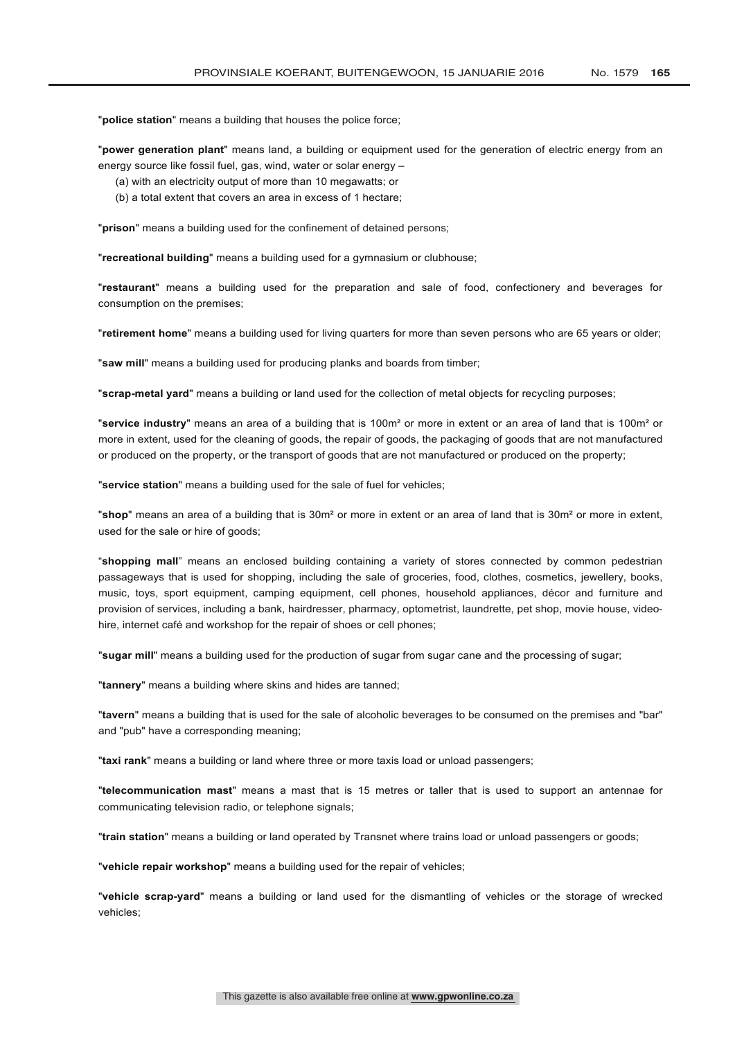"**police station**" means a building that houses the police force;

"**power generation plant**" means land, a building or equipment used for the generation of electric energy from an energy source like fossil fuel, gas, wind, water or solar energy –

(a) with an electricity output of more than 10 megawatts; or

(b) a total extent that covers an area in excess of 1 hectare;

"**prison**" means a building used for the confinement of detained persons;

"**recreational building**" means a building used for a gymnasium or clubhouse;

"**restaurant**" means a building used for the preparation and sale of food, confectionery and beverages for consumption on the premises;

"**retirement home**" means a building used for living quarters for more than seven persons who are 65 years or older;

"**saw mill**" means a building used for producing planks and boards from timber;

"**scrap-metal yard**" means a building or land used for the collection of metal objects for recycling purposes;

"**service industry**" means an area of a building that is 100m² or more in extent or an area of land that is 100m² or more in extent, used for the cleaning of goods, the repair of goods, the packaging of goods that are not manufactured or produced on the property, or the transport of goods that are not manufactured or produced on the property;

"**service station**" means a building used for the sale of fuel for vehicles;

"**shop**" means an area of a building that is 30m² or more in extent or an area of land that is 30m² or more in extent, used for the sale or hire of goods;

"**shopping mall**" means an enclosed building containing a variety of stores connected by common pedestrian passageways that is used for shopping, including the sale of groceries, food, clothes, cosmetics, jewellery, books, music, toys, sport equipment, camping equipment, cell phones, household appliances, décor and furniture and provision of services, including a bank, hairdresser, pharmacy, optometrist, laundrette, pet shop, movie house, video-hire, internet café and workshop for the repair of shoes or cell phones;

"**sugar mill**" means a building used for the production of sugar from sugar cane and the processing of sugar;

"**tannery**" means a building where skins and hides are tanned;

"**tavern**" means a building that is used for the sale of alcoholic beverages to be consumed on the premises and "bar" and "pub" have a corresponding meaning;

"**taxi rank**" means a building or land where three or more taxis load or unload passengers;

"**telecommunication mast**" means a mast that is 15 metres or taller that is used to support an antennae for communicating television radio, or telephone signals;

"**train station**" means a building or land operated by Transnet where trains load or unload passengers or goods;

"**vehicle repair workshop**" means a building used for the repair of vehicles;

"**vehicle scrap-yard**" means a building or land used for the dismantling of vehicles or the storage of wrecked vehicles;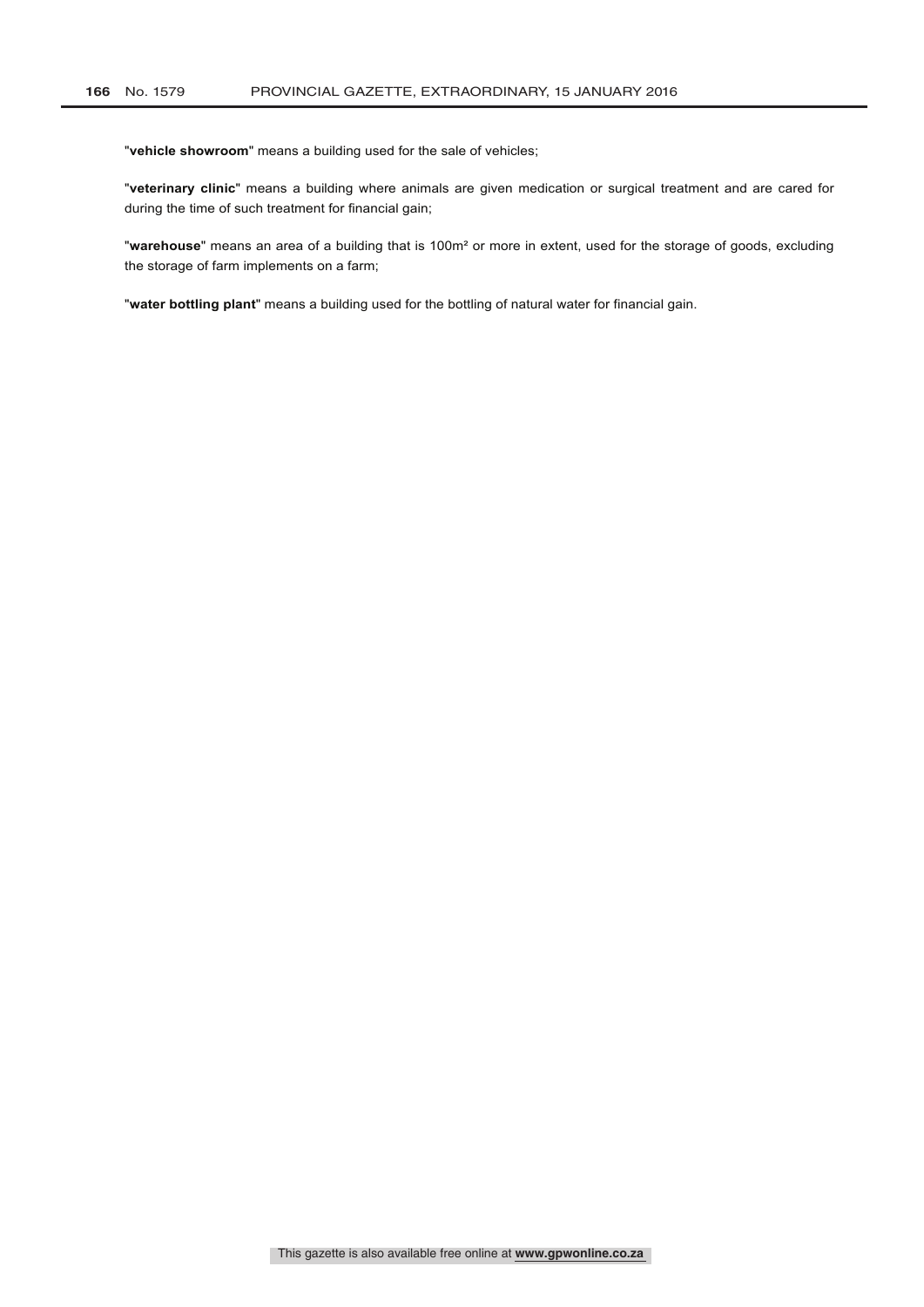"**vehicle showroom**" means a building used for the sale of vehicles;

"**veterinary clinic**" means a building where animals are given medication or surgical treatment and are cared for during the time of such treatment for financial gain;

"**warehouse**" means an area of a building that is 100m² or more in extent, used for the storage of goods, excluding the storage of farm implements on a farm;

"**water bottling plant**" means a building used for the bottling of natural water for financial gain.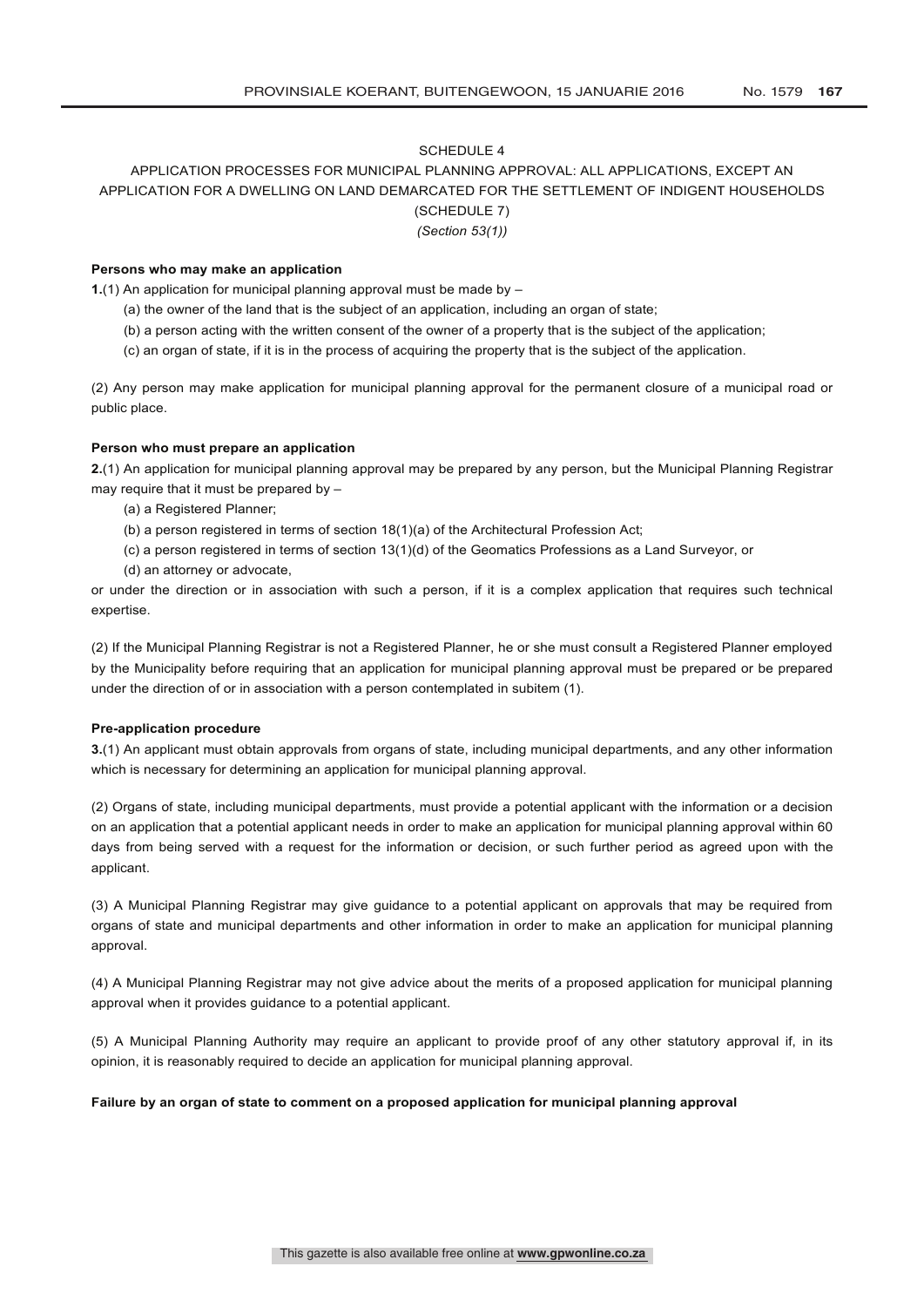# SCHEDULE 4

## APPLICATION PROCESSES FOR MUNICIPAL PLANNING APPROVAL: ALL APPLICATIONS, EXCEPT AN APPLICATION FOR A DWELLING ON LAND DEMARCATED FOR THE SETTLEMENT OF INDIGENT HOUSEHOLDS (SCHEDULE 7)

*(Section 53(1))*

**Persons who may make an application**

**1.**(1) An application for municipal planning approval must be made by –

(a) the owner of the land that is the subject of an application, including an organ of state;

(b) a person acting with the written consent of the owner of a property that is the subject of the application;

(c) an organ of state, if it is in the process of acquiring the property that is the subject of the application.

(2) Any person may make application for municipal planning approval for the permanent closure of a municipal road or public place.

**Person who must prepare an application**

**2.**(1) An application for municipal planning approval may be prepared by any person, but the Municipal Planning Registrar may require that it must be prepared by –

(a) a Registered Planner;

(b) a person registered in terms of section 18(1)(a) of the Architectural Profession Act;

(c) a person registered in terms of section 13(1)(d) of the Geomatics Professions as a Land Surveyor, or

(d) an attorney or advocate,

or under the direction or in association with such a person, if it is a complex application that requires such technical expertise.

(2) If the Municipal Planning Registrar is not a Registered Planner, he or she must consult a Registered Planner employed by the Municipality before requiring that an application for municipal planning approval must be prepared or be prepared under the direction of or in association with a person contemplated in subitem (1).

**Pre-application procedure**

**3.**(1) An applicant must obtain approvals from organs of state, including municipal departments, and any other information which is necessary for determining an application for municipal planning approval.

(2) Organs of state, including municipal departments, must provide a potential applicant with the information or a decision on an application that a potential applicant needs in order to make an application for municipal planning approval within 60 days from being served with a request for the information or decision, or such further period as agreed upon with the applicant.

(3) A Municipal Planning Registrar may give guidance to a potential applicant on approvals that may be required from organs of state and municipal departments and other information in order to make an application for municipal planning approval.

(4) A Municipal Planning Registrar may not give advice about the merits of a proposed application for municipal planning approval when it provides guidance to a potential applicant.

(5) A Municipal Planning Authority may require an applicant to provide proof of any other statutory approval if, in its opinion, it is reasonably required to decide an application for municipal planning approval.

**Failure by an organ of state to comment on a proposed application for municipal planning approval**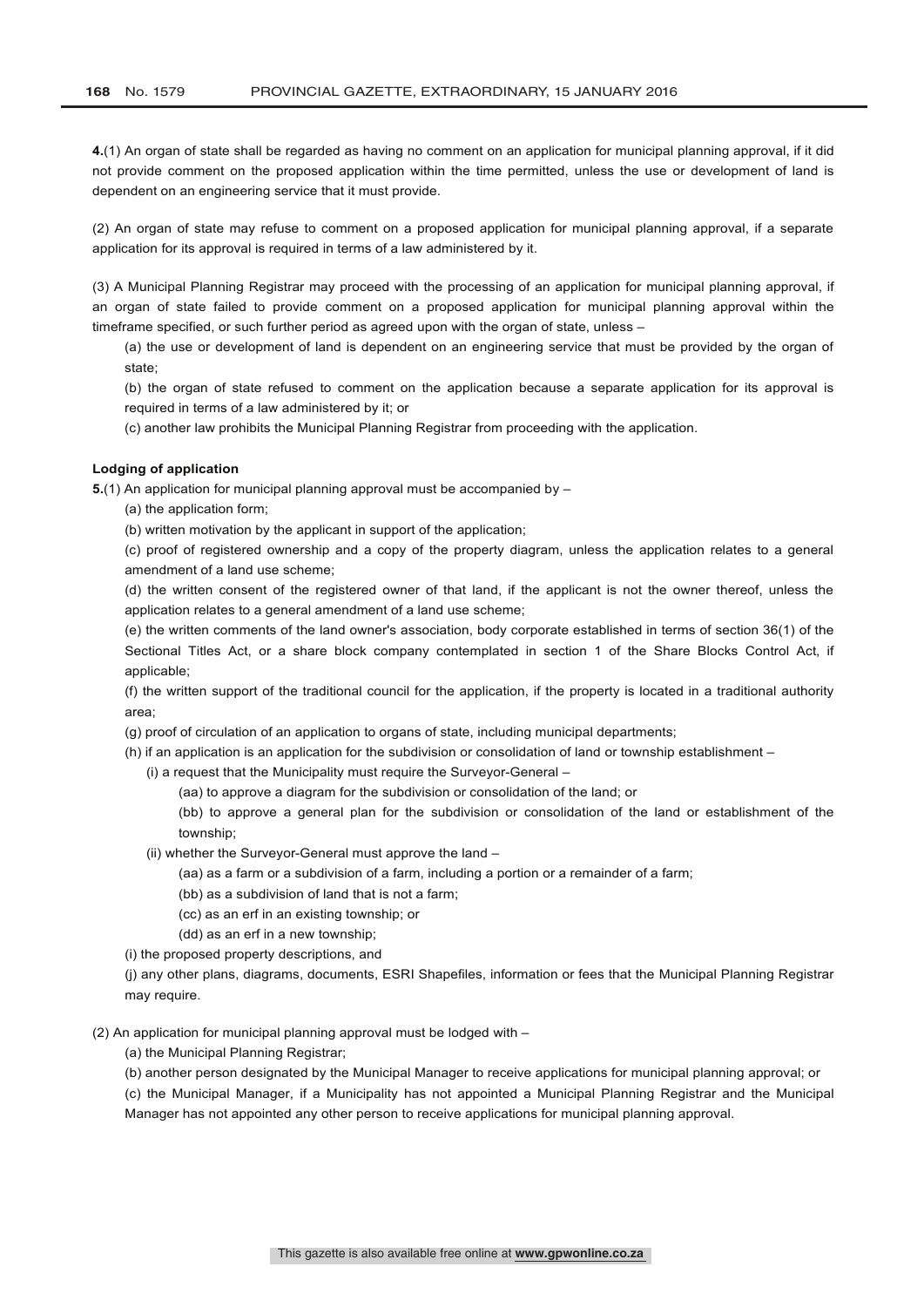**4.**(1) An organ of state shall be regarded as having no comment on an application for municipal planning approval, if it did not provide comment on the proposed application within the time permitted, unless the use or development of land is dependent on an engineering service that it must provide.

(2) An organ of state may refuse to comment on a proposed application for municipal planning approval, if a separate application for its approval is required in terms of a law administered by it.

(3) A Municipal Planning Registrar may proceed with the processing of an application for municipal planning approval, if an organ of state failed to provide comment on a proposed application for municipal planning approval within the timeframe specified, or such further period as agreed upon with the organ of state, unless –

(a) the use or development of land is dependent on an engineering service that must be provided by the organ of state;

(b) the organ of state refused to comment on the application because a separate application for its approval is required in terms of a law administered by it; or

(c) another law prohibits the Municipal Planning Registrar from proceeding with the application.

**Lodging of application**

**5.**(1) An application for municipal planning approval must be accompanied by –

(a) the application form;

(b) written motivation by the applicant in support of the application;

(c) proof of registered ownership and a copy of the property diagram, unless the application relates to a general amendment of a land use scheme;

(d) the written consent of the registered owner of that land, if the applicant is not the owner thereof, unless the application relates to a general amendment of a land use scheme;

(e) the written comments of the land owner's association, body corporate established in terms of section 36(1) of the Sectional Titles Act, or a share block company contemplated in section 1 of the Share Blocks Control Act, if applicable;

(f) the written support of the traditional council for the application, if the property is located in a traditional authority area;

(g) proof of circulation of an application to organs of state, including municipal departments;

(h) if an application is an application for the subdivision or consolidation of land or township establishment –

(i) a request that the Municipality must require the Surveyor-General –

(aa) to approve a diagram for the subdivision or consolidation of the land; or

(bb) to approve a general plan for the subdivision or consolidation of the land or establishment of the township;

(ii) whether the Surveyor-General must approve the land –

(aa) as a farm or a subdivision of a farm, including a portion or a remainder of a farm;

(bb) as a subdivision of land that is not a farm;

(cc) as an erf in an existing township; or

(dd) as an erf in a new township;

(i) the proposed property descriptions, and

(j) any other plans, diagrams, documents, ESRI Shapefiles, information or fees that the Municipal Planning Registrar may require.

(2) An application for municipal planning approval must be lodged with –

(a) the Municipal Planning Registrar;

(b) another person designated by the Municipal Manager to receive applications for municipal planning approval; or

(c) the Municipal Manager, if a Municipality has not appointed a Municipal Planning Registrar and the Municipal Manager has not appointed any other person to receive applications for municipal planning approval.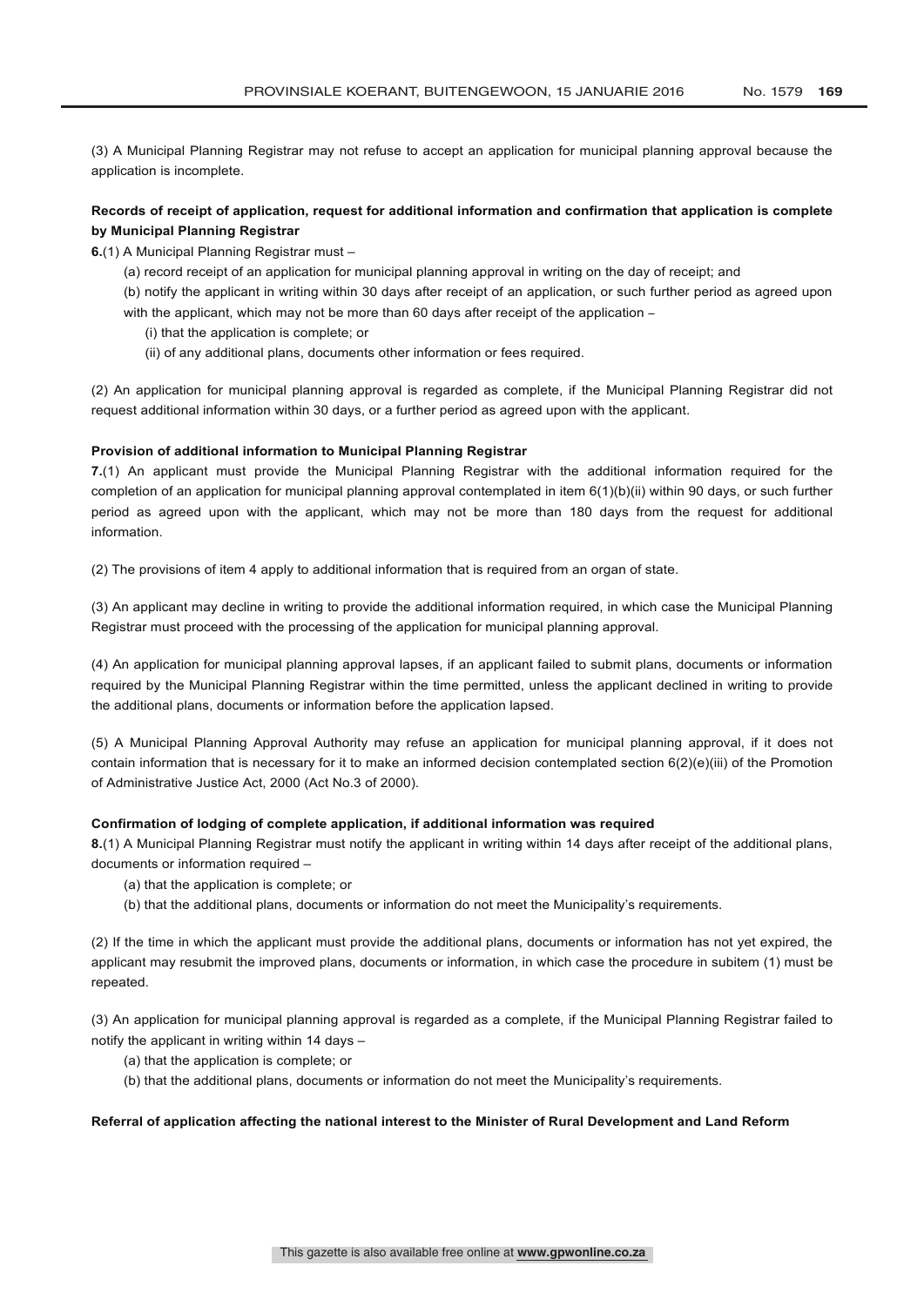(3) A Municipal Planning Registrar may not refuse to accept an application for municipal planning approval because the application is incomplete.

**Records of receipt of application, request for additional information and confirmation that application is complete by Municipal Planning Registrar**

**6.**(1) A Municipal Planning Registrar must –

(a) record receipt of an application for municipal planning approval in writing on the day of receipt; and

(b) notify the applicant in writing within 30 days after receipt of an application, or such further period as agreed upon with the applicant, which may not be more than 60 days after receipt of the application –

(i) that the application is complete; or

(ii) of any additional plans, documents other information or fees required.

(2) An application for municipal planning approval is regarded as complete, if the Municipal Planning Registrar did not request additional information within 30 days, or a further period as agreed upon with the applicant.

**Provision of additional information to Municipal Planning Registrar**

**7.**(1) An applicant must provide the Municipal Planning Registrar with the additional information required for the completion of an application for municipal planning approval contemplated in item 6(1)(b)(ii) within 90 days, or such further period as agreed upon with the applicant, which may not be more than 180 days from the request for additional information.

(2) The provisions of item 4 apply to additional information that is required from an organ of state.

(3) An applicant may decline in writing to provide the additional information required, in which case the Municipal Planning Registrar must proceed with the processing of the application for municipal planning approval.

(4) An application for municipal planning approval lapses, if an applicant failed to submit plans, documents or information required by the Municipal Planning Registrar within the time permitted, unless the applicant declined in writing to provide the additional plans, documents or information before the application lapsed.

(5) A Municipal Planning Approval Authority may refuse an application for municipal planning approval, if it does not contain information that is necessary for it to make an informed decision contemplated section 6(2)(e)(iii) of the Promotion of Administrative Justice Act, 2000 (Act No.3 of 2000).

**Confirmation of lodging of complete application, if additional information was required**

**8.**(1) A Municipal Planning Registrar must notify the applicant in writing within 14 days after receipt of the additional plans, documents or information required –

(a) that the application is complete; or

(b) that the additional plans, documents or information do not meet the Municipality's requirements.

(2) If the time in which the applicant must provide the additional plans, documents or information has not yet expired, the applicant may resubmit the improved plans, documents or information, in which case the procedure in subitem (1) must be repeated.

(3) An application for municipal planning approval is regarded as a complete, if the Municipal Planning Registrar failed to notify the applicant in writing within 14 days –

(a) that the application is complete; or

(b) that the additional plans, documents or information do not meet the Municipality's requirements.

**Referral of application affecting the national interest to the Minister of Rural Development and Land Reform**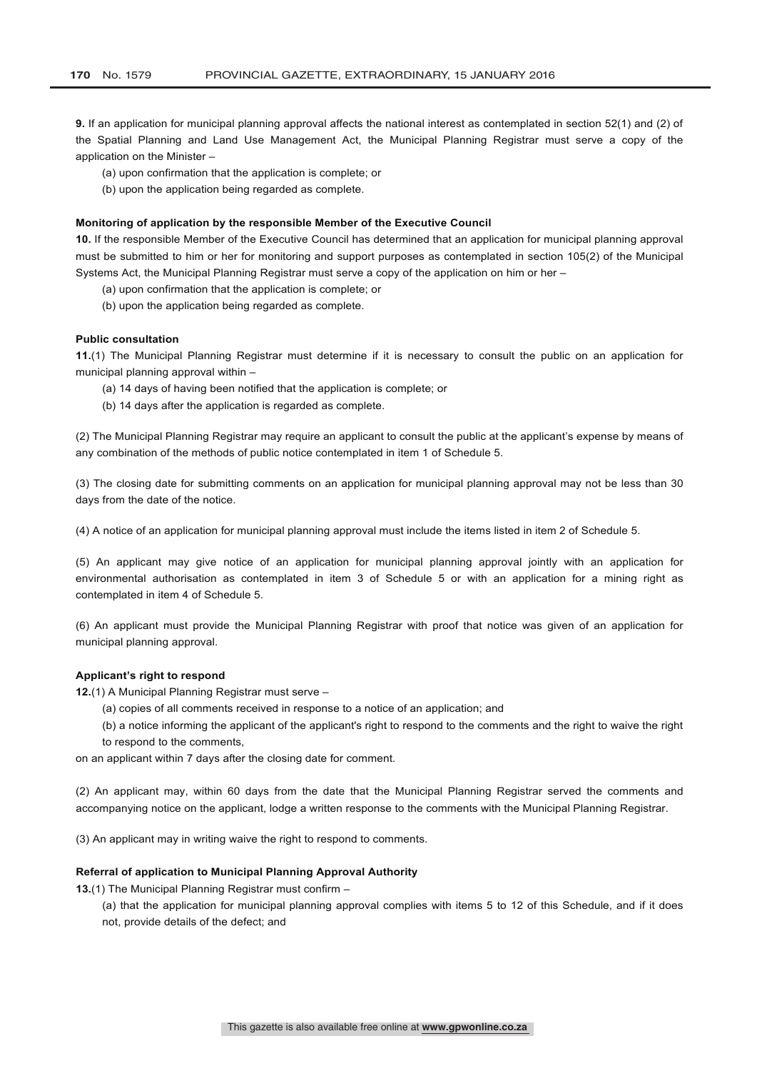**9.** If an application for municipal planning approval affects the national interest as contemplated in section 52(1) and (2) of the Spatial Planning and Land Use Management Act, the Municipal Planning Registrar must serve a copy of the application on the Minister –

(a) upon confirmation that the application is complete; or

(b) upon the application being regarded as complete.

**Monitoring of application by the responsible Member of the Executive Council**

**10.** If the responsible Member of the Executive Council has determined that an application for municipal planning approval must be submitted to him or her for monitoring and support purposes as contemplated in section 105(2) of the Municipal Systems Act, the Municipal Planning Registrar must serve a copy of the application on him or her –

(a) upon confirmation that the application is complete; or

(b) upon the application being regarded as complete.

**Public consultation**

**11.**(1) The Municipal Planning Registrar must determine if it is necessary to consult the public on an application for municipal planning approval within –

(a) 14 days of having been notified that the application is complete; or

(b) 14 days after the application is regarded as complete.

(2) The Municipal Planning Registrar may require an applicant to consult the public at the applicant's expense by means of any combination of the methods of public notice contemplated in item 1 of Schedule 5.

(3) The closing date for submitting comments on an application for municipal planning approval may not be less than 30 days from the date of the notice.

(4) A notice of an application for municipal planning approval must include the items listed in item 2 of Schedule 5.

(5) An applicant may give notice of an application for municipal planning approval jointly with an application for environmental authorisation as contemplated in item 3 of Schedule 5 or with an application for a mining right as contemplated in item 4 of Schedule 5.

(6) An applicant must provide the Municipal Planning Registrar with proof that notice was given of an application for municipal planning approval.

**Applicant's right to respond**

**12.**(1) A Municipal Planning Registrar must serve –

(a) copies of all comments received in response to a notice of an application; and

(b) a notice informing the applicant of the applicant's right to respond to the comments and the right to waive the right to respond to the comments,

on an applicant within 7 days after the closing date for comment.

(2) An applicant may, within 60 days from the date that the Municipal Planning Registrar served the comments and accompanying notice on the applicant, lodge a written response to the comments with the Municipal Planning Registrar.

(3) An applicant may in writing waive the right to respond to comments.

**Referral of application to Municipal Planning Approval Authority**

**13.**(1) The Municipal Planning Registrar must confirm –

(a) that the application for municipal planning approval complies with items 5 to 12 of this Schedule, and if it does not, provide details of the defect; and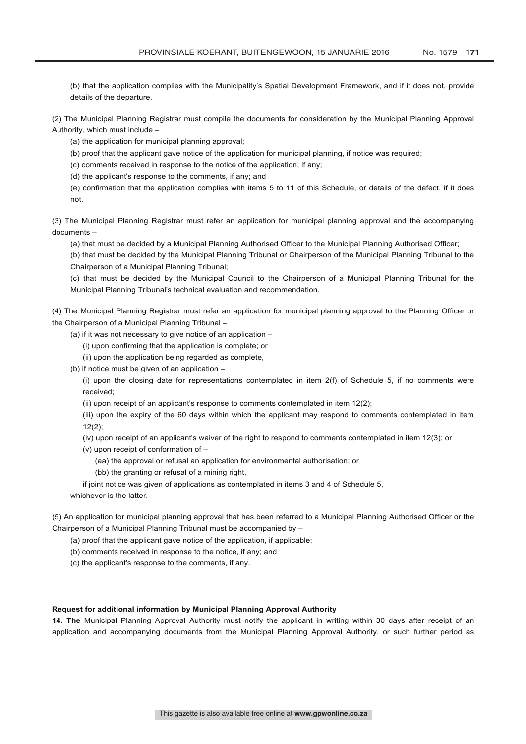(b) that the application complies with the Municipality's Spatial Development Framework, and if it does not, provide details of the departure.

(2) The Municipal Planning Registrar must compile the documents for consideration by the Municipal Planning Approval Authority, which must include –

(a) the application for municipal planning approval;

(b) proof that the applicant gave notice of the application for municipal planning, if notice was required;

(c) comments received in response to the notice of the application, if any;

(d) the applicant's response to the comments, if any; and

(e) confirmation that the application complies with items 5 to 11 of this Schedule, or details of the defect, if it does not.

(3) The Municipal Planning Registrar must refer an application for municipal planning approval and the accompanying documents –

(a) that must be decided by a Municipal Planning Authorised Officer to the Municipal Planning Authorised Officer;

(b) that must be decided by the Municipal Planning Tribunal or Chairperson of the Municipal Planning Tribunal to the Chairperson of a Municipal Planning Tribunal;

(c) that must be decided by the Municipal Council to the Chairperson of a Municipal Planning Tribunal for the Municipal Planning Tribunal's technical evaluation and recommendation.

(4) The Municipal Planning Registrar must refer an application for municipal planning approval to the Planning Officer or the Chairperson of a Municipal Planning Tribunal –

(a) if it was not necessary to give notice of an application –

(i) upon confirming that the application is complete; or

(ii) upon the application being regarded as complete,

(b) if notice must be given of an application –

(i) upon the closing date for representations contemplated in item 2(f) of Schedule 5, if no comments were received;

(ii) upon receipt of an applicant's response to comments contemplated in item 12(2);

(iii) upon the expiry of the 60 days within which the applicant may respond to comments contemplated in item 12(2);

(iv) upon receipt of an applicant's waiver of the right to respond to comments contemplated in item 12(3); or

(v) upon receipt of conformation of –

(aa) the approval or refusal an application for environmental authorisation; or

(bb) the granting or refusal of a mining right,

if joint notice was given of applications as contemplated in items 3 and 4 of Schedule 5,

whichever is the latter.

(5) An application for municipal planning approval that has been referred to a Municipal Planning Authorised Officer or the Chairperson of a Municipal Planning Tribunal must be accompanied by –

(a) proof that the applicant gave notice of the application, if applicable;

(b) comments received in response to the notice, if any; and

(c) the applicant's response to the comments, if any.

**Request for additional information by Municipal Planning Approval Authority**

**14. The** Municipal Planning Approval Authority must notify the applicant in writing within 30 days after receipt of an application and accompanying documents from the Municipal Planning Approval Authority, or such further period as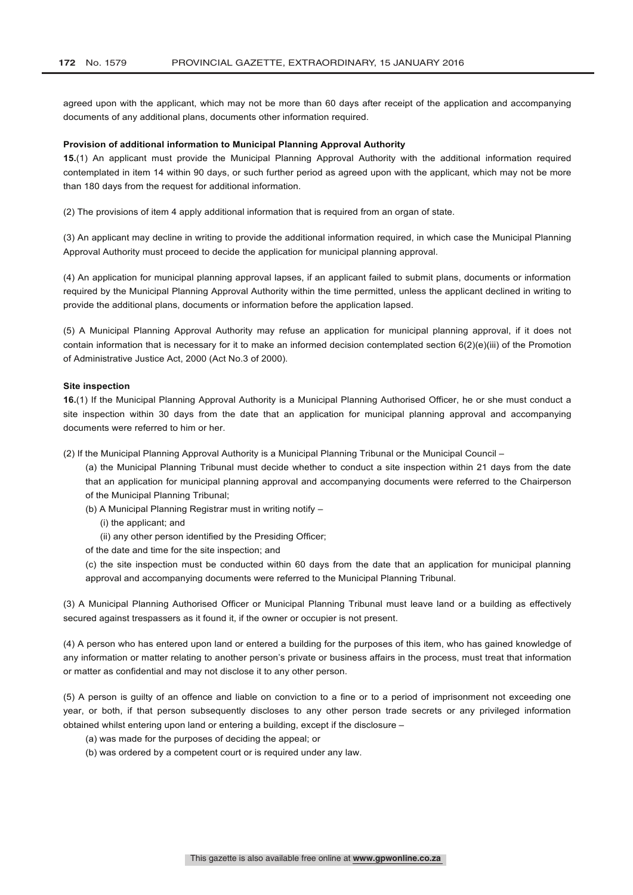agreed upon with the applicant, which may not be more than 60 days after receipt of the application and accompanying documents of any additional plans, documents other information required.

**Provision of additional information to Municipal Planning Approval Authority**

**15.**(1) An applicant must provide the Municipal Planning Approval Authority with the additional information required contemplated in item 14 within 90 days, or such further period as agreed upon with the applicant, which may not be more than 180 days from the request for additional information.

(2) The provisions of item 4 apply additional information that is required from an organ of state.

(3) An applicant may decline in writing to provide the additional information required, in which case the Municipal Planning Approval Authority must proceed to decide the application for municipal planning approval.

(4) An application for municipal planning approval lapses, if an applicant failed to submit plans, documents or information required by the Municipal Planning Approval Authority within the time permitted, unless the applicant declined in writing to provide the additional plans, documents or information before the application lapsed.

(5) A Municipal Planning Approval Authority may refuse an application for municipal planning approval, if it does not contain information that is necessary for it to make an informed decision contemplated section 6(2)(e)(iii) of the Promotion of Administrative Justice Act, 2000 (Act No.3 of 2000).

**Site inspection**

**16.**(1) If the Municipal Planning Approval Authority is a Municipal Planning Authorised Officer, he or she must conduct a site inspection within 30 days from the date that an application for municipal planning approval and accompanying documents were referred to him or her.

(2) If the Municipal Planning Approval Authority is a Municipal Planning Tribunal or the Municipal Council –

(a) the Municipal Planning Tribunal must decide whether to conduct a site inspection within 21 days from the date that an application for municipal planning approval and accompanying documents were referred to the Chairperson of the Municipal Planning Tribunal;

(b) A Municipal Planning Registrar must in writing notify –

(i) the applicant; and

(ii) any other person identified by the Presiding Officer;

of the date and time for the site inspection; and

(c) the site inspection must be conducted within 60 days from the date that an application for municipal planning approval and accompanying documents were referred to the Municipal Planning Tribunal.

(3) A Municipal Planning Authorised Officer or Municipal Planning Tribunal must leave land or a building as effectively secured against trespassers as it found it, if the owner or occupier is not present.

(4) A person who has entered upon land or entered a building for the purposes of this item, who has gained knowledge of any information or matter relating to another person's private or business affairs in the process, must treat that information or matter as confidential and may not disclose it to any other person.

(5) A person is guilty of an offence and liable on conviction to a fine or to a period of imprisonment not exceeding one year, or both, if that person subsequently discloses to any other person trade secrets or any privileged information obtained whilst entering upon land or entering a building, except if the disclosure –

(a) was made for the purposes of deciding the appeal; or

(b) was ordered by a competent court or is required under any law.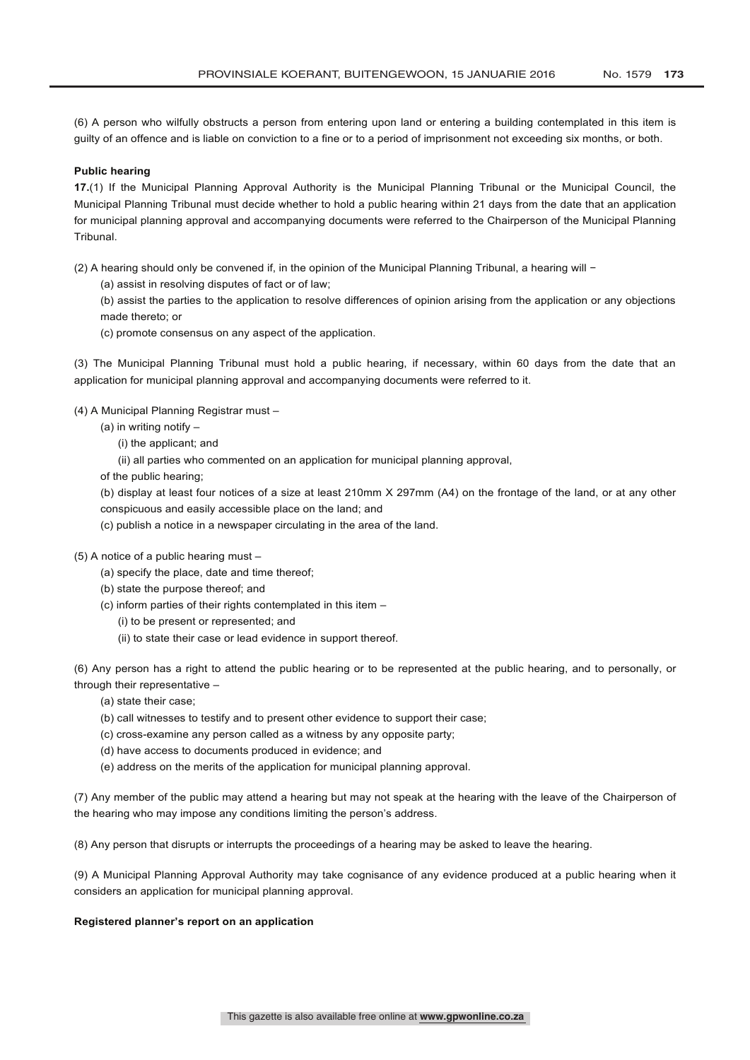(6) A person who wilfully obstructs a person from entering upon land or entering a building contemplated in this item is guilty of an offence and is liable on conviction to a fine or to a period of imprisonment not exceeding six months, or both.

**Public hearing**

**17.**(1) If the Municipal Planning Approval Authority is the Municipal Planning Tribunal or the Municipal Council, the Municipal Planning Tribunal must decide whether to hold a public hearing within 21 days from the date that an application for municipal planning approval and accompanying documents were referred to the Chairperson of the Municipal Planning Tribunal.

(2) A hearing should only be convened if, in the opinion of the Municipal Planning Tribunal, a hearing will −

(a) assist in resolving disputes of fact or of law;

(b) assist the parties to the application to resolve differences of opinion arising from the application or any objections made thereto; or

(c) promote consensus on any aspect of the application.

(3) The Municipal Planning Tribunal must hold a public hearing, if necessary, within 60 days from the date that an application for municipal planning approval and accompanying documents were referred to it.

(4) A Municipal Planning Registrar must –

(a) in writing notify –

(i) the applicant; and

(ii) all parties who commented on an application for municipal planning approval,

of the public hearing;

(b) display at least four notices of a size at least 210mm X 297mm (A4) on the frontage of the land, or at any other conspicuous and easily accessible place on the land; and

(c) publish a notice in a newspaper circulating in the area of the land.

(5) A notice of a public hearing must –

(a) specify the place, date and time thereof;

(b) state the purpose thereof; and

(c) inform parties of their rights contemplated in this item –

(i) to be present or represented; and

(ii) to state their case or lead evidence in support thereof.

(6) Any person has a right to attend the public hearing or to be represented at the public hearing, and to personally, or through their representative –

(a) state their case;

(b) call witnesses to testify and to present other evidence to support their case;

(c) cross-examine any person called as a witness by any opposite party;

(d) have access to documents produced in evidence; and

(e) address on the merits of the application for municipal planning approval.

(7) Any member of the public may attend a hearing but may not speak at the hearing with the leave of the Chairperson of the hearing who may impose any conditions limiting the person's address.

(8) Any person that disrupts or interrupts the proceedings of a hearing may be asked to leave the hearing.

(9) A Municipal Planning Approval Authority may take cognisance of any evidence produced at a public hearing when it considers an application for municipal planning approval.

**Registered planner's report on an application**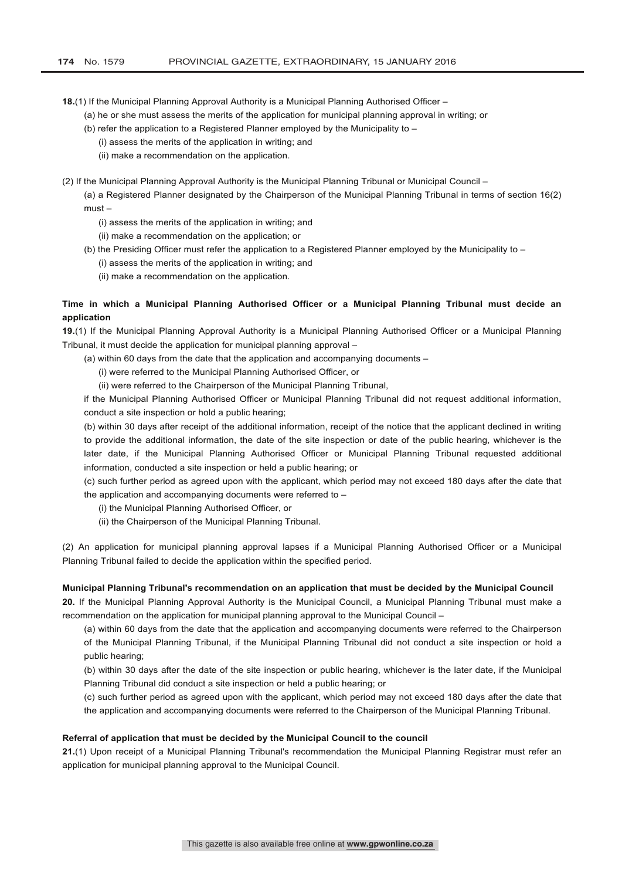**18.**(1) If the Municipal Planning Approval Authority is a Municipal Planning Authorised Officer –

(a) he or she must assess the merits of the application for municipal planning approval in writing; or

(b) refer the application to a Registered Planner employed by the Municipality to –

(i) assess the merits of the application in writing; and

(ii) make a recommendation on the application.

(2) If the Municipal Planning Approval Authority is the Municipal Planning Tribunal or Municipal Council –

(a) a Registered Planner designated by the Chairperson of the Municipal Planning Tribunal in terms of section 16(2) must –

(i) assess the merits of the application in writing; and

(ii) make a recommendation on the application; or

(b) the Presiding Officer must refer the application to a Registered Planner employed by the Municipality to –

(i) assess the merits of the application in writing; and

(ii) make a recommendation on the application.

**Time in which a Municipal Planning Authorised Officer or a Municipal Planning Tribunal must decide an application**

**19.**(1) If the Municipal Planning Approval Authority is a Municipal Planning Authorised Officer or a Municipal Planning Tribunal, it must decide the application for municipal planning approval –

(a) within 60 days from the date that the application and accompanying documents –

(i) were referred to the Municipal Planning Authorised Officer, or

(ii) were referred to the Chairperson of the Municipal Planning Tribunal,

if the Municipal Planning Authorised Officer or Municipal Planning Tribunal did not request additional information, conduct a site inspection or hold a public hearing;

(b) within 30 days after receipt of the additional information, receipt of the notice that the applicant declined in writing to provide the additional information, the date of the site inspection or date of the public hearing, whichever is the later date, if the Municipal Planning Authorised Officer or Municipal Planning Tribunal requested additional information, conducted a site inspection or held a public hearing; or

(c) such further period as agreed upon with the applicant, which period may not exceed 180 days after the date that the application and accompanying documents were referred to –

(i) the Municipal Planning Authorised Officer, or

(ii) the Chairperson of the Municipal Planning Tribunal.

(2) An application for municipal planning approval lapses if a Municipal Planning Authorised Officer or a Municipal Planning Tribunal failed to decide the application within the specified period.

**Municipal Planning Tribunal's recommendation on an application that must be decided by the Municipal Council**

**20.** If the Municipal Planning Approval Authority is the Municipal Council, a Municipal Planning Tribunal must make a recommendation on the application for municipal planning approval to the Municipal Council –

(a) within 60 days from the date that the application and accompanying documents were referred to the Chairperson of the Municipal Planning Tribunal, if the Municipal Planning Tribunal did not conduct a site inspection or hold a public hearing;

(b) within 30 days after the date of the site inspection or public hearing, whichever is the later date, if the Municipal Planning Tribunal did conduct a site inspection or held a public hearing; or

(c) such further period as agreed upon with the applicant, which period may not exceed 180 days after the date that the application and accompanying documents were referred to the Chairperson of the Municipal Planning Tribunal.

**Referral of application that must be decided by the Municipal Council to the council**

**21.**(1) Upon receipt of a Municipal Planning Tribunal's recommendation the Municipal Planning Registrar must refer an application for municipal planning approval to the Municipal Council.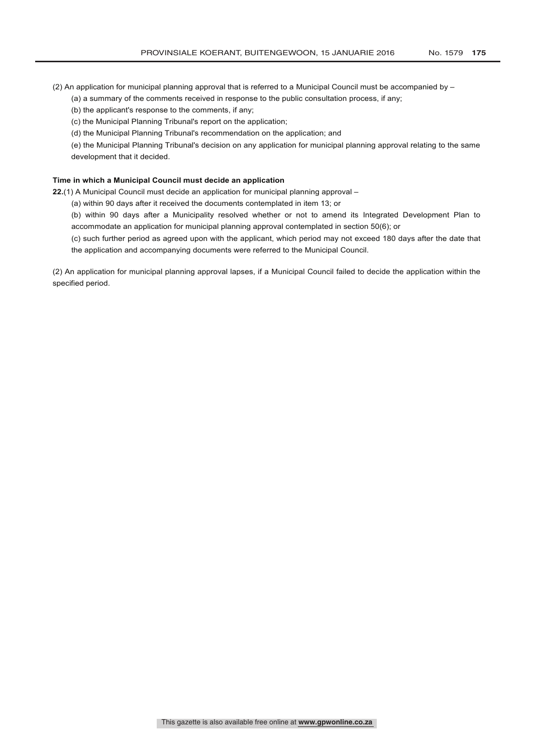(2) An application for municipal planning approval that is referred to a Municipal Council must be accompanied by –

(a) a summary of the comments received in response to the public consultation process, if any;

(b) the applicant's response to the comments, if any;

(c) the Municipal Planning Tribunal's report on the application;

(d) the Municipal Planning Tribunal's recommendation on the application; and

(e) the Municipal Planning Tribunal's decision on any application for municipal planning approval relating to the same development that it decided.

**Time in which a Municipal Council must decide an application**

**22.**(1) A Municipal Council must decide an application for municipal planning approval –

(a) within 90 days after it received the documents contemplated in item 13; or

(b) within 90 days after a Municipality resolved whether or not to amend its Integrated Development Plan to accommodate an application for municipal planning approval contemplated in section 50(6); or

(c) such further period as agreed upon with the applicant, which period may not exceed 180 days after the date that the application and accompanying documents were referred to the Municipal Council.

(2) An application for municipal planning approval lapses, if a Municipal Council failed to decide the application within the specified period.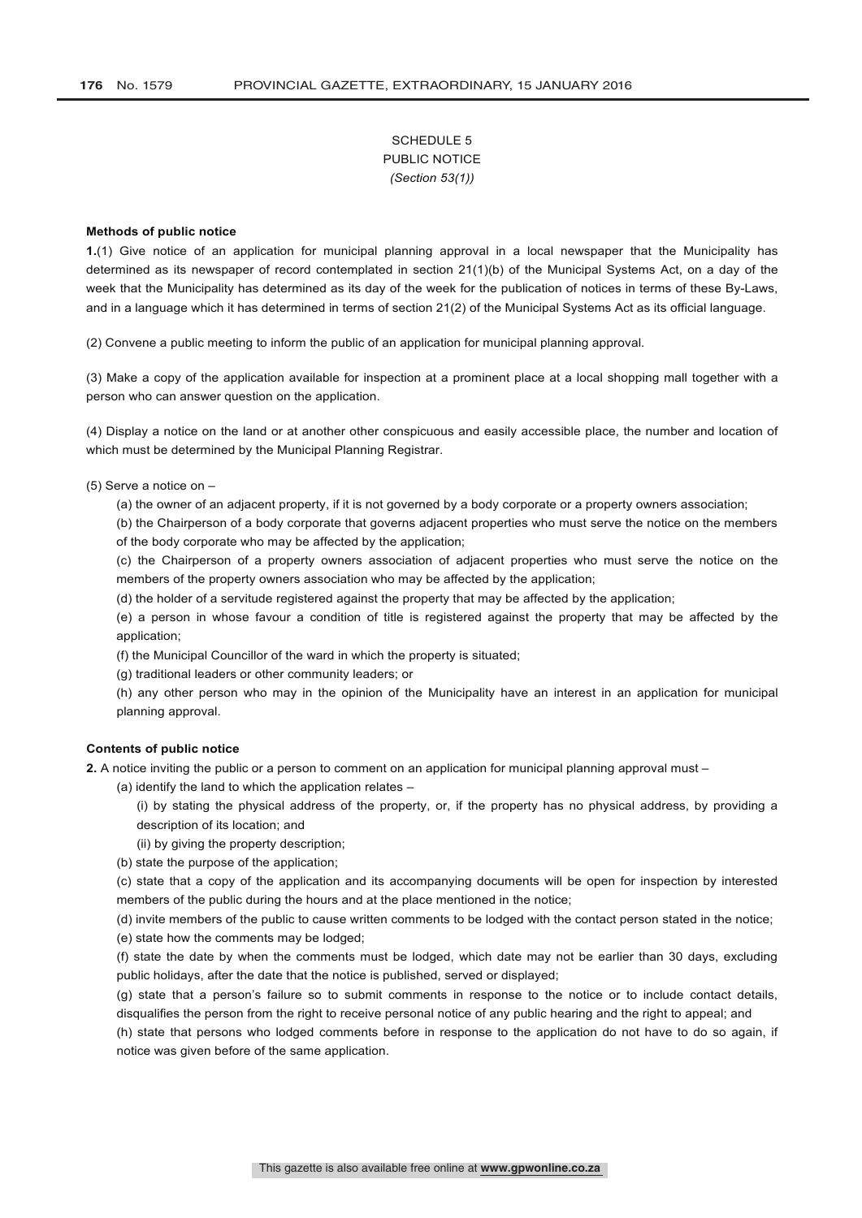SCHEDULE 5
PUBLIC NOTICE
*(Section 53(1))*

**Methods of public notice**

**1.**(1) Give notice of an application for municipal planning approval in a local newspaper that the Municipality has determined as its newspaper of record contemplated in section 21(1)(b) of the Municipal Systems Act, on a day of the week that the Municipality has determined as its day of the week for the publication of notices in terms of these By-Laws, and in a language which it has determined in terms of section 21(2) of the Municipal Systems Act as its official language.

(2) Convene a public meeting to inform the public of an application for municipal planning approval.

(3) Make a copy of the application available for inspection at a prominent place at a local shopping mall together with a person who can answer question on the application.

(4) Display a notice on the land or at another other conspicuous and easily accessible place, the number and location of which must be determined by the Municipal Planning Registrar.

(5) Serve a notice on –

(a) the owner of an adjacent property, if it is not governed by a body corporate or a property owners association;

(b) the Chairperson of a body corporate that governs adjacent properties who must serve the notice on the members of the body corporate who may be affected by the application;

(c) the Chairperson of a property owners association of adjacent properties who must serve the notice on the members of the property owners association who may be affected by the application;

(d) the holder of a servitude registered against the property that may be affected by the application;

(e) a person in whose favour a condition of title is registered against the property that may be affected by the application;

(f) the Municipal Councillor of the ward in which the property is situated;

(g) traditional leaders or other community leaders; or

(h) any other person who may in the opinion of the Municipality have an interest in an application for municipal planning approval.

**Contents of public notice**

**2.** A notice inviting the public or a person to comment on an application for municipal planning approval must –

(a) identify the land to which the application relates –

(i) by stating the physical address of the property, or, if the property has no physical address, by providing a description of its location; and

(ii) by giving the property description;

(b) state the purpose of the application;

(c) state that a copy of the application and its accompanying documents will be open for inspection by interested members of the public during the hours and at the place mentioned in the notice;

(d) invite members of the public to cause written comments to be lodged with the contact person stated in the notice;

(e) state how the comments may be lodged;

(f) state the date by when the comments must be lodged, which date may not be earlier than 30 days, excluding public holidays, after the date that the notice is published, served or displayed;

(g) state that a person's failure so to submit comments in response to the notice or to include contact details, disqualifies the person from the right to receive personal notice of any public hearing and the right to appeal; and

(h) state that persons who lodged comments before in response to the application do not have to do so again, if notice was given before of the same application.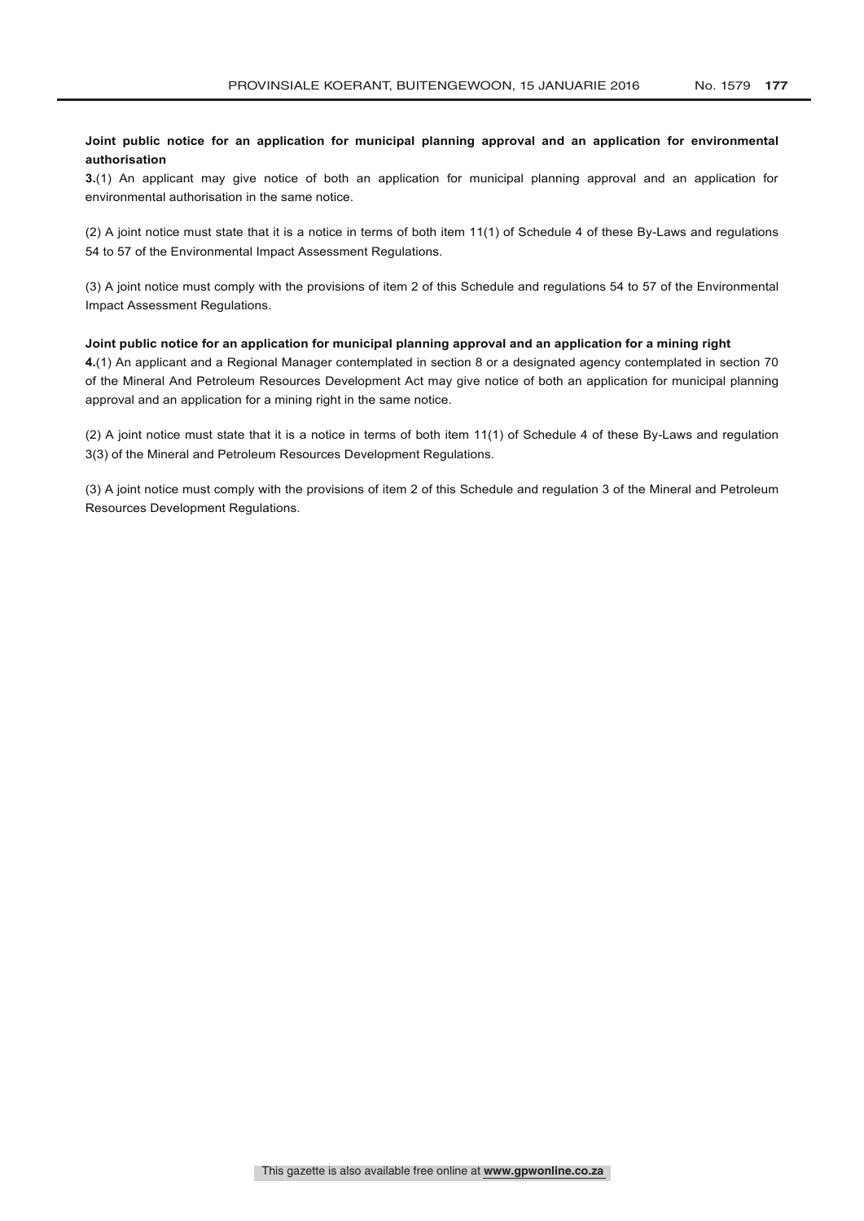**Joint public notice for an application for municipal planning approval and an application for environmental authorisation**

**3.**(1) An applicant may give notice of both an application for municipal planning approval and an application for environmental authorisation in the same notice.

(2) A joint notice must state that it is a notice in terms of both item 11(1) of Schedule 4 of these By-Laws and regulations 54 to 57 of the Environmental Impact Assessment Regulations.

(3) A joint notice must comply with the provisions of item 2 of this Schedule and regulations 54 to 57 of the Environmental Impact Assessment Regulations.

**Joint public notice for an application for municipal planning approval and an application for a mining right**

**4.**(1) An applicant and a Regional Manager contemplated in section 8 or a designated agency contemplated in section 70 of the Mineral And Petroleum Resources Development Act may give notice of both an application for municipal planning approval and an application for a mining right in the same notice.

(2) A joint notice must state that it is a notice in terms of both item 11(1) of Schedule 4 of these By-Laws and regulation 3(3) of the Mineral and Petroleum Resources Development Regulations.

(3) A joint notice must comply with the provisions of item 2 of this Schedule and regulation 3 of the Mineral and Petroleum Resources Development Regulations.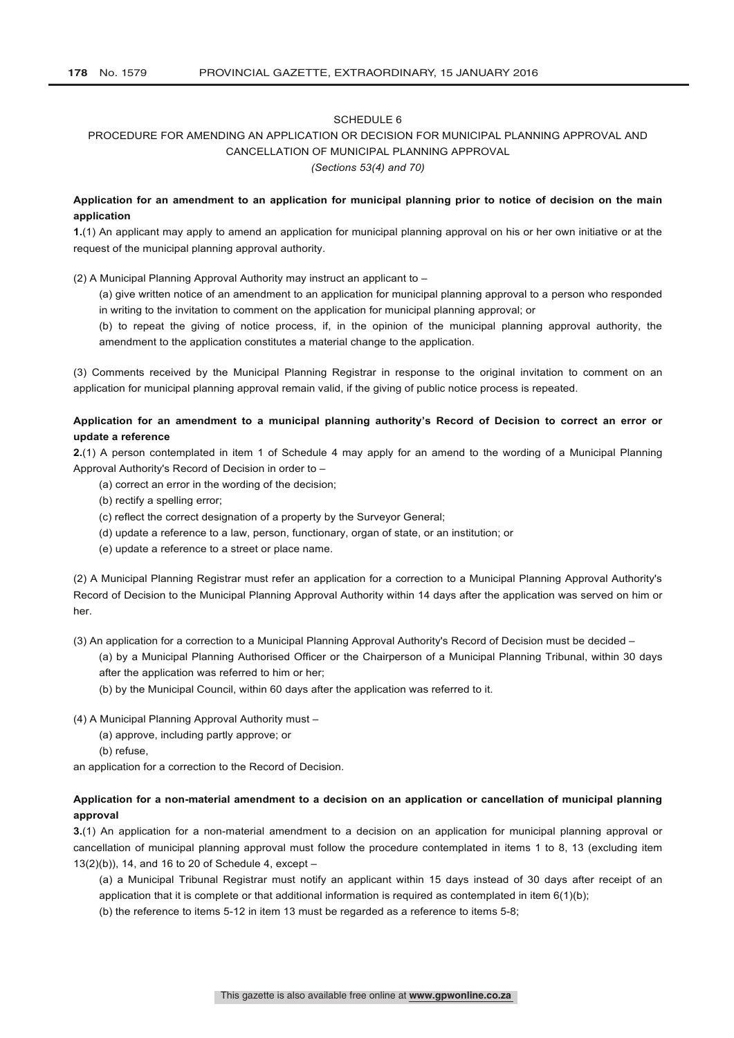SCHEDULE 6

PROCEDURE FOR AMENDING AN APPLICATION OR DECISION FOR MUNICIPAL PLANNING APPROVAL AND CANCELLATION OF MUNICIPAL PLANNING APPROVAL

*(Sections 53(4) and 70)*

**Application for an amendment to an application for municipal planning prior to notice of decision on the main application**

**1.**(1) An applicant may apply to amend an application for municipal planning approval on his or her own initiative or at the request of the municipal planning approval authority.

(2) A Municipal Planning Approval Authority may instruct an applicant to –

(a) give written notice of an amendment to an application for municipal planning approval to a person who responded in writing to the invitation to comment on the application for municipal planning approval; or

(b) to repeat the giving of notice process, if, in the opinion of the municipal planning approval authority, the amendment to the application constitutes a material change to the application.

(3) Comments received by the Municipal Planning Registrar in response to the original invitation to comment on an application for municipal planning approval remain valid, if the giving of public notice process is repeated.

**Application for an amendment to a municipal planning authority's Record of Decision to correct an error or update a reference**

**2.**(1) A person contemplated in item 1 of Schedule 4 may apply for an amend to the wording of a Municipal Planning Approval Authority's Record of Decision in order to –

(a) correct an error in the wording of the decision;

(b) rectify a spelling error;

(c) reflect the correct designation of a property by the Surveyor General;

(d) update a reference to a law, person, functionary, organ of state, or an institution; or

(e) update a reference to a street or place name.

(2) A Municipal Planning Registrar must refer an application for a correction to a Municipal Planning Approval Authority's Record of Decision to the Municipal Planning Approval Authority within 14 days after the application was served on him or her.

(3) An application for a correction to a Municipal Planning Approval Authority's Record of Decision must be decided –

(a) by a Municipal Planning Authorised Officer or the Chairperson of a Municipal Planning Tribunal, within 30 days after the application was referred to him or her;

(b) by the Municipal Council, within 60 days after the application was referred to it.

(4) A Municipal Planning Approval Authority must –

(a) approve, including partly approve; or

(b) refuse,

an application for a correction to the Record of Decision.

**Application for a non-material amendment to a decision on an application or cancellation of municipal planning approval**

**3.**(1) An application for a non-material amendment to a decision on an application for municipal planning approval or cancellation of municipal planning approval must follow the procedure contemplated in items 1 to 8, 13 (excluding item 13(2)(b)), 14, and 16 to 20 of Schedule 4, except –

(a) a Municipal Tribunal Registrar must notify an applicant within 15 days instead of 30 days after receipt of an application that it is complete or that additional information is required as contemplated in item 6(1)(b);

(b) the reference to items 5-12 in item 13 must be regarded as a reference to items 5-8;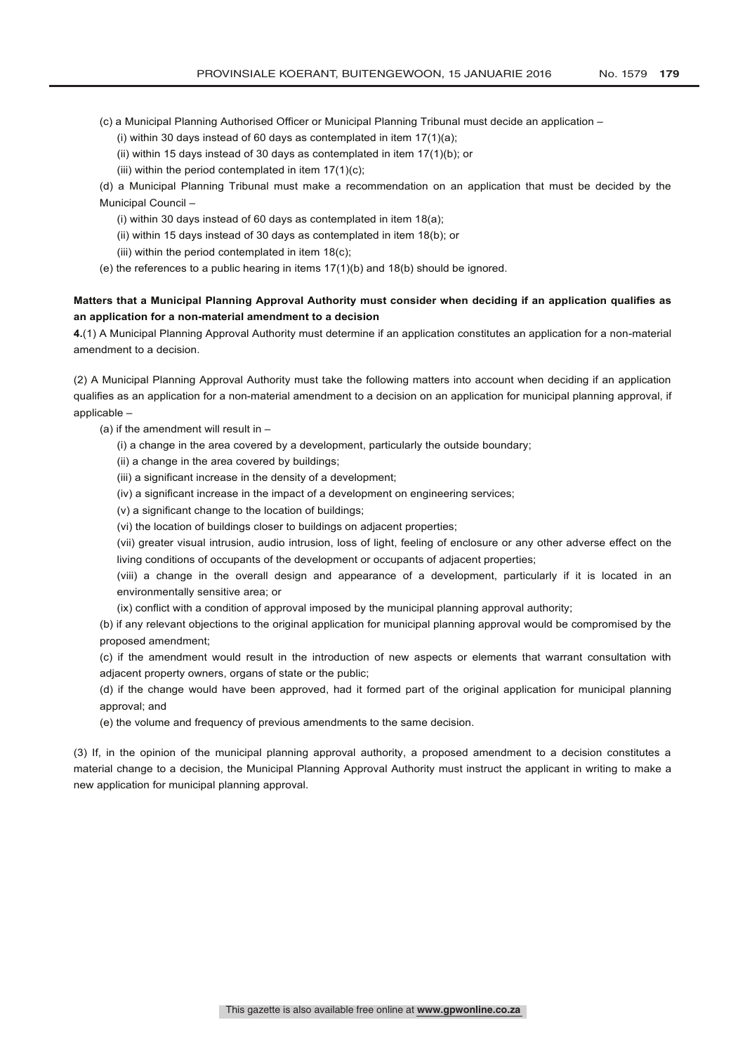(c) a Municipal Planning Authorised Officer or Municipal Planning Tribunal must decide an application –

(i) within 30 days instead of 60 days as contemplated in item 17(1)(a);

(ii) within 15 days instead of 30 days as contemplated in item 17(1)(b); or

(iii) within the period contemplated in item 17(1)(c);

(d) a Municipal Planning Tribunal must make a recommendation on an application that must be decided by the Municipal Council –

(i) within 30 days instead of 60 days as contemplated in item 18(a);

(ii) within 15 days instead of 30 days as contemplated in item 18(b); or

(iii) within the period contemplated in item 18(c);

(e) the references to a public hearing in items 17(1)(b) and 18(b) should be ignored.

**Matters that a Municipal Planning Approval Authority must consider when deciding if an application qualifies as an application for a non-material amendment to a decision**

**4.**(1) A Municipal Planning Approval Authority must determine if an application constitutes an application for a non-material amendment to a decision.

(2) A Municipal Planning Approval Authority must take the following matters into account when deciding if an application qualifies as an application for a non-material amendment to a decision on an application for municipal planning approval, if applicable –

(a) if the amendment will result in –

(i) a change in the area covered by a development, particularly the outside boundary;

(ii) a change in the area covered by buildings;

(iii) a significant increase in the density of a development;

(iv) a significant increase in the impact of a development on engineering services;

(v) a significant change to the location of buildings;

(vi) the location of buildings closer to buildings on adjacent properties;

(vii) greater visual intrusion, audio intrusion, loss of light, feeling of enclosure or any other adverse effect on the living conditions of occupants of the development or occupants of adjacent properties;

(viii) a change in the overall design and appearance of a development, particularly if it is located in an environmentally sensitive area; or

(ix) conflict with a condition of approval imposed by the municipal planning approval authority;

(b) if any relevant objections to the original application for municipal planning approval would be compromised by the proposed amendment;

(c) if the amendment would result in the introduction of new aspects or elements that warrant consultation with adjacent property owners, organs of state or the public;

(d) if the change would have been approved, had it formed part of the original application for municipal planning approval; and

(e) the volume and frequency of previous amendments to the same decision.

(3) If, in the opinion of the municipal planning approval authority, a proposed amendment to a decision constitutes a material change to a decision, the Municipal Planning Approval Authority must instruct the applicant in writing to make a new application for municipal planning approval.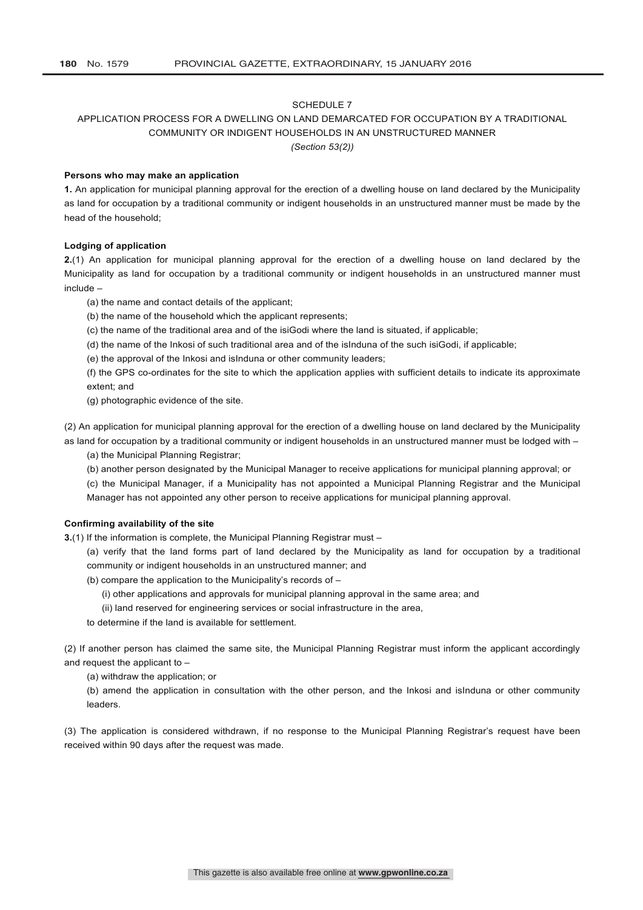## SCHEDULE 7

## APPLICATION PROCESS FOR A DWELLING ON LAND DEMARCATED FOR OCCUPATION BY A TRADITIONAL COMMUNITY OR INDIGENT HOUSEHOLDS IN AN UNSTRUCTURED MANNER

*(Section 53(2))*

**Persons who may make an application**

**1.** An application for municipal planning approval for the erection of a dwelling house on land declared by the Municipality as land for occupation by a traditional community or indigent households in an unstructured manner must be made by the head of the household;

**Lodging of application**

**2.**(1) An application for municipal planning approval for the erection of a dwelling house on land declared by the Municipality as land for occupation by a traditional community or indigent households in an unstructured manner must include –

(a) the name and contact details of the applicant;

(b) the name of the household which the applicant represents;

(c) the name of the traditional area and of the isiGodi where the land is situated, if applicable;

(d) the name of the Inkosi of such traditional area and of the isInduna of the such isiGodi, if applicable;

(e) the approval of the Inkosi and isInduna or other community leaders;

(f) the GPS co-ordinates for the site to which the application applies with sufficient details to indicate its approximate extent; and

(g) photographic evidence of the site.

(2) An application for municipal planning approval for the erection of a dwelling house on land declared by the Municipality as land for occupation by a traditional community or indigent households in an unstructured manner must be lodged with –

(a) the Municipal Planning Registrar;

(b) another person designated by the Municipal Manager to receive applications for municipal planning approval; or

(c) the Municipal Manager, if a Municipality has not appointed a Municipal Planning Registrar and the Municipal Manager has not appointed any other person to receive applications for municipal planning approval.

**Confirming availability of the site**

**3.**(1) If the information is complete, the Municipal Planning Registrar must –

(a) verify that the land forms part of land declared by the Municipality as land for occupation by a traditional community or indigent households in an unstructured manner; and

(b) compare the application to the Municipality's records of –

(i) other applications and approvals for municipal planning approval in the same area; and

(ii) land reserved for engineering services or social infrastructure in the area,

to determine if the land is available for settlement.

(2) If another person has claimed the same site, the Municipal Planning Registrar must inform the applicant accordingly and request the applicant to –

(a) withdraw the application; or

(b) amend the application in consultation with the other person, and the Inkosi and isInduna or other community leaders.

(3) The application is considered withdrawn, if no response to the Municipal Planning Registrar's request have been received within 90 days after the request was made.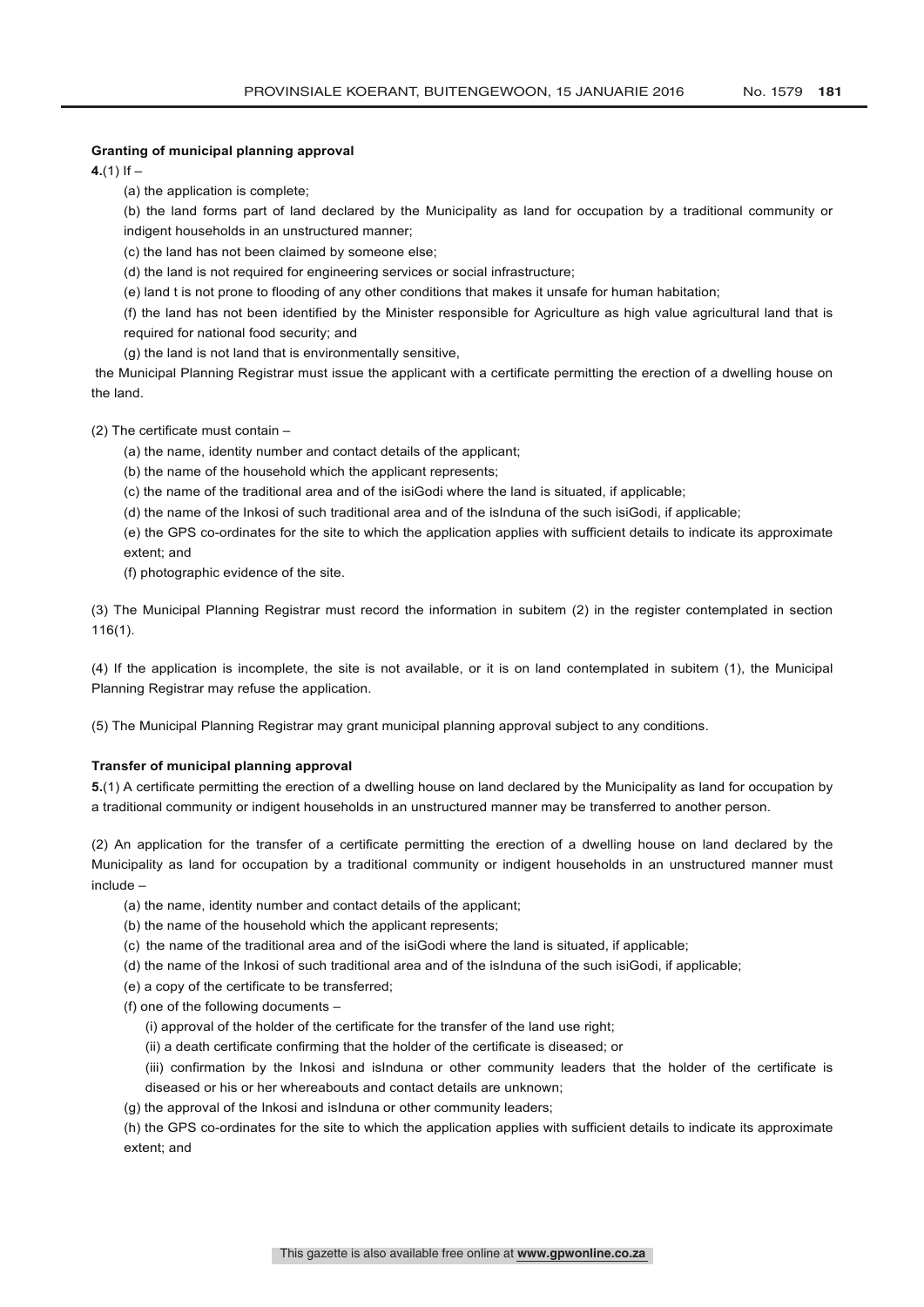**Granting of municipal planning approval**

**4.**(1) If –

(a) the application is complete;

(b) the land forms part of land declared by the Municipality as land for occupation by a traditional community or indigent households in an unstructured manner;

(c) the land has not been claimed by someone else;

(d) the land is not required for engineering services or social infrastructure;

(e) land t is not prone to flooding of any other conditions that makes it unsafe for human habitation;

(f) the land has not been identified by the Minister responsible for Agriculture as high value agricultural land that is required for national food security; and

(g) the land is not land that is environmentally sensitive,

the Municipal Planning Registrar must issue the applicant with a certificate permitting the erection of a dwelling house on the land.

(2) The certificate must contain –

(a) the name, identity number and contact details of the applicant;

(b) the name of the household which the applicant represents;

(c) the name of the traditional area and of the isiGodi where the land is situated, if applicable;

(d) the name of the Inkosi of such traditional area and of the isInduna of the such isiGodi, if applicable;

(e) the GPS co-ordinates for the site to which the application applies with sufficient details to indicate its approximate extent; and

(f) photographic evidence of the site.

(3) The Municipal Planning Registrar must record the information in subitem (2) in the register contemplated in section 116(1).

(4) If the application is incomplete, the site is not available, or it is on land contemplated in subitem (1), the Municipal Planning Registrar may refuse the application.

(5) The Municipal Planning Registrar may grant municipal planning approval subject to any conditions.

**Transfer of municipal planning approval**

**5.**(1) A certificate permitting the erection of a dwelling house on land declared by the Municipality as land for occupation by a traditional community or indigent households in an unstructured manner may be transferred to another person.

(2) An application for the transfer of a certificate permitting the erection of a dwelling house on land declared by the Municipality as land for occupation by a traditional community or indigent households in an unstructured manner must include –

(a) the name, identity number and contact details of the applicant;

(b) the name of the household which the applicant represents;

(c) the name of the traditional area and of the isiGodi where the land is situated, if applicable;

(d) the name of the Inkosi of such traditional area and of the isInduna of the such isiGodi, if applicable;

(e) a copy of the certificate to be transferred;

(f) one of the following documents –

(i) approval of the holder of the certificate for the transfer of the land use right;

(ii) a death certificate confirming that the holder of the certificate is diseased; or

(iii) confirmation by the Inkosi and isInduna or other community leaders that the holder of the certificate is diseased or his or her whereabouts and contact details are unknown;

(g) the approval of the Inkosi and isInduna or other community leaders;

(h) the GPS co-ordinates for the site to which the application applies with sufficient details to indicate its approximate extent; and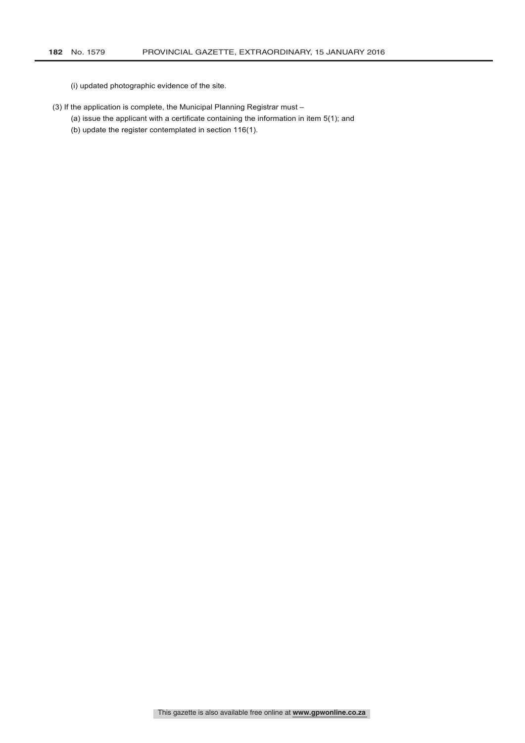(i) updated photographic evidence of the site.

(3) If the application is complete, the Municipal Planning Registrar must –

(a) issue the applicant with a certificate containing the information in item 5(1); and

(b) update the register contemplated in section 116(1).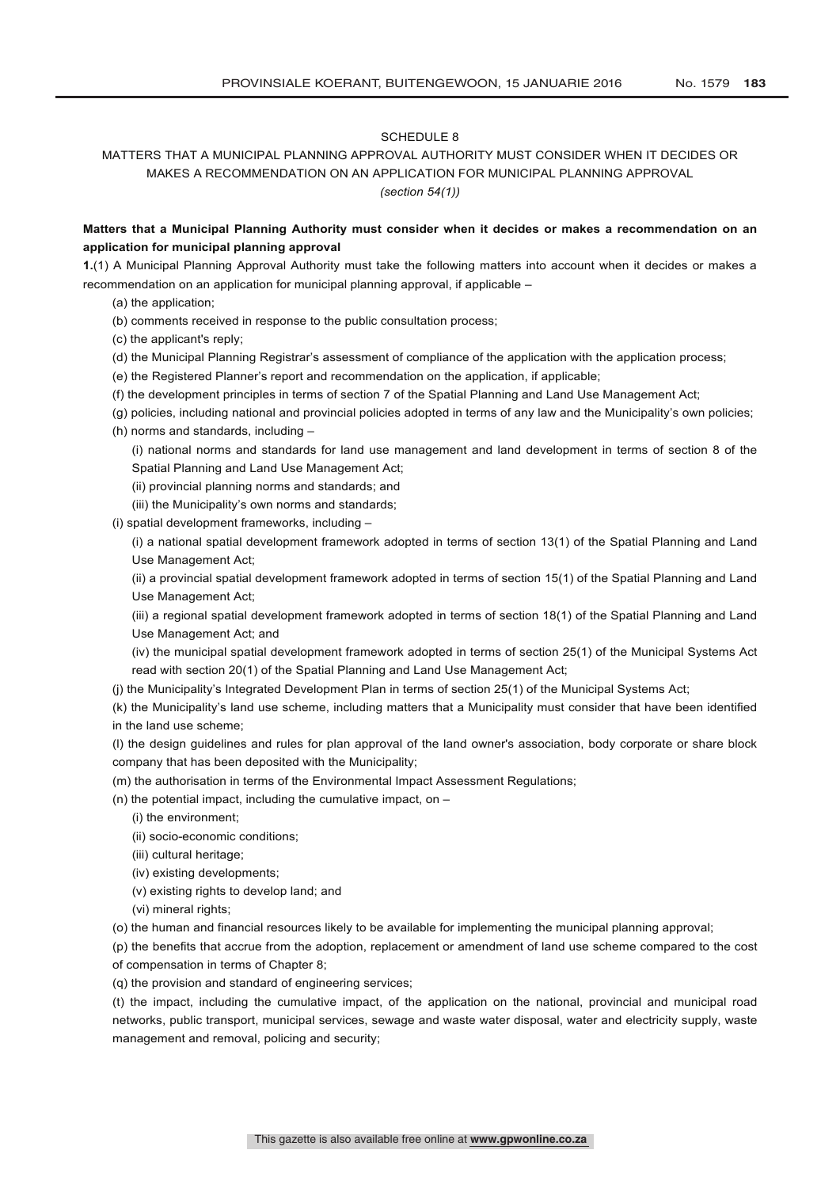SCHEDULE 8

MATTERS THAT A MUNICIPAL PLANNING APPROVAL AUTHORITY MUST CONSIDER WHEN IT DECIDES OR MAKES A RECOMMENDATION ON AN APPLICATION FOR MUNICIPAL PLANNING APPROVAL

*(section 54(1))*

**Matters that a Municipal Planning Authority must consider when it decides or makes a recommendation on an application for municipal planning approval**

**1.**(1) A Municipal Planning Approval Authority must take the following matters into account when it decides or makes a recommendation on an application for municipal planning approval, if applicable –

(a) the application;

(b) comments received in response to the public consultation process;

(c) the applicant's reply;

(d) the Municipal Planning Registrar's assessment of compliance of the application with the application process;

(e) the Registered Planner's report and recommendation on the application, if applicable;

(f) the development principles in terms of section 7 of the Spatial Planning and Land Use Management Act;

(g) policies, including national and provincial policies adopted in terms of any law and the Municipality's own policies;

(h) norms and standards, including –

(i) national norms and standards for land use management and land development in terms of section 8 of the Spatial Planning and Land Use Management Act;

(ii) provincial planning norms and standards; and

(iii) the Municipality's own norms and standards;

(i) spatial development frameworks, including –

(i) a national spatial development framework adopted in terms of section 13(1) of the Spatial Planning and Land Use Management Act;

(ii) a provincial spatial development framework adopted in terms of section 15(1) of the Spatial Planning and Land Use Management Act;

(iii) a regional spatial development framework adopted in terms of section 18(1) of the Spatial Planning and Land Use Management Act; and

(iv) the municipal spatial development framework adopted in terms of section 25(1) of the Municipal Systems Act read with section 20(1) of the Spatial Planning and Land Use Management Act;

(j) the Municipality's Integrated Development Plan in terms of section 25(1) of the Municipal Systems Act;

(k) the Municipality's land use scheme, including matters that a Municipality must consider that have been identified in the land use scheme;

(l) the design guidelines and rules for plan approval of the land owner's association, body corporate or share block company that has been deposited with the Municipality;

(m) the authorisation in terms of the Environmental Impact Assessment Regulations;

(n) the potential impact, including the cumulative impact, on –

(i) the environment;

(ii) socio-economic conditions;

(iii) cultural heritage;

(iv) existing developments;

(v) existing rights to develop land; and

(vi) mineral rights;

(o) the human and financial resources likely to be available for implementing the municipal planning approval;

(p) the benefits that accrue from the adoption, replacement or amendment of land use scheme compared to the cost of compensation in terms of Chapter 8;

(q) the provision and standard of engineering services;

(t) the impact, including the cumulative impact, of the application on the national, provincial and municipal road networks, public transport, municipal services, sewage and waste water disposal, water and electricity supply, waste management and removal, policing and security;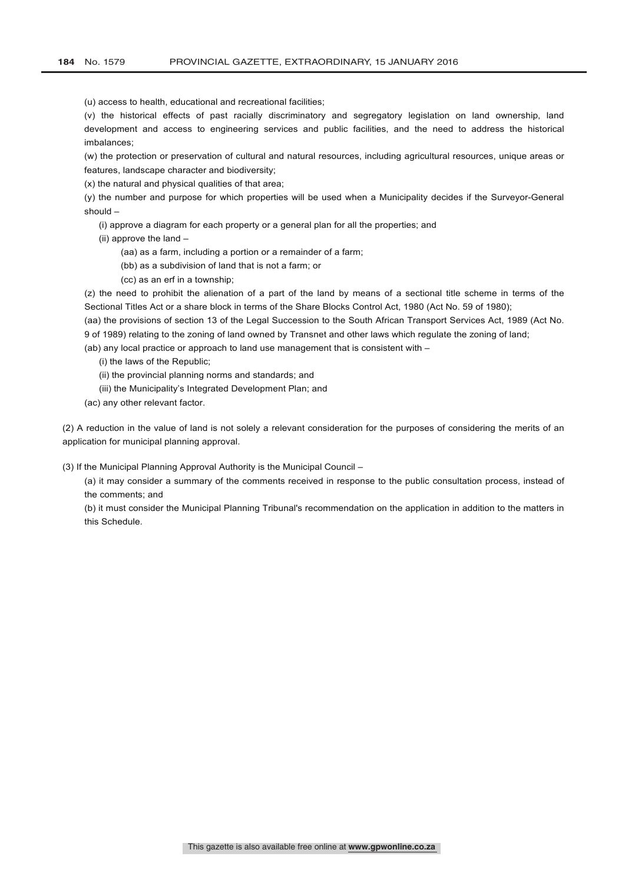(u) access to health, educational and recreational facilities;

(v) the historical effects of past racially discriminatory and segregatory legislation on land ownership, land development and access to engineering services and public facilities, and the need to address the historical imbalances;

(w) the protection or preservation of cultural and natural resources, including agricultural resources, unique areas or features, landscape character and biodiversity;

(x) the natural and physical qualities of that area;

(y) the number and purpose for which properties will be used when a Municipality decides if the Surveyor-General should –

- (i) approve a diagram for each property or a general plan for all the properties; and
- (ii) approve the land –
  - (aa) as a farm, including a portion or a remainder of a farm;
  - (bb) as a subdivision of land that is not a farm; or
  - (cc) as an erf in a township;

(z) the need to prohibit the alienation of a part of the land by means of a sectional title scheme in terms of the Sectional Titles Act or a share block in terms of the Share Blocks Control Act, 1980 (Act No. 59 of 1980);

(aa) the provisions of section 13 of the Legal Succession to the South African Transport Services Act, 1989 (Act No. 9 of 1989) relating to the zoning of land owned by Transnet and other laws which regulate the zoning of land;

(ab) any local practice or approach to land use management that is consistent with –

- (i) the laws of the Republic;
- (ii) the provincial planning norms and standards; and
- (iii) the Municipality's Integrated Development Plan; and

(ac) any other relevant factor.

(2) A reduction in the value of land is not solely a relevant consideration for the purposes of considering the merits of an application for municipal planning approval.

(3) If the Municipal Planning Approval Authority is the Municipal Council –

(a) it may consider a summary of the comments received in response to the public consultation process, instead of the comments; and

(b) it must consider the Municipal Planning Tribunal's recommendation on the application in addition to the matters in this Schedule.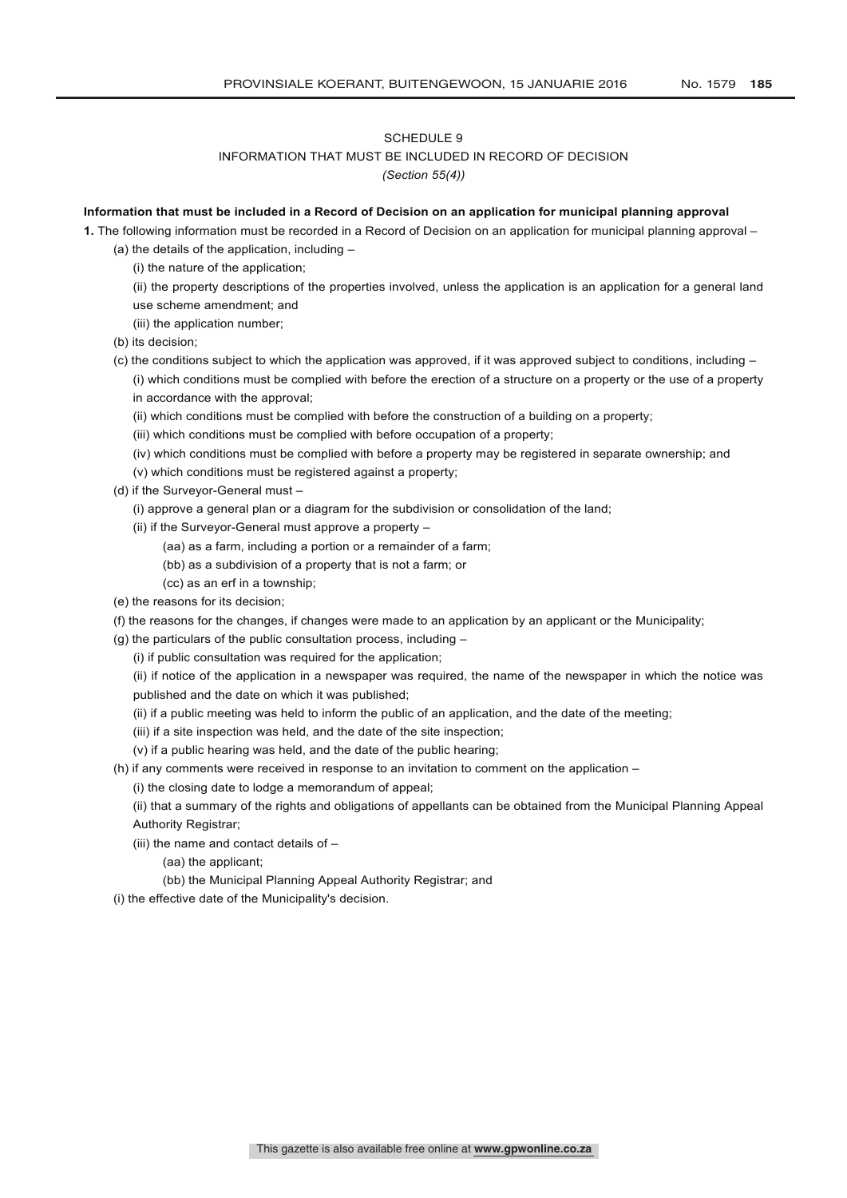SCHEDULE 9

INFORMATION THAT MUST BE INCLUDED IN RECORD OF DECISION

*(Section 55(4))*

**Information that must be included in a Record of Decision on an application for municipal planning approval**

**1.** The following information must be recorded in a Record of Decision on an application for municipal planning approval –

(a) the details of the application, including –

(i) the nature of the application;

(ii) the property descriptions of the properties involved, unless the application is an application for a general land use scheme amendment; and

(iii) the application number;

(b) its decision;

(c) the conditions subject to which the application was approved, if it was approved subject to conditions, including –

(i) which conditions must be complied with before the erection of a structure on a property or the use of a property in accordance with the approval;

(ii) which conditions must be complied with before the construction of a building on a property;

(iii) which conditions must be complied with before occupation of a property;

(iv) which conditions must be complied with before a property may be registered in separate ownership; and

(v) which conditions must be registered against a property;

(d) if the Surveyor-General must –

(i) approve a general plan or a diagram for the subdivision or consolidation of the land;

(ii) if the Surveyor-General must approve a property –

(aa) as a farm, including a portion or a remainder of a farm;

(bb) as a subdivision of a property that is not a farm; or

(cc) as an erf in a township;

(e) the reasons for its decision;

(f) the reasons for the changes, if changes were made to an application by an applicant or the Municipality;

(g) the particulars of the public consultation process, including –

(i) if public consultation was required for the application;

(ii) if notice of the application in a newspaper was required, the name of the newspaper in which the notice was published and the date on which it was published;

(ii) if a public meeting was held to inform the public of an application, and the date of the meeting;

(iii) if a site inspection was held, and the date of the site inspection;

(v) if a public hearing was held, and the date of the public hearing;

(h) if any comments were received in response to an invitation to comment on the application –

(i) the closing date to lodge a memorandum of appeal;

(ii) that a summary of the rights and obligations of appellants can be obtained from the Municipal Planning Appeal Authority Registrar;

(iii) the name and contact details of –

(aa) the applicant;

(bb) the Municipal Planning Appeal Authority Registrar; and

(i) the effective date of the Municipality's decision.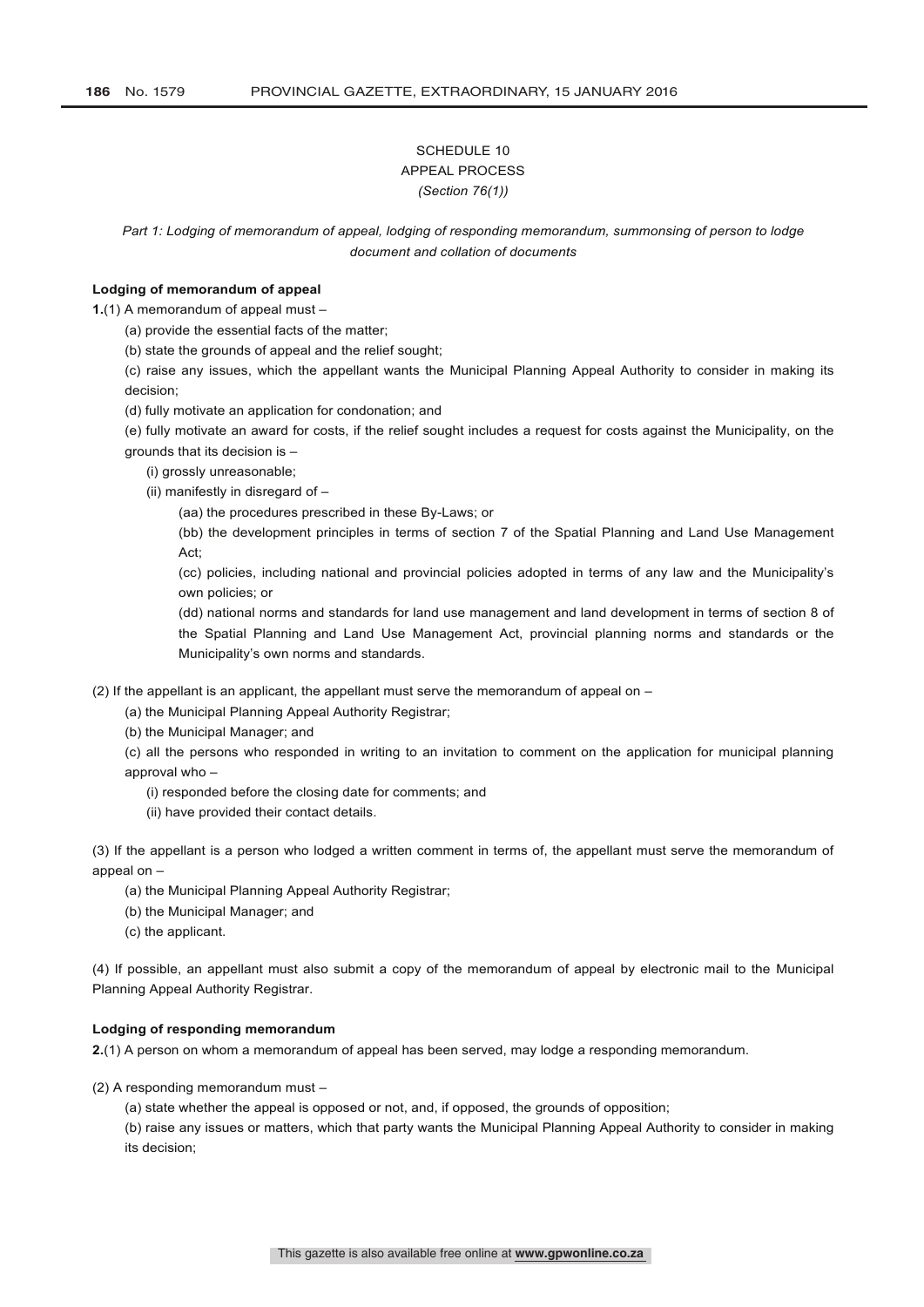SCHEDULE 10

APPEAL PROCESS

*(Section 76(1))*

*Part 1: Lodging of memorandum of appeal, lodging of responding memorandum, summonsing of person to lodge document and collation of documents*

**Lodging of memorandum of appeal**

**1.**(1) A memorandum of appeal must –

(a) provide the essential facts of the matter;

(b) state the grounds of appeal and the relief sought;

(c) raise any issues, which the appellant wants the Municipal Planning Appeal Authority to consider in making its decision;

(d) fully motivate an application for condonation; and

(e) fully motivate an award for costs, if the relief sought includes a request for costs against the Municipality, on the grounds that its decision is –

(i) grossly unreasonable;

(ii) manifestly in disregard of –

(aa) the procedures prescribed in these By-Laws; or

(bb) the development principles in terms of section 7 of the Spatial Planning and Land Use Management Act;

(cc) policies, including national and provincial policies adopted in terms of any law and the Municipality's own policies; or

(dd) national norms and standards for land use management and land development in terms of section 8 of the Spatial Planning and Land Use Management Act, provincial planning norms and standards or the Municipality's own norms and standards.

(2) If the appellant is an applicant, the appellant must serve the memorandum of appeal on –

(a) the Municipal Planning Appeal Authority Registrar;

(b) the Municipal Manager; and

(c) all the persons who responded in writing to an invitation to comment on the application for municipal planning approval who –

(i) responded before the closing date for comments; and

(ii) have provided their contact details.

(3) If the appellant is a person who lodged a written comment in terms of, the appellant must serve the memorandum of appeal on –

(a) the Municipal Planning Appeal Authority Registrar;

(b) the Municipal Manager; and

(c) the applicant.

(4) If possible, an appellant must also submit a copy of the memorandum of appeal by electronic mail to the Municipal Planning Appeal Authority Registrar.

**Lodging of responding memorandum**

**2.**(1) A person on whom a memorandum of appeal has been served, may lodge a responding memorandum.

(2) A responding memorandum must –

(a) state whether the appeal is opposed or not, and, if opposed, the grounds of opposition;

(b) raise any issues or matters, which that party wants the Municipal Planning Appeal Authority to consider in making its decision;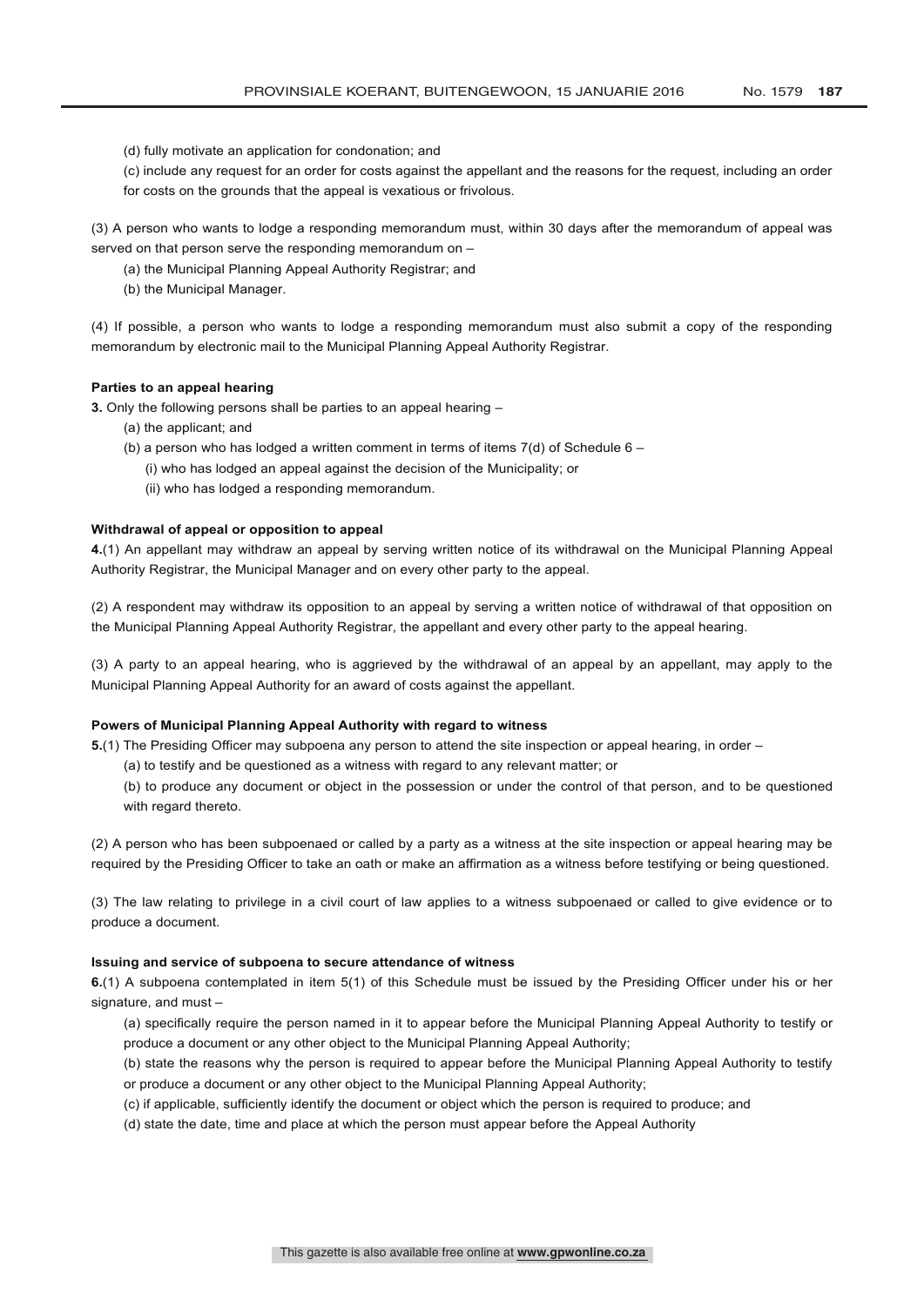(d) fully motivate an application for condonation; and

(c) include any request for an order for costs against the appellant and the reasons for the request, including an order for costs on the grounds that the appeal is vexatious or frivolous.

(3) A person who wants to lodge a responding memorandum must, within 30 days after the memorandum of appeal was served on that person serve the responding memorandum on –

(a) the Municipal Planning Appeal Authority Registrar; and

(b) the Municipal Manager.

(4) If possible, a person who wants to lodge a responding memorandum must also submit a copy of the responding memorandum by electronic mail to the Municipal Planning Appeal Authority Registrar.

**Parties to an appeal hearing**

**3.** Only the following persons shall be parties to an appeal hearing –

(a) the applicant; and

(b) a person who has lodged a written comment in terms of items 7(d) of Schedule 6 –

(i) who has lodged an appeal against the decision of the Municipality; or

(ii) who has lodged a responding memorandum.

**Withdrawal of appeal or opposition to appeal**

**4.**(1) An appellant may withdraw an appeal by serving written notice of its withdrawal on the Municipal Planning Appeal Authority Registrar, the Municipal Manager and on every other party to the appeal.

(2) A respondent may withdraw its opposition to an appeal by serving a written notice of withdrawal of that opposition on the Municipal Planning Appeal Authority Registrar, the appellant and every other party to the appeal hearing.

(3) A party to an appeal hearing, who is aggrieved by the withdrawal of an appeal by an appellant, may apply to the Municipal Planning Appeal Authority for an award of costs against the appellant.

**Powers of Municipal Planning Appeal Authority with regard to witness**

**5.**(1) The Presiding Officer may subpoena any person to attend the site inspection or appeal hearing, in order –

(a) to testify and be questioned as a witness with regard to any relevant matter; or

(b) to produce any document or object in the possession or under the control of that person, and to be questioned with regard thereto.

(2) A person who has been subpoenaed or called by a party as a witness at the site inspection or appeal hearing may be required by the Presiding Officer to take an oath or make an affirmation as a witness before testifying or being questioned.

(3) The law relating to privilege in a civil court of law applies to a witness subpoenaed or called to give evidence or to produce a document.

**Issuing and service of subpoena to secure attendance of witness**

**6.**(1) A subpoena contemplated in item 5(1) of this Schedule must be issued by the Presiding Officer under his or her signature, and must –

(a) specifically require the person named in it to appear before the Municipal Planning Appeal Authority to testify or produce a document or any other object to the Municipal Planning Appeal Authority;

(b) state the reasons why the person is required to appear before the Municipal Planning Appeal Authority to testify or produce a document or any other object to the Municipal Planning Appeal Authority;

(c) if applicable, sufficiently identify the document or object which the person is required to produce; and

(d) state the date, time and place at which the person must appear before the Appeal Authority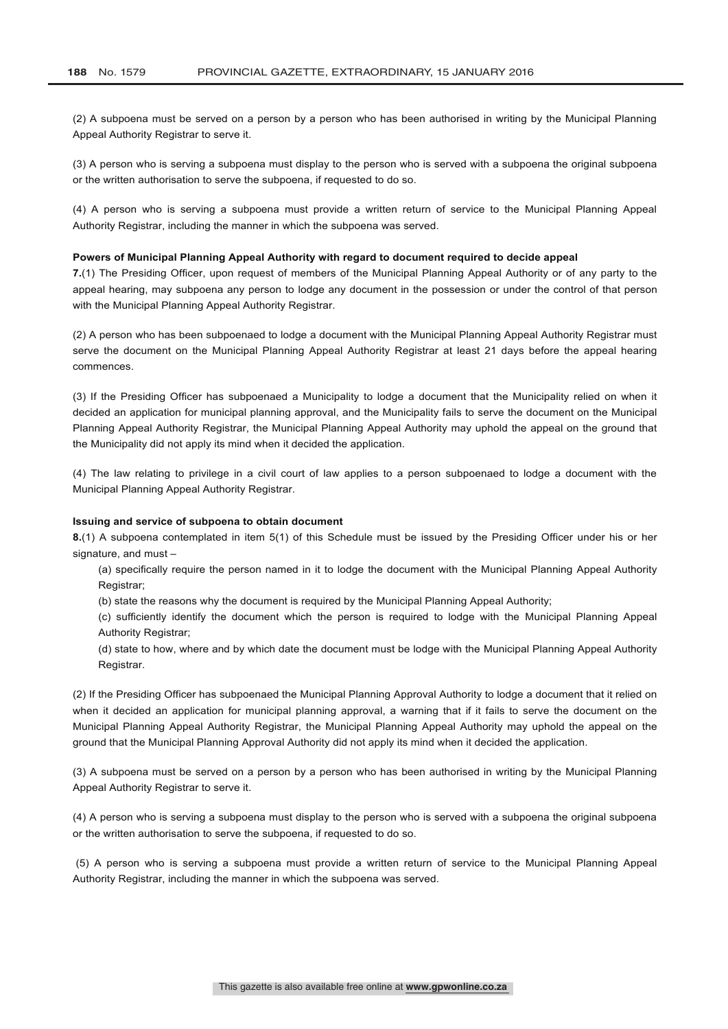(2) A subpoena must be served on a person by a person who has been authorised in writing by the Municipal Planning Appeal Authority Registrar to serve it.

(3) A person who is serving a subpoena must display to the person who is served with a subpoena the original subpoena or the written authorisation to serve the subpoena, if requested to do so.

(4) A person who is serving a subpoena must provide a written return of service to the Municipal Planning Appeal Authority Registrar, including the manner in which the subpoena was served.

**Powers of Municipal Planning Appeal Authority with regard to document required to decide appeal**

**7.**(1) The Presiding Officer, upon request of members of the Municipal Planning Appeal Authority or of any party to the appeal hearing, may subpoena any person to lodge any document in the possession or under the control of that person with the Municipal Planning Appeal Authority Registrar.

(2) A person who has been subpoenaed to lodge a document with the Municipal Planning Appeal Authority Registrar must serve the document on the Municipal Planning Appeal Authority Registrar at least 21 days before the appeal hearing commences.

(3) If the Presiding Officer has subpoenaed a Municipality to lodge a document that the Municipality relied on when it decided an application for municipal planning approval, and the Municipality fails to serve the document on the Municipal Planning Appeal Authority Registrar, the Municipal Planning Appeal Authority may uphold the appeal on the ground that the Municipality did not apply its mind when it decided the application.

(4) The law relating to privilege in a civil court of law applies to a person subpoenaed to lodge a document with the Municipal Planning Appeal Authority Registrar.

**Issuing and service of subpoena to obtain document**

**8.**(1) A subpoena contemplated in item 5(1) of this Schedule must be issued by the Presiding Officer under his or her signature, and must –

(a) specifically require the person named in it to lodge the document with the Municipal Planning Appeal Authority Registrar;

(b) state the reasons why the document is required by the Municipal Planning Appeal Authority;

(c) sufficiently identify the document which the person is required to lodge with the Municipal Planning Appeal Authority Registrar;

(d) state to how, where and by which date the document must be lodge with the Municipal Planning Appeal Authority Registrar.

(2) If the Presiding Officer has subpoenaed the Municipal Planning Approval Authority to lodge a document that it relied on when it decided an application for municipal planning approval, a warning that if it fails to serve the document on the Municipal Planning Appeal Authority Registrar, the Municipal Planning Appeal Authority may uphold the appeal on the ground that the Municipal Planning Approval Authority did not apply its mind when it decided the application.

(3) A subpoena must be served on a person by a person who has been authorised in writing by the Municipal Planning Appeal Authority Registrar to serve it.

(4) A person who is serving a subpoena must display to the person who is served with a subpoena the original subpoena or the written authorisation to serve the subpoena, if requested to do so.

(5) A person who is serving a subpoena must provide a written return of service to the Municipal Planning Appeal Authority Registrar, including the manner in which the subpoena was served.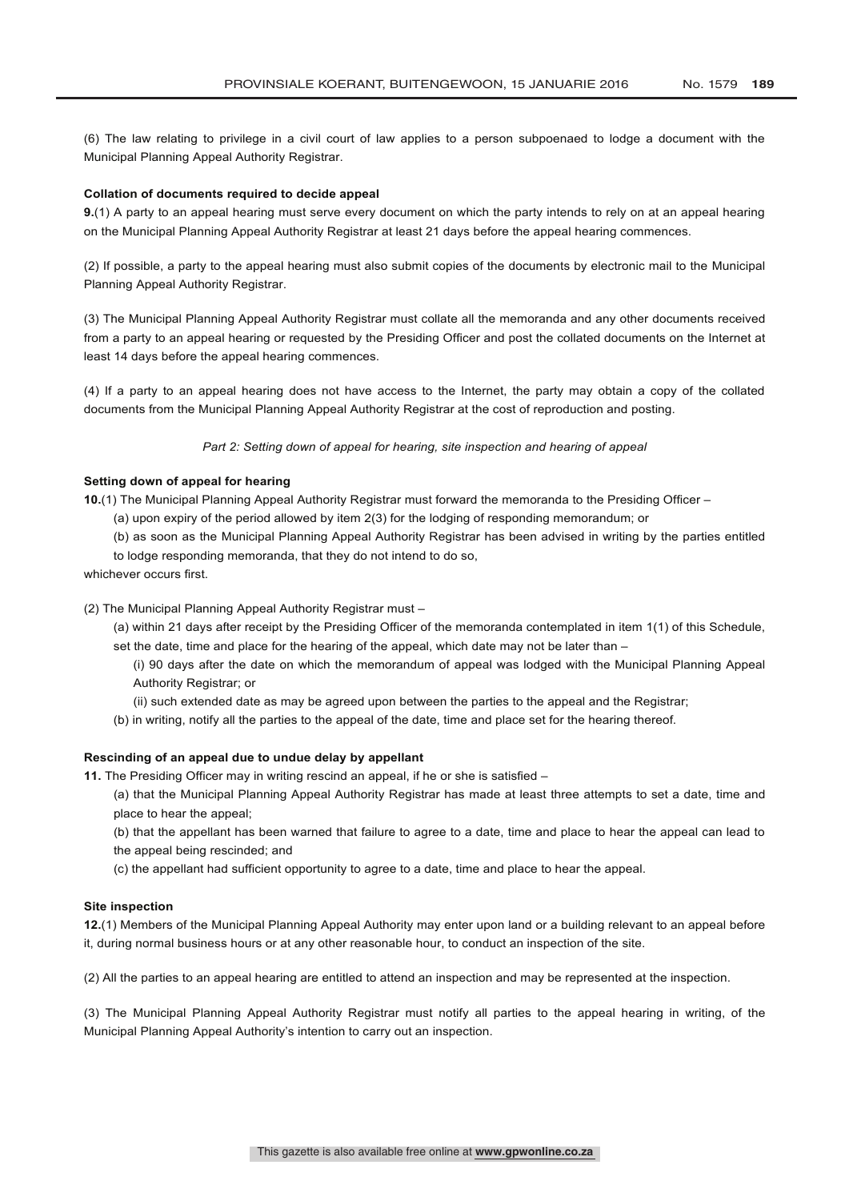(6) The law relating to privilege in a civil court of law applies to a person subpoenaed to lodge a document with the Municipal Planning Appeal Authority Registrar.

**Collation of documents required to decide appeal**

**9.**(1) A party to an appeal hearing must serve every document on which the party intends to rely on at an appeal hearing on the Municipal Planning Appeal Authority Registrar at least 21 days before the appeal hearing commences.

(2) If possible, a party to the appeal hearing must also submit copies of the documents by electronic mail to the Municipal Planning Appeal Authority Registrar.

(3) The Municipal Planning Appeal Authority Registrar must collate all the memoranda and any other documents received from a party to an appeal hearing or requested by the Presiding Officer and post the collated documents on the Internet at least 14 days before the appeal hearing commences.

(4) If a party to an appeal hearing does not have access to the Internet, the party may obtain a copy of the collated documents from the Municipal Planning Appeal Authority Registrar at the cost of reproduction and posting.

*Part 2: Setting down of appeal for hearing, site inspection and hearing of appeal*

**Setting down of appeal for hearing**

**10.**(1) The Municipal Planning Appeal Authority Registrar must forward the memoranda to the Presiding Officer –

(a) upon expiry of the period allowed by item 2(3) for the lodging of responding memorandum; or

(b) as soon as the Municipal Planning Appeal Authority Registrar has been advised in writing by the parties entitled to lodge responding memoranda, that they do not intend to do so,

whichever occurs first.

(2) The Municipal Planning Appeal Authority Registrar must –

(a) within 21 days after receipt by the Presiding Officer of the memoranda contemplated in item 1(1) of this Schedule, set the date, time and place for the hearing of the appeal, which date may not be later than –

(i) 90 days after the date on which the memorandum of appeal was lodged with the Municipal Planning Appeal Authority Registrar; or

(ii) such extended date as may be agreed upon between the parties to the appeal and the Registrar;

(b) in writing, notify all the parties to the appeal of the date, time and place set for the hearing thereof.

**Rescinding of an appeal due to undue delay by appellant**

**11.** The Presiding Officer may in writing rescind an appeal, if he or she is satisfied –

(a) that the Municipal Planning Appeal Authority Registrar has made at least three attempts to set a date, time and place to hear the appeal;

(b) that the appellant has been warned that failure to agree to a date, time and place to hear the appeal can lead to the appeal being rescinded; and

(c) the appellant had sufficient opportunity to agree to a date, time and place to hear the appeal.

**Site inspection**

**12.**(1) Members of the Municipal Planning Appeal Authority may enter upon land or a building relevant to an appeal before it, during normal business hours or at any other reasonable hour, to conduct an inspection of the site.

(2) All the parties to an appeal hearing are entitled to attend an inspection and may be represented at the inspection.

(3) The Municipal Planning Appeal Authority Registrar must notify all parties to the appeal hearing in writing, of the Municipal Planning Appeal Authority's intention to carry out an inspection.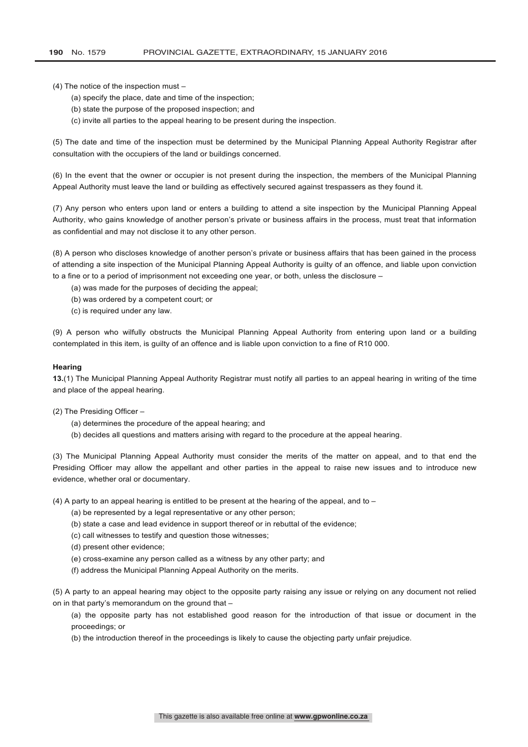(4) The notice of the inspection must –

(a) specify the place, date and time of the inspection;

(b) state the purpose of the proposed inspection; and

(c) invite all parties to the appeal hearing to be present during the inspection.

(5) The date and time of the inspection must be determined by the Municipal Planning Appeal Authority Registrar after consultation with the occupiers of the land or buildings concerned.

(6) In the event that the owner or occupier is not present during the inspection, the members of the Municipal Planning Appeal Authority must leave the land or building as effectively secured against trespassers as they found it.

(7) Any person who enters upon land or enters a building to attend a site inspection by the Municipal Planning Appeal Authority, who gains knowledge of another person's private or business affairs in the process, must treat that information as confidential and may not disclose it to any other person.

(8) A person who discloses knowledge of another person's private or business affairs that has been gained in the process of attending a site inspection of the Municipal Planning Appeal Authority is guilty of an offence, and liable upon conviction to a fine or to a period of imprisonment not exceeding one year, or both, unless the disclosure –

(a) was made for the purposes of deciding the appeal;

(b) was ordered by a competent court; or

(c) is required under any law.

(9) A person who wilfully obstructs the Municipal Planning Appeal Authority from entering upon land or a building contemplated in this item, is guilty of an offence and is liable upon conviction to a fine of R10 000.

**Hearing**

**13.**(1) The Municipal Planning Appeal Authority Registrar must notify all parties to an appeal hearing in writing of the time and place of the appeal hearing.

(2) The Presiding Officer –

(a) determines the procedure of the appeal hearing; and

(b) decides all questions and matters arising with regard to the procedure at the appeal hearing.

(3) The Municipal Planning Appeal Authority must consider the merits of the matter on appeal, and to that end the Presiding Officer may allow the appellant and other parties in the appeal to raise new issues and to introduce new evidence, whether oral or documentary.

(4) A party to an appeal hearing is entitled to be present at the hearing of the appeal, and to –

(a) be represented by a legal representative or any other person;

(b) state a case and lead evidence in support thereof or in rebuttal of the evidence;

(c) call witnesses to testify and question those witnesses;

(d) present other evidence;

(e) cross-examine any person called as a witness by any other party; and

(f) address the Municipal Planning Appeal Authority on the merits.

(5) A party to an appeal hearing may object to the opposite party raising any issue or relying on any document not relied on in that party's memorandum on the ground that –

(a) the opposite party has not established good reason for the introduction of that issue or document in the proceedings; or

(b) the introduction thereof in the proceedings is likely to cause the objecting party unfair prejudice.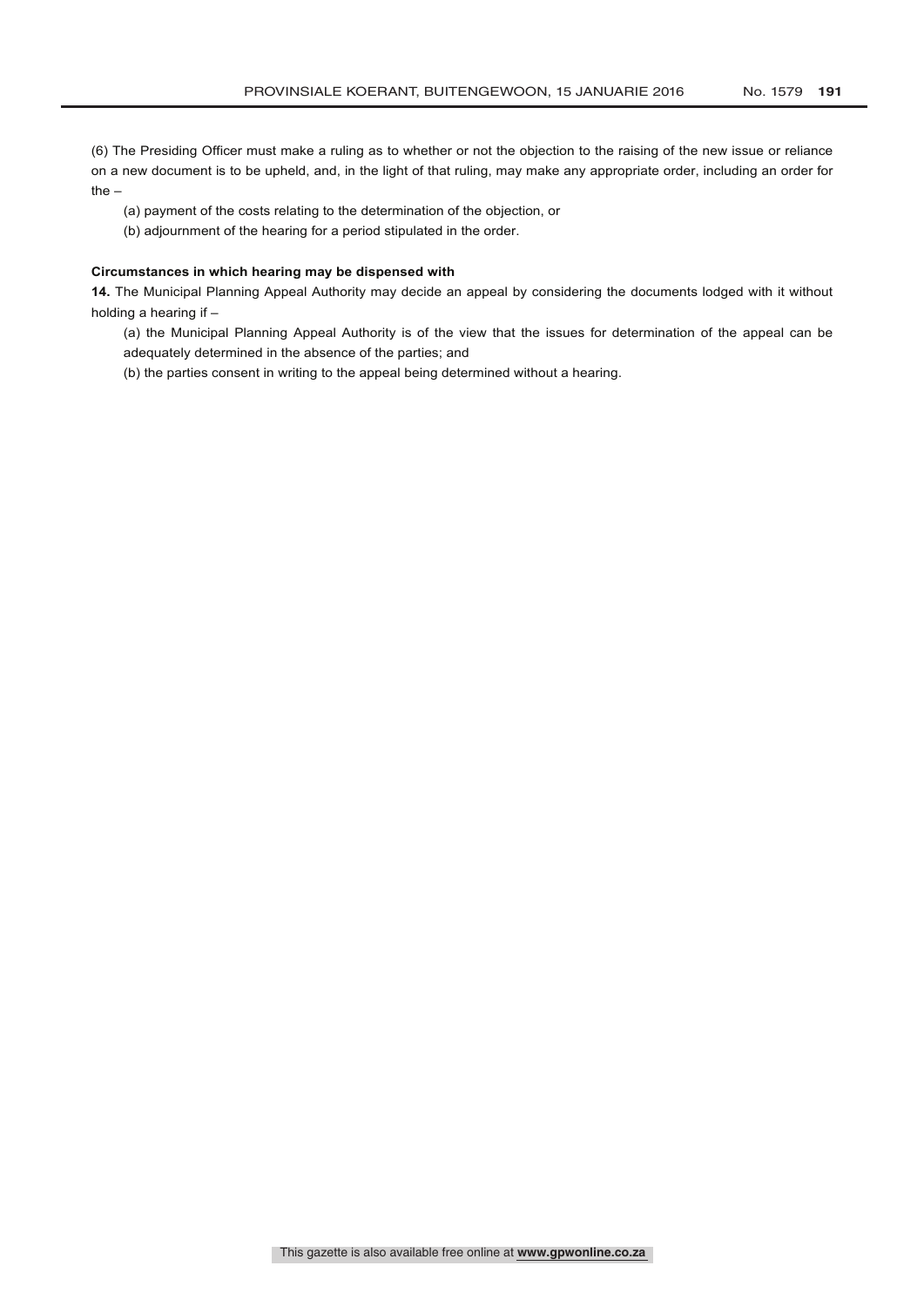(6) The Presiding Officer must make a ruling as to whether or not the objection to the raising of the new issue or reliance on a new document is to be upheld, and, in the light of that ruling, may make any appropriate order, including an order for the –

(a) payment of the costs relating to the determination of the objection, or

(b) adjournment of the hearing for a period stipulated in the order.

**Circumstances in which hearing may be dispensed with**

**14.** The Municipal Planning Appeal Authority may decide an appeal by considering the documents lodged with it without holding a hearing if –

(a) the Municipal Planning Appeal Authority is of the view that the issues for determination of the appeal can be adequately determined in the absence of the parties; and

(b) the parties consent in writing to the appeal being determined without a hearing.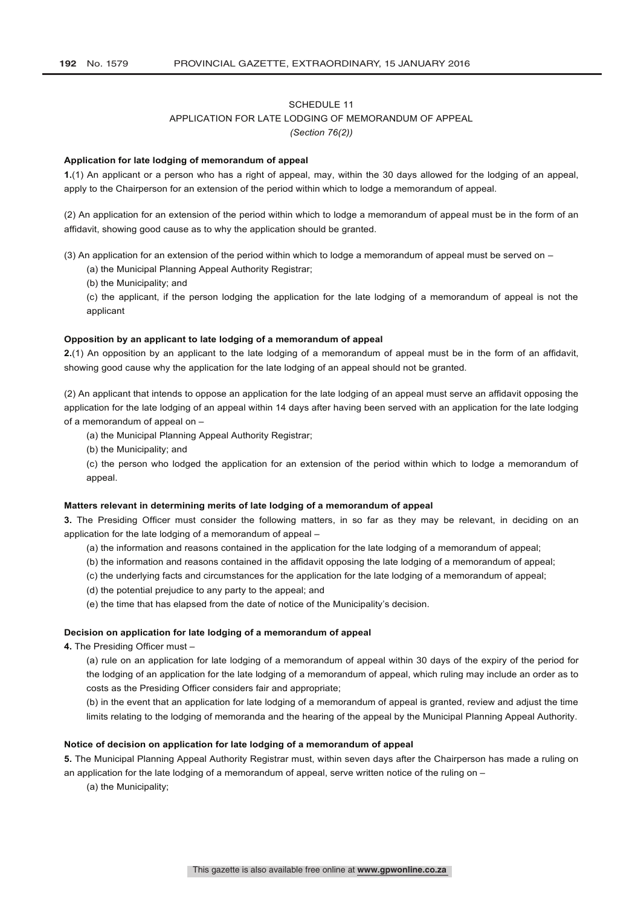# SCHEDULE 11

## APPLICATION FOR LATE LODGING OF MEMORANDUM OF APPEAL

*(Section 76(2))*

**Application for late lodging of memorandum of appeal**

**1.**(1) An applicant or a person who has a right of appeal, may, within the 30 days allowed for the lodging of an appeal, apply to the Chairperson for an extension of the period within which to lodge a memorandum of appeal.

(2) An application for an extension of the period within which to lodge a memorandum of appeal must be in the form of an affidavit, showing good cause as to why the application should be granted.

(3) An application for an extension of the period within which to lodge a memorandum of appeal must be served on –

(a) the Municipal Planning Appeal Authority Registrar;

(b) the Municipality; and

(c) the applicant, if the person lodging the application for the late lodging of a memorandum of appeal is not the applicant

**Opposition by an applicant to late lodging of a memorandum of appeal**

**2.**(1) An opposition by an applicant to the late lodging of a memorandum of appeal must be in the form of an affidavit, showing good cause why the application for the late lodging of an appeal should not be granted.

(2) An applicant that intends to oppose an application for the late lodging of an appeal must serve an affidavit opposing the application for the late lodging of an appeal within 14 days after having been served with an application for the late lodging of a memorandum of appeal on –

(a) the Municipal Planning Appeal Authority Registrar;

(b) the Municipality; and

(c) the person who lodged the application for an extension of the period within which to lodge a memorandum of appeal.

**Matters relevant in determining merits of late lodging of a memorandum of appeal**

**3.** The Presiding Officer must consider the following matters, in so far as they may be relevant, in deciding on an application for the late lodging of a memorandum of appeal –

(a) the information and reasons contained in the application for the late lodging of a memorandum of appeal;

(b) the information and reasons contained in the affidavit opposing the late lodging of a memorandum of appeal;

(c) the underlying facts and circumstances for the application for the late lodging of a memorandum of appeal;

(d) the potential prejudice to any party to the appeal; and

(e) the time that has elapsed from the date of notice of the Municipality's decision.

**Decision on application for late lodging of a memorandum of appeal**

**4.** The Presiding Officer must –

(a) rule on an application for late lodging of a memorandum of appeal within 30 days of the expiry of the period for the lodging of an application for the late lodging of a memorandum of appeal, which ruling may include an order as to costs as the Presiding Officer considers fair and appropriate;

(b) in the event that an application for late lodging of a memorandum of appeal is granted, review and adjust the time limits relating to the lodging of memoranda and the hearing of the appeal by the Municipal Planning Appeal Authority.

**Notice of decision on application for late lodging of a memorandum of appeal**

**5.** The Municipal Planning Appeal Authority Registrar must, within seven days after the Chairperson has made a ruling on an application for the late lodging of a memorandum of appeal, serve written notice of the ruling on –

(a) the Municipality;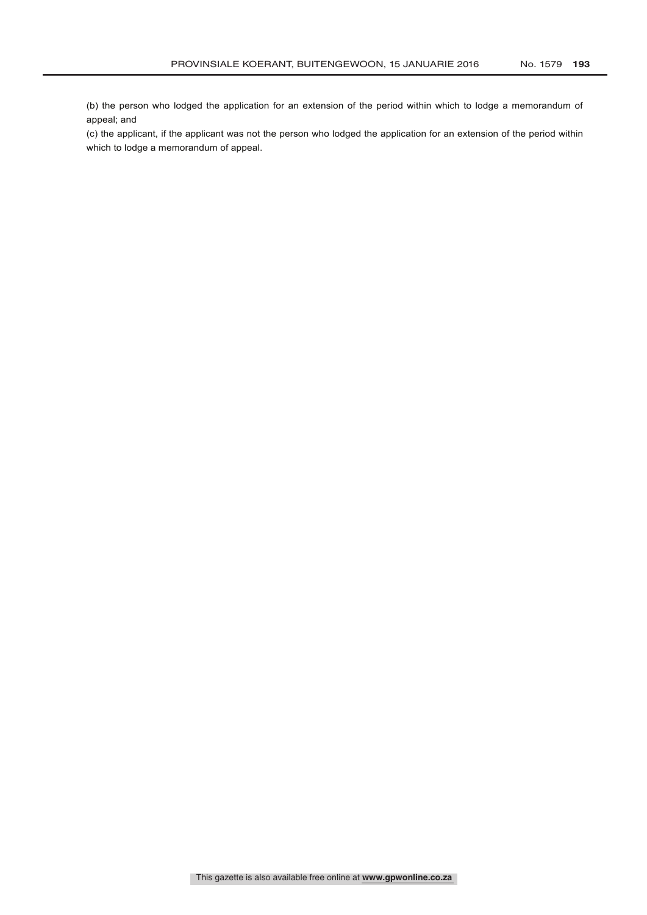(b) the person who lodged the application for an extension of the period within which to lodge a memorandum of appeal; and

(c) the applicant, if the applicant was not the person who lodged the application for an extension of the period within which to lodge a memorandum of appeal.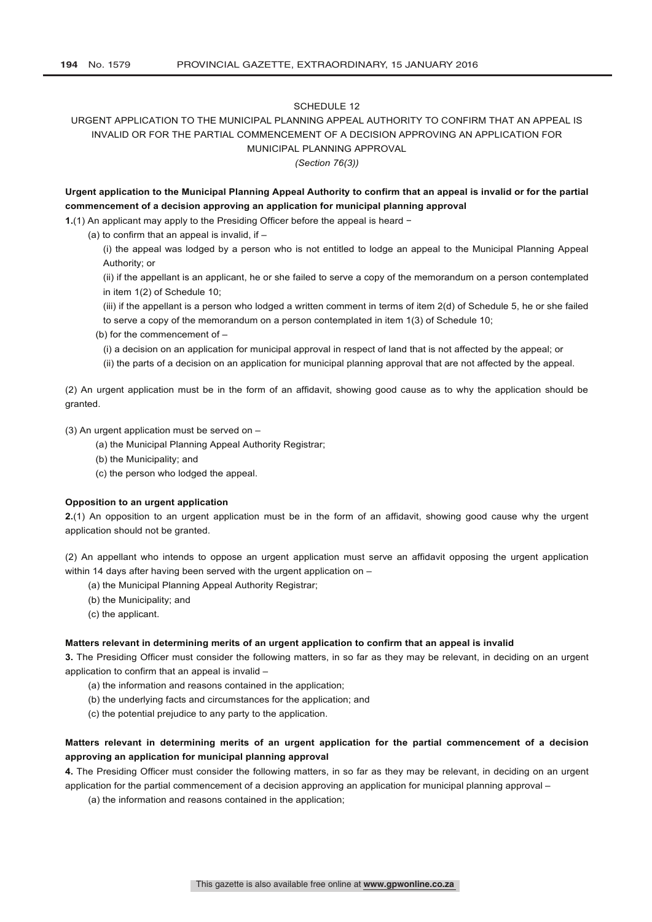SCHEDULE 12

URGENT APPLICATION TO THE MUNICIPAL PLANNING APPEAL AUTHORITY TO CONFIRM THAT AN APPEAL IS INVALID OR FOR THE PARTIAL COMMENCEMENT OF A DECISION APPROVING AN APPLICATION FOR MUNICIPAL PLANNING APPROVAL

*(Section 76(3))*

**Urgent application to the Municipal Planning Appeal Authority to confirm that an appeal is invalid or for the partial commencement of a decision approving an application for municipal planning approval**

**1.**(1) An applicant may apply to the Presiding Officer before the appeal is heard −

(a) to confirm that an appeal is invalid, if –

(i) the appeal was lodged by a person who is not entitled to lodge an appeal to the Municipal Planning Appeal Authority; or

(ii) if the appellant is an applicant, he or she failed to serve a copy of the memorandum on a person contemplated in item 1(2) of Schedule 10;

(iii) if the appellant is a person who lodged a written comment in terms of item 2(d) of Schedule 5, he or she failed to serve a copy of the memorandum on a person contemplated in item 1(3) of Schedule 10;

(b) for the commencement of –

(i) a decision on an application for municipal approval in respect of land that is not affected by the appeal; or

(ii) the parts of a decision on an application for municipal planning approval that are not affected by the appeal.

(2) An urgent application must be in the form of an affidavit, showing good cause as to why the application should be granted.

(3) An urgent application must be served on –

(a) the Municipal Planning Appeal Authority Registrar;

(b) the Municipality; and

(c) the person who lodged the appeal.

**Opposition to an urgent application**

**2.**(1) An opposition to an urgent application must be in the form of an affidavit, showing good cause why the urgent application should not be granted.

(2) An appellant who intends to oppose an urgent application must serve an affidavit opposing the urgent application within 14 days after having been served with the urgent application on –

(a) the Municipal Planning Appeal Authority Registrar;

(b) the Municipality; and

(c) the applicant.

**Matters relevant in determining merits of an urgent application to confirm that an appeal is invalid**

**3.** The Presiding Officer must consider the following matters, in so far as they may be relevant, in deciding on an urgent application to confirm that an appeal is invalid –

(a) the information and reasons contained in the application;

(b) the underlying facts and circumstances for the application; and

(c) the potential prejudice to any party to the application.

**Matters relevant in determining merits of an urgent application for the partial commencement of a decision approving an application for municipal planning approval**

**4.** The Presiding Officer must consider the following matters, in so far as they may be relevant, in deciding on an urgent application for the partial commencement of a decision approving an application for municipal planning approval –

(a) the information and reasons contained in the application;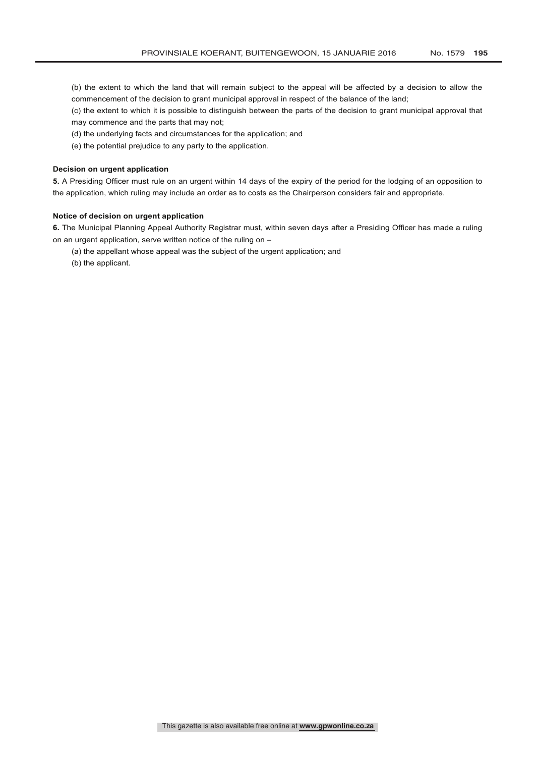(b) the extent to which the land that will remain subject to the appeal will be affected by a decision to allow the commencement of the decision to grant municipal approval in respect of the balance of the land;

(c) the extent to which it is possible to distinguish between the parts of the decision to grant municipal approval that may commence and the parts that may not;

(d) the underlying facts and circumstances for the application; and

(e) the potential prejudice to any party to the application.

**Decision on urgent application**

**5.** A Presiding Officer must rule on an urgent within 14 days of the expiry of the period for the lodging of an opposition to the application, which ruling may include an order as to costs as the Chairperson considers fair and appropriate.

**Notice of decision on urgent application**

**6.** The Municipal Planning Appeal Authority Registrar must, within seven days after a Presiding Officer has made a ruling on an urgent application, serve written notice of the ruling on –

(a) the appellant whose appeal was the subject of the urgent application; and

(b) the applicant.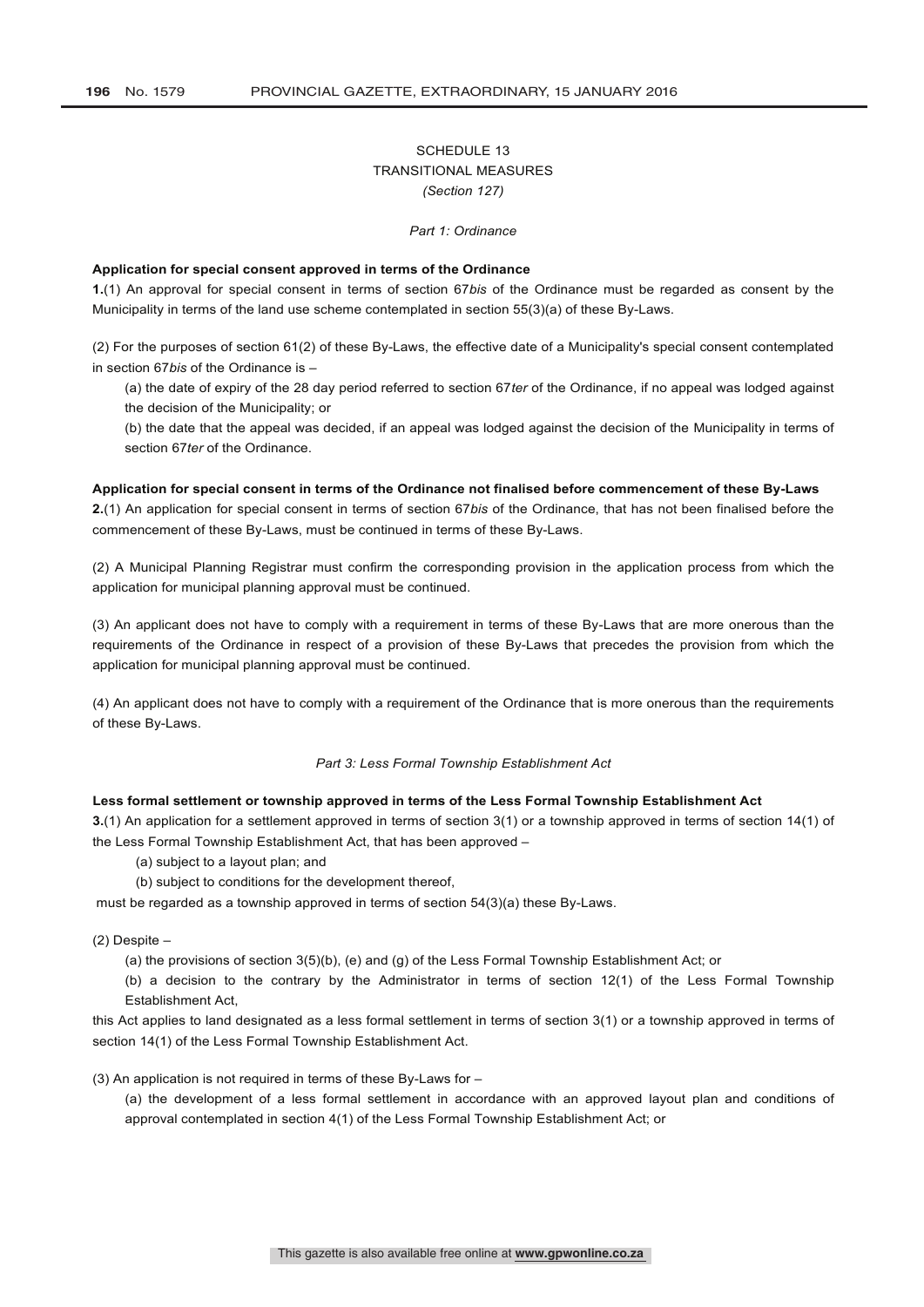# SCHEDULE 13
# TRANSITIONAL MEASURES
*(Section 127)*

*Part 1: Ordinance*

**Application for special consent approved in terms of the Ordinance**

**1.**(1) An approval for special consent in terms of section 67*bis* of the Ordinance must be regarded as consent by the Municipality in terms of the land use scheme contemplated in section 55(3)(a) of these By-Laws.

(2) For the purposes of section 61(2) of these By-Laws, the effective date of a Municipality's special consent contemplated in section 67*bis* of the Ordinance is –

(a) the date of expiry of the 28 day period referred to section 67*ter* of the Ordinance, if no appeal was lodged against the decision of the Municipality; or

(b) the date that the appeal was decided, if an appeal was lodged against the decision of the Municipality in terms of section 67*ter* of the Ordinance.

**Application for special consent in terms of the Ordinance not finalised before commencement of these By-Laws**

**2.**(1) An application for special consent in terms of section 67*bis* of the Ordinance, that has not been finalised before the commencement of these By-Laws, must be continued in terms of these By-Laws.

(2) A Municipal Planning Registrar must confirm the corresponding provision in the application process from which the application for municipal planning approval must be continued.

(3) An applicant does not have to comply with a requirement in terms of these By-Laws that are more onerous than the requirements of the Ordinance in respect of a provision of these By-Laws that precedes the provision from which the application for municipal planning approval must be continued.

(4) An applicant does not have to comply with a requirement of the Ordinance that is more onerous than the requirements of these By-Laws.

*Part 3: Less Formal Township Establishment Act*

**Less formal settlement or township approved in terms of the Less Formal Township Establishment Act**

**3.**(1) An application for a settlement approved in terms of section 3(1) or a township approved in terms of section 14(1) of the Less Formal Township Establishment Act, that has been approved –

(a) subject to a layout plan; and

(b) subject to conditions for the development thereof,

must be regarded as a township approved in terms of section 54(3)(a) these By-Laws.

(2) Despite –

(a) the provisions of section 3(5)(b), (e) and (g) of the Less Formal Township Establishment Act; or

(b) a decision to the contrary by the Administrator in terms of section 12(1) of the Less Formal Township Establishment Act,

this Act applies to land designated as a less formal settlement in terms of section 3(1) or a township approved in terms of section 14(1) of the Less Formal Township Establishment Act.

(3) An application is not required in terms of these By-Laws for –

(a) the development of a less formal settlement in accordance with an approved layout plan and conditions of approval contemplated in section 4(1) of the Less Formal Township Establishment Act; or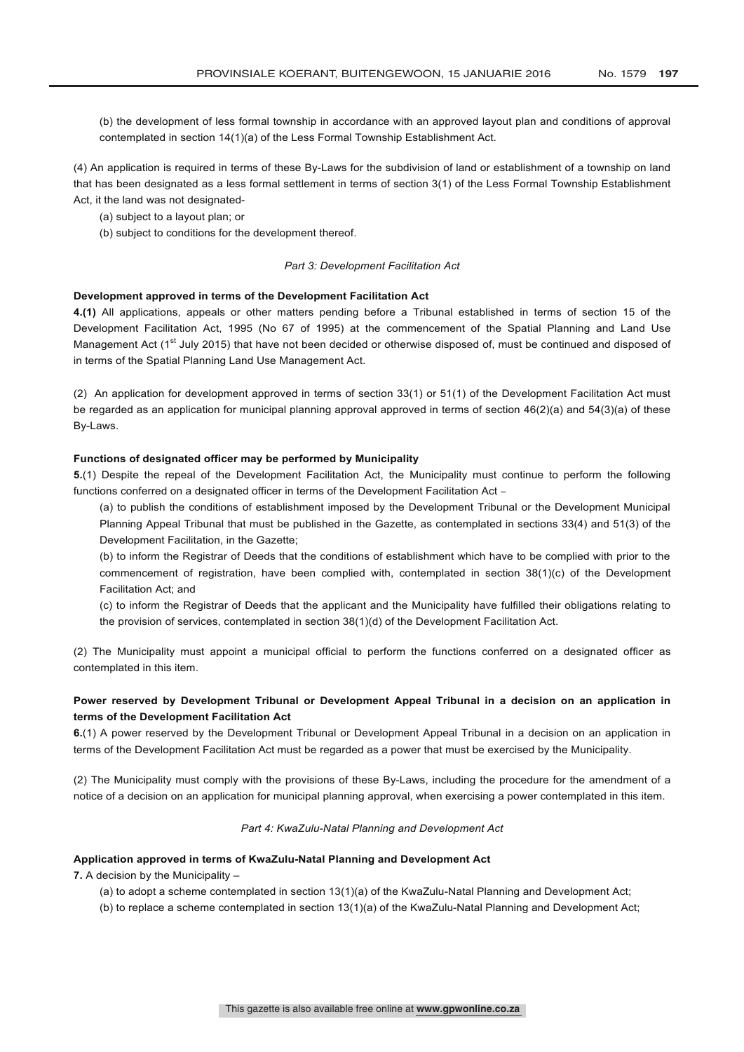(b) the development of less formal township in accordance with an approved layout plan and conditions of approval contemplated in section 14(1)(a) of the Less Formal Township Establishment Act.

(4) An application is required in terms of these By-Laws for the subdivision of land or establishment of a township on land that has been designated as a less formal settlement in terms of section 3(1) of the Less Formal Township Establishment Act, it the land was not designated-

(a) subject to a layout plan; or

(b) subject to conditions for the development thereof.

*Part 3: Development Facilitation Act*

**Development approved in terms of the Development Facilitation Act**

**4.(1)** All applications, appeals or other matters pending before a Tribunal established in terms of section 15 of the Development Facilitation Act, 1995 (No 67 of 1995) at the commencement of the Spatial Planning and Land Use Management Act (1st July 2015) that have not been decided or otherwise disposed of, must be continued and disposed of in terms of the Spatial Planning Land Use Management Act.

(2) An application for development approved in terms of section 33(1) or 51(1) of the Development Facilitation Act must be regarded as an application for municipal planning approval approved in terms of section 46(2)(a) and 54(3)(a) of these By-Laws.

**Functions of designated officer may be performed by Municipality**

**5.**(1) Despite the repeal of the Development Facilitation Act, the Municipality must continue to perform the following functions conferred on a designated officer in terms of the Development Facilitation Act –

(a) to publish the conditions of establishment imposed by the Development Tribunal or the Development Municipal Planning Appeal Tribunal that must be published in the Gazette, as contemplated in sections 33(4) and 51(3) of the Development Facilitation, in the Gazette;

(b) to inform the Registrar of Deeds that the conditions of establishment which have to be complied with prior to the commencement of registration, have been complied with, contemplated in section 38(1)(c) of the Development Facilitation Act; and

(c) to inform the Registrar of Deeds that the applicant and the Municipality have fulfilled their obligations relating to the provision of services, contemplated in section 38(1)(d) of the Development Facilitation Act.

(2) The Municipality must appoint a municipal official to perform the functions conferred on a designated officer as contemplated in this item.

**Power reserved by Development Tribunal or Development Appeal Tribunal in a decision on an application in terms of the Development Facilitation Act**

**6.**(1) A power reserved by the Development Tribunal or Development Appeal Tribunal in a decision on an application in terms of the Development Facilitation Act must be regarded as a power that must be exercised by the Municipality.

(2) The Municipality must comply with the provisions of these By-Laws, including the procedure for the amendment of a notice of a decision on an application for municipal planning approval, when exercising a power contemplated in this item.

*Part 4: KwaZulu-Natal Planning and Development Act*

**Application approved in terms of KwaZulu-Natal Planning and Development Act**

**7.** A decision by the Municipality –

(a) to adopt a scheme contemplated in section 13(1)(a) of the KwaZulu-Natal Planning and Development Act;

(b) to replace a scheme contemplated in section 13(1)(a) of the KwaZulu-Natal Planning and Development Act;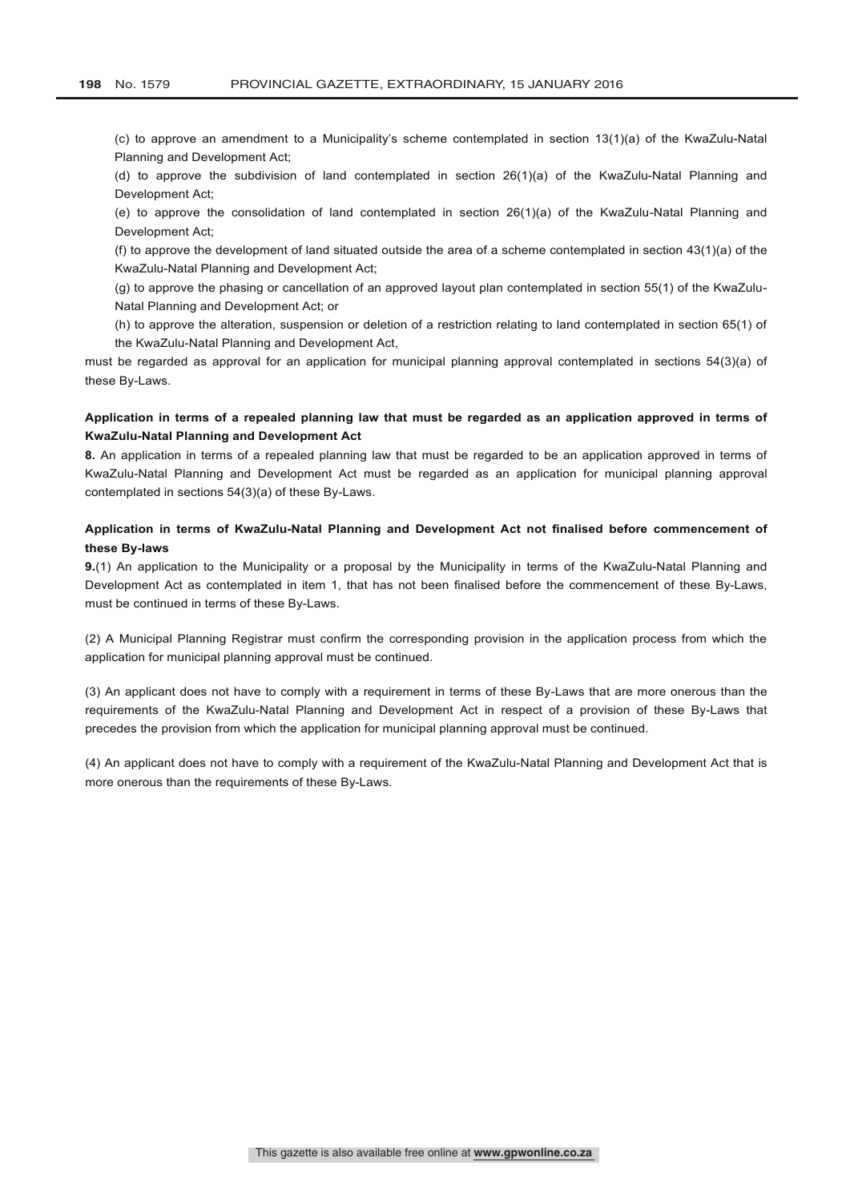(c) to approve an amendment to a Municipality's scheme contemplated in section 13(1)(a) of the KwaZulu-Natal Planning and Development Act;

(d) to approve the subdivision of land contemplated in section 26(1)(a) of the KwaZulu-Natal Planning and Development Act;

(e) to approve the consolidation of land contemplated in section 26(1)(a) of the KwaZulu-Natal Planning and Development Act;

(f) to approve the development of land situated outside the area of a scheme contemplated in section 43(1)(a) of the KwaZulu-Natal Planning and Development Act;

(g) to approve the phasing or cancellation of an approved layout plan contemplated in section 55(1) of the KwaZulu-Natal Planning and Development Act; or

(h) to approve the alteration, suspension or deletion of a restriction relating to land contemplated in section 65(1) of the KwaZulu-Natal Planning and Development Act,

must be regarded as approval for an application for municipal planning approval contemplated in sections 54(3)(a) of these By-Laws.

**Application in terms of a repealed planning law that must be regarded as an application approved in terms of KwaZulu-Natal Planning and Development Act**

**8.** An application in terms of a repealed planning law that must be regarded to be an application approved in terms of KwaZulu-Natal Planning and Development Act must be regarded as an application for municipal planning approval contemplated in sections 54(3)(a) of these By-Laws.

**Application in terms of KwaZulu-Natal Planning and Development Act not finalised before commencement of these By-laws**

**9.**(1) An application to the Municipality or a proposal by the Municipality in terms of the KwaZulu-Natal Planning and Development Act as contemplated in item 1, that has not been finalised before the commencement of these By-Laws, must be continued in terms of these By-Laws.

(2) A Municipal Planning Registrar must confirm the corresponding provision in the application process from which the application for municipal planning approval must be continued.

(3) An applicant does not have to comply with a requirement in terms of these By-Laws that are more onerous than the requirements of the KwaZulu-Natal Planning and Development Act in respect of a provision of these By-Laws that precedes the provision from which the application for municipal planning approval must be continued.

(4) An applicant does not have to comply with a requirement of the KwaZulu-Natal Planning and Development Act that is more onerous than the requirements of these By-Laws.